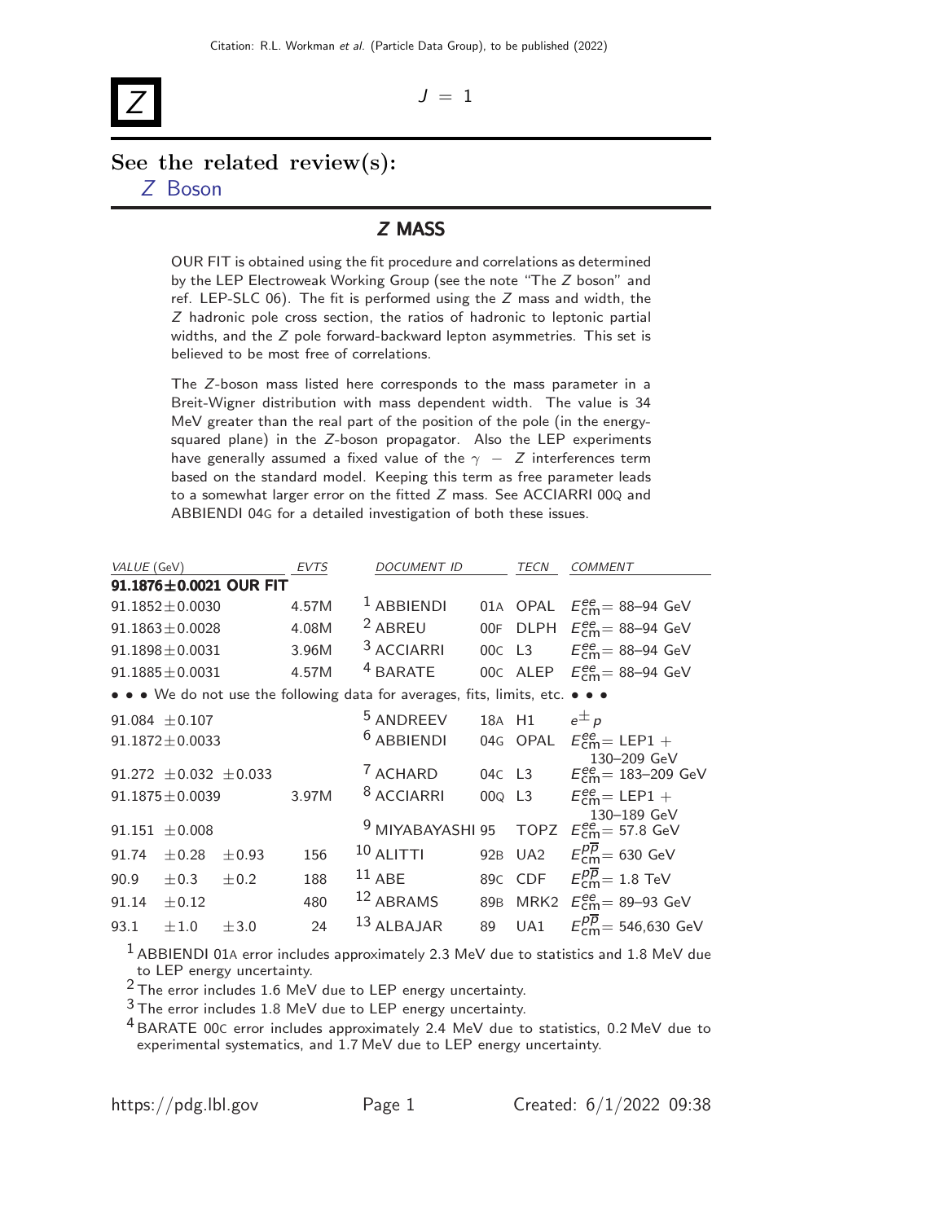# $Z$

$J = 1$

## See the related review(s):

$Z$ Boson

## $Z$ MASS

OUR FIT is obtained using the fit procedure and correlations as determined by the LEP Electroweak Working Group (see the note "The $Z$ boson" and ref. LEP-SLC 06). The fit is performed using the $Z$ mass and width, the $Z$ hadronic pole cross section, the ratios of hadronic to leptonic partial widths, and the $Z$ pole forward-backward lepton asymmetries. This set is believed to be most free of correlations.

The $Z$-boson mass listed here corresponds to the mass parameter in a Breit-Wigner distribution with mass dependent width. The value is 34 MeV greater than the real part of the position of the pole (in the energy-squared plane) in the $Z$-boson propagator. Also the LEP experiments have generally assumed a fixed value of the $\gamma - Z$ interferences term based on the standard model. Keeping this term as free parameter leads to a somewhat larger error on the fitted $Z$ mass. See ACCIARRI 00Q and ABBIENDI 04G for a detailed investigation of both these issues.

| VALUE (GeV) | EVTS | DOCUMENT ID | | TECN | COMMENT |
|---|---|---|---|---|---|
| **91.1876±0.0021 OUR FIT** | | | | | |
| 91.1852±0.0030 | 4.57M | [1] ABBIENDI | 01A | OPAL | $E^{ee}_{\rm cm}$= 88–94 GeV |
| 91.1863±0.0028 | 4.08M | [2] ABREU | 00F | DLPH | $E^{ee}_{\rm cm}$= 88–94 GeV |
| 91.1898±0.0031 | 3.96M | [3] ACCIARRI | 00C | L3 | $E^{ee}_{\rm cm}$= 88–94 GeV |
| 91.1885±0.0031 | 4.57M | [4] BARATE | 00C | ALEP | $E^{ee}_{\rm cm}$= 88–94 GeV |
| • • • We do not use the following data for averages, fits, limits, etc. • • • | | | | | |
| 91.084 ±0.107 | | [5] ANDREEV | 18A | H1 | $e^{\pm} p$ |
| 91.1872±0.0033 | | [6] ABBIENDI | 04G | OPAL | $E^{ee}_{\rm cm}$= LEP1 + 130–209 GeV |
| 91.272 ±0.032 ±0.033 | | [7] ACHARD | 04C | L3 | $E^{ee}_{\rm cm}$= 183–209 GeV |
| 91.1875±0.0039 | 3.97M | [8] ACCIARRI | 00Q | L3 | $E^{ee}_{\rm cm}$= LEP1 + 130–189 GeV |
| 91.151 ±0.008 | | [9] MIYABAYASHI | 95 | TOPZ | $E^{ee}_{\rm cm}$= 57.8 GeV |
| 91.74 ±0.28 ±0.93 | 156 | [10] ALITTI | 92B | UA2 | $E^{p\overline{p}}_{\rm cm}$= 630 GeV |
| 90.9 ±0.3 ±0.2 | 188 | [11] ABE | 89C | CDF | $E^{p\overline{p}}_{\rm cm}$= 1.8 TeV |
| 91.14 ±0.12 | 480 | [12] ABRAMS | 89B | MRK2 | $E^{ee}_{\rm cm}$= 89–93 GeV |
| 93.1 ±1.0 ±3.0 | 24 | [13] ALBAJAR | 89 | UA1 | $E^{p\overline{p}}_{\rm cm}$= 546,630 GeV |

[1] ABBIENDI 01A error includes approximately 2.3 MeV due to statistics and 1.8 MeV due to LEP energy uncertainty.

[2] The error includes 1.6 MeV due to LEP energy uncertainty.

[3] The error includes 1.8 MeV due to LEP energy uncertainty.

[4] BARATE 00C error includes approximately 2.4 MeV due to statistics, 0.2 MeV due to experimental systematics, and 1.7 MeV due to LEP energy uncertainty.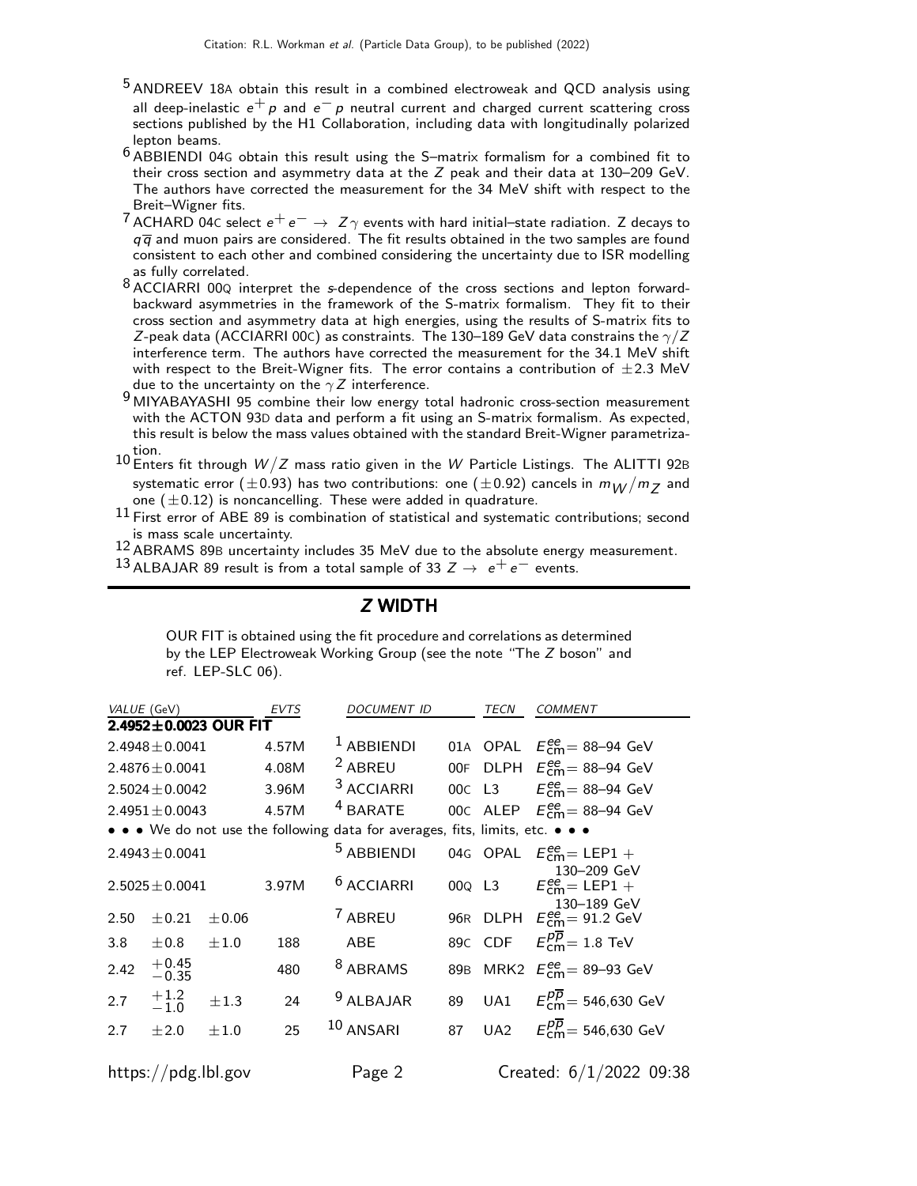[5] ANDREEV 18A obtain this result in a combined electroweak and QCD analysis using all deep-inelastic $e^+ p$ and $e^- p$ neutral current and charged current scattering cross sections published by the H1 Collaboration, including data with longitudinally polarized lepton beams.

[6] ABBIENDI 04G obtain this result using the S–matrix formalism for a combined fit to their cross section and asymmetry data at the $Z$ peak and their data at 130–209 GeV. The authors have corrected the measurement for the 34 MeV shift with respect to the Breit–Wigner fits.

[7] ACHARD 04C select $e^+ e^- \rightarrow Z\gamma$ events with hard initial–state radiation. Z decays to $q\overline{q}$ and muon pairs are considered. The fit results obtained in the two samples are found consistent to each other and combined considering the uncertainty due to ISR modelling as fully correlated.

[8] ACCIARRI 00Q interpret the $s$-dependence of the cross sections and lepton forward-backward asymmetries in the framework of the S-matrix formalism. They fit to their cross section and asymmetry data at high energies, using the results of S-matrix fits to $Z$-peak data (ACCIARRI 00C) as constraints. The 130–189 GeV data constrains the $\gamma/Z$ interference term. The authors have corrected the measurement for the 34.1 MeV shift with respect to the Breit-Wigner fits. The error contains a contribution of $\pm$2.3 MeV due to the uncertainty on the $\gamma Z$ interference.

[9] MIYABAYASHI 95 combine their low energy total hadronic cross-section measurement with the ACTON 93D data and perform a fit using an S-matrix formalism. As expected, this result is below the mass values obtained with the standard Breit-Wigner parametrization.

[10] Enters fit through $W/Z$ mass ratio given in the $W$ Particle Listings. The ALITTI 92B systematic error ($\pm$0.93) has two contributions: one ($\pm$0.92) cancels in $m_W/m_Z$ and one ($\pm$0.12) is noncancelling. These were added in quadrature.

[11] First error of ABE 89 is combination of statistical and systematic contributions; second is mass scale uncertainty.

[12] ABRAMS 89B uncertainty includes 35 MeV due to the absolute energy measurement.

[13] ALBAJAR 89 result is from a total sample of 33 $Z \rightarrow e^+ e^-$ events.

## $Z$ WIDTH

OUR FIT is obtained using the fit procedure and correlations as determined by the LEP Electroweak Working Group (see the note "The $Z$ boson" and ref. LEP-SLC 06).

| VALUE (GeV) | EVTS | DOCUMENT ID | | TECN | COMMENT |
|---|---|---|---|---|---|
| **2.4952±0.0023 OUR FIT** | | | | | |
| 2.4948±0.0041 | 4.57M | [1] ABBIENDI | 01A | OPAL | $E^{ee}_{cm}$= 88–94 GeV |
| 2.4876±0.0041 | 4.08M | [2] ABREU | 00F | DLPH | $E^{ee}_{cm}$= 88–94 GeV |
| 2.5024±0.0042 | 3.96M | [3] ACCIARRI | 00C | L3 | $E^{ee}_{cm}$= 88–94 GeV |
| 2.4951±0.0043 | 4.57M | [4] BARATE | 00C | ALEP | $E^{ee}_{cm}$= 88–94 GeV |
| • • • We do not use the following data for averages, fits, limits, etc. • • • | | | | | |
| 2.4943±0.0041 | | [5] ABBIENDI | 04G | OPAL | $E^{ee}_{cm}$= LEP1 + 130–209 GeV |
| 2.5025±0.0041 | 3.97M | [6] ACCIARRI | 00Q | L3 | $E^{ee}_{cm}$= LEP1 + 130–189 GeV |
| 2.50 ±0.21 ±0.06 | | [7] ABREU | 96R | DLPH | $E^{ee}_{cm}$= 91.2 GeV |
| 3.8 ±0.8 ±1.0 | 188 | ABE | 89C | CDF | $E^{p\overline{p}}_{cm}$= 1.8 TeV |
| 2.42 $^{+0.45}_{-0.35}$ | 480 | [8] ABRAMS | 89B | MRK2 | $E^{ee}_{cm}$= 89–93 GeV |
| 2.7 $^{+1.2}_{-1.0}$ ±1.3 | 24 | [9] ALBAJAR | 89 | UA1 | $E^{p\overline{p}}_{cm}$= 546,630 GeV |
| 2.7 ±2.0 ±1.0 | 25 | [10] ANSARI | 87 | UA2 | $E^{p\overline{p}}_{cm}$= 546,630 GeV |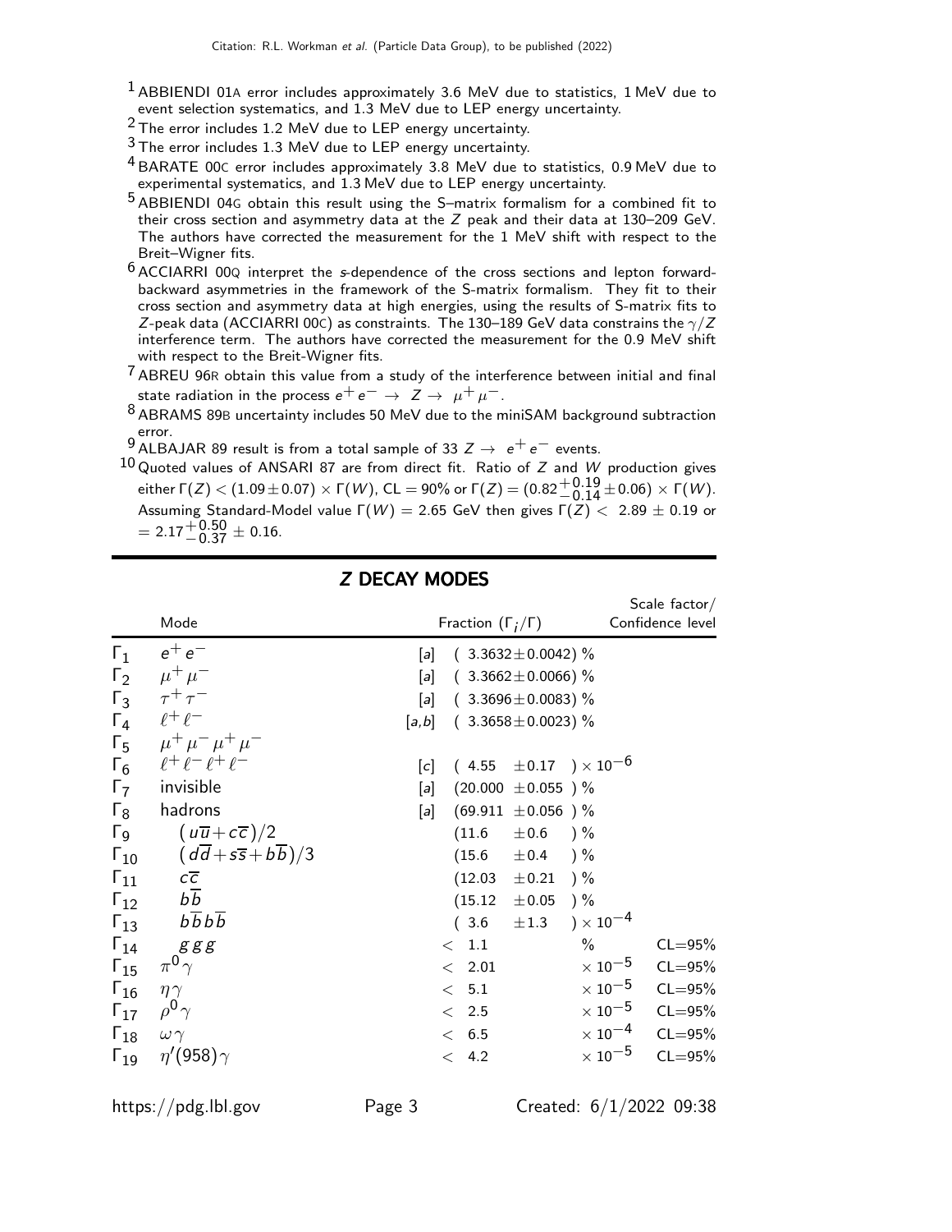[1] ABBIENDI 01A error includes approximately 3.6 MeV due to statistics, 1 MeV due to event selection systematics, and 1.3 MeV due to LEP energy uncertainty.

[2] The error includes 1.2 MeV due to LEP energy uncertainty.

[3] The error includes 1.3 MeV due to LEP energy uncertainty.

[4] BARATE 00C error includes approximately 3.8 MeV due to statistics, 0.9 MeV due to experimental systematics, and 1.3 MeV due to LEP energy uncertainty.

[5] ABBIENDI 04G obtain this result using the S–matrix formalism for a combined fit to their cross section and asymmetry data at the $Z$ peak and their data at 130–209 GeV. The authors have corrected the measurement for the 1 MeV shift with respect to the Breit–Wigner fits.

[6] ACCIARRI 00Q interpret the $s$-dependence of the cross sections and lepton forward-backward asymmetries in the framework of the S-matrix formalism. They fit to their cross section and asymmetry data at high energies, using the results of S-matrix fits to $Z$-peak data (ACCIARRI 00C) as constraints. The 130–189 GeV data constrains the $\gamma/Z$ interference term. The authors have corrected the measurement for the 0.9 MeV shift with respect to the Breit-Wigner fits.

[7] ABREU 96R obtain this value from a study of the interference between initial and final state radiation in the process $e^+e^- \rightarrow Z \rightarrow \mu^+\mu^-$.

[8] ABRAMS 89B uncertainty includes 50 MeV due to the miniSAM background subtraction error.

[9] ALBAJAR 89 result is from a total sample of 33 $Z \rightarrow e^+e^-$ events.

[10] Quoted values of ANSARI 87 are from direct fit. Ratio of $Z$ and $W$ production gives either $\Gamma(Z) < (1.09 \pm 0.07) \times \Gamma(W)$, CL = 90% or $\Gamma(Z) = (0.82^{+0.19}_{-0.14} \pm 0.06) \times \Gamma(W)$. Assuming Standard-Model value $\Gamma(W) = 2.65$ GeV then gives $\Gamma(Z) < 2.89 \pm 0.19$ or $= 2.17^{+0.50}_{-0.37} \pm 0.16$.

## $Z$ DECAY MODES

| | Mode | | Fraction ($\Gamma_i/\Gamma$) | Scale factor/ Confidence level |
|---|---|---|---|---|
| $\Gamma_1$ | $e^+e^-$ | [a] | $(3.3632 \pm 0.0042)$ % | |
| $\Gamma_2$ | $\mu^+\mu^-$ | [a] | $(3.3662 \pm 0.0066)$ % | |
| $\Gamma_3$ | $\tau^+\tau^-$ | [a] | $(3.3696 \pm 0.0083)$ % | |
| $\Gamma_4$ | $\ell^+\ell^-$ | [a,b] | $(3.3658 \pm 0.0023)$ % | |
| $\Gamma_5$ | $\mu^+\mu^-\mu^+\mu^-$ | | | |
| $\Gamma_6$ | $\ell^+\ell^-\ell^+\ell^-$ | [c] | $(4.55 \pm 0.17) \times 10^{-6}$ | |
| $\Gamma_7$ | invisible | [a] | $(20.000 \pm 0.055)$ % | |
| $\Gamma_8$ | hadrons | [a] | $(69.911 \pm 0.056)$ % | |
| $\Gamma_9$ | $(u\overline{u}+c\overline{c})/2$ | | $(11.6 \pm 0.6)$ % | |
| $\Gamma_{10}$ | $(d\overline{d}+s\overline{s}+b\overline{b})/3$ | | $(15.6 \pm 0.4)$ % | |
| $\Gamma_{11}$ | $c\overline{c}$ | | $(12.03 \pm 0.21)$ % | |
| $\Gamma_{12}$ | $b\overline{b}$ | | $(15.12 \pm 0.05)$ % | |
| $\Gamma_{13}$ | $b\overline{b}b\overline{b}$ | | $(3.6 \pm 1.3) \times 10^{-4}$ | |
| $\Gamma_{14}$ | $ggg$ | | $< 1.1$ % | CL=95% |
| $\Gamma_{15}$ | $\pi^0\gamma$ | | $< 2.01 \times 10^{-5}$ | CL=95% |
| $\Gamma_{16}$ | $\eta\gamma$ | | $< 5.1 \times 10^{-5}$ | CL=95% |
| $\Gamma_{17}$ | $\rho^0\gamma$ | | $< 2.5 \times 10^{-5}$ | CL=95% |
| $\Gamma_{18}$ | $\omega\gamma$ | | $< 6.5 \times 10^{-4}$ | CL=95% |
| $\Gamma_{19}$ | $\eta'(958)\gamma$ | | $< 4.2 \times 10^{-5}$ | CL=95% |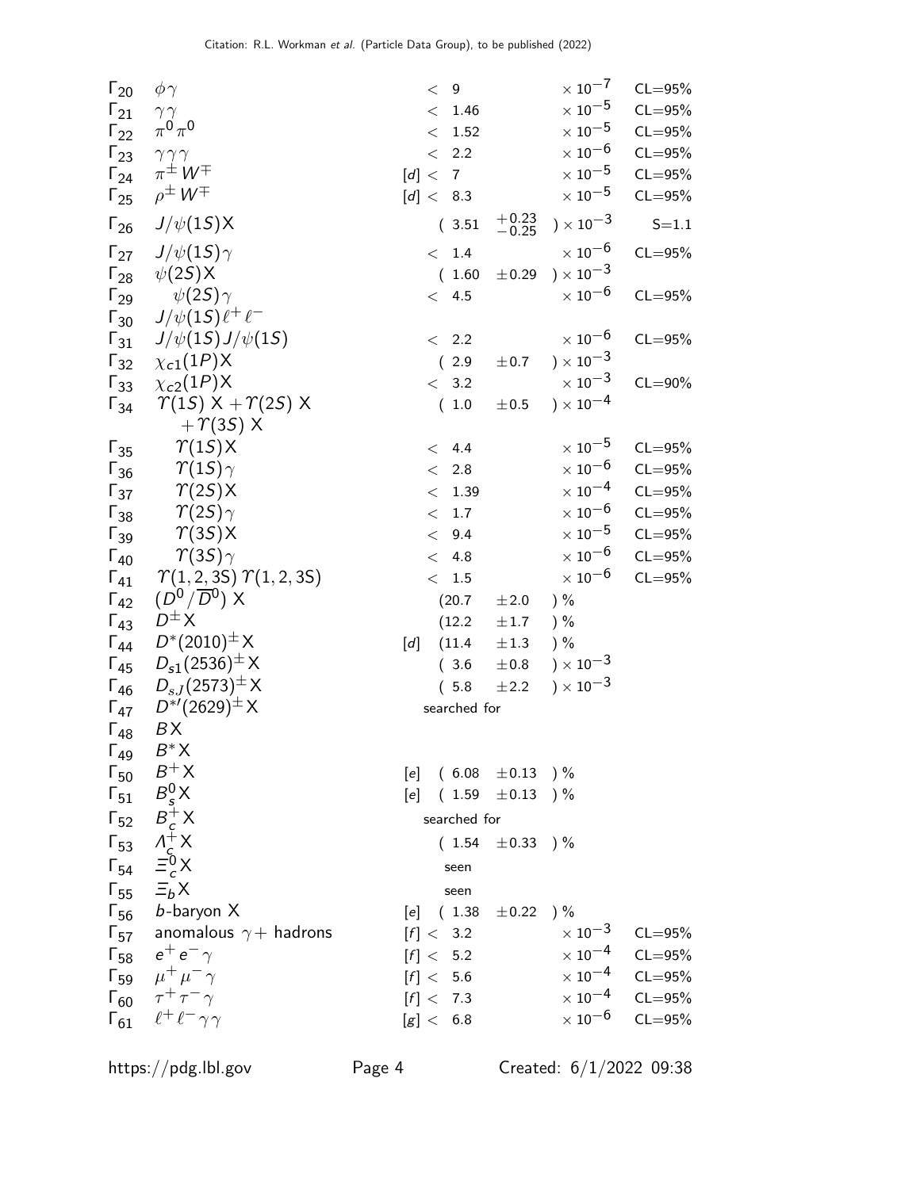| | Mode | | Fraction ($\Gamma_i/\Gamma$) | Scale factor/Confidence level |
|---|---|---|---|---|
| $\Gamma_{20}$ | $\phi\gamma$ | | $< 9 \times 10^{-7}$ | CL=95% |
| $\Gamma_{21}$ | $\gamma\gamma$ | | $< 1.46 \times 10^{-5}$ | CL=95% |
| $\Gamma_{22}$ | $\pi^0\pi^0$ | | $< 1.52 \times 10^{-5}$ | CL=95% |
| $\Gamma_{23}$ | $\gamma\gamma\gamma$ | | $< 2.2 \times 10^{-6}$ | CL=95% |
| $\Gamma_{24}$ | $\pi^\pm W^\mp$ | [d] | $< 7 \times 10^{-5}$ | CL=95% |
| $\Gamma_{25}$ | $\rho^\pm W^\mp$ | [d] | $< 8.3 \times 10^{-5}$ | CL=95% |
| $\Gamma_{26}$ | $J/\psi(1S)$X | | $(3.51 {}^{+0.23}_{-0.25}) \times 10^{-3}$ | S=1.1 |
| $\Gamma_{27}$ | $J/\psi(1S)\gamma$ | | $< 1.4 \times 10^{-6}$ | CL=95% |
| $\Gamma_{28}$ | $\psi(2S)$X | | $(1.60 \pm 0.29) \times 10^{-3}$ | |
| $\Gamma_{29}$ | $\psi(2S)\gamma$ | | $< 4.5 \times 10^{-6}$ | CL=95% |
| $\Gamma_{30}$ | $J/\psi(1S)\ell^+\ell^-$ | | | |
| $\Gamma_{31}$ | $J/\psi(1S)J/\psi(1S)$ | | $< 2.2 \times 10^{-6}$ | CL=95% |
| $\Gamma_{32}$ | $\chi_{c1}(1P)$X | | $(2.9 \pm 0.7) \times 10^{-3}$ | |
| $\Gamma_{33}$ | $\chi_{c2}(1P)$X | | $< 3.2 \times 10^{-3}$ | CL=90% |
| $\Gamma_{34}$ | $\Upsilon(1S)$ X + $\Upsilon(2S)$ X + $\Upsilon(3S)$ X | | $(1.0 \pm 0.5) \times 10^{-4}$ | |
| $\Gamma_{35}$ | $\Upsilon(1S)$X | | $< 4.4 \times 10^{-5}$ | CL=95% |
| $\Gamma_{36}$ | $\Upsilon(1S)\gamma$ | | $< 2.8 \times 10^{-6}$ | CL=95% |
| $\Gamma_{37}$ | $\Upsilon(2S)$X | | $< 1.39 \times 10^{-4}$ | CL=95% |
| $\Gamma_{38}$ | $\Upsilon(2S)\gamma$ | | $< 1.7 \times 10^{-6}$ | CL=95% |
| $\Gamma_{39}$ | $\Upsilon(3S)$X | | $< 9.4 \times 10^{-5}$ | CL=95% |
| $\Gamma_{40}$ | $\Upsilon(3S)\gamma$ | | $< 4.8 \times 10^{-6}$ | CL=95% |
| $\Gamma_{41}$ | $\Upsilon(1,2,3S)\,\Upsilon(1,2,3S)$ | | $< 1.5 \times 10^{-6}$ | CL=95% |
| $\Gamma_{42}$ | $(D^0/\overline{D}^0)$ X | | $(20.7 \pm 2.0)$ % | |
| $\Gamma_{43}$ | $D^\pm$X | | $(12.2 \pm 1.7)$ % | |
| $\Gamma_{44}$ | $D^*(2010)^\pm$X | [d] | $(11.4 \pm 1.3)$ % | |
| $\Gamma_{45}$ | $D_{s1}(2536)^\pm$X | | $(3.6 \pm 0.8) \times 10^{-3}$ | |
| $\Gamma_{46}$ | $D_{sJ}(2573)^\pm$X | | $(5.8 \pm 2.2) \times 10^{-3}$ | |
| $\Gamma_{47}$ | $D^{*\prime}(2629)^\pm$X | | searched for | |
| $\Gamma_{48}$ | $B$X | | | |
| $\Gamma_{49}$ | $B^*$X | | | |
| $\Gamma_{50}$ | $B^+$X | [e] | $(6.08 \pm 0.13)$ % | |
| $\Gamma_{51}$ | $B_s^0$X | [e] | $(1.59 \pm 0.13)$ % | |
| $\Gamma_{52}$ | $B_c^+$X | | searched for | |
| $\Gamma_{53}$ | $\Lambda_c^+$X | | $(1.54 \pm 0.33)$ % | |
| $\Gamma_{54}$ | $\Xi_c^0$X | | seen | |
| $\Gamma_{55}$ | $\Xi_b$X | | seen | |
| $\Gamma_{56}$ | $b$-baryon X | [e] | $(1.38 \pm 0.22)$ % | |
| $\Gamma_{57}$ | anomalous $\gamma$+ hadrons | [f] | $< 3.2 \times 10^{-3}$ | CL=95% |
| $\Gamma_{58}$ | $e^+e^-\gamma$ | [f] | $< 5.2 \times 10^{-4}$ | CL=95% |
| $\Gamma_{59}$ | $\mu^+\mu^-\gamma$ | [f] | $< 5.6 \times 10^{-4}$ | CL=95% |
| $\Gamma_{60}$ | $\tau^+\tau^-\gamma$ | [f] | $< 7.3 \times 10^{-4}$ | CL=95% |
| $\Gamma_{61}$ | $\ell^+\ell^-\gamma\gamma$ | [g] | $< 6.8 \times 10^{-6}$ | CL=95% |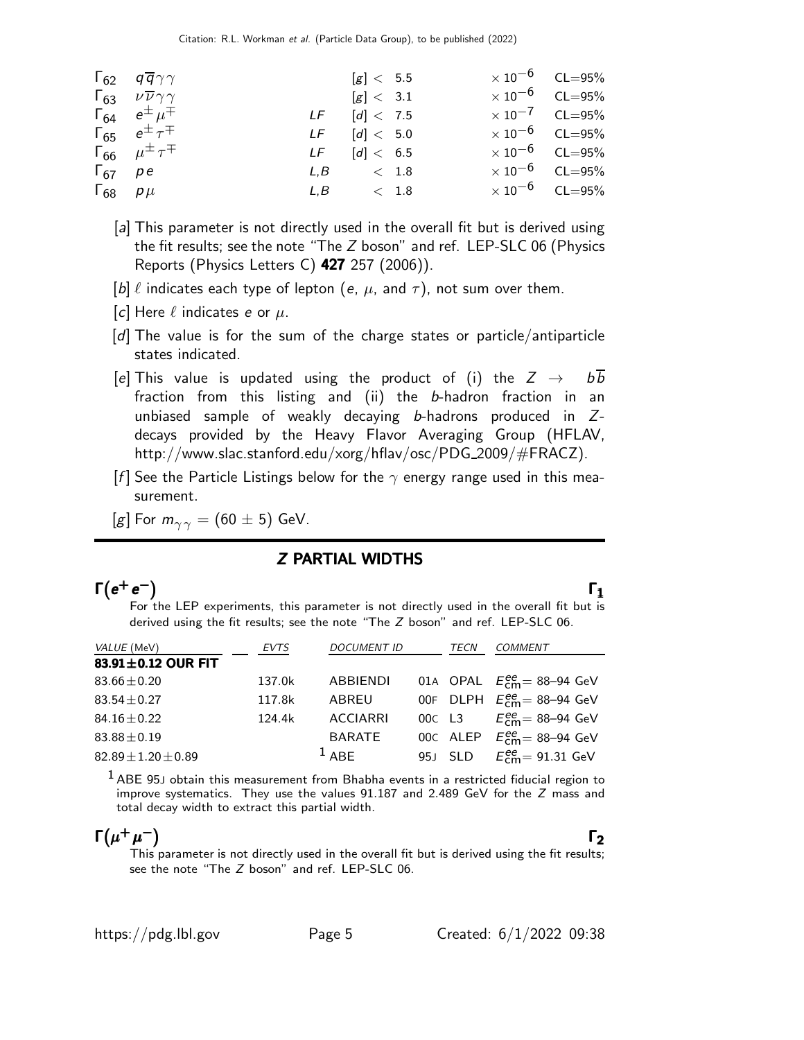| | | | | | |
|---|---|---|---|---|---|
| $\Gamma_{62}$ | $q\overline{q}\gamma\gamma$ | | [g] < 5.5 | $\times 10^{-6}$ | CL=95% |
| $\Gamma_{63}$ | $\nu\overline{\nu}\gamma\gamma$ | | [g] < 3.1 | $\times 10^{-6}$ | CL=95% |
| $\Gamma_{64}$ | $e^{\pm}\mu^{\mp}$ | LF | [d] < 7.5 | $\times 10^{-7}$ | CL=95% |
| $\Gamma_{65}$ | $e^{\pm}\tau^{\mp}$ | LF | [d] < 5.0 | $\times 10^{-6}$ | CL=95% |
| $\Gamma_{66}$ | $\mu^{\pm}\tau^{\mp}$ | LF | [d] < 6.5 | $\times 10^{-6}$ | CL=95% |
| $\Gamma_{67}$ | $p e$ | L,B | < 1.8 | $\times 10^{-6}$ | CL=95% |
| $\Gamma_{68}$ | $p \mu$ | L,B | < 1.8 | $\times 10^{-6}$ | CL=95% |

[a] This parameter is not directly used in the overall fit but is derived using the fit results; see the note "The $Z$ boson" and ref. LEP-SLC 06 (Physics Reports (Physics Letters C) **427** 257 (2006)).

[b] $\ell$ indicates each type of lepton ($e$, $\mu$, and $\tau$), not sum over them.

[c] Here $\ell$ indicates $e$ or $\mu$.

[d] The value is for the sum of the charge states or particle/antiparticle states indicated.

[e] This value is updated using the product of (i) the $Z \rightarrow b\overline{b}$ fraction from this listing and (ii) the $b$-hadron fraction in an unbiased sample of weakly decaying $b$-hadrons produced in $Z$-decays provided by the Heavy Flavor Averaging Group (HFLAV, http://www.slac.stanford.edu/xorg/hflav/osc/PDG_2009/#FRACZ).

[f] See the Particle Listings below for the $\gamma$ energy range used in this measurement.

[g] For $m_{\gamma\gamma} = (60 \pm 5)$ GeV.

## *Z* PARTIAL WIDTHS

### $\Gamma(e^+e^-)$ $\Gamma_1$

For the LEP experiments, this parameter is not directly used in the overall fit but is derived using the fit results; see the note "The $Z$ boson" and ref. LEP-SLC 06.

| VALUE (MeV) | EVTS | DOCUMENT ID | | TECN | COMMENT |
|---|---|---|---|---|---|
| **83.91±0.12 OUR FIT** | | | | | |
| 83.66±0.20 | 137.0k | ABBIENDI | 01A | OPAL | $E^{ee}_{\rm cm}$= 88–94 GeV |
| 83.54±0.27 | 117.8k | ABREU | 00F | DLPH | $E^{ee}_{\rm cm}$= 88–94 GeV |
| 84.16±0.22 | 124.4k | ACCIARRI | 00C | L3 | $E^{ee}_{\rm cm}$= 88–94 GeV |
| 83.88±0.19 | | BARATE | 00C | ALEP | $E^{ee}_{\rm cm}$= 88–94 GeV |
| 82.89±1.20±0.89 | | [1] ABE | 95J | SLD | $E^{ee}_{\rm cm}$= 91.31 GeV |

[1] ABE 95J obtain this measurement from Bhabha events in a restricted fiducial region to improve systematics. They use the values 91.187 and 2.489 GeV for the $Z$ mass and total decay width to extract this partial width.

### $\Gamma(\mu^+\mu^-)$ $\Gamma_2$

This parameter is not directly used in the overall fit but is derived using the fit results; see the note "The $Z$ boson" and ref. LEP-SLC 06.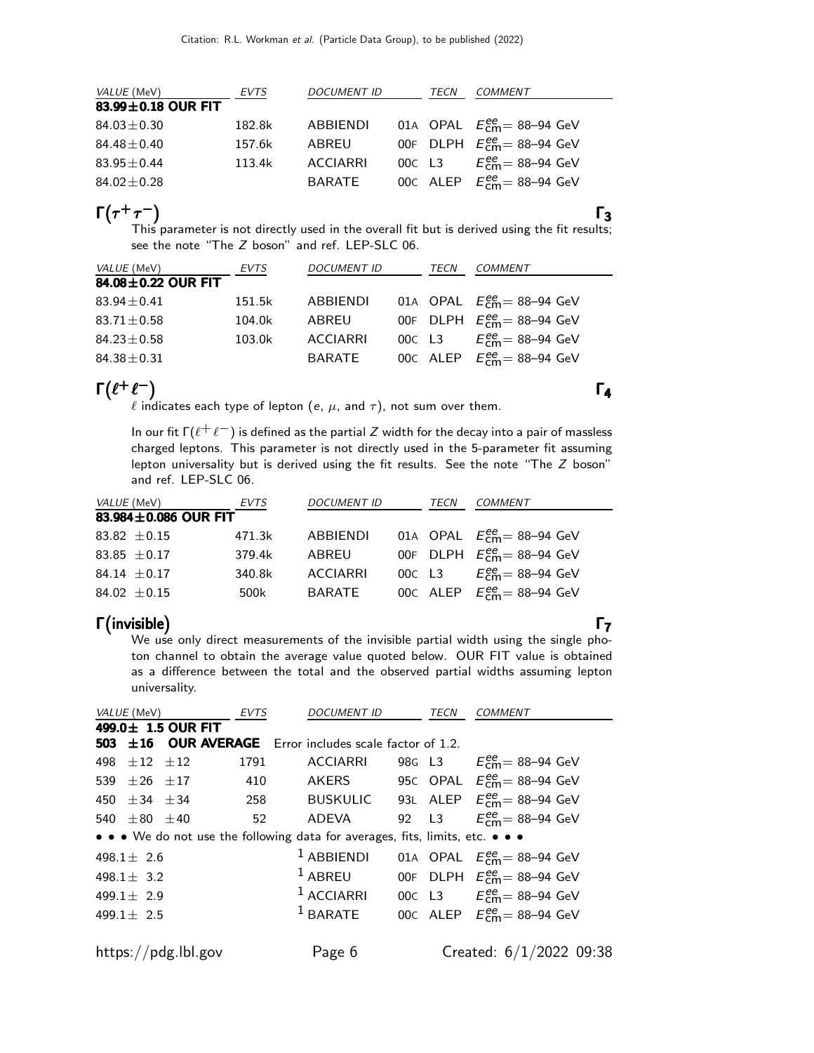| VALUE (MeV) | EVTS | DOCUMENT ID | | TECN | COMMENT |
|---|---|---|---|---|---|
| **83.99±0.18 OUR FIT** | | | | | |
| 84.03±0.30 | 182.8k | ABBIENDI | 01A | OPAL | $E^{ee}_{cm}$= 88–94 GeV |
| 84.48±0.40 | 157.6k | ABREU | 00F | DLPH | $E^{ee}_{cm}$= 88–94 GeV |
| 83.95±0.44 | 113.4k | ACCIARRI | 00C | L3 | $E^{ee}_{cm}$= 88–94 GeV |
| 84.02±0.28 | | BARATE | 00C | ALEP | $E^{ee}_{cm}$= 88–94 GeV |

## $\Gamma(\tau^+\tau^-)$ $\Gamma_3$

This parameter is not directly used in the overall fit but is derived using the fit results; see the note "The $Z$ boson" and ref. LEP-SLC 06.

| VALUE (MeV) | EVTS | DOCUMENT ID | | TECN | COMMENT |
|---|---|---|---|---|---|
| **84.08±0.22 OUR FIT** | | | | | |
| 83.94±0.41 | 151.5k | ABBIENDI | 01A | OPAL | $E^{ee}_{cm}$= 88–94 GeV |
| 83.71±0.58 | 104.0k | ABREU | 00F | DLPH | $E^{ee}_{cm}$= 88–94 GeV |
| 84.23±0.58 | 103.0k | ACCIARRI | 00C | L3 | $E^{ee}_{cm}$= 88–94 GeV |
| 84.38±0.31 | | BARATE | 00C | ALEP | $E^{ee}_{cm}$= 88–94 GeV |

## $\Gamma(\ell^+\ell^-)$ $\Gamma_4$

$\ell$ indicates each type of lepton ($e$, $\mu$, and $\tau$), not sum over them.

In our fit $\Gamma(\ell^+\ell^-)$ is defined as the partial $Z$ width for the decay into a pair of massless charged leptons. This parameter is not directly used in the 5-parameter fit assuming lepton universality but is derived using the fit results. See the note "The $Z$ boson" and ref. LEP-SLC 06.

| VALUE (MeV) | EVTS | DOCUMENT ID | | TECN | COMMENT |
|---|---|---|---|---|---|
| **83.984±0.086 OUR FIT** | | | | | |
| 83.82 ±0.15 | 471.3k | ABBIENDI | 01A | OPAL | $E^{ee}_{cm}$= 88–94 GeV |
| 83.85 ±0.17 | 379.4k | ABREU | 00F | DLPH | $E^{ee}_{cm}$= 88–94 GeV |
| 84.14 ±0.17 | 340.8k | ACCIARRI | 00C | L3 | $E^{ee}_{cm}$= 88–94 GeV |
| 84.02 ±0.15 | 500k | BARATE | 00C | ALEP | $E^{ee}_{cm}$= 88–94 GeV |

## $\Gamma(\text{invisible})$ $\Gamma_7$

We use only direct measurements of the invisible partial width using the single photon channel to obtain the average value quoted below. OUR FIT value is obtained as a difference between the total and the observed partial widths assuming lepton universality.

| VALUE (MeV) | EVTS | DOCUMENT ID | | TECN | COMMENT |
|---|---|---|---|---|---|
| **499.0± 1.5 OUR FIT** | | | | | |
| **503 ±16 OUR AVERAGE** | Error includes scale factor of 1.2. | | | | |
| 498 ±12 ±12 | 1791 | ACCIARRI | 98G | L3 | $E^{ee}_{cm}$= 88–94 GeV |
| 539 ±26 ±17 | 410 | AKERS | 95C | OPAL | $E^{ee}_{cm}$= 88–94 GeV |
| 450 ±34 ±34 | 258 | BUSKULIC | 93L | ALEP | $E^{ee}_{cm}$= 88–94 GeV |
| 540 ±80 ±40 | 52 | ADEVA | 92 | L3 | $E^{ee}_{cm}$= 88–94 GeV |
| • • • We do not use the following data for averages, fits, limits, etc. • • • | | | | | |
| 498.1± 2.6 | | [1] ABBIENDI | 01A | OPAL | $E^{ee}_{cm}$= 88–94 GeV |
| 498.1± 3.2 | | [1] ABREU | 00F | DLPH | $E^{ee}_{cm}$= 88–94 GeV |
| 499.1± 2.9 | | [1] ACCIARRI | 00C | L3 | $E^{ee}_{cm}$= 88–94 GeV |
| 499.1± 2.5 | | [1] BARATE | 00C | ALEP | $E^{ee}_{cm}$= 88–94 GeV |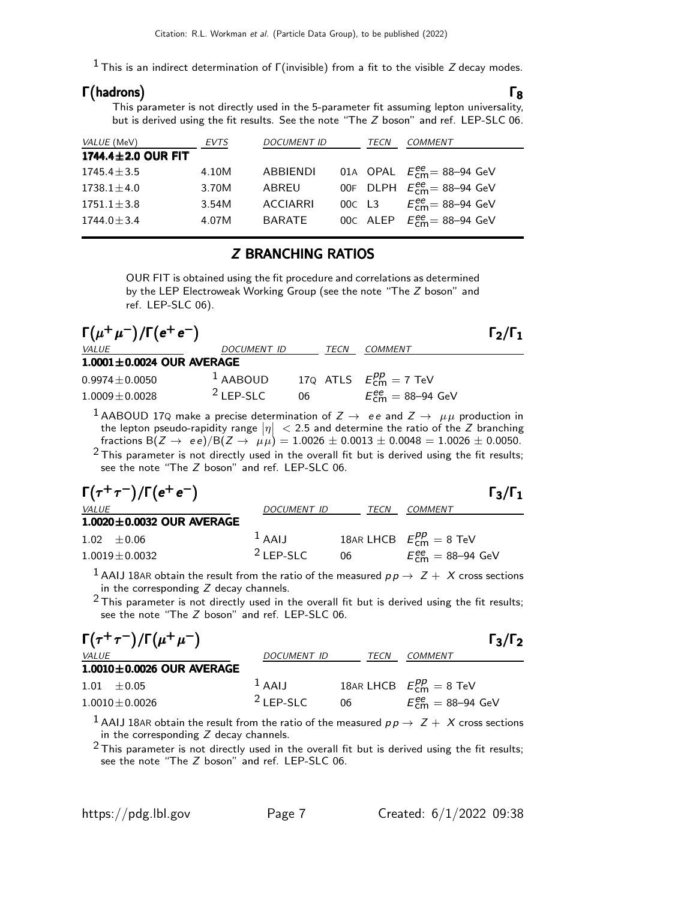[1] This is an indirect determination of Γ(invisible) from a fit to the visible $Z$ decay modes.

### Γ(hadrons) $\Gamma_8$

This parameter is not directly used in the 5-parameter fit assuming lepton universality, but is derived using the fit results. See the note "The $Z$ boson" and ref. LEP-SLC 06.

| VALUE (MeV) | EVTS | DOCUMENT ID | | TECN | COMMENT |
|---|---|---|---|---|---|
| **1744.4±2.0 OUR FIT** | | | | | |
| 1745.4±3.5 | 4.10M | ABBIENDI | 01A | OPAL | $E^{ee}_{cm}$= 88–94 GeV |
| 1738.1±4.0 | 3.70M | ABREU | 00F | DLPH | $E^{ee}_{cm}$= 88–94 GeV |
| 1751.1±3.8 | 3.54M | ACCIARRI | 00C | L3 | $E^{ee}_{cm}$= 88–94 GeV |
| 1744.0±3.4 | 4.07M | BARATE | 00C | ALEP | $E^{ee}_{cm}$= 88–94 GeV |

## Z BRANCHING RATIOS

OUR FIT is obtained using the fit procedure and correlations as determined by the LEP Electroweak Working Group (see the note "The $Z$ boson" and ref. LEP-SLC 06).

### $\Gamma(\mu^+\mu^-)/\Gamma(e^+e^-)$ $\Gamma_2/\Gamma_1$

| VALUE | DOCUMENT ID | | TECN | COMMENT |
|---|---|---|---|---|
| **1.0001±0.0024 OUR AVERAGE** | | | | |
| 0.9974±0.0050 | [1] AABOUD | 17Q | ATLS | $E^{pp}_{cm}$ = 7 TeV |
| 1.0009±0.0028 | [2] LEP-SLC | 06 | | $E^{ee}_{cm}$ = 88–94 GeV |

[1] AABOUD 17Q make a precise determination of $Z \rightarrow ee$ and $Z \rightarrow \mu\mu$ production in the lepton pseudo-rapidity range $|\eta| < 2.5$ and determine the ratio of the $Z$ branching fractions $B(Z \rightarrow ee)/B(Z \rightarrow \mu\mu) = 1.0026 \pm 0.0013 \pm 0.0048 = 1.0026 \pm 0.0050$.

[2] This parameter is not directly used in the overall fit but is derived using the fit results; see the note "The $Z$ boson" and ref. LEP-SLC 06.

### $\Gamma(\tau^+\tau^-)/\Gamma(e^+e^-)$ $\Gamma_3/\Gamma_1$

| VALUE | DOCUMENT ID | | TECN | COMMENT |
|---|---|---|---|---|
| **1.0020±0.0032 OUR AVERAGE** | | | | |
| 1.02 ±0.06 | [1] AAIJ | 18AR | LHCB | $E^{pp}_{cm}$ = 8 TeV |
| 1.0019±0.0032 | [2] LEP-SLC | 06 | | $E^{ee}_{cm}$ = 88–94 GeV |

[1] AAIJ 18AR obtain the result from the ratio of the measured $pp \rightarrow Z + X$ cross sections in the corresponding $Z$ decay channels.

[2] This parameter is not directly used in the overall fit but is derived using the fit results; see the note "The $Z$ boson" and ref. LEP-SLC 06.

### $\Gamma(\tau^+\tau^-)/\Gamma(\mu^+\mu^-)$ $\Gamma_3/\Gamma_2$

| VALUE | DOCUMENT ID | | TECN | COMMENT |
|---|---|---|---|---|
| **1.0010±0.0026 OUR AVERAGE** | | | | |
| 1.01 ±0.05 | [1] AAIJ | 18AR | LHCB | $E^{pp}_{cm}$ = 8 TeV |
| 1.0010±0.0026 | [2] LEP-SLC | 06 | | $E^{ee}_{cm}$ = 88–94 GeV |

[1] AAIJ 18AR obtain the result from the ratio of the measured $pp \rightarrow Z + X$ cross sections in the corresponding $Z$ decay channels.

[2] This parameter is not directly used in the overall fit but is derived using the fit results; see the note "The $Z$ boson" and ref. LEP-SLC 06.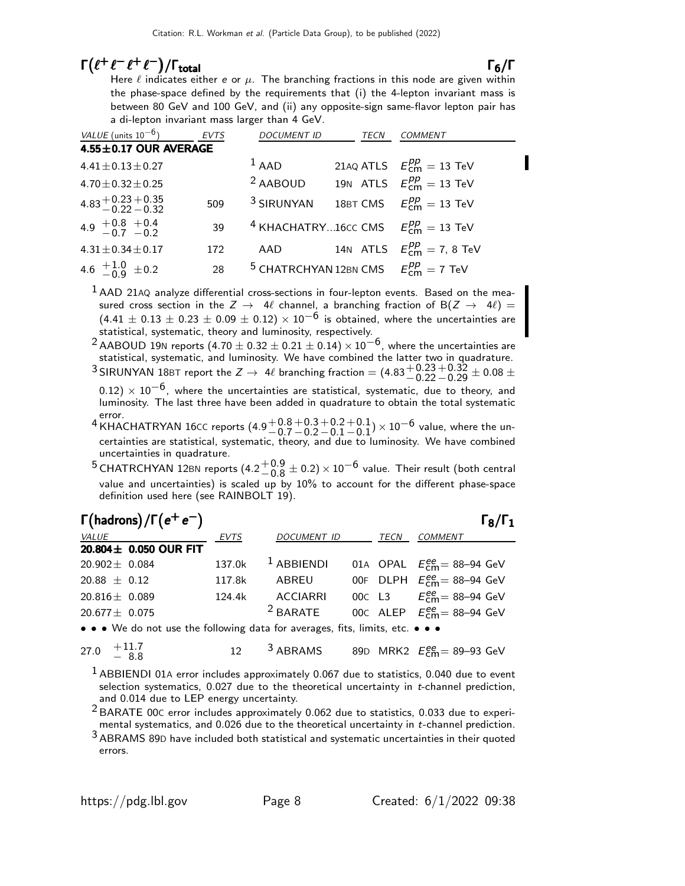## $\Gamma(\ell^+\ell^-\ell^+\ell^-)/\Gamma_{\text{total}}$ $\Gamma_6/\Gamma$

Here $\ell$ indicates either $e$ or $\mu$. The branching fractions in this node are given within the phase-space defined by the requirements that (i) the 4-lepton invariant mass is between 80 GeV and 100 GeV, and (ii) any opposite-sign same-flavor lepton pair has a di-lepton invariant mass larger than 4 GeV.

| VALUE (units $10^{-6}$) | EVTS | DOCUMENT ID | | TECN | COMMENT |
|---|---|---|---|---|---|
| **4.55±0.17 OUR AVERAGE** | | | | | |
| $4.41\pm0.13\pm0.27$ | | [1] AAD | 21AQ | ATLS | $E^{pp}_{\text{cm}} = 13$ TeV |
| $4.70\pm0.32\pm0.25$ | | [2] AABOUD | 19N | ATLS | $E^{pp}_{\text{cm}} = 13$ TeV |
| $4.83^{+0.23}_{-0.22}{}^{+0.35}_{-0.32}$ | 509 | [3] SIRUNYAN | 18BT | CMS | $E^{pp}_{\text{cm}} = 13$ TeV |
| $4.9\ ^{+0.8}_{-0.7}{}^{+0.4}_{-0.2}$ | 39 | [4] KHACHATRY... | 16CC | CMS | $E^{pp}_{\text{cm}} = 13$ TeV |
| $4.31\pm0.34\pm0.17$ | 172 | AAD | 14N | ATLS | $E^{pp}_{\text{cm}} = 7, 8$ TeV |
| $4.6\ ^{+1.0}_{-0.9}\pm0.2$ | 28 | [5] CHATRCHYAN | 12BN | CMS | $E^{pp}_{\text{cm}} = 7$ TeV |

[1] AAD 21AQ analyze differential cross-sections in four-lepton events. Based on the measured cross section in the $Z \to 4\ell$ channel, a branching fraction of $B(Z \to 4\ell) = (4.41 \pm 0.13 \pm 0.23 \pm 0.09 \pm 0.12) \times 10^{-6}$ is obtained, where the uncertainties are statistical, systematic, theory and luminosity, respectively.

[2] AABOUD 19N reports $(4.70 \pm 0.32 \pm 0.21 \pm 0.14) \times 10^{-6}$, where the uncertainties are statistical, systematic, and luminosity. We have combined the latter two in quadrature.

[3] SIRUNYAN 18BT report the $Z \to 4\ell$ branching fraction $= (4.83^{+0.23}_{-0.22}{}^{+0.32}_{-0.29} \pm 0.08 \pm 0.12) \times 10^{-6}$, where the uncertainties are statistical, systematic, due to theory, and luminosity. The last three have been added in quadrature to obtain the total systematic error.

[4] KHACHATRYAN 16CC reports $(4.9^{+0.8}_{-0.7}{}^{+0.3}_{-0.2}{}^{+0.2}_{-0.1}{}^{+0.1}_{-0.1}) \times 10^{-6}$ value, where the uncertainties are statistical, systematic, theory, and due to luminosity. We have combined uncertainties in quadrature.

[5] CHATRCHYAN 12BN reports $(4.2^{+0.9}_{-0.8} \pm 0.2) \times 10^{-6}$ value. Their result (both central value and uncertainties) is scaled up by 10% to account for the different phase-space definition used here (see RAINBOLT 19).

## $\Gamma(\text{hadrons})/\Gamma(e^+e^-)$ $\Gamma_8/\Gamma_1$

| VALUE | EVTS | DOCUMENT ID | | TECN | COMMENT |
|---|---|---|---|---|---|
| **20.804± 0.050 OUR FIT** | | | | | |
| $20.902\pm 0.084$ | 137.0k | [1] ABBIENDI | 01A | OPAL | $E^{ee}_{\text{cm}}$= 88–94 GeV |
| $20.88\ \pm 0.12$ | 117.8k | ABREU | 00F | DLPH | $E^{ee}_{\text{cm}}$= 88–94 GeV |
| $20.816\pm 0.089$ | 124.4k | ACCIARRI | 00C | L3 | $E^{ee}_{\text{cm}}$= 88–94 GeV |
| $20.677\pm 0.075$ | | [2] BARATE | 00C | ALEP | $E^{ee}_{\text{cm}}$= 88–94 GeV |
| • • • We do not use the following data for averages, fits, limits, etc. • • • | | | | | |
| $27.0\ ^{+11.7}_{-\ 8.8}$ | 12 | [3] ABRAMS | 89D | MRK2 | $E^{ee}_{\text{cm}}$= 89–93 GeV |

[1] ABBIENDI 01A error includes approximately 0.067 due to statistics, 0.040 due to event selection systematics, 0.027 due to the theoretical uncertainty in $t$-channel prediction, and 0.014 due to LEP energy uncertainty.

[2] BARATE 00C error includes approximately 0.062 due to statistics, 0.033 due to experimental systematics, and 0.026 due to the theoretical uncertainty in $t$-channel prediction.

[3] ABRAMS 89D have included both statistical and systematic uncertainties in their quoted errors.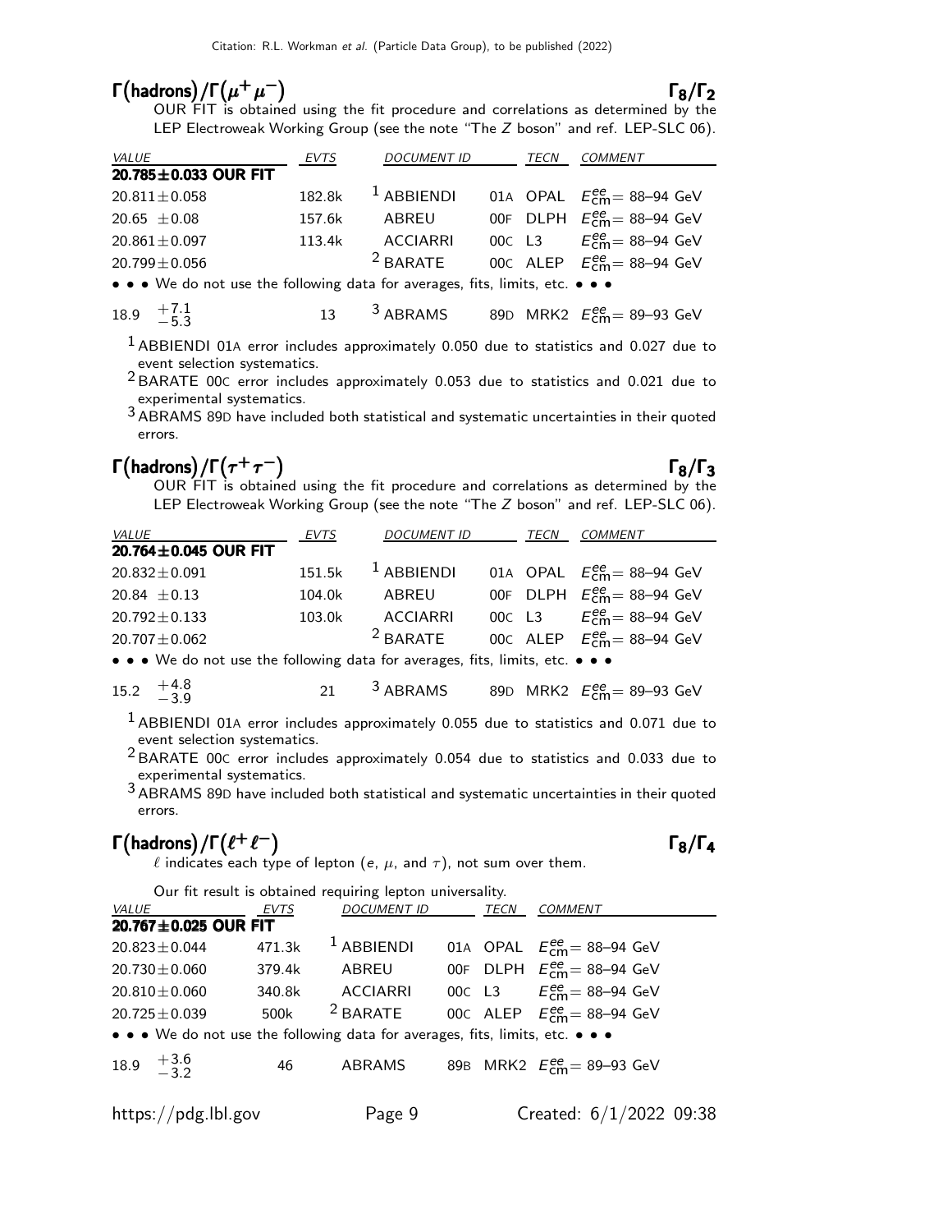## $\Gamma(\text{hadrons})/\Gamma(\mu^+\mu^-)$ $\Gamma_8/\Gamma_2$

OUR FIT is obtained using the fit procedure and correlations as determined by the LEP Electroweak Working Group (see the note "The $Z$ boson" and ref. LEP-SLC 06).

| VALUE | EVTS | DOCUMENT ID | | TECN | COMMENT |
|---|---|---|---|---|---|
| **20.785±0.033 OUR FIT** | | | | | |
| 20.811±0.058 | 182.8k | [1] ABBIENDI | 01A | OPAL | $E^{ee}_{\rm cm}$= 88–94 GeV |
| 20.65 ±0.08 | 157.6k | ABREU | 00F | DLPH | $E^{ee}_{\rm cm}$= 88–94 GeV |
| 20.861±0.097 | 113.4k | ACCIARRI | 00C | L3 | $E^{ee}_{\rm cm}$= 88–94 GeV |
| 20.799±0.056 | | [2] BARATE | 00C | ALEP | $E^{ee}_{\rm cm}$= 88–94 GeV |
| • • • We do not use the following data for averages, fits, limits, etc. • • • | | | | | |
| $18.9\ ^{+7.1}_{-5.3}$ | 13 | [3] ABRAMS | 89D | MRK2 | $E^{ee}_{\rm cm}$= 89–93 GeV |

[1] ABBIENDI 01A error includes approximately 0.050 due to statistics and 0.027 due to event selection systematics.

[2] BARATE 00C error includes approximately 0.053 due to statistics and 0.021 due to experimental systematics.

[3] ABRAMS 89D have included both statistical and systematic uncertainties in their quoted errors.

## $\Gamma(\text{hadrons})/\Gamma(\tau^+\tau^-)$ $\Gamma_8/\Gamma_3$

OUR FIT is obtained using the fit procedure and correlations as determined by the LEP Electroweak Working Group (see the note "The $Z$ boson" and ref. LEP-SLC 06).

| VALUE | EVTS | DOCUMENT ID | | TECN | COMMENT |
|---|---|---|---|---|---|
| **20.764±0.045 OUR FIT** | | | | | |
| 20.832±0.091 | 151.5k | [1] ABBIENDI | 01A | OPAL | $E^{ee}_{\rm cm}$= 88–94 GeV |
| 20.84 ±0.13 | 104.0k | ABREU | 00F | DLPH | $E^{ee}_{\rm cm}$= 88–94 GeV |
| 20.792±0.133 | 103.0k | ACCIARRI | 00C | L3 | $E^{ee}_{\rm cm}$= 88–94 GeV |
| 20.707±0.062 | | [2] BARATE | 00C | ALEP | $E^{ee}_{\rm cm}$= 88–94 GeV |
| • • • We do not use the following data for averages, fits, limits, etc. • • • | | | | | |
| $15.2\ ^{+4.8}_{-3.9}$ | 21 | [3] ABRAMS | 89D | MRK2 | $E^{ee}_{\rm cm}$= 89–93 GeV |

[1] ABBIENDI 01A error includes approximately 0.055 due to statistics and 0.071 due to event selection systematics.

[2] BARATE 00C error includes approximately 0.054 due to statistics and 0.033 due to experimental systematics.

[3] ABRAMS 89D have included both statistical and systematic uncertainties in their quoted errors.

## $\Gamma(\text{hadrons})/\Gamma(\ell^+\ell^-)$ $\Gamma_8/\Gamma_4$

$\ell$ indicates each type of lepton ($e$, $\mu$, and $\tau$), not sum over them.

Our fit result is obtained requiring lepton universality.

| VALUE | EVTS | DOCUMENT ID | | TECN | COMMENT |
|---|---|---|---|---|---|
| **20.767±0.025 OUR FIT** | | | | | |
| 20.823±0.044 | 471.3k | [1] ABBIENDI | 01A | OPAL | $E^{ee}_{\rm cm}$= 88–94 GeV |
| 20.730±0.060 | 379.4k | ABREU | 00F | DLPH | $E^{ee}_{\rm cm}$= 88–94 GeV |
| 20.810±0.060 | 340.8k | ACCIARRI | 00C | L3 | $E^{ee}_{\rm cm}$= 88–94 GeV |
| 20.725±0.039 | 500k | [2] BARATE | 00C | ALEP | $E^{ee}_{\rm cm}$= 88–94 GeV |
| • • • We do not use the following data for averages, fits, limits, etc. • • • | | | | | |
| $18.9\ ^{+3.6}_{-3.2}$ | 46 | ABRAMS | 89B | MRK2 | $E^{ee}_{\rm cm}$= 89–93 GeV |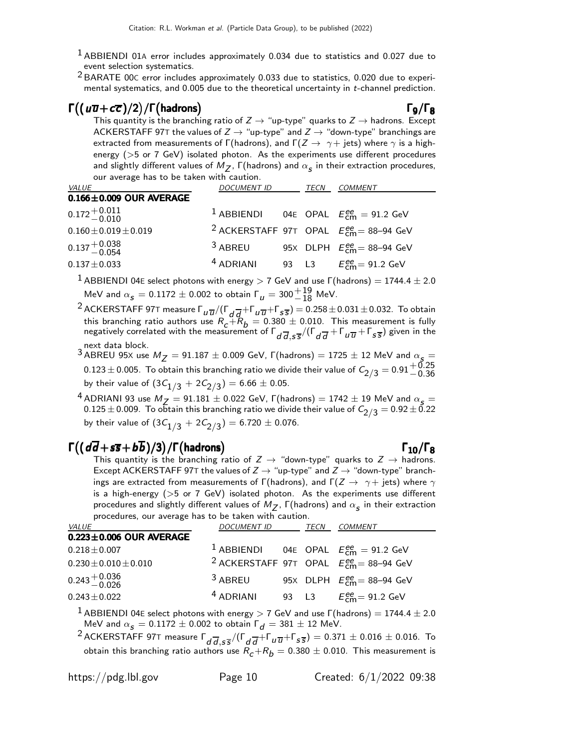[1] ABBIENDI 01A error includes approximately 0.034 due to statistics and 0.027 due to event selection systematics.

[2] BARATE 00C error includes approximately 0.033 due to statistics, 0.020 due to experimental systematics, and 0.005 due to the theoretical uncertainty in $t$-channel prediction.

## $\Gamma\big((u\overline{u}+c\overline{c})/2\big)/\Gamma(\text{hadrons})$ $\qquad\Gamma_9/\Gamma_8$

This quantity is the branching ratio of $Z \rightarrow$ "up-type" quarks to $Z \rightarrow$ hadrons. Except ACKERSTAFF 97T the values of $Z \rightarrow$ "up-type" and $Z \rightarrow$ "down-type" branchings are extracted from measurements of $\Gamma$(hadrons), and $\Gamma(Z \rightarrow \gamma +$ jets) where $\gamma$ is a high-energy (>5 or 7 GeV) isolated photon. As the experiments use different procedures and slightly different values of $M_Z$, $\Gamma$(hadrons) and $\alpha_s$ in their extraction procedures, our average has to be taken with caution.

| VALUE | DOCUMENT ID | | TECN | COMMENT |
|---|---|---|---|---|
| **0.166±0.009 OUR AVERAGE** | | | | |
| $0.172^{+0.011}_{-0.010}$ | [1] ABBIENDI | 04E | OPAL | $E^{ee}_{\text{cm}} = 91.2$ GeV |
| $0.160\pm0.019\pm0.019$ | [2] ACKERSTAFF | 97T | OPAL | $E^{ee}_{\text{cm}}$= 88–94 GeV |
| $0.137^{+0.038}_{-0.054}$ | [3] ABREU | 95X | DLPH | $E^{ee}_{\text{cm}}$= 88–94 GeV |
| $0.137\pm0.033$ | [4] ADRIANI | 93 | L3 | $E^{ee}_{\text{cm}}$= 91.2 GeV |

[1] ABBIENDI 04E select photons with energy > 7 GeV and use $\Gamma(\text{hadrons}) = 1744.4 \pm 2.0$ MeV and $\alpha_s = 0.1172 \pm 0.002$ to obtain $\Gamma_u = 300^{+19}_{-18}$ MeV.

[2] ACKERSTAFF 97T measure $\Gamma_{u\overline{u}}/(\Gamma_{d\overline{d}}+\Gamma_{u\overline{u}}+\Gamma_{s\overline{s}}) = 0.258\pm0.031\pm0.032$. To obtain this branching ratio authors use $R_c+R_b = 0.380 \pm 0.010$. This measurement is fully negatively correlated with the measurement of $\Gamma_{d\overline{d},s\overline{s}}/(\Gamma_{d\overline{d}}+\Gamma_{u\overline{u}}+\Gamma_{s\overline{s}})$ given in the next data block.

[3] ABREU 95X use $M_Z = 91.187 \pm 0.009$ GeV, $\Gamma(\text{hadrons}) = 1725 \pm 12$ MeV and $\alpha_s = 0.123 \pm 0.005$. To obtain this branching ratio we divide their value of $C_{2/3} = 0.91^{+0.25}_{-0.36}$ by their value of $(3C_{1/3} + 2C_{2/3}) = 6.66 \pm 0.05$.

[4] ADRIANI 93 use $M_Z = 91.181 \pm 0.022$ GeV, $\Gamma(\text{hadrons}) = 1742 \pm 19$ MeV and $\alpha_s = 0.125 \pm 0.009$. To obtain this branching ratio we divide their value of $C_{2/3} = 0.92 \pm 0.22$ by their value of $(3C_{1/3} + 2C_{2/3}) = 6.720 \pm 0.076$.

## $\Gamma\big((d\overline{d}+s\overline{s}+b\overline{b})/3\big)/\Gamma(\text{hadrons})$ $\qquad\Gamma_{10}/\Gamma_8$

This quantity is the branching ratio of $Z \rightarrow$ "down-type" quarks to $Z \rightarrow$ hadrons. Except ACKERSTAFF 97T the values of $Z \rightarrow$ "up-type" and $Z \rightarrow$ "down-type" branchings are extracted from measurements of $\Gamma$(hadrons), and $\Gamma(Z \rightarrow \gamma +$ jets) where $\gamma$ is a high-energy (>5 or 7 GeV) isolated photon. As the experiments use different procedures and slightly different values of $M_Z$, $\Gamma$(hadrons) and $\alpha_s$ in their extraction procedures, our average has to be taken with caution.

| VALUE | DOCUMENT ID | | TECN | COMMENT |
|---|---|---|---|---|
| **0.223±0.006 OUR AVERAGE** | | | | |
| $0.218\pm0.007$ | [1] ABBIENDI | 04E | OPAL | $E^{ee}_{\text{cm}} = 91.2$ GeV |
| $0.230\pm0.010\pm0.010$ | [2] ACKERSTAFF | 97T | OPAL | $E^{ee}_{\text{cm}}$= 88–94 GeV |
| $0.243^{+0.036}_{-0.026}$ | [3] ABREU | 95X | DLPH | $E^{ee}_{\text{cm}}$= 88–94 GeV |
| $0.243\pm0.022$ | [4] ADRIANI | 93 | L3 | $E^{ee}_{\text{cm}}$= 91.2 GeV |

[1] ABBIENDI 04E select photons with energy > 7 GeV and use $\Gamma(\text{hadrons}) = 1744.4 \pm 2.0$ MeV and $\alpha_s = 0.1172 \pm 0.002$ to obtain $\Gamma_d = 381 \pm 12$ MeV.

[2] ACKERSTAFF 97T measure $\Gamma_{d\overline{d},s\overline{s}}/(\Gamma_{d\overline{d}}+\Gamma_{u\overline{u}}+\Gamma_{s\overline{s}}) = 0.371 \pm 0.016 \pm 0.016$. To obtain this branching ratio authors use $R_c+R_b = 0.380 \pm 0.010$. This measurement is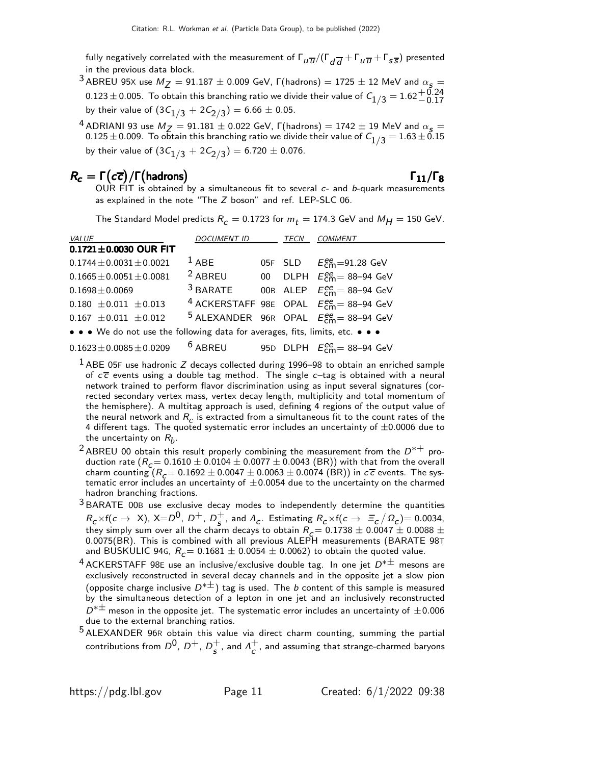fully negatively correlated with the measurement of $\Gamma_{u\overline{u}}/(\Gamma_{d\overline{d}}+\Gamma_{u\overline{u}}+\Gamma_{s\overline{s}})$ presented in the previous data block.

[3] ABREU 95X use $M_Z = 91.187 \pm 0.009$ GeV, $\Gamma$(hadrons) $= 1725 \pm 12$ MeV and $\alpha_s = 0.123 \pm 0.005$. To obtain this branching ratio we divide their value of $C_{1/3} = 1.62^{+0.24}_{-0.17}$ by their value of $(3C_{1/3} + 2C_{2/3}) = 6.66 \pm 0.05$.

[4] ADRIANI 93 use $M_Z = 91.181 \pm 0.022$ GeV, $\Gamma$(hadrons) $= 1742 \pm 19$ MeV and $\alpha_s = 0.125 \pm 0.009$. To obtain this branching ratio we divide their value of $C_{1/3} = 1.63 \pm 0.15$ by their value of $(3C_{1/3} + 2C_{2/3}) = 6.720 \pm 0.076$.

## $R_c = \Gamma(c\overline{c})/\Gamma(\text{hadrons})$ — $\Gamma_{11}/\Gamma_8$

OUR FIT is obtained by a simultaneous fit to several *c*- and *b*-quark measurements as explained in the note "The *Z* boson" and ref. LEP-SLC 06.

The Standard Model predicts $R_c = 0.1723$ for $m_t = 174.3$ GeV and $M_H = 150$ GeV.

| VALUE | DOCUMENT ID | | TECN | COMMENT |
|---|---|---|---|---|
| **0.1721 ± 0.0030 OUR FIT** | | | | |
| $0.1744 \pm 0.0031 \pm 0.0021$ | [1] ABE | 05F | SLD | $E^{ee}_{\rm cm}$=91.28 GeV |
| $0.1665 \pm 0.0051 \pm 0.0081$ | [2] ABREU | 00 | DLPH | $E^{ee}_{\rm cm}$= 88–94 GeV |
| $0.1698 \pm 0.0069$ | [3] BARATE | 00B | ALEP | $E^{ee}_{\rm cm}$= 88–94 GeV |
| $0.180 \pm 0.011 \pm 0.013$ | [4] ACKERSTAFF | 98E | OPAL | $E^{ee}_{\rm cm}$= 88–94 GeV |
| $0.167 \pm 0.011 \pm 0.012$ | [5] ALEXANDER | 96R | OPAL | $E^{ee}_{\rm cm}$= 88–94 GeV |
| • • • We do not use the following data for averages, fits, limits, etc. • • • | | | | |
| $0.1623 \pm 0.0085 \pm 0.0209$ | [6] ABREU | 95D | DLPH | $E^{ee}_{\rm cm}$= 88–94 GeV |

[1] ABE 05F use hadronic *Z* decays collected during 1996–98 to obtain an enriched sample of $c\overline{c}$ events using a double tag method. The single *c*–tag is obtained with a neural network trained to perform flavor discrimination using as input several signatures (corrected secondary vertex mass, vertex decay length, multiplicity and total momentum of the hemisphere). A multitag approach is used, defining 4 regions of the output value of the neural network and $R_c$ is extracted from a simultaneous fit to the count rates of the 4 different tags. The quoted systematic error includes an uncertainty of $\pm 0.0006$ due to the uncertainty on $R_b$.

[2] ABREU 00 obtain this result properly combining the measurement from the $D^{*+}$ production rate ($R_c = 0.1610 \pm 0.0104 \pm 0.0077 \pm 0.0043$ (BR)) with that from the overall charm counting ($R_c = 0.1692 \pm 0.0047 \pm 0.0063 \pm 0.0074$ (BR)) in $c\overline{c}$ events. The systematic error includes an uncertainty of $\pm 0.0054$ due to the uncertainty on the charmed hadron branching fractions.

[3] BARATE 00B use exclusive decay modes to independently determine the quantities $R_c \times f(c \to X)$, X=$D^0$, $D^+$, $D^+_s$, and $\Lambda_c$. Estimating $R_c \times f(c \to \Xi_c/\Omega_c) = 0.0034$, they simply sum over all the charm decays to obtain $R_c = 0.1738 \pm 0.0047 \pm 0.0088 \pm 0.0075$(BR). This is combined with all previous ALEPH measurements (BARATE 98T and BUSKULIC 94G, $R_c = 0.1681 \pm 0.0054 \pm 0.0062$) to obtain the quoted value.

[4] ACKERSTAFF 98E use an inclusive/exclusive double tag. In one jet $D^{*\pm}$ mesons are exclusively reconstructed in several decay channels and in the opposite jet a slow pion (opposite charge inclusive $D^{*\pm}$) tag is used. The *b* content of this sample is measured by the simultaneous detection of a lepton in one jet and an inclusively reconstructed $D^{*\pm}$ meson in the opposite jet. The systematic error includes an uncertainty of $\pm 0.006$ due to the external branching ratios.

[5] ALEXANDER 96R obtain this value via direct charm counting, summing the partial contributions from $D^0$, $D^+$, $D^+_s$, and $\Lambda^+_c$, and assuming that strange-charmed baryons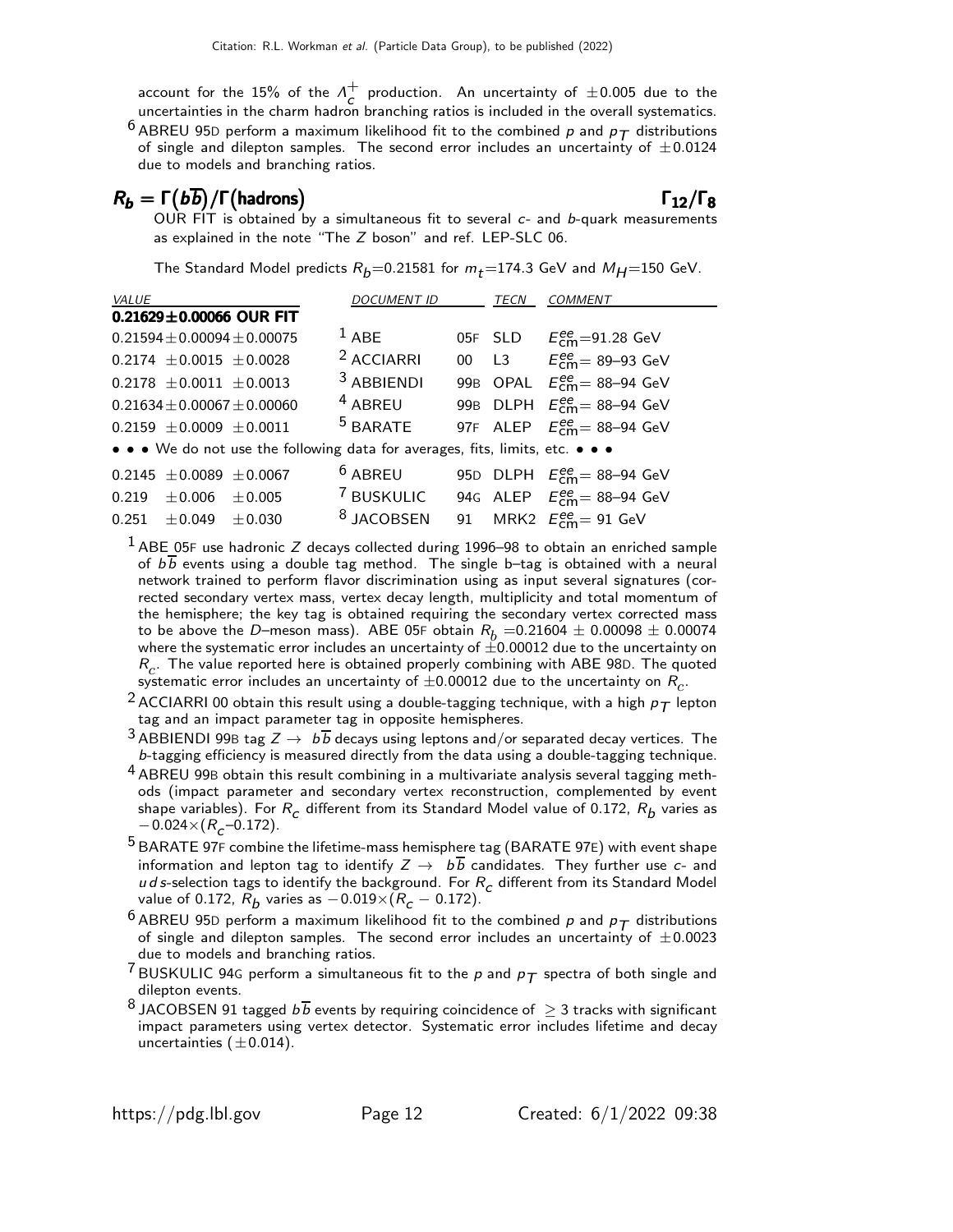account for the 15% of the $\Lambda_c^+$ production. An uncertainty of $\pm 0.005$ due to the uncertainties in the charm hadron branching ratios is included in the overall systematics.

[6] ABREU 95D perform a maximum likelihood fit to the combined $p$ and $p_T$ distributions of single and dilepton samples. The second error includes an uncertainty of $\pm 0.0124$ due to models and branching ratios.

## $R_b = \Gamma(b\overline{b})/\Gamma(\text{hadrons})$ $\Gamma_{12}/\Gamma_8$

OUR FIT is obtained by a simultaneous fit to several $c$- and $b$-quark measurements as explained in the note "The $Z$ boson" and ref. LEP-SLC 06.

The Standard Model predicts $R_b$=0.21581 for $m_t$=174.3 GeV and $M_H$=150 GeV.

| VALUE | DOCUMENT ID | | TECN | COMMENT |
|---|---|---|---|---|
| **0.21629±0.00066 OUR FIT** | | | | |
| 0.21594±0.00094±0.00075 | [1] ABE | 05F | SLD | $E^{ee}_{cm}$=91.28 GeV |
| 0.2174 ±0.0015 ±0.0028 | [2] ACCIARRI | 00 | L3 | $E^{ee}_{cm}$= 89–93 GeV |
| 0.2178 ±0.0011 ±0.0013 | [3] ABBIENDI | 99B | OPAL | $E^{ee}_{cm}$= 88–94 GeV |
| 0.21634±0.00067±0.00060 | [4] ABREU | 99B | DLPH | $E^{ee}_{cm}$= 88–94 GeV |
| 0.2159 ±0.0009 ±0.0011 | [5] BARATE | 97F | ALEP | $E^{ee}_{cm}$= 88–94 GeV |
| • • • We do not use the following data for averages, fits, limits, etc. • • • | | | | |
| 0.2145 ±0.0089 ±0.0067 | [6] ABREU | 95D | DLPH | $E^{ee}_{cm}$= 88–94 GeV |
| 0.219 ±0.006 ±0.005 | [7] BUSKULIC | 94G | ALEP | $E^{ee}_{cm}$= 88–94 GeV |
| 0.251 ±0.049 ±0.030 | [8] JACOBSEN | 91 | MRK2 | $E^{ee}_{cm}$= 91 GeV |

[1] ABE 05F use hadronic $Z$ decays collected during 1996–98 to obtain an enriched sample of $b\overline{b}$ events using a double tag method. The single b–tag is obtained with a neural network trained to perform flavor discrimination using as input several signatures (corrected secondary vertex mass, vertex decay length, multiplicity and total momentum of the hemisphere; the key tag is obtained requiring the secondary vertex corrected mass to be above the $D$–meson mass). ABE 05F obtain $R_b$ =0.21604 ± 0.00098 ± 0.00074 where the systematic error includes an uncertainty of ±0.00012 due to the uncertainty on $R_c$. The value reported here is obtained properly combining with ABE 98D. The quoted systematic error includes an uncertainty of ±0.00012 due to the uncertainty on $R_c$.

[2] ACCIARRI 00 obtain this result using a double-tagging technique, with a high $p_T$ lepton tag and an impact parameter tag in opposite hemispheres.

[3] ABBIENDI 99B tag $Z \to b\overline{b}$ decays using leptons and/or separated decay vertices. The $b$-tagging efficiency is measured directly from the data using a double-tagging technique.

[4] ABREU 99B obtain this result combining in a multivariate analysis several tagging methods (impact parameter and secondary vertex reconstruction, complemented by event shape variables). For $R_c$ different from its Standard Model value of 0.172, $R_b$ varies as $-0.024\times(R_c$–0.172).

[5] BARATE 97F combine the lifetime-mass hemisphere tag (BARATE 97E) with event shape information and lepton tag to identify $Z \to b\overline{b}$ candidates. They further use $c$- and $u\,d\,s$-selection tags to identify the background. For $R_c$ different from its Standard Model value of 0.172, $R_b$ varies as $-0.019\times(R_c - 0.172)$.

[6] ABREU 95D perform a maximum likelihood fit to the combined $p$ and $p_T$ distributions of single and dilepton samples. The second error includes an uncertainty of $\pm 0.0023$ due to models and branching ratios.

[7] BUSKULIC 94G perform a simultaneous fit to the $p$ and $p_T$ spectra of both single and dilepton events.

[8] JACOBSEN 91 tagged $b\overline{b}$ events by requiring coincidence of $\geq 3$ tracks with significant impact parameters using vertex detector. Systematic error includes lifetime and decay uncertainties ($\pm 0.014$).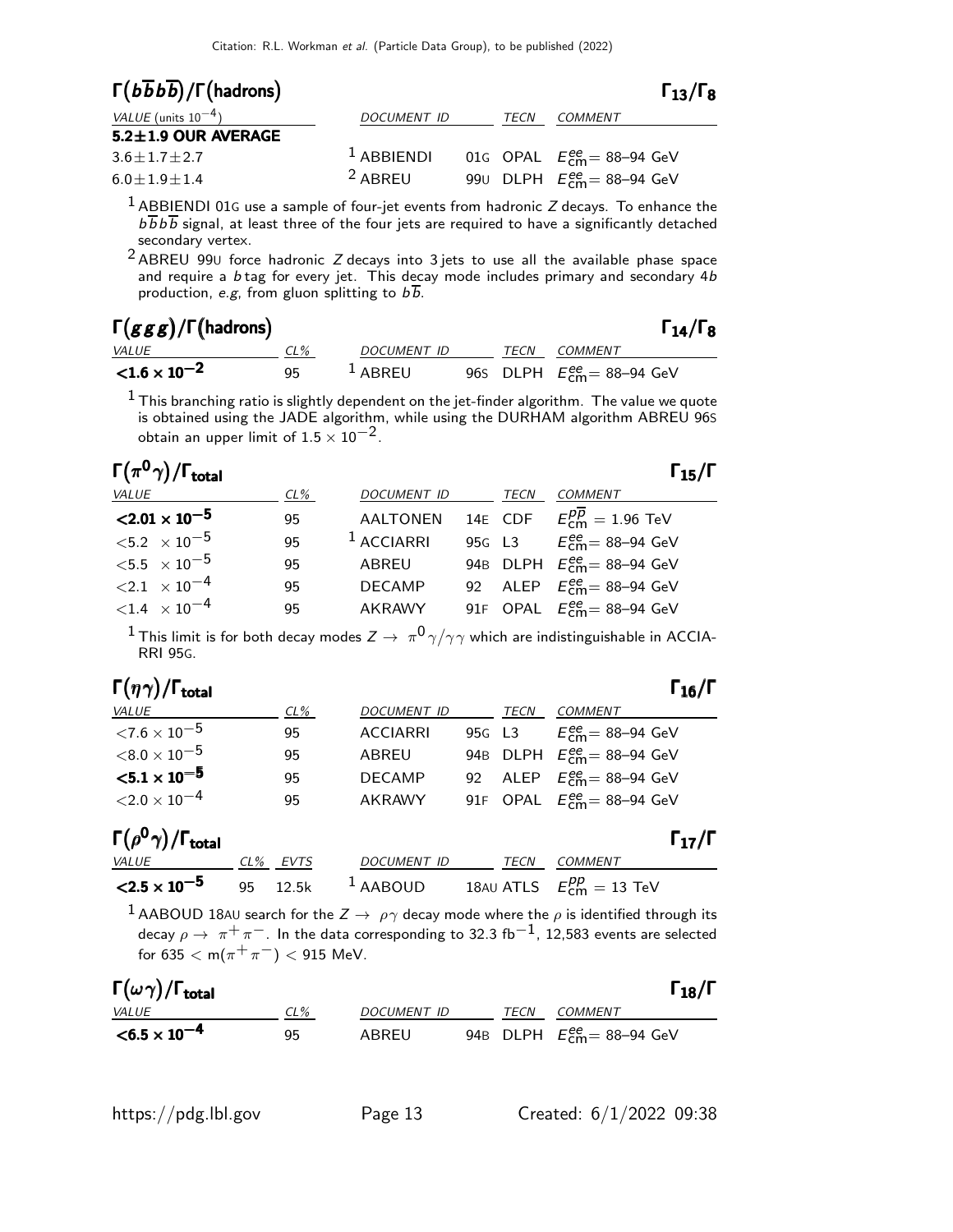### $\Gamma(b\overline{b}b\overline{b})/\Gamma(\text{hadrons})$ — $\Gamma_{13}/\Gamma_8$

| VALUE (units $10^{-4}$) | DOCUMENT ID | TECN | COMMENT |
|---|---|---|---|
| **5.2±1.9 OUR AVERAGE** | | | |
| $3.6\pm1.7\pm2.7$ | [1] ABBIENDI 01G | OPAL | $E^{ee}_{\rm cm}$= 88–94 GeV |
| $6.0\pm1.9\pm1.4$ | [2] ABREU 99U | DLPH | $E^{ee}_{\rm cm}$= 88–94 GeV |

[1] ABBIENDI 01G use a sample of four-jet events from hadronic $Z$ decays. To enhance the $b\overline{b}b\overline{b}$ signal, at least three of the four jets are required to have a significantly detached secondary vertex.

[2] ABREU 99U force hadronic $Z$ decays into 3 jets to use all the available phase space and require a $b$ tag for every jet. This decay mode includes primary and secondary 4$b$ production, *e.g*, from gluon splitting to $b\overline{b}$.

### $\Gamma(ggg)/\Gamma(\text{hadrons})$ — $\Gamma_{14}/\Gamma_8$

| VALUE | CL% | DOCUMENT ID | TECN | COMMENT |
|---|---|---|---|---|
| **$<1.6\times10^{-2}$** | 95 | [1] ABREU 96S | DLPH | $E^{ee}_{\rm cm}$= 88–94 GeV |

[1] This branching ratio is slightly dependent on the jet-finder algorithm. The value we quote is obtained using the JADE algorithm, while using the DURHAM algorithm ABREU 96S obtain an upper limit of $1.5\times10^{-2}$.

### $\Gamma(\pi^0\gamma)/\Gamma_{\rm total}$ — $\Gamma_{15}/\Gamma$

| VALUE | CL% | DOCUMENT ID | TECN | COMMENT |
|---|---|---|---|---|
| **$<2.01\times10^{-5}$** | 95 | AALTONEN 14E | CDF | $E^{p\overline{p}}_{\rm cm}$ = 1.96 TeV |
| $<5.2\times10^{-5}$ | 95 | [1] ACCIARRI 95G | L3 | $E^{ee}_{\rm cm}$= 88–94 GeV |
| $<5.5\times10^{-5}$ | 95 | ABREU 94B | DLPH | $E^{ee}_{\rm cm}$= 88–94 GeV |
| $<2.1\times10^{-4}$ | 95 | DECAMP 92 | ALEP | $E^{ee}_{\rm cm}$= 88–94 GeV |
| $<1.4\times10^{-4}$ | 95 | AKRAWY 91F | OPAL | $E^{ee}_{\rm cm}$= 88–94 GeV |

[1] This limit is for both decay modes $Z\to\pi^0\gamma/\gamma\gamma$ which are indistinguishable in ACCIARRI 95G.

### $\Gamma(\eta\gamma)/\Gamma_{\rm total}$ — $\Gamma_{16}/\Gamma$

| VALUE | CL% | DOCUMENT ID | TECN | COMMENT |
|---|---|---|---|---|
| $<7.6\times10^{-5}$ | 95 | ACCIARRI 95G | L3 | $E^{ee}_{\rm cm}$= 88–94 GeV |
| $<8.0\times10^{-5}$ | 95 | ABREU 94B | DLPH | $E^{ee}_{\rm cm}$= 88–94 GeV |
| **$<5.1\times10^{-5}$** | 95 | DECAMP 92 | ALEP | $E^{ee}_{\rm cm}$= 88–94 GeV |
| $<2.0\times10^{-4}$ | 95 | AKRAWY 91F | OPAL | $E^{ee}_{\rm cm}$= 88–94 GeV |

### $\Gamma(\rho^0\gamma)/\Gamma_{\rm total}$ — $\Gamma_{17}/\Gamma$

| VALUE | CL% | EVTS | DOCUMENT ID | TECN | COMMENT |
|---|---|---|---|---|---|
| **$<2.5\times10^{-5}$** | 95 | 12.5k | [1] AABOUD 18AU | ATLS | $E^{pp}_{\rm cm}$ = 13 TeV |

[1] AABOUD 18AU search for the $Z\to\rho\gamma$ decay mode where the $\rho$ is identified through its decay $\rho\to\pi^+\pi^-$. In the data corresponding to 32.3 fb$^{-1}$, 12,583 events are selected for $635 < m(\pi^+\pi^-) < 915$ MeV.

### $\Gamma(\omega\gamma)/\Gamma_{\rm total}$ — $\Gamma_{18}/\Gamma$

| VALUE | CL% | DOCUMENT ID | TECN | COMMENT |
|---|---|---|---|---|
| **$<6.5\times10^{-4}$** | 95 | ABREU 94B | DLPH | $E^{ee}_{\rm cm}$= 88–94 GeV |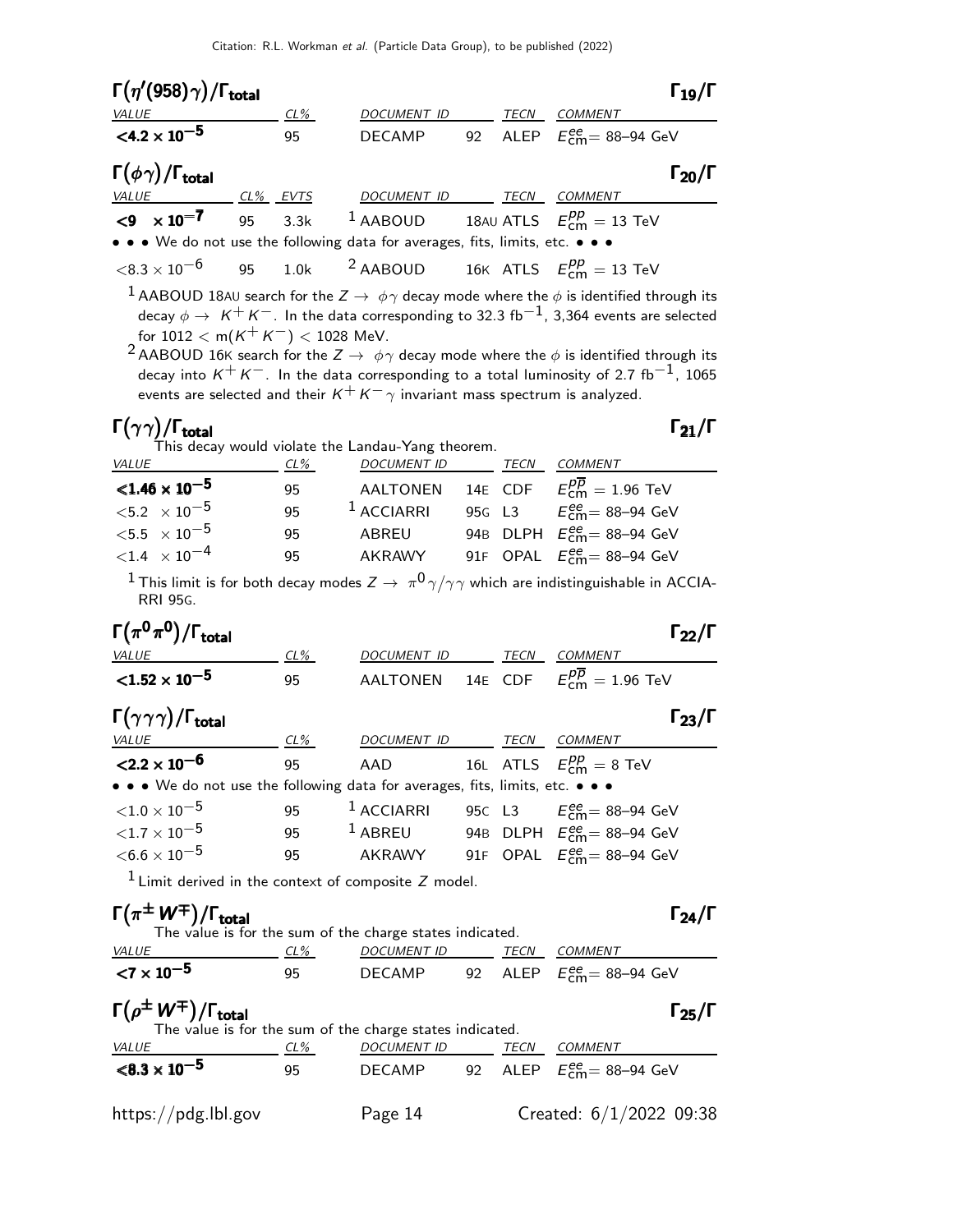### $\Gamma(\eta'(958)\gamma)/\Gamma_{\text{total}}$ $\Gamma_{19}/\Gamma$

| VALUE | CL% | DOCUMENT ID | | TECN | COMMENT |
|---|---|---|---|---|---|
| **$<4.2 \times 10^{-5}$** | 95 | DECAMP | 92 | ALEP | $E^{ee}_{\text{cm}}$= 88–94 GeV |

### $\Gamma(\phi\gamma)/\Gamma_{\text{total}}$ $\Gamma_{20}/\Gamma$

| VALUE | CL% | EVTS | DOCUMENT ID | | TECN | COMMENT |
|---|---|---|---|---|---|---|
| **$<9 \times 10^{-7}$** | 95 | 3.3k | [1] AABOUD | 18AU | ATLS | $E^{pp}_{\text{cm}} = 13$ TeV |
| • • • We do not use the following data for averages, fits, limits, etc. • • • | | | | | | |
| $<8.3 \times 10^{-6}$ | 95 | 1.0k | [2] AABOUD | 16K | ATLS | $E^{pp}_{\text{cm}} = 13$ TeV |

[1] AABOUD 18AU search for the $Z \to \phi\gamma$ decay mode where the $\phi$ is identified through its decay $\phi \to K^+K^-$. In the data corresponding to 32.3 fb$^{-1}$, 3,364 events are selected for $1012 < m(K^+K^-) < 1028$ MeV.

[2] AABOUD 16K search for the $Z \to \phi\gamma$ decay mode where the $\phi$ is identified through its decay into $K^+K^-$. In the data corresponding to a total luminosity of 2.7 fb$^{-1}$, 1065 events are selected and their $K^+K^-\gamma$ invariant mass spectrum is analyzed.

### $\Gamma(\gamma\gamma)/\Gamma_{\text{total}}$ $\Gamma_{21}/\Gamma$

This decay would violate the Landau-Yang theorem.

| VALUE | CL% | DOCUMENT ID | | TECN | COMMENT |
|---|---|---|---|---|---|
| **$<1.46 \times 10^{-5}$** | 95 | AALTONEN | 14E | CDF | $E^{p\overline{p}}_{\text{cm}} = 1.96$ TeV |
| $<5.2 \times 10^{-5}$ | 95 | [1] ACCIARRI | 95G | L3 | $E^{ee}_{\text{cm}}$= 88–94 GeV |
| $<5.5 \times 10^{-5}$ | 95 | ABREU | 94B | DLPH | $E^{ee}_{\text{cm}}$= 88–94 GeV |
| $<1.4 \times 10^{-4}$ | 95 | AKRAWY | 91F | OPAL | $E^{ee}_{\text{cm}}$= 88–94 GeV |

[1] This limit is for both decay modes $Z \to \pi^0\gamma/\gamma\gamma$ which are indistinguishable in ACCIARRI 95G.

### $\Gamma(\pi^0\pi^0)/\Gamma_{\text{total}}$ $\Gamma_{22}/\Gamma$

| VALUE | CL% | DOCUMENT ID | | TECN | COMMENT |
|---|---|---|---|---|---|
| **$<1.52 \times 10^{-5}$** | 95 | AALTONEN | 14E | CDF | $E^{p\overline{p}}_{\text{cm}} = 1.96$ TeV |

### $\Gamma(\gamma\gamma\gamma)/\Gamma_{\text{total}}$ $\Gamma_{23}/\Gamma$

| VALUE | CL% | DOCUMENT ID | | TECN | COMMENT |
|---|---|---|---|---|---|
| **$<2.2 \times 10^{-6}$** | 95 | AAD | 16L | ATLS | $E^{pp}_{\text{cm}} = 8$ TeV |
| • • • We do not use the following data for averages, fits, limits, etc. • • • | | | | | |
| $<1.0 \times 10^{-5}$ | 95 | [1] ACCIARRI | 95C | L3 | $E^{ee}_{\text{cm}}$= 88–94 GeV |
| $<1.7 \times 10^{-5}$ | 95 | [1] ABREU | 94B | DLPH | $E^{ee}_{\text{cm}}$= 88–94 GeV |
| $<6.6 \times 10^{-5}$ | 95 | AKRAWY | 91F | OPAL | $E^{ee}_{\text{cm}}$= 88–94 GeV |

[1] Limit derived in the context of composite $Z$ model.

### $\Gamma(\pi^\pm W^\mp)/\Gamma_{\text{total}}$ $\Gamma_{24}/\Gamma$

The value is for the sum of the charge states indicated.

| VALUE | CL% | DOCUMENT ID | | TECN | COMMENT |
|---|---|---|---|---|---|
| **$<7 \times 10^{-5}$** | 95 | DECAMP | 92 | ALEP | $E^{ee}_{\text{cm}}$= 88–94 GeV |

### $\Gamma(\rho^\pm W^\mp)/\Gamma_{\text{total}}$ $\Gamma_{25}/\Gamma$

The value is for the sum of the charge states indicated.

| VALUE | CL% | DOCUMENT ID | | TECN | COMMENT |
|---|---|---|---|---|---|
| **$<8.3 \times 10^{-5}$** | 95 | DECAMP | 92 | ALEP | $E^{ee}_{\text{cm}}$= 88–94 GeV |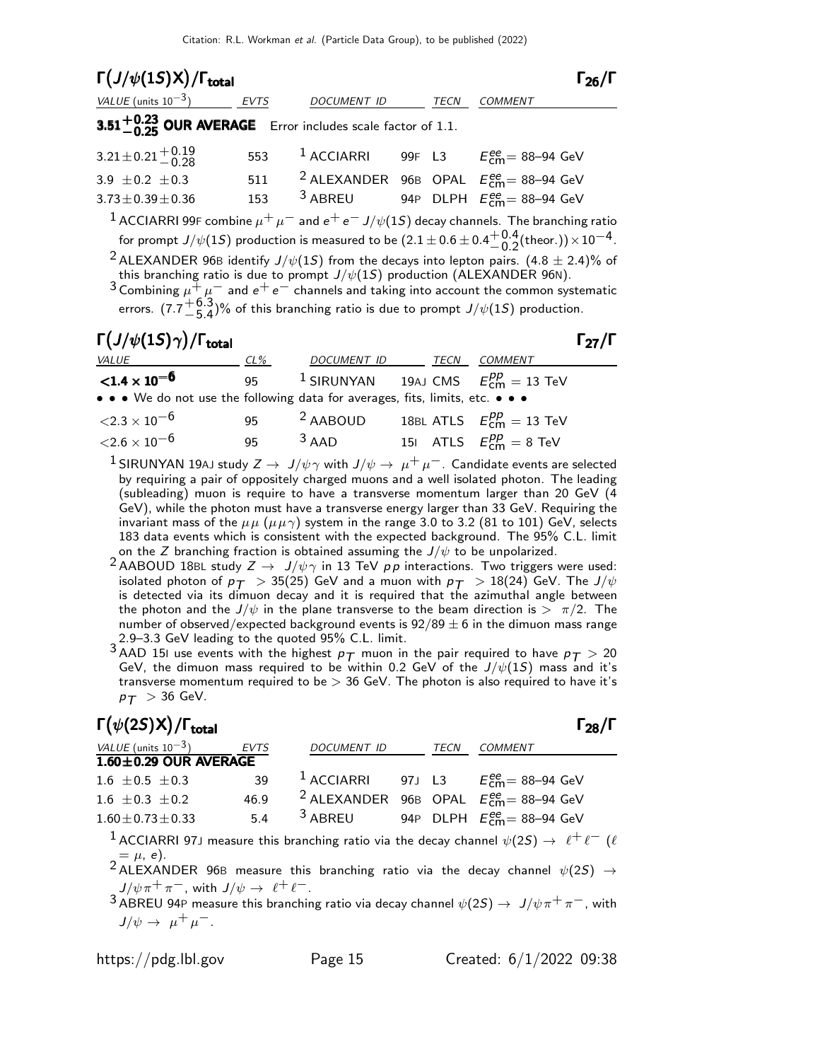## $\Gamma(J/\psi(1S)X)/\Gamma_{total}$ — $\Gamma_{26}/\Gamma$

| VALUE (units $10^{-3}$) | EVTS | DOCUMENT ID | | TECN | COMMENT |
|---|---|---|---|---|---|
| $3.51^{+0.23}_{-0.25}$ **OUR AVERAGE** | Error includes scale factor of 1.1. | | | | |
| $3.21\pm0.21^{+0.19}_{-0.28}$ | 553 | [1] ACCIARRI | 99F | L3 | $E^{ee}_{cm}$= 88–94 GeV |
| $3.9\ \pm0.2\ \pm0.3$ | 511 | [2] ALEXANDER | 96B | OPAL | $E^{ee}_{cm}$= 88–94 GeV |
| $3.73\pm0.39\pm0.36$ | 153 | [3] ABREU | 94P | DLPH | $E^{ee}_{cm}$= 88–94 GeV |

[1] ACCIARRI 99F combine $\mu^+\mu^-$ and $e^+e^-$ $J/\psi(1S)$ decay channels. The branching ratio for prompt $J/\psi(1S)$ production is measured to be $(2.1\pm0.6\pm0.4^{+0.4}_{-0.2}(\text{theor.}))\times10^{-4}$.

[2] ALEXANDER 96B identify $J/\psi(1S)$ from the decays into lepton pairs. $(4.8\pm2.4)\%$ of this branching ratio is due to prompt $J/\psi(1S)$ production (ALEXANDER 96N).

[3] Combining $\mu^+\mu^-$ and $e^+e^-$ channels and taking into account the common systematic errors. $(7.7^{+6.3}_{-5.4})\%$ of this branching ratio is due to prompt $J/\psi(1S)$ production.

## $\Gamma(J/\psi(1S)\gamma)/\Gamma_{total}$ — $\Gamma_{27}/\Gamma$

| VALUE | CL% | DOCUMENT ID | | TECN | COMMENT |
|---|---|---|---|---|---|
| $<1.4\times10^{-6}$ | 95 | [1] SIRUNYAN | 19AJ | CMS | $E^{pp}_{cm}$ = 13 TeV |
| • • • We do not use the following data for averages, fits, limits, etc. • • • | | | | | |
| $<2.3\times10^{-6}$ | 95 | [2] AABOUD | 18BL | ATLS | $E^{pp}_{cm}$ = 13 TeV |
| $<2.6\times10^{-6}$ | 95 | [3] AAD | 15I | ATLS | $E^{pp}_{cm}$ = 8 TeV |

[1] SIRUNYAN 19AJ study $Z\to J/\psi\gamma$ with $J/\psi\to\mu^+\mu^-$. Candidate events are selected by requiring a pair of oppositely charged muons and a well isolated photon. The leading (subleading) muon is require to have a transverse momentum larger than 20 GeV (4 GeV), while the photon must have a transverse energy larger than 33 GeV. Requiring the invariant mass of the $\mu\mu$ ($\mu\mu\gamma$) system in the range 3.0 to 3.2 (81 to 101) GeV, selects 183 data events which is consistent with the expected background. The 95% C.L. limit on the $Z$ branching fraction is obtained assuming the $J/\psi$ to be unpolarized.

[2] AABOUD 18BL study $Z\to J/\psi\gamma$ in 13 TeV $pp$ interactions. Two triggers were used: isolated photon of $p_T$ > 35(25) GeV and a muon with $p_T$ > 18(24) GeV. The $J/\psi$ is detected via its dimuon decay and it is required that the azimuthal angle between the photon and the $J/\psi$ in the plane transverse to the beam direction is > $\pi/2$. The number of observed/expected background events is $92/89\pm6$ in the dimuon mass range 2.9–3.3 GeV leading to the quoted 95% C.L. limit.

[3] AAD 15I use events with the highest $p_T$ muon in the pair required to have $p_T$ > 20 GeV, the dimuon mass required to be within 0.2 GeV of the $J/\psi(1S)$ mass and it's transverse momentum required to be > 36 GeV. The photon is also required to have it's $p_T$ > 36 GeV.

## $\Gamma(\psi(2S)X)/\Gamma_{total}$ — $\Gamma_{28}/\Gamma$

| VALUE (units $10^{-3}$) | EVTS | DOCUMENT ID | | TECN | COMMENT |
|---|---|---|---|---|---|
| **1.60±0.29 OUR AVERAGE** | | | | | |
| $1.6\ \pm0.5\ \pm0.3$ | 39 | [1] ACCIARRI | 97J | L3 | $E^{ee}_{cm}$= 88–94 GeV |
| $1.6\ \pm0.3\ \pm0.2$ | 46.9 | [2] ALEXANDER | 96B | OPAL | $E^{ee}_{cm}$= 88–94 GeV |
| $1.60\pm0.73\pm0.33$ | 5.4 | [3] ABREU | 94P | DLPH | $E^{ee}_{cm}$= 88–94 GeV |

[1] ACCIARRI 97J measure this branching ratio via the decay channel $\psi(2S)\to\ell^+\ell^-$ ($\ell=\mu$, $e$).

[2] ALEXANDER 96B measure this branching ratio via the decay channel $\psi(2S)\to J/\psi\pi^+\pi^-$, with $J/\psi\to\ell^+\ell^-$.

[3] ABREU 94P measure this branching ratio via decay channel $\psi(2S)\to J/\psi\pi^+\pi^-$, with $J/\psi\to\mu^+\mu^-$.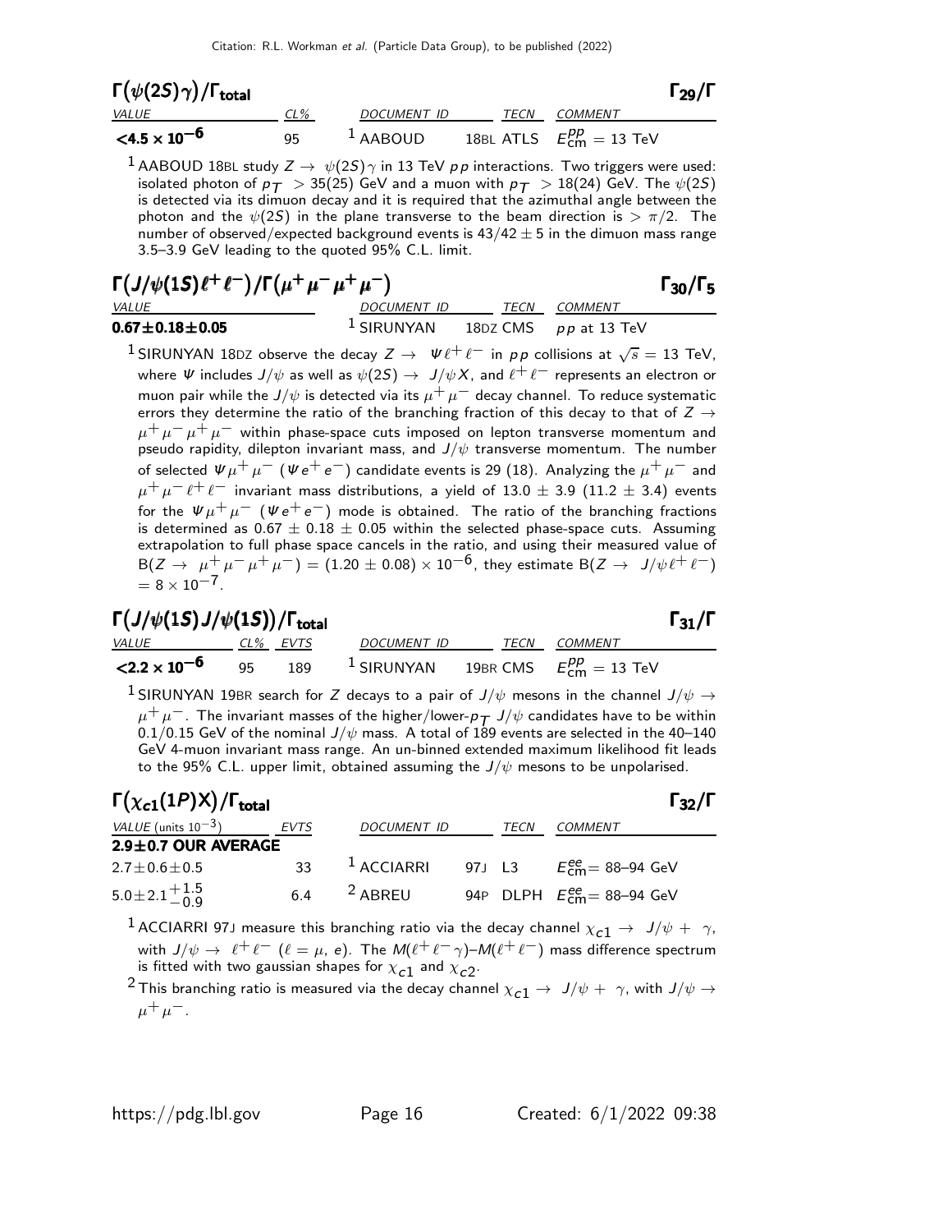### $\Gamma(\psi(2S)\gamma)/\Gamma_{\text{total}}$ $\Gamma_{29}/\Gamma$

| VALUE | CL% | DOCUMENT ID | TECN | COMMENT |
|---|---|---|---|---|
| $<4.5 \times 10^{-6}$ | 95 | [1] AABOUD | 18BL ATLS | $E^{pp}_{\text{cm}} = 13$ TeV |

[1] AABOUD 18BL study $Z \to \psi(2S)\gamma$ in 13 TeV $pp$ interactions. Two triggers were used: isolated photon of $p_T > 35(25)$ GeV and a muon with $p_T > 18(24)$ GeV. The $\psi(2S)$ is detected via its dimuon decay and it is required that the azimuthal angle between the photon and the $\psi(2S)$ in the plane transverse to the beam direction is $> \pi/2$. The number of observed/expected background events is $43/42 \pm 5$ in the dimuon mass range 3.5–3.9 GeV leading to the quoted 95% C.L. limit.

### $\Gamma(J/\psi(1S)\ell^+\ell^-)/\Gamma(\mu^+\mu^-\mu^+\mu^-)$ $\Gamma_{30}/\Gamma_5$

| VALUE | DOCUMENT ID | TECN | COMMENT |
|---|---|---|---|
| $0.67\pm0.18\pm0.05$ | [1] SIRUNYAN | 18DZ CMS | $pp$ at 13 TeV |

[1] SIRUNYAN 18DZ observe the decay $Z \to \Psi\ell^+\ell^-$ in $pp$ collisions at $\sqrt{s} = 13$ TeV, where $\Psi$ includes $J/\psi$ as well as $\psi(2S) \to J/\psi X$, and $\ell^+\ell^-$ represents an electron or muon pair while the $J/\psi$ is detected via its $\mu^+\mu^-$ decay channel. To reduce systematic errors they determine the ratio of the branching fraction of this decay to that of $Z \to \mu^+\mu^-\mu^+\mu^-$ within phase-space cuts imposed on lepton transverse momentum and pseudo rapidity, dilepton invariant mass, and $J/\psi$ transverse momentum. The number of selected $\Psi\mu^+\mu^-$ ($\Psi e^+e^-$) candidate events is 29 (18). Analyzing the $\mu^+\mu^-$ and $\mu^+\mu^-\ell^+\ell^-$ invariant mass distributions, a yield of $13.0 \pm 3.9$ ($11.2 \pm 3.4$) events for the $\Psi\mu^+\mu^-$ ($\Psi e^+e^-$) mode is obtained. The ratio of the branching fractions is determined as $0.67 \pm 0.18 \pm 0.05$ within the selected phase-space cuts. Assuming extrapolation to full phase space cancels in the ratio, and using their measured value of $B(Z \to \mu^+\mu^-\mu^+\mu^-) = (1.20 \pm 0.08) \times 10^{-6}$, they estimate $B(Z \to J/\psi\ell^+\ell^-) = 8 \times 10^{-7}$.

### $\Gamma(J/\psi(1S)J/\psi(1S))/\Gamma_{\text{total}}$ $\Gamma_{31}/\Gamma$

| VALUE | CL% | EVTS | DOCUMENT ID | TECN | COMMENT |
|---|---|---|---|---|---|
| $<2.2 \times 10^{-6}$ | 95 | 189 | [1] SIRUNYAN | 19BR CMS | $E^{pp}_{\text{cm}} = 13$ TeV |

[1] SIRUNYAN 19BR search for $Z$ decays to a pair of $J/\psi$ mesons in the channel $J/\psi \to \mu^+\mu^-$. The invariant masses of the higher/lower-$p_T$ $J/\psi$ candidates have to be within 0.1/0.15 GeV of the nominal $J/\psi$ mass. A total of 189 events are selected in the 40–140 GeV 4-muon invariant mass range. An un-binned extended maximum likelihood fit leads to the 95% C.L. upper limit, obtained assuming the $J/\psi$ mesons to be unpolarised.

### $\Gamma(\chi_{c1}(1P)X)/\Gamma_{\text{total}}$ $\Gamma_{32}/\Gamma$

| VALUE (units $10^{-3}$) | EVTS | DOCUMENT ID | TECN | COMMENT |
|---|---|---|---|---|
| **2.9±0.7 OUR AVERAGE** | | | | |
| $2.7\pm0.6\pm0.5$ | 33 | [1] ACCIARRI | 97J L3 | $E^{ee}_{\text{cm}}$= 88–94 GeV |
| $5.0\pm2.1^{+1.5}_{-0.9}$ | 6.4 | [2] ABREU | 94P DLPH | $E^{ee}_{\text{cm}}$= 88–94 GeV |

[1] ACCIARRI 97J measure this branching ratio via the decay channel $\chi_{c1} \to J/\psi + \gamma$, with $J/\psi \to \ell^+\ell^-$ ($\ell = \mu$, $e$). The $M(\ell^+\ell^-\gamma)$–$M(\ell^+\ell^-)$ mass difference spectrum is fitted with two gaussian shapes for $\chi_{c1}$ and $\chi_{c2}$.

[2] This branching ratio is measured via the decay channel $\chi_{c1} \to J/\psi + \gamma$, with $J/\psi \to \mu^+\mu^-$.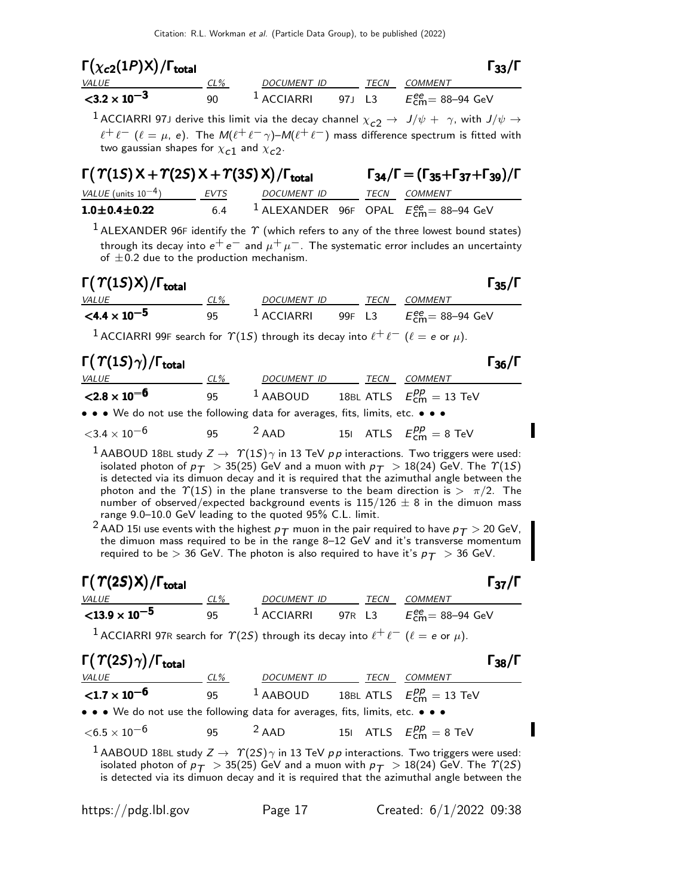### $\Gamma(\chi_{c2}(1P)X)/\Gamma_{\text{total}}$ $\Gamma_{33}/\Gamma$

| VALUE | CL% | DOCUMENT ID | | TECN | COMMENT |
|---|---|---|---|---|---|
| **$<3.2 \times 10^{-3}$** | 90 | [1] ACCIARRI | 97J | L3 | $E^{ee}_{\text{cm}}$= 88–94 GeV |

[1] ACCIARRI 97J derive this limit via the decay channel $\chi_{c2} \rightarrow J/\psi + \gamma$, with $J/\psi \rightarrow \ell^+\ell^-$ ($\ell = \mu$, $e$). The $M(\ell^+\ell^-\gamma)$–$M(\ell^+\ell^-)$ mass difference spectrum is fitted with two gaussian shapes for $\chi_{c1}$ and $\chi_{c2}$.

### $\Gamma(\Upsilon(1S)X+\Upsilon(2S)X+\Upsilon(3S)X)/\Gamma_{\text{total}}$ $\Gamma_{34}/\Gamma = (\Gamma_{35}+\Gamma_{37}+\Gamma_{39})/\Gamma$

| VALUE (units $10^{-4}$) | EVTS | DOCUMENT ID | | TECN | COMMENT |
|---|---|---|---|---|---|
| **$1.0 \pm 0.4 \pm 0.22$** | 6.4 | [1] ALEXANDER | 96F | OPAL | $E^{ee}_{\text{cm}}$= 88–94 GeV |

[1] ALEXANDER 96F identify the $\Upsilon$ (which refers to any of the three lowest bound states) through its decay into $e^+e^-$ and $\mu^+\mu^-$. The systematic error includes an uncertainty of $\pm 0.2$ due to the production mechanism.

### $\Gamma(\Upsilon(1S)X)/\Gamma_{\text{total}}$ $\Gamma_{35}/\Gamma$

| VALUE | CL% | DOCUMENT ID | | TECN | COMMENT |
|---|---|---|---|---|---|
| **$<4.4 \times 10^{-5}$** | 95 | [1] ACCIARRI | 99F | L3 | $E^{ee}_{\text{cm}}$= 88–94 GeV |

[1] ACCIARRI 99F search for $\Upsilon(1S)$ through its decay into $\ell^+\ell^-$ ($\ell = e$ or $\mu$).

### $\Gamma(\Upsilon(1S)\gamma)/\Gamma_{\text{total}}$ $\Gamma_{36}/\Gamma$

| VALUE | CL% | DOCUMENT ID | | TECN | COMMENT |
|---|---|---|---|---|---|
| **$<2.8 \times 10^{-6}$** | 95 | [1] AABOUD | 18BL | ATLS | $E^{pp}_{\text{cm}} = 13$ TeV |
| • • • We do not use the following data for averages, fits, limits, etc. • • • | | | | | |
| $<3.4 \times 10^{-6}$ | 95 | [2] AAD | 15I | ATLS | $E^{pp}_{\text{cm}} = 8$ TeV |

[1] AABOUD 18BL study $Z \rightarrow \Upsilon(1S)\gamma$ in 13 TeV $pp$ interactions. Two triggers were used: isolated photon of $p_T > 35(25)$ GeV and a muon with $p_T > 18(24)$ GeV. The $\Upsilon(1S)$ is detected via its dimuon decay and it is required that the azimuthal angle between the photon and the $\Upsilon(1S)$ in the plane transverse to the beam direction is $> \pi/2$. The number of observed/expected background events is $115/126 \pm 8$ in the dimuon mass range 9.0–10.0 GeV leading to the quoted 95% C.L. limit.

[2] AAD 15I use events with the highest $p_T$ muon in the pair required to have $p_T > 20$ GeV, the dimuon mass required to be in the range 8–12 GeV and it's transverse momentum required to be $> 36$ GeV. The photon is also required to have it's $p_T > 36$ GeV.

### $\Gamma(\Upsilon(2S)X)/\Gamma_{\text{total}}$ $\Gamma_{37}/\Gamma$

| VALUE | CL% | DOCUMENT ID | | TECN | COMMENT |
|---|---|---|---|---|---|
| **$<13.9 \times 10^{-5}$** | 95 | [1] ACCIARRI | 97R | L3 | $E^{ee}_{\text{cm}}$= 88–94 GeV |

[1] ACCIARRI 97R search for $\Upsilon(2S)$ through its decay into $\ell^+\ell^-$ ($\ell = e$ or $\mu$).

### $\Gamma(\Upsilon(2S)\gamma)/\Gamma_{\text{total}}$ $\Gamma_{38}/\Gamma$

| VALUE | CL% | DOCUMENT ID | | TECN | COMMENT |
|---|---|---|---|---|---|
| **$<1.7 \times 10^{-6}$** | 95 | [1] AABOUD | 18BL | ATLS | $E^{pp}_{\text{cm}} = 13$ TeV |
| • • • We do not use the following data for averages, fits, limits, etc. • • • | | | | | |
| $<6.5 \times 10^{-6}$ | 95 | [2] AAD | 15I | ATLS | $E^{pp}_{\text{cm}} = 8$ TeV |

[1] AABOUD 18BL study $Z \rightarrow \Upsilon(2S)\gamma$ in 13 TeV $pp$ interactions. Two triggers were used: isolated photon of $p_T > 35(25)$ GeV and a muon with $p_T > 18(24)$ GeV. The $\Upsilon(2S)$ is detected via its dimuon decay and it is required that the azimuthal angle between the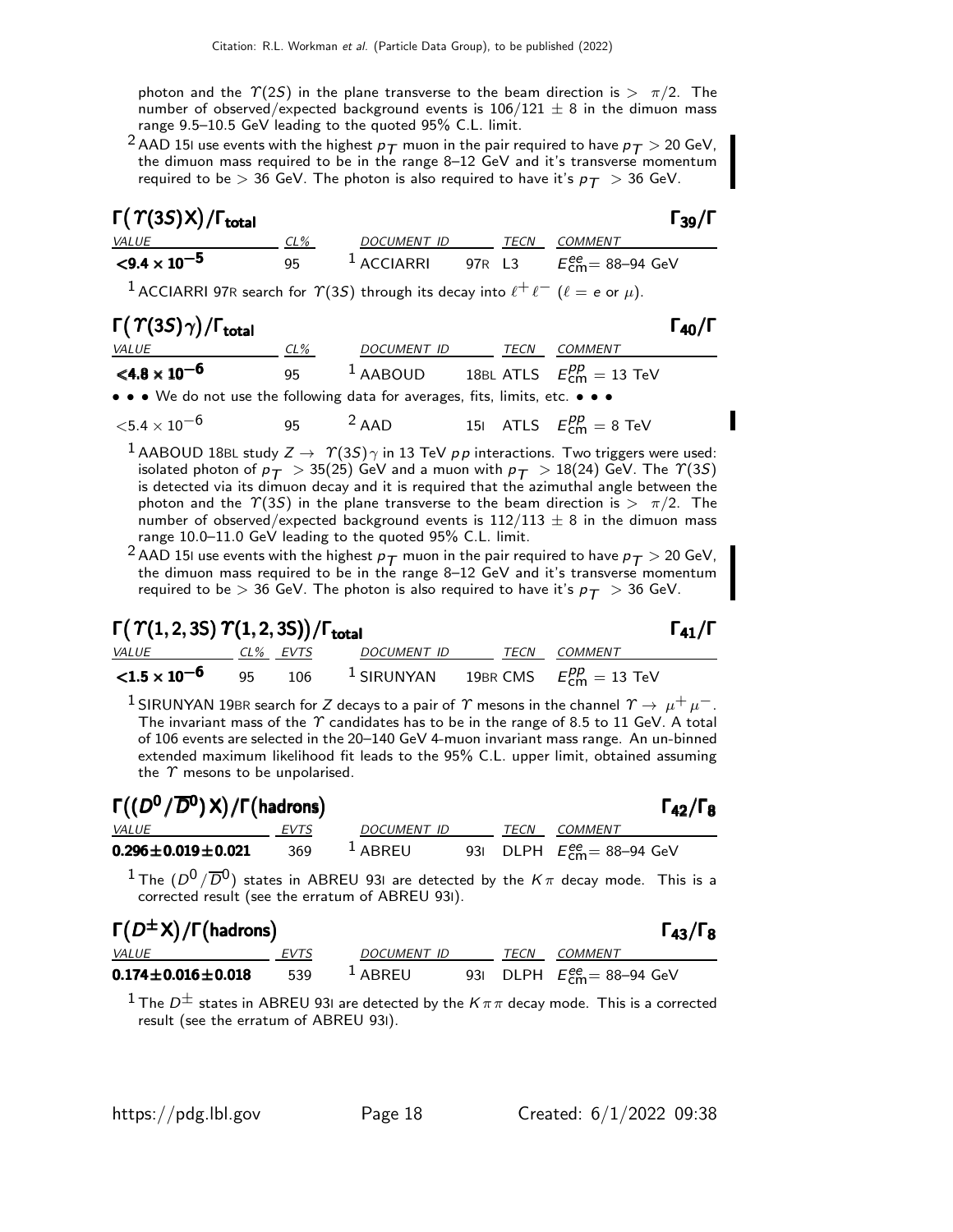photon and the $\Upsilon(2S)$ in the plane transverse to the beam direction is $> \pi/2$. The number of observed/expected background events is $106/121 \pm 8$ in the dimuon mass range 9.5–10.5 GeV leading to the quoted 95% C.L. limit.

[2] AAD 15I use events with the highest $p_T$ muon in the pair required to have $p_T > 20$ GeV, the dimuon mass required to be in the range 8–12 GeV and it's transverse momentum required to be $> 36$ GeV. The photon is also required to have it's $p_T > 36$ GeV.

## $\Gamma(\Upsilon(3S)X)/\Gamma_{total}$ — $\Gamma_{39}/\Gamma$

| VALUE | CL% | DOCUMENT ID | | TECN | COMMENT |
|---|---|---|---|---|---|
| $\mathbf{<9.4 \times 10^{-5}}$ | 95 | [1] ACCIARRI | 97R | L3 | $E^{ee}_{cm}$= 88–94 GeV |

[1] ACCIARRI 97R search for $\Upsilon(3S)$ through its decay into $\ell^+\ell^-$ ($\ell = e$ or $\mu$).

## $\Gamma(\Upsilon(3S)\gamma)/\Gamma_{total}$ — $\Gamma_{40}/\Gamma$

| VALUE | CL% | DOCUMENT ID | | TECN | COMMENT |
|---|---|---|---|---|---|
| $\mathbf{<4.8 \times 10^{-6}}$ | 95 | [1] AABOUD | 18BL | ATLS | $E^{pp}_{cm}$ = 13 TeV |
| • • • We do not use the following data for averages, fits, limits, etc. • • • | | | | | |
| $<5.4 \times 10^{-6}$ | 95 | [2] AAD | 15I | ATLS | $E^{pp}_{cm}$ = 8 TeV |

[1] AABOUD 18BL study $Z \to \Upsilon(3S)\gamma$ in 13 TeV $pp$ interactions. Two triggers were used: isolated photon of $p_T > 35(25)$ GeV and a muon with $p_T > 18(24)$ GeV. The $\Upsilon(3S)$ is detected via its dimuon decay and it is required that the azimuthal angle between the photon and the $\Upsilon(3S)$ in the plane transverse to the beam direction is $> \pi/2$. The number of observed/expected background events is $112/113 \pm 8$ in the dimuon mass range 10.0–11.0 GeV leading to the quoted 95% C.L. limit.

[2] AAD 15I use events with the highest $p_T$ muon in the pair required to have $p_T > 20$ GeV, the dimuon mass required to be in the range 8–12 GeV and it's transverse momentum required to be $> 36$ GeV. The photon is also required to have it's $p_T > 36$ GeV.

## $\Gamma(\Upsilon(1,2,3S)\Upsilon(1,2,3S))/\Gamma_{total}$ — $\Gamma_{41}/\Gamma$

| VALUE | CL% | EVTS | DOCUMENT ID | | TECN | COMMENT |
|---|---|---|---|---|---|---|
| $\mathbf{<1.5 \times 10^{-6}}$ | 95 | 106 | [1] SIRUNYAN | 19BR | CMS | $E^{pp}_{cm}$ = 13 TeV |

[1] SIRUNYAN 19BR search for $Z$ decays to a pair of $\Upsilon$ mesons in the channel $\Upsilon \to \mu^+\mu^-$. The invariant mass of the $\Upsilon$ candidates has to be in the range of 8.5 to 11 GeV. A total of 106 events are selected in the 20–140 GeV 4-muon invariant mass range. An un-binned extended maximum likelihood fit leads to the 95% C.L. upper limit, obtained assuming the $\Upsilon$ mesons to be unpolarised.

## $\Gamma((D^0/\overline{D}^0)X)/\Gamma(\text{hadrons})$ — $\Gamma_{42}/\Gamma_8$

| VALUE | EVTS | DOCUMENT ID | | TECN | COMMENT |
|---|---|---|---|---|---|
| $\mathbf{0.296 \pm 0.019 \pm 0.021}$ | 369 | [1] ABREU | 93I | DLPH | $E^{ee}_{cm}$= 88–94 GeV |

[1] The $(D^0/\overline{D}^0)$ states in ABREU 93I are detected by the $K\pi$ decay mode. This is a corrected result (see the erratum of ABREU 93I).

## $\Gamma(D^{\pm}X)/\Gamma(\text{hadrons})$ — $\Gamma_{43}/\Gamma_8$

| VALUE | EVTS | DOCUMENT ID | | TECN | COMMENT |
|---|---|---|---|---|---|
| $\mathbf{0.174 \pm 0.016 \pm 0.018}$ | 539 | [1] ABREU | 93I | DLPH | $E^{ee}_{cm}$= 88–94 GeV |

[1] The $D^{\pm}$ states in ABREU 93I are detected by the $K\pi\pi$ decay mode. This is a corrected result (see the erratum of ABREU 93I).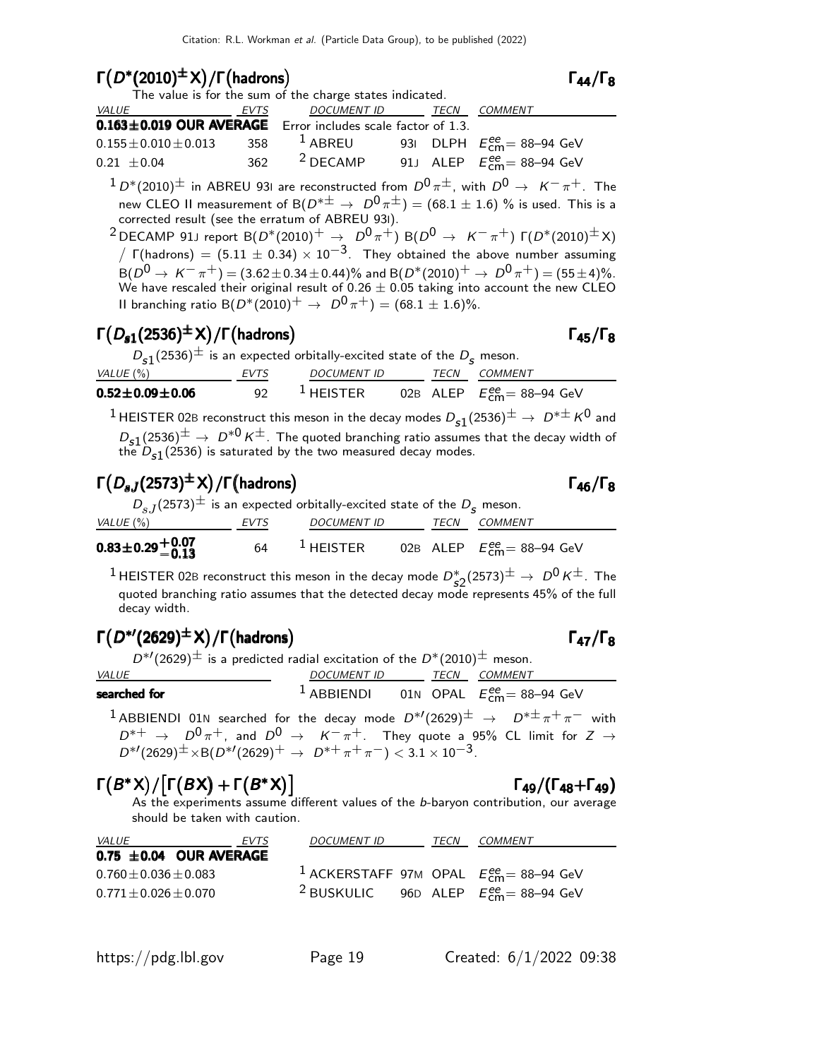## $\Gamma(D^*(2010)^{\pm}X)/\Gamma(\text{hadrons})$ $\Gamma_{44}/\Gamma_8$

The value is for the sum of the charge states indicated.

| VALUE | EVTS | DOCUMENT ID | TECN | COMMENT |
|---|---|---|---|---|
| **0.163±0.019 OUR AVERAGE** | Error includes scale factor of 1.3. | | | |
| $0.155 \pm 0.010 \pm 0.013$ | 358 | [1] ABREU 93I | DLPH | $E^{ee}_{cm}$= 88–94 GeV |
| $0.21 \pm 0.04$ | 362 | [2] DECAMP 91J | ALEP | $E^{ee}_{cm}$= 88–94 GeV |

[1] $D^*(2010)^{\pm}$ in ABREU 93I are reconstructed from $D^0\pi^{\pm}$, with $D^0 \rightarrow K^-\pi^+$. The new CLEO II measurement of $B(D^{*\pm} \rightarrow D^0\pi^{\pm}) = (68.1 \pm 1.6)$ % is used. This is a corrected result (see the erratum of ABREU 93I).

[2] DECAMP 91J report $B(D^*(2010)^+ \rightarrow D^0\pi^+)$ $B(D^0 \rightarrow K^-\pi^+)$ $\Gamma(D^*(2010)^{\pm}X)$ / $\Gamma(\text{hadrons}) = (5.11 \pm 0.34) \times 10^{-3}$. They obtained the above number assuming $B(D^0 \rightarrow K^-\pi^+) = (3.62 \pm 0.34 \pm 0.44)$% and $B(D^*(2010)^+ \rightarrow D^0\pi^+) = (55 \pm 4)$%. We have rescaled their original result of $0.26 \pm 0.05$ taking into account the new CLEO II branching ratio $B(D^*(2010)^+ \rightarrow D^0\pi^+) = (68.1 \pm 1.6)$%.

## $\Gamma(D_{s1}(2536)^{\pm}X)/\Gamma(\text{hadrons})$ $\Gamma_{45}/\Gamma_8$

$D_{s1}(2536)^{\pm}$ is an expected orbitally-excited state of the $D_s$ meson.

| VALUE (%) | EVTS | DOCUMENT ID | TECN | COMMENT |
|---|---|---|---|---|
| **$0.52 \pm 0.09 \pm 0.06$** | 92 | [1] HEISTER 02B | ALEP | $E^{ee}_{cm}$= 88–94 GeV |

[1] HEISTER 02B reconstruct this meson in the decay modes $D_{s1}(2536)^{\pm} \rightarrow D^{*\pm}K^0$ and $D_{s1}(2536)^{\pm} \rightarrow D^{*0}K^{\pm}$. The quoted branching ratio assumes that the decay width of the $D_{s1}(2536)$ is saturated by the two measured decay modes.

## $\Gamma(D_{sJ}(2573)^{\pm}X)/\Gamma(\text{hadrons})$ $\Gamma_{46}/\Gamma_8$

$D_{sJ}(2573)^{\pm}$ is an expected orbitally-excited state of the $D_s$ meson.

| VALUE (%) | EVTS | DOCUMENT ID | TECN | COMMENT |
|---|---|---|---|---|
| **$0.83 \pm 0.29^{+0.07}_{-0.13}$** | 64 | [1] HEISTER 02B | ALEP | $E^{ee}_{cm}$= 88–94 GeV |

[1] HEISTER 02B reconstruct this meson in the decay mode $D^*_{s2}(2573)^{\pm} \rightarrow D^0K^{\pm}$. The quoted branching ratio assumes that the detected decay mode represents 45% of the full decay width.

## $\Gamma(D^{*\prime}(2629)^{\pm}X)/\Gamma(\text{hadrons})$ $\Gamma_{47}/\Gamma_8$

$D^{*\prime}(2629)^{\pm}$ is a predicted radial excitation of the $D^*(2010)^{\pm}$ meson.

| VALUE | DOCUMENT ID | TECN | COMMENT |
|---|---|---|---|
| **searched for** | [1] ABBIENDI 01N | OPAL | $E^{ee}_{cm}$= 88–94 GeV |

[1] ABBIENDI 01N searched for the decay mode $D^{*\prime}(2629)^{\pm} \rightarrow D^{*\pm}\pi^+\pi^-$ with $D^{*+} \rightarrow D^0\pi^+$, and $D^0 \rightarrow K^-\pi^+$. They quote a 95% CL limit for $Z \rightarrow D^{*\prime}(2629)^{\pm} \times B(D^{*\prime}(2629)^+ \rightarrow D^{*+}\pi^+\pi^-) < 3.1 \times 10^{-3}$.

## $\Gamma(B^*X)/[\Gamma(BX)+\Gamma(B^*X)]$ $\Gamma_{49}/(\Gamma_{48}+\Gamma_{49})$

As the experiments assume different values of the $b$-baryon contribution, our average should be taken with caution.

| VALUE | EVTS | DOCUMENT ID | TECN | COMMENT |
|---|---|---|---|---|
| **0.75 ±0.04 OUR AVERAGE** | | | | |
| $0.760 \pm 0.036 \pm 0.083$ | | [1] ACKERSTAFF 97M | OPAL | $E^{ee}_{cm}$= 88–94 GeV |
| $0.771 \pm 0.026 \pm 0.070$ | | [2] BUSKULIC 96D | ALEP | $E^{ee}_{cm}$= 88–94 GeV |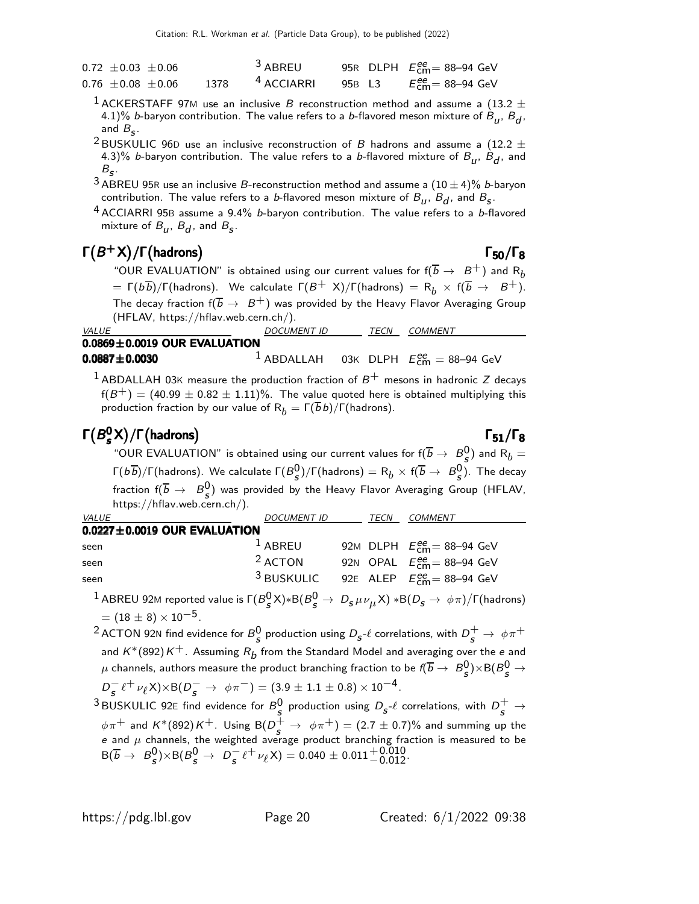| VALUE | EVTS | DOCUMENT ID | | TECN | COMMENT |
|---|---|---|---|---|---|
| $0.72 \pm 0.03 \pm 0.06$ | | [3] ABREU | 95R | DLPH | $E^{ee}_{cm}$= 88–94 GeV |
| $0.76 \pm 0.08 \pm 0.06$ | 1378 | [4] ACCIARRI | 95B | L3 | $E^{ee}_{cm}$= 88–94 GeV |

[1] ACKERSTAFF 97M use an inclusive $B$ reconstruction method and assume a (13.2 $\pm$ 4.1)% $b$-baryon contribution. The value refers to a $b$-flavored meson mixture of $B_u$, $B_d$, and $B_s$.

[2] BUSKULIC 96D use an inclusive reconstruction of $B$ hadrons and assume a (12.2 $\pm$ 4.3)% $b$-baryon contribution. The value refers to a $b$-flavored mixture of $B_u$, $B_d$, and $B_s$.

[3] ABREU 95R use an inclusive $B$-reconstruction method and assume a $(10 \pm 4)$% $b$-baryon contribution. The value refers to a $b$-flavored meson mixture of $B_u$, $B_d$, and $B_s$.

[4] ACCIARRI 95B assume a 9.4% $b$-baryon contribution. The value refers to a $b$-flavored mixture of $B_u$, $B_d$, and $B_s$.

## $\Gamma(B^+ X)/\Gamma(\text{hadrons})$ $\Gamma_{50}/\Gamma_8$

"OUR EVALUATION" is obtained using our current values for $f(\overline{b} \to B^+)$ and $R_b = \Gamma(b\overline{b})/\Gamma(\text{hadrons})$. We calculate $\Gamma(B^+ X)/\Gamma(\text{hadrons}) = R_b \times f(\overline{b} \to B^+)$. The decay fraction $f(\overline{b} \to B^+)$ was provided by the Heavy Flavor Averaging Group (HFLAV, https://hflav.web.cern.ch/).

| VALUE | DOCUMENT ID | | TECN | COMMENT |
|---|---|---|---|---|
| **0.0869 ± 0.0019 OUR EVALUATION** | | | | |
| **0.0887 ± 0.0030** | [1] ABDALLAH | 03K | DLPH | $E^{ee}_{cm}$ = 88–94 GeV |

[1] ABDALLAH 03K measure the production fraction of $B^+$ mesons in hadronic $Z$ decays $f(B^+) = (40.99 \pm 0.82 \pm 1.11)$%. The value quoted here is obtained multiplying this production fraction by our value of $R_b = \Gamma(\overline{b}b)/\Gamma(\text{hadrons})$.

## $\Gamma(B^0_s X)/\Gamma(\text{hadrons})$ $\Gamma_{51}/\Gamma_8$

"OUR EVALUATION" is obtained using our current values for $f(\overline{b} \to B^0_s)$ and $R_b = \Gamma(b\overline{b})/\Gamma(\text{hadrons})$. We calculate $\Gamma(B^0_s)/\Gamma(\text{hadrons}) = R_b \times f(\overline{b} \to B^0_s)$. The decay fraction $f(\overline{b} \to B^0_s)$ was provided by the Heavy Flavor Averaging Group (HFLAV, https://hflav.web.cern.ch/).

| VALUE | DOCUMENT ID | | TECN | COMMENT |
|---|---|---|---|---|
| **0.0227 ± 0.0019 OUR EVALUATION** | | | | |
| seen | [1] ABREU | 92M | DLPH | $E^{ee}_{cm}$= 88–94 GeV |
| seen | [2] ACTON | 92N | OPAL | $E^{ee}_{cm}$= 88–94 GeV |
| seen | [3] BUSKULIC | 92E | ALEP | $E^{ee}_{cm}$= 88–94 GeV |

[1] ABREU 92M reported value is $\Gamma(B^0_s X) * B(B^0_s \to D_s \mu \nu_\mu X) * B(D_s \to \phi\pi)/\Gamma(\text{hadrons}) = (18 \pm 8) \times 10^{-5}$.

[2] ACTON 92N find evidence for $B^0_s$ production using $D_s$-$\ell$ correlations, with $D^+_s \to \phi\pi^+$ and $K^*(892)K^+$. Assuming $R_b$ from the Standard Model and averaging over the $e$ and $\mu$ channels, authors measure the product branching fraction to be $f(\overline{b} \to B^0_s) \times B(B^0_s \to D^-_s \ell^+ \nu_\ell X) \times B(D^-_s \to \phi\pi^-) = (3.9 \pm 1.1 \pm 0.8) \times 10^{-4}$.

[3] BUSKULIC 92E find evidence for $B^0_s$ production using $D_s$-$\ell$ correlations, with $D^+_s \to \phi\pi^+$ and $K^*(892)K^+$. Using $B(D^+_s \to \phi\pi^+) = (2.7 \pm 0.7)$% and summing up the $e$ and $\mu$ channels, the weighted average product branching fraction is measured to be $B(\overline{b} \to B^0_s) \times B(B^0_s \to D^-_s \ell^+ \nu_\ell X) = 0.040 \pm 0.011^{+0.010}_{-0.012}$.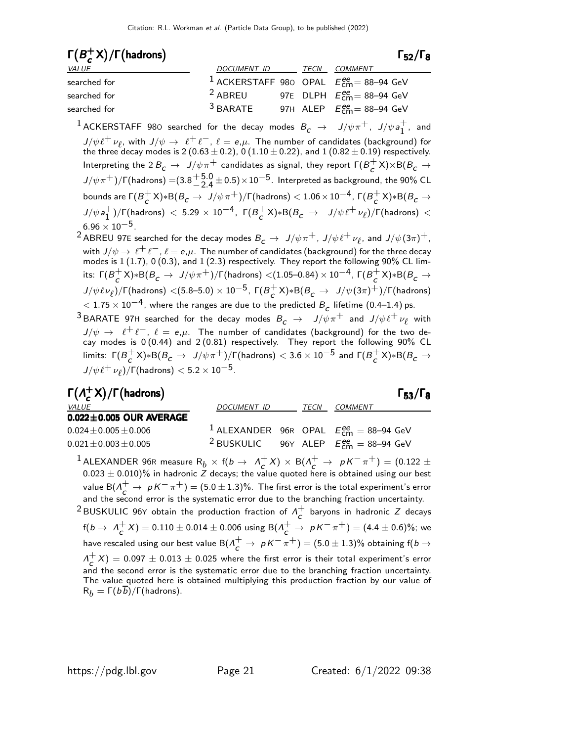### $\Gamma(B_c^+ X)/\Gamma(\text{hadrons})$ $\Gamma_{52}/\Gamma_8$

| VALUE | DOCUMENT ID | TECN | COMMENT |
|---|---|---|---|
| searched for | [1] ACKERSTAFF 98O | OPAL | $E^{ee}_{cm}$= 88–94 GeV |
| searched for | [2] ABREU 97E | DLPH | $E^{ee}_{cm}$= 88–94 GeV |
| searched for | [3] BARATE 97H | ALEP | $E^{ee}_{cm}$= 88–94 GeV |

[1] ACKERSTAFF 98O searched for the decay modes $B_c \rightarrow J/\psi\pi^+$, $J/\psi a_1^+$, and $J/\psi\ell^+\nu_\ell$, with $J/\psi \rightarrow \ell^+\ell^-$, $\ell = e,\mu$. The number of candidates (background) for the three decay modes is 2 ($0.63 \pm 0.2$), 0 ($1.10 \pm 0.22$), and 1 ($0.82 \pm 0.19$) respectively. Interpreting the 2 $B_c \rightarrow J/\psi\pi^+$ candidates as signal, they report $\Gamma(B_c^+ X)\times B(B_c \rightarrow J/\psi\pi^+)/\Gamma(\text{hadrons}) = (3.8^{+5.0}_{-2.4} \pm 0.5)\times 10^{-5}$. Interpreted as background, the 90% CL bounds are $\Gamma(B_c^+ X)*B(B_c \rightarrow J/\psi\pi^+)/\Gamma(\text{hadrons}) < 1.06\times 10^{-4}$, $\Gamma(B_c^+ X)*B(B_c \rightarrow J/\psi a_1^+)/\Gamma(\text{hadrons}) < 5.29 \times 10^{-4}$, $\Gamma(B_c^+ X)*B(B_c \rightarrow J/\psi\ell^+\nu_\ell)/\Gamma(\text{hadrons}) < 6.96 \times 10^{-5}$.

[2] ABREU 97E searched for the decay modes $B_c \rightarrow J/\psi\pi^+$, $J/\psi\ell^+\nu_\ell$, and $J/\psi(3\pi)^+$, with $J/\psi \rightarrow \ell^+\ell^-$, $\ell = e,\mu$. The number of candidates (background) for the three decay modes is 1 (1.7), 0 (0.3), and 1 (2.3) respectively. They report the following 90% CL limits: $\Gamma(B_c^+ X)*B(B_c \rightarrow J/\psi\pi^+)/\Gamma(\text{hadrons}) <(1.05\text{–}0.84) \times 10^{-4}$, $\Gamma(B_c^+ X)*B(B_c \rightarrow J/\psi\ell\nu_\ell)/\Gamma(\text{hadrons}) <(5.8\text{–}5.0) \times 10^{-5}$, $\Gamma(B_c^+ X)*B(B_c \rightarrow J/\psi(3\pi)^+)/\Gamma(\text{hadrons}) < 1.75 \times 10^{-4}$, where the ranges are due to the predicted $B_c$ lifetime (0.4–1.4) ps.

[3] BARATE 97H searched for the decay modes $B_c \rightarrow J/\psi\pi^+$ and $J/\psi\ell^+\nu_\ell$ with $J/\psi \rightarrow \ell^+\ell^-$, $\ell = e,\mu$. The number of candidates (background) for the two decay modes is 0 (0.44) and 2 (0.81) respectively. They report the following 90% CL limits: $\Gamma(B_c^+ X)*B(B_c \rightarrow J/\psi\pi^+)/\Gamma(\text{hadrons}) < 3.6 \times 10^{-5}$ and $\Gamma(B_c^+ X)*B(B_c \rightarrow J/\psi\ell^+\nu_\ell)/\Gamma(\text{hadrons}) < 5.2 \times 10^{-5}$.

### $\Gamma(\Lambda_c^+ X)/\Gamma(\text{hadrons})$ $\Gamma_{53}/\Gamma_8$

| VALUE | DOCUMENT ID | TECN | COMMENT |
|---|---|---|---|
| **0.022±0.005 OUR AVERAGE** | | | |
| $0.024 \pm 0.005 \pm 0.006$ | [1] ALEXANDER 96R | OPAL | $E^{ee}_{cm}$ = 88–94 GeV |
| $0.021 \pm 0.003 \pm 0.005$ | [2] BUSKULIC 96Y | ALEP | $E^{ee}_{cm}$ = 88–94 GeV |

[1] ALEXANDER 96R measure $R_b \times f(b \rightarrow \Lambda_c^+ X) \times B(\Lambda_c^+ \rightarrow pK^-\pi^+) = (0.122 \pm 0.023 \pm 0.010)\%$ in hadronic $Z$ decays; the value quoted here is obtained using our best value $B(\Lambda_c^+ \rightarrow pK^-\pi^+) = (5.0 \pm 1.3)\%$. The first error is the total experiment's error and the second error is the systematic error due to the branching fraction uncertainty.

[2] BUSKULIC 96Y obtain the production fraction of $\Lambda_c^+$ baryons in hadronic $Z$ decays $f(b \rightarrow \Lambda_c^+ X) = 0.110 \pm 0.014 \pm 0.006$ using $B(\Lambda_c^+ \rightarrow pK^-\pi^+) = (4.4 \pm 0.6)\%$; we have rescaled using our best value $B(\Lambda_c^+ \rightarrow pK^-\pi^+) = (5.0 \pm 1.3)\%$ obtaining $f(b \rightarrow \Lambda_c^+ X) = 0.097 \pm 0.013 \pm 0.025$ where the first error is their total experiment's error and the second error is the systematic error due to the branching fraction uncertainty. The value quoted here is obtained multiplying this production fraction by our value of $R_b = \Gamma(b\overline{b})/\Gamma(\text{hadrons})$.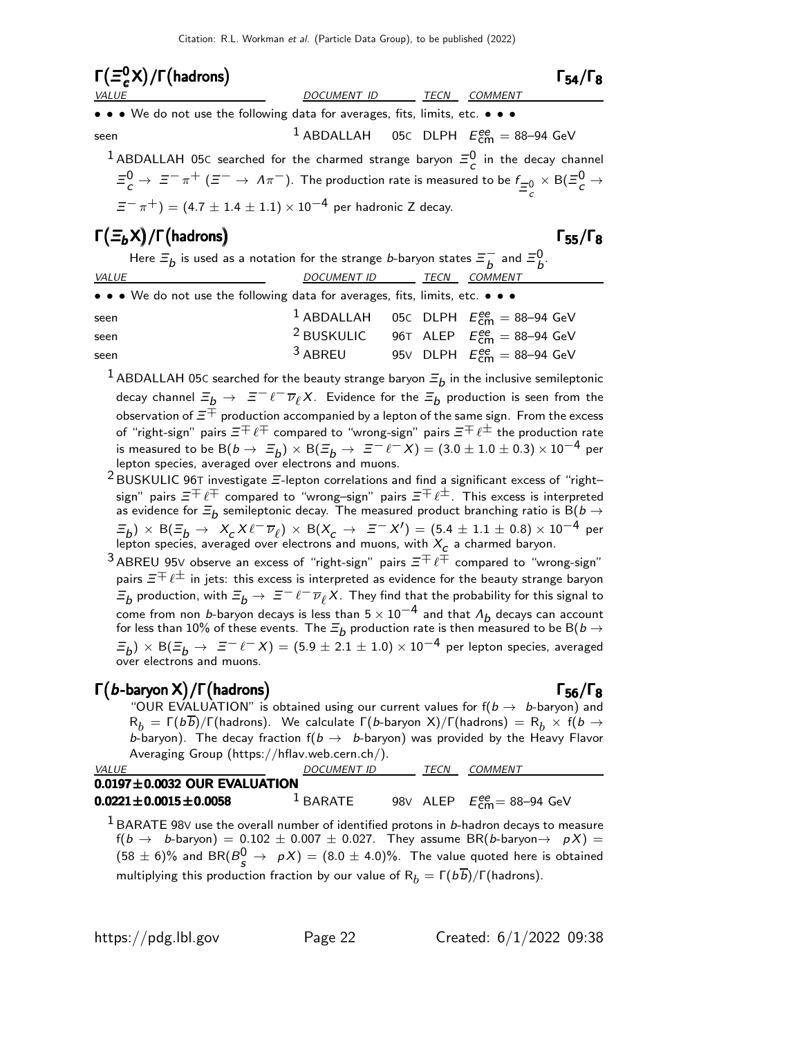### $\Gamma(\Xi_c^0 X)/\Gamma(\text{hadrons})$ $\Gamma_{54}/\Gamma_8$

| VALUE | DOCUMENT ID | TECN | COMMENT |
|---|---|---|---|
| • • • We do not use the following data for averages, fits, limits, etc. • • • | | | |
| seen | [1] ABDALLAH 05C | DLPH | $E^{ee}_{\rm cm}$ = 88–94 GeV |

[1] ABDALLAH 05C searched for the charmed strange baryon $\Xi_c^0$ in the decay channel $\Xi_c^0 \to \Xi^- \pi^+$ ($\Xi^- \to \Lambda \pi^-$). The production rate is measured to be $f_{\Xi_c^0} \times B(\Xi_c^0 \to \Xi^- \pi^+) = (4.7 \pm 1.4 \pm 1.1) \times 10^{-4}$ per hadronic Z decay.

### $\Gamma(\Xi_b X)/\Gamma(\text{hadrons})$ $\Gamma_{55}/\Gamma_8$

Here $\Xi_b$ is used as a notation for the strange $b$-baryon states $\Xi_b^-$ and $\Xi_b^0$.

| VALUE | DOCUMENT ID | TECN | COMMENT |
|---|---|---|---|
| • • • We do not use the following data for averages, fits, limits, etc. • • • | | | |
| seen | [1] ABDALLAH 05C | DLPH | $E^{ee}_{\rm cm}$ = 88–94 GeV |
| seen | [2] BUSKULIC 96T | ALEP | $E^{ee}_{\rm cm}$ = 88–94 GeV |
| seen | [3] ABREU 95V | DLPH | $E^{ee}_{\rm cm}$ = 88–94 GeV |

[1] ABDALLAH 05C searched for the beauty strange baryon $\Xi_b$ in the inclusive semileptonic decay channel $\Xi_b \to \Xi^- \ell^- \overline{\nu}_\ell X$. Evidence for the $\Xi_b$ production is seen from the observation of $\Xi^\mp$ production accompanied by a lepton of the same sign. From the excess of "right-sign" pairs $\Xi^\mp \ell^\mp$ compared to "wrong-sign" pairs $\Xi^\mp \ell^\pm$ the production rate is measured to be $B(b \to \Xi_b) \times B(\Xi_b \to \Xi^- \ell^- X) = (3.0 \pm 1.0 \pm 0.3) \times 10^{-4}$ per lepton species, averaged over electrons and muons.

[2] BUSKULIC 96T investigate $\Xi$-lepton correlations and find a significant excess of "right–sign" pairs $\Xi^\mp \ell^\mp$ compared to "wrong–sign" pairs $\Xi^\mp \ell^\pm$. This excess is interpreted as evidence for $\Xi_b$ semileptonic decay. The measured product branching ratio is $B(b \to \Xi_b) \times B(\Xi_b \to X_c X \ell^- \overline{\nu}_\ell) \times B(X_c \to \Xi^- X') = (5.4 \pm 1.1 \pm 0.8) \times 10^{-4}$ per lepton species, averaged over electrons and muons, with $X_c$ a charmed baryon.

[3] ABREU 95V observe an excess of "right-sign" pairs $\Xi^\mp \ell^\mp$ compared to "wrong-sign" pairs $\Xi^\mp \ell^\pm$ in jets: this excess is interpreted as evidence for the beauty strange baryon $\Xi_b$ production, with $\Xi_b \to \Xi^- \ell^- \overline{\nu}_\ell X$. They find that the probability for this signal to come from non $b$-baryon decays is less than $5 \times 10^{-4}$ and that $\Lambda_b$ decays can account for less than 10% of these events. The $\Xi_b$ production rate is then measured to be $B(b \to \Xi_b) \times B(\Xi_b \to \Xi^- \ell^- X) = (5.9 \pm 2.1 \pm 1.0) \times 10^{-4}$ per lepton species, averaged over electrons and muons.

### $\Gamma(b\text{-baryon } X)/\Gamma(\text{hadrons})$ $\Gamma_{56}/\Gamma_8$

"OUR EVALUATION" is obtained using our current values for $f(b \to b\text{-baryon})$ and $R_b = \Gamma(b\overline{b})/\Gamma(\text{hadrons})$. We calculate $\Gamma(b\text{-baryon } X)/\Gamma(\text{hadrons}) = R_b \times f(b \to b\text{-baryon})$. The decay fraction $f(b \to b\text{-baryon})$ was provided by the Heavy Flavor Averaging Group (https://hflav.web.cern.ch/).

| VALUE | DOCUMENT ID | TECN | COMMENT |
|---|---|---|---|
| **0.0197±0.0032 OUR EVALUATION** | | | |
| **0.0221±0.0015±0.0058** | [1] BARATE 98V | ALEP | $E^{ee}_{\rm cm}$ = 88–94 GeV |

[1] BARATE 98V use the overall number of identified protons in $b$-hadron decays to measure $f(b \to b\text{-baryon}) = 0.102 \pm 0.007 \pm 0.027$. They assume $BR(b\text{-baryon} \to pX) = (58 \pm 6)$% and $BR(B_s^0 \to pX) = (8.0 \pm 4.0)$%. The value quoted here is obtained multiplying this production fraction by our value of $R_b = \Gamma(b\overline{b})/\Gamma(\text{hadrons})$.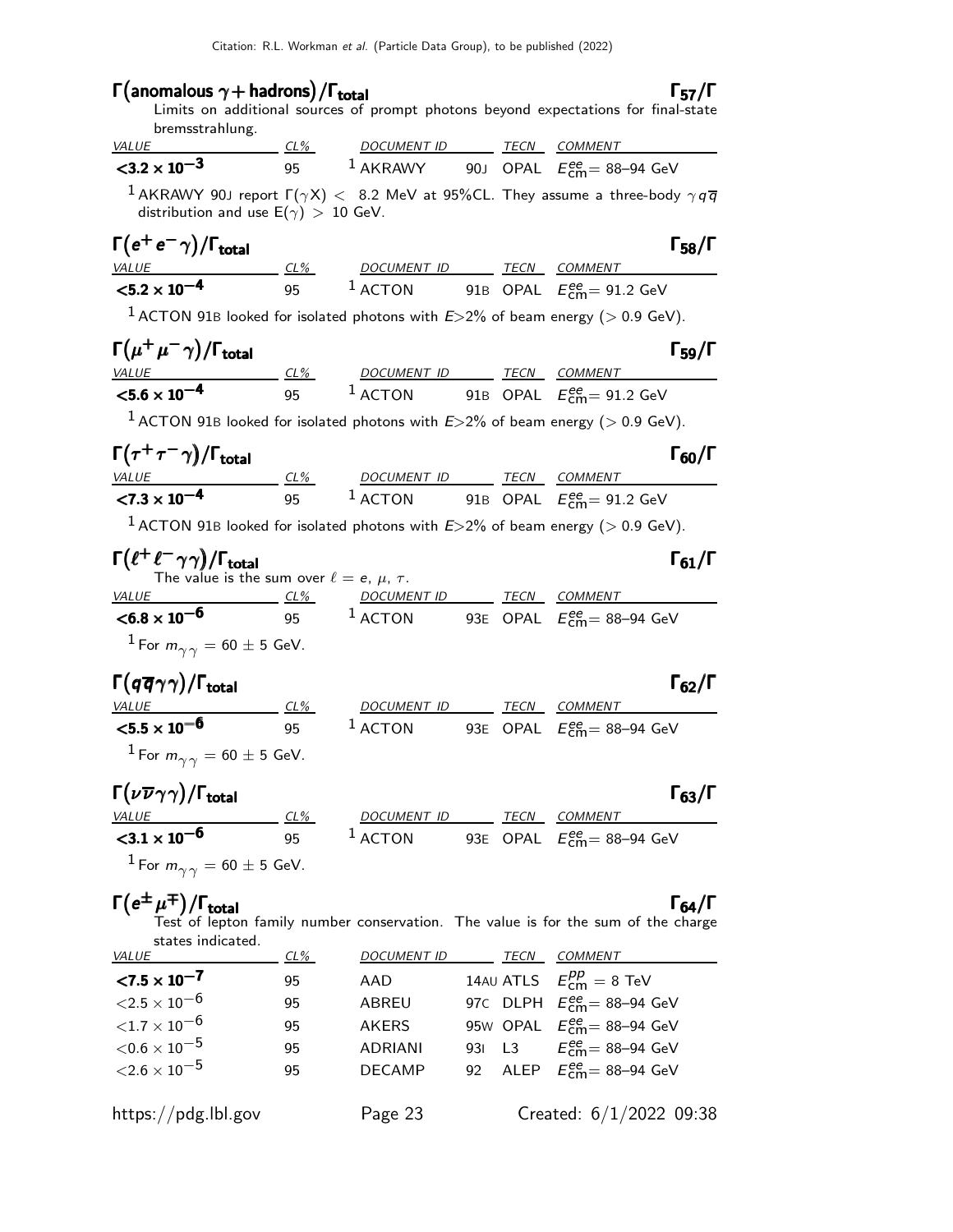## $\Gamma(\text{anomalous } \gamma + \text{hadrons})/\Gamma_{\text{total}}$ $\Gamma_{57}/\Gamma$

Limits on additional sources of prompt photons beyond expectations for final-state bremsstrahlung.

| VALUE | CL% | DOCUMENT ID | | TECN | COMMENT |
|---|---|---|---|---|---|
| **<3.2 × 10$^{-3}$** | 95 | [1] AKRAWY | 90J | OPAL | $E^{ee}_{\text{cm}}$= 88–94 GeV |

[1] AKRAWY 90J report $\Gamma(\gamma X) <$ 8.2 MeV at 95%CL. They assume a three-body $\gamma q \overline{q}$ distribution and use $E(\gamma) >$ 10 GeV.

## $\Gamma(e^+ e^- \gamma)/\Gamma_{\text{total}}$ $\Gamma_{58}/\Gamma$

| VALUE | CL% | DOCUMENT ID | | TECN | COMMENT |
|---|---|---|---|---|---|
| **<5.2 × 10$^{-4}$** | 95 | [1] ACTON | 91B | OPAL | $E^{ee}_{\text{cm}}$= 91.2 GeV |

[1] ACTON 91B looked for isolated photons with $E>$2% of beam energy ($>$ 0.9 GeV).

## $\Gamma(\mu^+ \mu^- \gamma)/\Gamma_{\text{total}}$ $\Gamma_{59}/\Gamma$

| VALUE | CL% | DOCUMENT ID | | TECN | COMMENT |
|---|---|---|---|---|---|
| **<5.6 × 10$^{-4}$** | 95 | [1] ACTON | 91B | OPAL | $E^{ee}_{\text{cm}}$= 91.2 GeV |

[1] ACTON 91B looked for isolated photons with $E>$2% of beam energy ($>$ 0.9 GeV).

## $\Gamma(\tau^+ \tau^- \gamma)/\Gamma_{\text{total}}$ $\Gamma_{60}/\Gamma$

| VALUE | CL% | DOCUMENT ID | | TECN | COMMENT |
|---|---|---|---|---|---|
| **<7.3 × 10$^{-4}$** | 95 | [1] ACTON | 91B | OPAL | $E^{ee}_{\text{cm}}$= 91.2 GeV |

[1] ACTON 91B looked for isolated photons with $E>$2% of beam energy ($>$ 0.9 GeV).

## $\Gamma(\ell^+ \ell^- \gamma\gamma)/\Gamma_{\text{total}}$ $\Gamma_{61}/\Gamma$

The value is the sum over $\ell = e, \mu, \tau$.

| VALUE | CL% | DOCUMENT ID | | TECN | COMMENT |
|---|---|---|---|---|---|
| **<6.8 × 10$^{-6}$** | 95 | [1] ACTON | 93E | OPAL | $E^{ee}_{\text{cm}}$= 88–94 GeV |

[1] For $m_{\gamma\gamma} = 60 \pm 5$ GeV.

## $\Gamma(q\overline{q}\gamma\gamma)/\Gamma_{\text{total}}$ $\Gamma_{62}/\Gamma$

| VALUE | CL% | DOCUMENT ID | | TECN | COMMENT |
|---|---|---|---|---|---|
| **<5.5 × 10$^{-6}$** | 95 | [1] ACTON | 93E | OPAL | $E^{ee}_{\text{cm}}$= 88–94 GeV |

[1] For $m_{\gamma\gamma} = 60 \pm 5$ GeV.

## $\Gamma(\nu\overline{\nu}\gamma\gamma)/\Gamma_{\text{total}}$ $\Gamma_{63}/\Gamma$

| VALUE | CL% | DOCUMENT ID | | TECN | COMMENT |
|---|---|---|---|---|---|
| **<3.1 × 10$^{-6}$** | 95 | [1] ACTON | 93E | OPAL | $E^{ee}_{\text{cm}}$= 88–94 GeV |

[1] For $m_{\gamma\gamma} = 60 \pm 5$ GeV.

## $\Gamma(e^\pm \mu^\mp)/\Gamma_{\text{total}}$ $\Gamma_{64}/\Gamma$

Test of lepton family number conservation. The value is for the sum of the charge states indicated.

| VALUE | CL% | DOCUMENT ID | | TECN | COMMENT |
|---|---|---|---|---|---|
| **<7.5 × 10$^{-7}$** | 95 | AAD | 14AU | ATLS | $E^{pp}_{\text{cm}}$ = 8 TeV |
| <2.5 × 10$^{-6}$ | 95 | ABREU | 97C | DLPH | $E^{ee}_{\text{cm}}$= 88–94 GeV |
| <1.7 × 10$^{-6}$ | 95 | AKERS | 95W | OPAL | $E^{ee}_{\text{cm}}$= 88–94 GeV |
| <0.6 × 10$^{-5}$ | 95 | ADRIANI | 93I | L3 | $E^{ee}_{\text{cm}}$= 88–94 GeV |
| <2.6 × 10$^{-5}$ | 95 | DECAMP | 92 | ALEP | $E^{ee}_{\text{cm}}$= 88–94 GeV |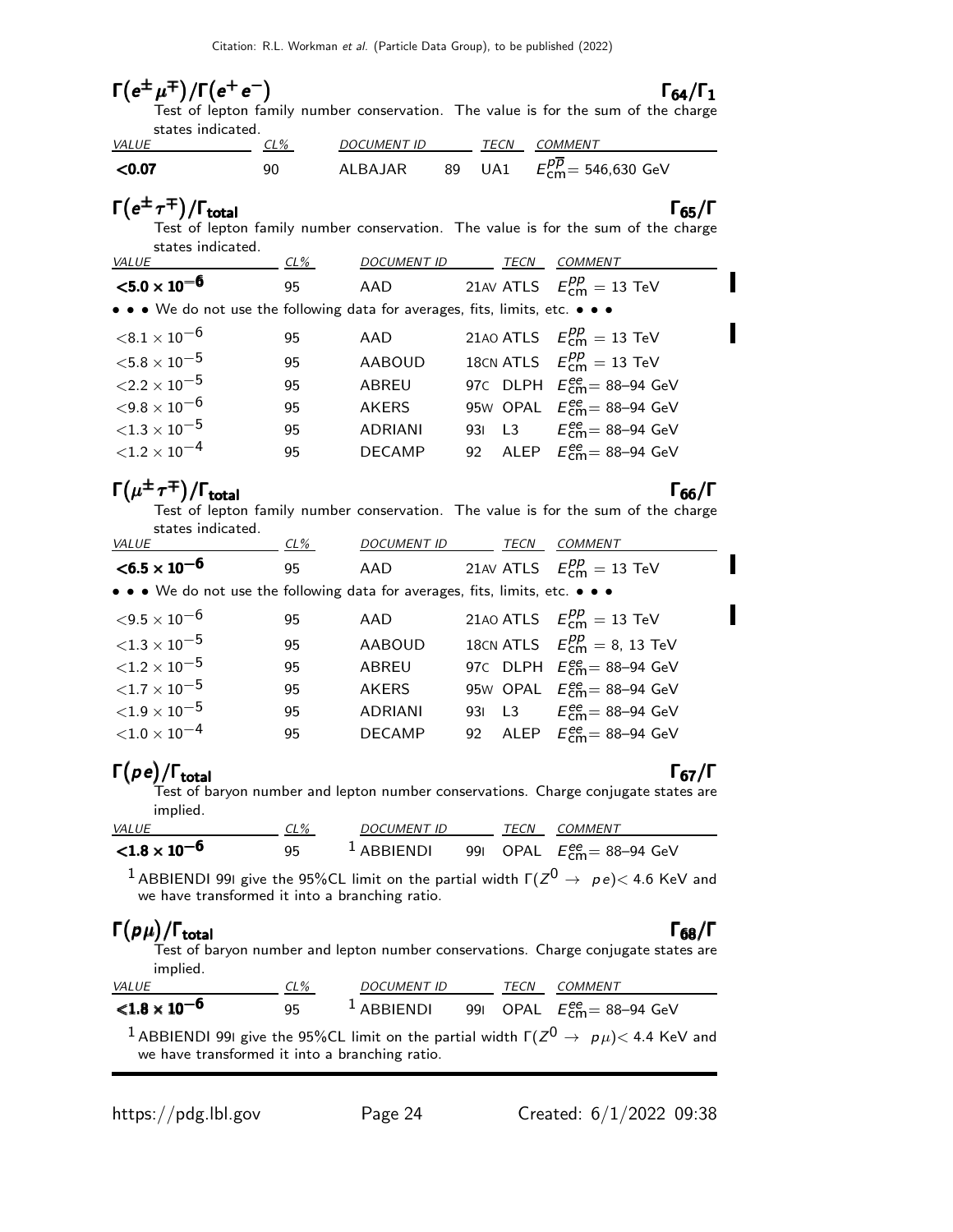## $\Gamma(e^{\pm}\mu^{\mp})/\Gamma(e^+e^-)$ — $\Gamma_{64}/\Gamma_1$

Test of lepton family number conservation. The value is for the sum of the charge states indicated.

| VALUE | CL% | DOCUMENT ID | | TECN | COMMENT |
|---|---|---|---|---|---|
| **<0.07** | 90 | ALBAJAR | 89 | UA1 | $E_{\rm cm}^{p\overline{p}}$= 546,630 GeV |

## $\Gamma(e^{\pm}\tau^{\mp})/\Gamma_{\rm total}$ — $\Gamma_{65}/\Gamma$

Test of lepton family number conservation. The value is for the sum of the charge states indicated.

| VALUE | CL% | DOCUMENT ID | | TECN | COMMENT |
|---|---|---|---|---|---|
| $\mathbf{<5.0 \times 10^{-6}}$ | 95 | AAD | 21AV | ATLS | $E_{\rm cm}^{pp}$ = 13 TeV |
| • • • We do not use the following data for averages, fits, limits, etc. • • • | | | | | |
| $<8.1 \times 10^{-6}$ | 95 | AAD | 21AO | ATLS | $E_{\rm cm}^{pp}$ = 13 TeV |
| $<5.8 \times 10^{-5}$ | 95 | AABOUD | 18CN | ATLS | $E_{\rm cm}^{pp}$ = 13 TeV |
| $<2.2 \times 10^{-5}$ | 95 | ABREU | 97C | DLPH | $E_{\rm cm}^{ee}$= 88–94 GeV |
| $<9.8 \times 10^{-6}$ | 95 | AKERS | 95W | OPAL | $E_{\rm cm}^{ee}$= 88–94 GeV |
| $<1.3 \times 10^{-5}$ | 95 | ADRIANI | 93I | L3 | $E_{\rm cm}^{ee}$= 88–94 GeV |
| $<1.2 \times 10^{-4}$ | 95 | DECAMP | 92 | ALEP | $E_{\rm cm}^{ee}$= 88–94 GeV |

## $\Gamma(\mu^{\pm}\tau^{\mp})/\Gamma_{\rm total}$ — $\Gamma_{66}/\Gamma$

Test of lepton family number conservation. The value is for the sum of the charge states indicated.

| VALUE | CL% | DOCUMENT ID | | TECN | COMMENT |
|---|---|---|---|---|---|
| $\mathbf{<6.5 \times 10^{-6}}$ | 95 | AAD | 21AV | ATLS | $E_{\rm cm}^{pp}$ = 13 TeV |
| • • • We do not use the following data for averages, fits, limits, etc. • • • | | | | | |
| $<9.5 \times 10^{-6}$ | 95 | AAD | 21AO | ATLS | $E_{\rm cm}^{pp}$ = 13 TeV |
| $<1.3 \times 10^{-5}$ | 95 | AABOUD | 18CN | ATLS | $E_{\rm cm}^{pp}$ = 8, 13 TeV |
| $<1.2 \times 10^{-5}$ | 95 | ABREU | 97C | DLPH | $E_{\rm cm}^{ee}$= 88–94 GeV |
| $<1.7 \times 10^{-5}$ | 95 | AKERS | 95W | OPAL | $E_{\rm cm}^{ee}$= 88–94 GeV |
| $<1.9 \times 10^{-5}$ | 95 | ADRIANI | 93I | L3 | $E_{\rm cm}^{ee}$= 88–94 GeV |
| $<1.0 \times 10^{-4}$ | 95 | DECAMP | 92 | ALEP | $E_{\rm cm}^{ee}$= 88–94 GeV |

## $\Gamma(pe)/\Gamma_{\rm total}$ — $\Gamma_{67}/\Gamma$

Test of baryon number and lepton number conservations. Charge conjugate states are implied.

| VALUE | CL% | DOCUMENT ID | | TECN | COMMENT |
|---|---|---|---|---|---|
| $\mathbf{<1.8 \times 10^{-6}}$ | 95 | [1] ABBIENDI | 99I | OPAL | $E_{\rm cm}^{ee}$= 88–94 GeV |

[1] ABBIENDI 99I give the 95%CL limit on the partial width $\Gamma(Z^0 \rightarrow pe)<$ 4.6 KeV and we have transformed it into a branching ratio.

## $\Gamma(p\mu)/\Gamma_{\rm total}$ — $\Gamma_{68}/\Gamma$

Test of baryon number and lepton number conservations. Charge conjugate states are implied.

| VALUE | CL% | DOCUMENT ID | | TECN | COMMENT |
|---|---|---|---|---|---|
| $\mathbf{<1.8 \times 10^{-6}}$ | 95 | [1] ABBIENDI | 99I | OPAL | $E_{\rm cm}^{ee}$= 88–94 GeV |

[1] ABBIENDI 99I give the 95%CL limit on the partial width $\Gamma(Z^0 \rightarrow p\mu)<$ 4.4 KeV and we have transformed it into a branching ratio.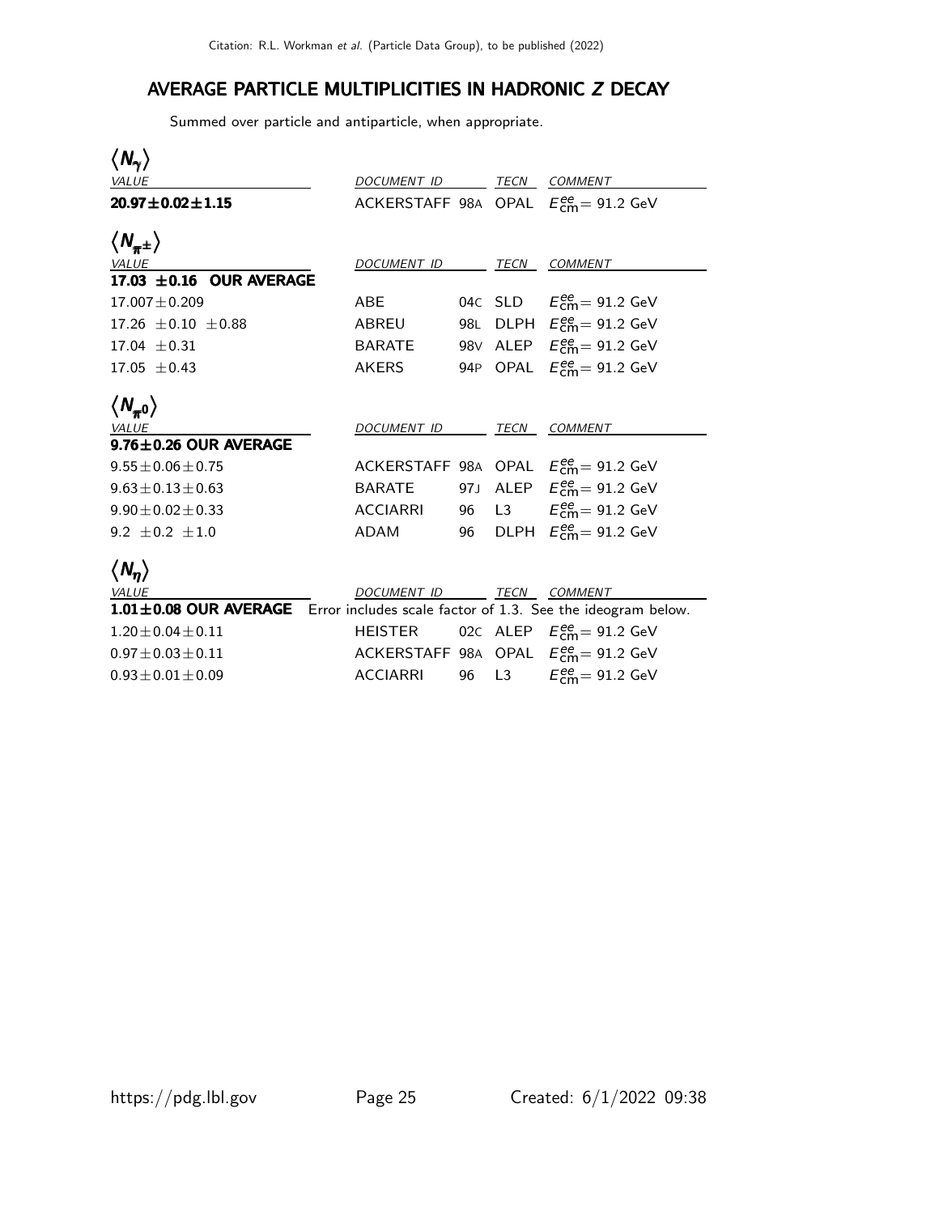## AVERAGE PARTICLE MULTIPLICITIES IN HADRONIC $Z$ DECAY

Summed over particle and antiparticle, when appropriate.

### $\langle N_\gamma \rangle$

| VALUE | DOCUMENT ID | | TECN | COMMENT |
|---|---|---|---|---|
| **20.97±0.02±1.15** | ACKERSTAFF | 98A | OPAL | $E^{ee}_{cm}$= 91.2 GeV |

### $\langle N_{\pi^\pm} \rangle$

| VALUE | DOCUMENT ID | | TECN | COMMENT |
|---|---|---|---|---|
| **17.03 ±0.16 OUR AVERAGE** | | | | |
| 17.007±0.209 | ABE | 04C | SLD | $E^{ee}_{cm}$= 91.2 GeV |
| 17.26 ±0.10 ±0.88 | ABREU | 98L | DLPH | $E^{ee}_{cm}$= 91.2 GeV |
| 17.04 ±0.31 | BARATE | 98V | ALEP | $E^{ee}_{cm}$= 91.2 GeV |
| 17.05 ±0.43 | AKERS | 94P | OPAL | $E^{ee}_{cm}$= 91.2 GeV |

### $\langle N_{\pi^0} \rangle$

| VALUE | DOCUMENT ID | | TECN | COMMENT |
|---|---|---|---|---|
| **9.76±0.26 OUR AVERAGE** | | | | |
| 9.55±0.06±0.75 | ACKERSTAFF | 98A | OPAL | $E^{ee}_{cm}$= 91.2 GeV |
| 9.63±0.13±0.63 | BARATE | 97J | ALEP | $E^{ee}_{cm}$= 91.2 GeV |
| 9.90±0.02±0.33 | ACCIARRI | 96 | L3 | $E^{ee}_{cm}$= 91.2 GeV |
| 9.2 ±0.2 ±1.0 | ADAM | 96 | DLPH | $E^{ee}_{cm}$= 91.2 GeV |

### $\langle N_\eta \rangle$

| VALUE | DOCUMENT ID | | TECN | COMMENT |
|---|---|---|---|---|
| **1.01±0.08 OUR AVERAGE** | Error includes scale factor of 1.3. See the ideogram below. | | | |
| 1.20±0.04±0.11 | HEISTER | 02C | ALEP | $E^{ee}_{cm}$= 91.2 GeV |
| 0.97±0.03±0.11 | ACKERSTAFF | 98A | OPAL | $E^{ee}_{cm}$= 91.2 GeV |
| 0.93±0.01±0.09 | ACCIARRI | 96 | L3 | $E^{ee}_{cm}$= 91.2 GeV |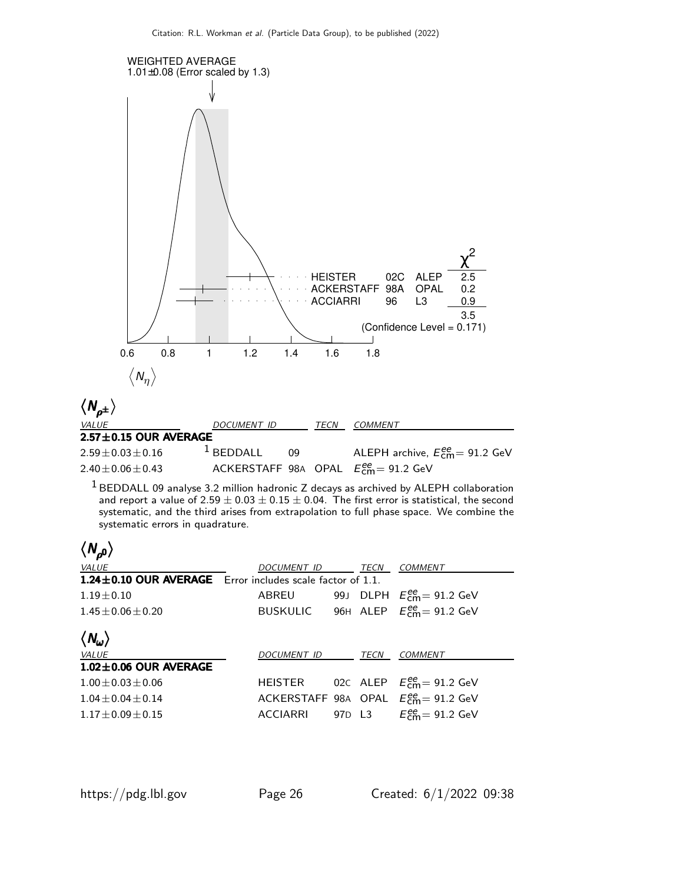WEIGHTED AVERAGE
1.01±0.08 (Error scaled by 1.3)

| | | | $\chi^2$ |
|---|---|---|---|
| HEISTER | 02C | ALEP | 2.5 |
| ACKERSTAFF | 98A | OPAL | 0.2 |
| ACCIARRI | 96 | L3 | 0.9 |
| | | | 3.5 |

(Confidence Level = 0.171)

0.6 0.8 1 1.2 1.4 1.6 1.8

$\langle N_\eta \rangle$

## $\langle N_{\rho^\pm} \rangle$

| VALUE | DOCUMENT ID | | TECN | COMMENT |
|---|---|---|---|---|
| **2.57±0.15 OUR AVERAGE** | | | | |
| 2.59±0.03±0.16 | [1] BEDDALL | 09 | | ALEPH archive, $E^{ee}_{cm}$= 91.2 GeV |
| 2.40±0.06±0.43 | ACKERSTAFF | 98A | OPAL | $E^{ee}_{cm}$= 91.2 GeV |

[1] BEDDALL 09 analyse 3.2 million hadronic Z decays as archived by ALEPH collaboration and report a value of 2.59 ± 0.03 ± 0.15 ± 0.04. The first error is statistical, the second systematic, and the third arises from extrapolation to full phase space. We combine the systematic errors in quadrature.

## $\langle N_{\rho^0} \rangle$

| VALUE | DOCUMENT ID | | TECN | COMMENT |
|---|---|---|---|---|
| **1.24±0.10 OUR AVERAGE** | Error includes scale factor of 1.1. | | | |
| 1.19±0.10 | ABREU | 99J | DLPH | $E^{ee}_{cm}$= 91.2 GeV |
| 1.45±0.06±0.20 | BUSKULIC | 96H | ALEP | $E^{ee}_{cm}$= 91.2 GeV |

## $\langle N_\omega \rangle$

| VALUE | DOCUMENT ID | | TECN | COMMENT |
|---|---|---|---|---|
| **1.02±0.06 OUR AVERAGE** | | | | |
| 1.00±0.03±0.06 | HEISTER | 02C | ALEP | $E^{ee}_{cm}$= 91.2 GeV |
| 1.04±0.04±0.14 | ACKERSTAFF | 98A | OPAL | $E^{ee}_{cm}$= 91.2 GeV |
| 1.17±0.09±0.15 | ACCIARRI | 97D | L3 | $E^{ee}_{cm}$= 91.2 GeV |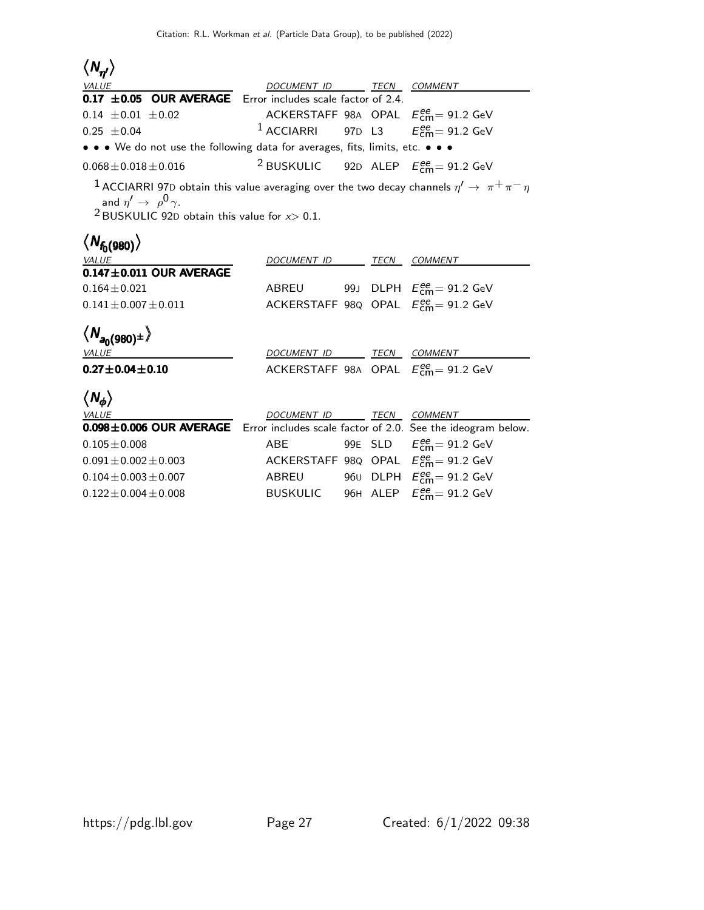## $\langle N_{\eta'} \rangle$

| VALUE | DOCUMENT ID | | TECN | COMMENT |
|---|---|---|---|---|
| **0.17 ±0.05 OUR AVERAGE** | Error includes scale factor of 2.4. | | | |
| 0.14 ±0.01 ±0.02 | ACKERSTAFF | 98A | OPAL | $E^{ee}_{cm}$= 91.2 GeV |
| 0.25 ±0.04 | [1] ACCIARRI | 97D | L3 | $E^{ee}_{cm}$= 91.2 GeV |
| • • • We do not use the following data for averages, fits, limits, etc. • • • | | | | |
| 0.068±0.018±0.016 | [2] BUSKULIC | 92D | ALEP | $E^{ee}_{cm}$= 91.2 GeV |

[1] ACCIARRI 97D obtain this value averaging over the two decay channels $\eta' \rightarrow \pi^+\pi^-\eta$ and $\eta' \rightarrow \rho^0\gamma$.

[2] BUSKULIC 92D obtain this value for $x$> 0.1.

## $\langle N_{f_0(980)} \rangle$

| VALUE | DOCUMENT ID | | TECN | COMMENT |
|---|---|---|---|---|
| **0.147±0.011 OUR AVERAGE** | | | | |
| 0.164±0.021 | ABREU | 99J | DLPH | $E^{ee}_{cm}$= 91.2 GeV |
| 0.141±0.007±0.011 | ACKERSTAFF | 98Q | OPAL | $E^{ee}_{cm}$= 91.2 GeV |

## $\langle N_{a_0(980)^\pm} \rangle$

| VALUE | DOCUMENT ID | | TECN | COMMENT |
|---|---|---|---|---|
| **0.27±0.04±0.10** | ACKERSTAFF | 98A | OPAL | $E^{ee}_{cm}$= 91.2 GeV |

## $\langle N_{\phi} \rangle$

| VALUE | DOCUMENT ID | | TECN | COMMENT |
|---|---|---|---|---|
| **0.098±0.006 OUR AVERAGE** | Error includes scale factor of 2.0. See the ideogram below. | | | |
| 0.105±0.008 | ABE | 99E | SLD | $E^{ee}_{cm}$= 91.2 GeV |
| 0.091±0.002±0.003 | ACKERSTAFF | 98Q | OPAL | $E^{ee}_{cm}$= 91.2 GeV |
| 0.104±0.003±0.007 | ABREU | 96U | DLPH | $E^{ee}_{cm}$= 91.2 GeV |
| 0.122±0.004±0.008 | BUSKULIC | 96H | ALEP | $E^{ee}_{cm}$= 91.2 GeV |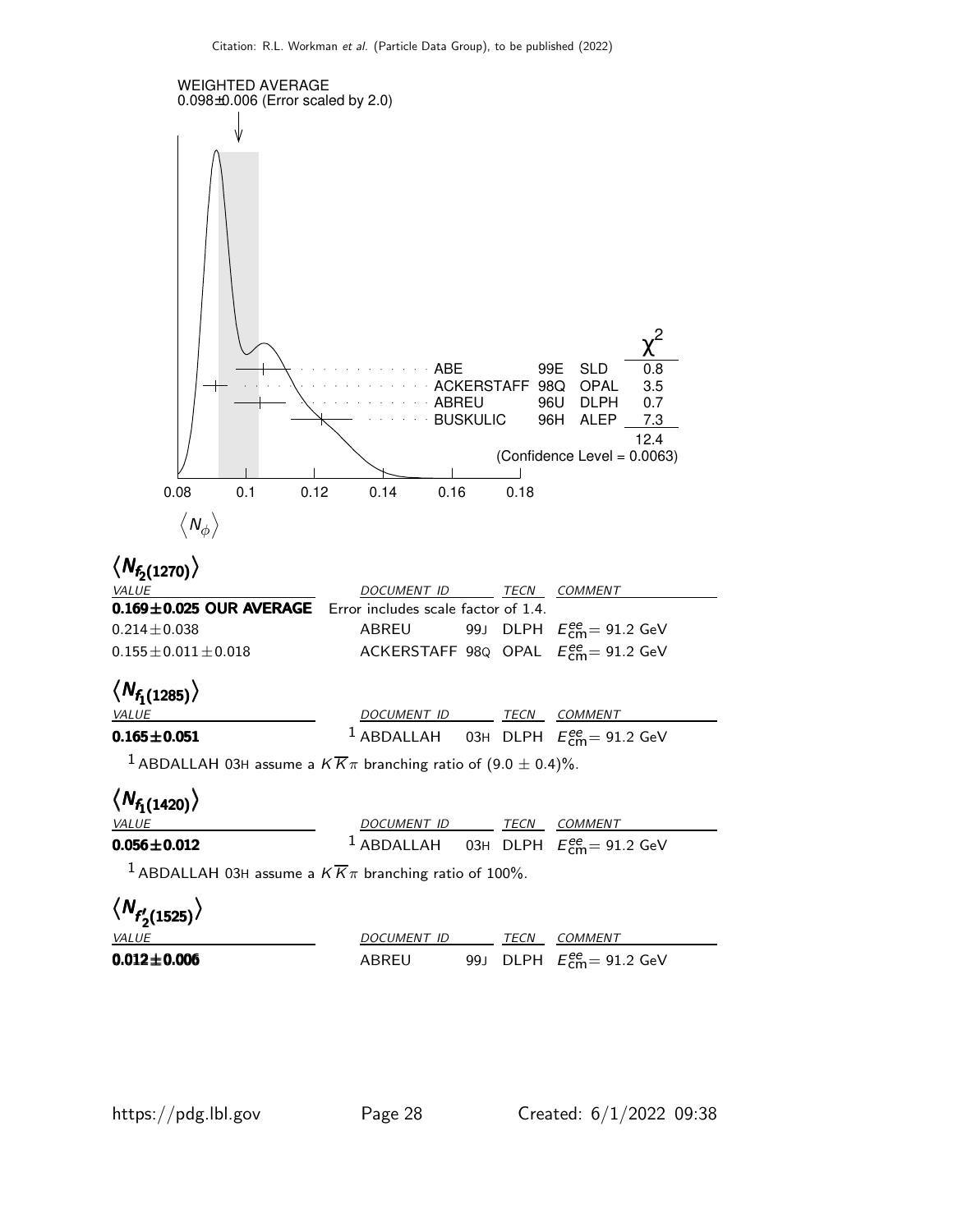WEIGHTED AVERAGE
0.098±0.006 (Error scaled by 2.0)

| | | | | $\chi^2$ |
|---|---|---|---|---|
| ABE | 99E | SLD | | 0.8 |
| ACKERSTAFF | 98Q | OPAL | | 3.5 |
| ABREU | 96U | DLPH | | 0.7 |
| BUSKULIC | 96H | ALEP | | 7.3 |
| | | | | 12.4 |
| | | | (Confidence Level = 0.0063) | |

$\langle N_{\phi} \rangle$

## $\langle N_{f_2(1270)} \rangle$

| VALUE | DOCUMENT ID | TECN | COMMENT |
|---|---|---|---|
| **0.169±0.025 OUR AVERAGE** | Error includes scale factor of 1.4. | | |
| 0.214±0.038 | ABREU 99J | DLPH | $E^{ee}_{cm}$= 91.2 GeV |
| 0.155±0.011±0.018 | ACKERSTAFF 98Q | OPAL | $E^{ee}_{cm}$= 91.2 GeV |

## $\langle N_{f_1(1285)} \rangle$

| VALUE | DOCUMENT ID | TECN | COMMENT |
|---|---|---|---|
| **0.165±0.051** | [1] ABDALLAH 03H | DLPH | $E^{ee}_{cm}$= 91.2 GeV |

[1] ABDALLAH 03H assume a $K\overline{K}\pi$ branching ratio of (9.0 ± 0.4)%.

## $\langle N_{f_1(1420)} \rangle$

| VALUE | DOCUMENT ID | TECN | COMMENT |
|---|---|---|---|
| **0.056±0.012** | [1] ABDALLAH 03H | DLPH | $E^{ee}_{cm}$= 91.2 GeV |

[1] ABDALLAH 03H assume a $K\overline{K}\pi$ branching ratio of 100%.

## $\langle N_{f'_2(1525)} \rangle$

| VALUE | DOCUMENT ID | TECN | COMMENT |
|---|---|---|---|
| **0.012±0.006** | ABREU 99J | DLPH | $E^{ee}_{cm}$= 91.2 GeV |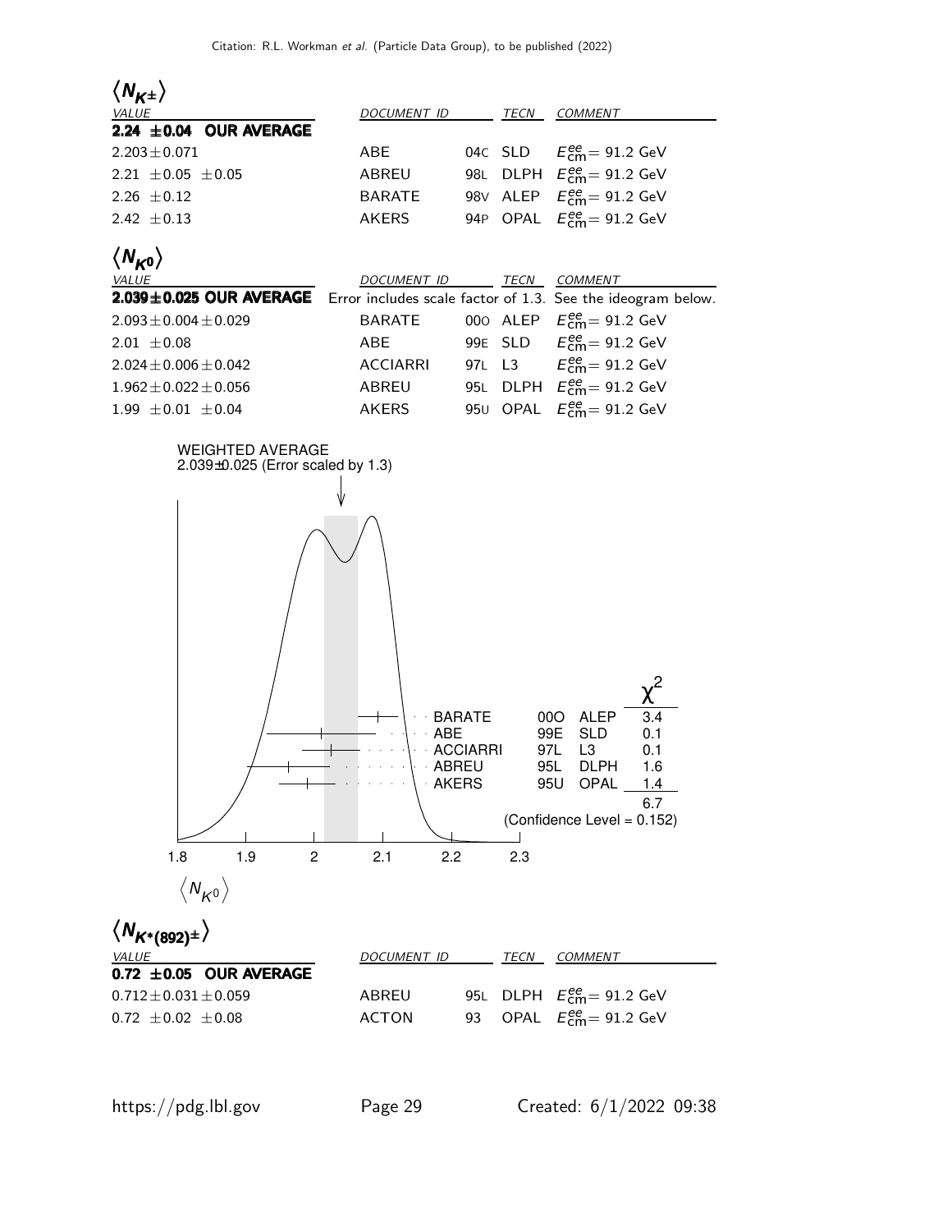### $\langle N_{K^\pm} \rangle$

| VALUE | DOCUMENT ID | | TECN | COMMENT |
|---|---|---|---|---|
| **2.24 ±0.04 OUR AVERAGE** | | | | |
| 2.203±0.071 | ABE | 04C | SLD | $E^{ee}_{\rm cm}$= 91.2 GeV |
| 2.21 ±0.05 ±0.05 | ABREU | 98L | DLPH | $E^{ee}_{\rm cm}$= 91.2 GeV |
| 2.26 ±0.12 | BARATE | 98V | ALEP | $E^{ee}_{\rm cm}$= 91.2 GeV |
| 2.42 ±0.13 | AKERS | 94P | OPAL | $E^{ee}_{\rm cm}$= 91.2 GeV |

### $\langle N_{K^0} \rangle$

| VALUE | DOCUMENT ID | | TECN | COMMENT |
|---|---|---|---|---|
| **2.039±0.025 OUR AVERAGE** | Error includes scale factor of 1.3. See the ideogram below. | | | |
| 2.093±0.004±0.029 | BARATE | 00O | ALEP | $E^{ee}_{\rm cm}$= 91.2 GeV |
| 2.01 ±0.08 | ABE | 99E | SLD | $E^{ee}_{\rm cm}$= 91.2 GeV |
| 2.024±0.006±0.042 | ACCIARRI | 97L | L3 | $E^{ee}_{\rm cm}$= 91.2 GeV |
| 1.962±0.022±0.056 | ABREU | 95L | DLPH | $E^{ee}_{\rm cm}$= 91.2 GeV |
| 1.99 ±0.01 ±0.04 | AKERS | 95U | OPAL | $E^{ee}_{\rm cm}$= 91.2 GeV |

WEIGHTED AVERAGE
2.039±0.025 (Error scaled by 1.3)

| | | | $\chi^2$ |
|---|---|---|---|
| BARATE | 00O | ALEP | 3.4 |
| ABE | 99E | SLD | 0.1 |
| ACCIARRI | 97L | L3 | 0.1 |
| ABREU | 95L | DLPH | 1.6 |
| AKERS | 95U | OPAL | 1.4 |
| | | | 6.7 |

(Confidence Level = 0.152)

1.8 1.9 2 2.1 2.2 2.3

$\langle N_{K^0} \rangle$

### $\langle N_{K^*(892)^\pm} \rangle$

| VALUE | DOCUMENT ID | | TECN | COMMENT |
|---|---|---|---|---|
| **0.72 ±0.05 OUR AVERAGE** | | | | |
| 0.712±0.031±0.059 | ABREU | 95L | DLPH | $E^{ee}_{\rm cm}$= 91.2 GeV |
| 0.72 ±0.02 ±0.08 | ACTON | 93 | OPAL | $E^{ee}_{\rm cm}$= 91.2 GeV |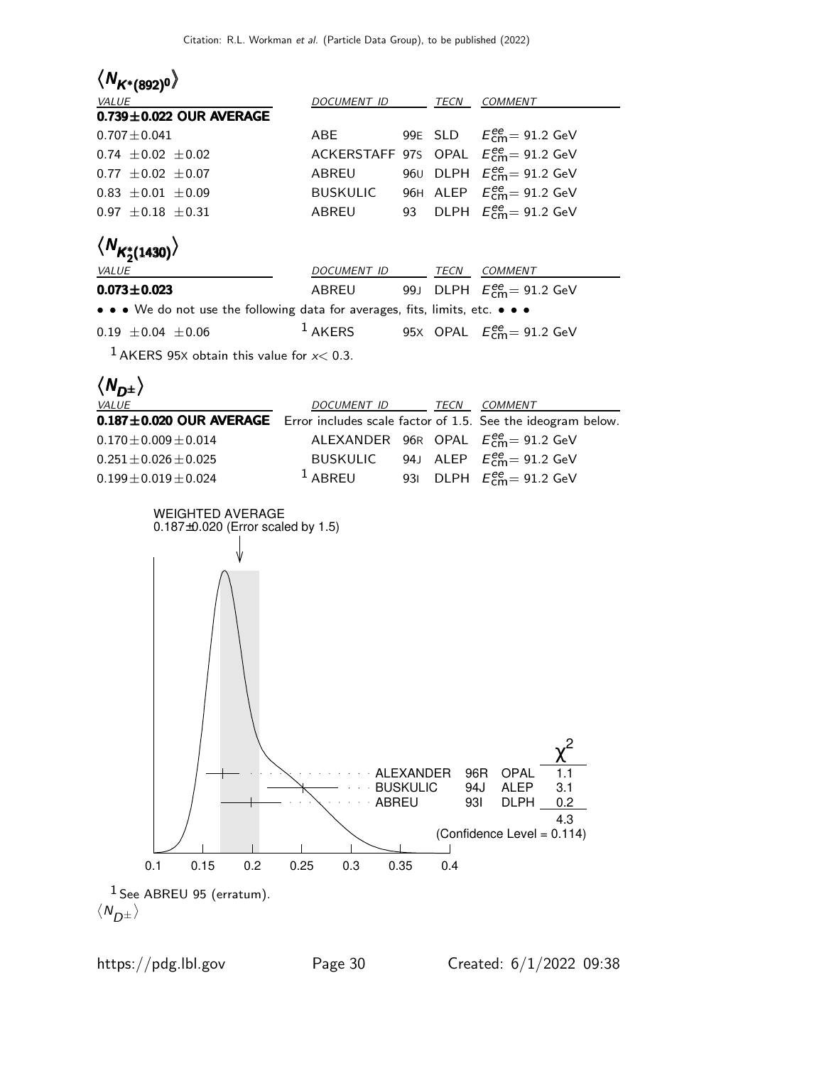## $\langle N_{K^*(892)^0} \rangle$

| VALUE | DOCUMENT ID | | TECN | COMMENT |
|---|---|---|---|---|
| **0.739±0.022 OUR AVERAGE** | | | | |
| 0.707±0.041 | ABE | 99E | SLD | $E^{ee}_{cm}$= 91.2 GeV |
| 0.74 ±0.02 ±0.02 | ACKERSTAFF | 97S | OPAL | $E^{ee}_{cm}$= 91.2 GeV |
| 0.77 ±0.02 ±0.07 | ABREU | 96U | DLPH | $E^{ee}_{cm}$= 91.2 GeV |
| 0.83 ±0.01 ±0.09 | BUSKULIC | 96H | ALEP | $E^{ee}_{cm}$= 91.2 GeV |
| 0.97 ±0.18 ±0.31 | ABREU | 93 | DLPH | $E^{ee}_{cm}$= 91.2 GeV |

## $\langle N_{K_2^*(1430)} \rangle$

| VALUE | DOCUMENT ID | | TECN | COMMENT |
|---|---|---|---|---|
| **0.073±0.023** | ABREU | 99J | DLPH | $E^{ee}_{cm}$= 91.2 GeV |
| • • • We do not use the following data for averages, fits, limits, etc. • • • | | | | |
| 0.19 ±0.04 ±0.06 | [1] AKERS | 95X | OPAL | $E^{ee}_{cm}$= 91.2 GeV |

[1] AKERS 95X obtain this value for $x<$ 0.3.

## $\langle N_{D^\pm} \rangle$

| VALUE | DOCUMENT ID | | TECN | COMMENT |
|---|---|---|---|---|
| **0.187±0.020 OUR AVERAGE** | Error includes scale factor of 1.5. See the ideogram below. | | | |
| 0.170±0.009±0.014 | ALEXANDER | 96R | OPAL | $E^{ee}_{cm}$= 91.2 GeV |
| 0.251±0.026±0.025 | BUSKULIC | 94J | ALEP | $E^{ee}_{cm}$= 91.2 GeV |
| 0.199±0.019±0.024 | [1] ABREU | 93I | DLPH | $E^{ee}_{cm}$= 91.2 GeV |

WEIGHTED AVERAGE
0.187±0.020 (Error scaled by 1.5)

| | | | $\chi^2$ |
|---|---|---|---|
| ALEXANDER | 96R | OPAL | 1.1 |
| BUSKULIC | 94J | ALEP | 3.1 |
| ABREU | 93I | DLPH | 0.2 |
| | | | 4.3 |

(Confidence Level = 0.114)

0.1 0.15 0.2 0.25 0.3 0.35 0.4

[1] See ABREU 95 (erratum).

$\langle N_{D^\pm} \rangle$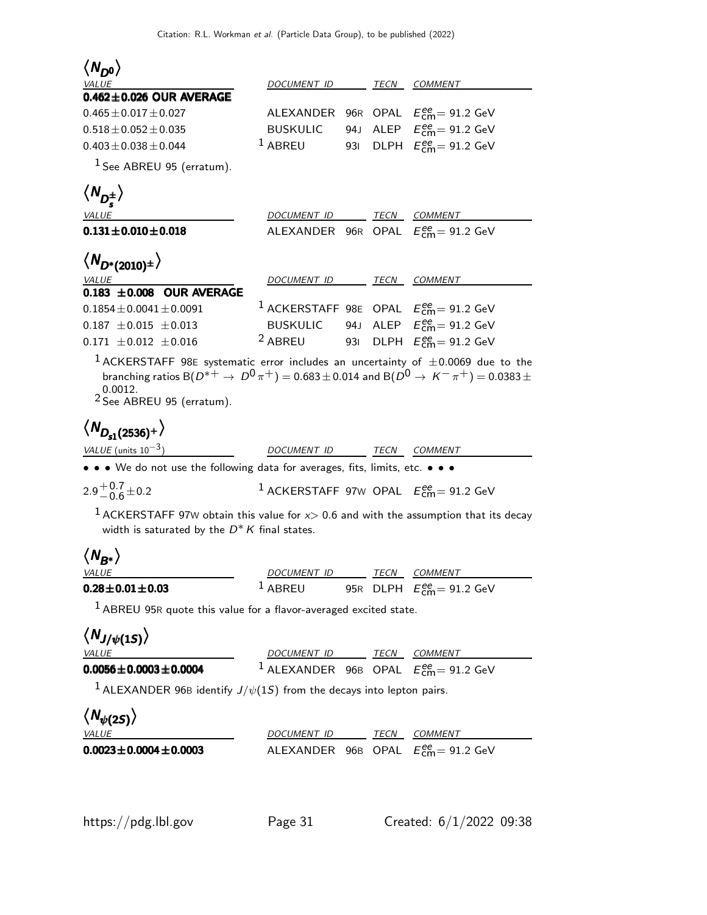## $\langle N_{D^0} \rangle$

| *VALUE* | *DOCUMENT ID* | | *TECN* | *COMMENT* |
|---|---|---|---|---|
| **0.462±0.026 OUR AVERAGE** | | | | |
| $0.465 \pm 0.017 \pm 0.027$ | ALEXANDER | 96R | OPAL | $E^{ee}_{\rm cm}$= 91.2 GeV |
| $0.518 \pm 0.052 \pm 0.035$ | BUSKULIC | 94J | ALEP | $E^{ee}_{\rm cm}$= 91.2 GeV |
| $0.403 \pm 0.038 \pm 0.044$ | [1] ABREU | 93I | DLPH | $E^{ee}_{\rm cm}$= 91.2 GeV |

[1] See ABREU 95 (erratum).

## $\langle N_{D_s^\pm} \rangle$

| *VALUE* | *DOCUMENT ID* | | *TECN* | *COMMENT* |
|---|---|---|---|---|
| **$0.131 \pm 0.010 \pm 0.018$** | ALEXANDER | 96R | OPAL | $E^{ee}_{\rm cm}$= 91.2 GeV |

## $\langle N_{D^*(2010)^\pm} \rangle$

| *VALUE* | *DOCUMENT ID* | | *TECN* | *COMMENT* |
|---|---|---|---|---|
| **0.183 ±0.008 OUR AVERAGE** | | | | |
| $0.1854 \pm 0.0041 \pm 0.0091$ | [1] ACKERSTAFF | 98E | OPAL | $E^{ee}_{\rm cm}$= 91.2 GeV |
| $0.187 \pm 0.015 \pm 0.013$ | BUSKULIC | 94J | ALEP | $E^{ee}_{\rm cm}$= 91.2 GeV |
| $0.171 \pm 0.012 \pm 0.016$ | [2] ABREU | 93I | DLPH | $E^{ee}_{\rm cm}$= 91.2 GeV |

[1] ACKERSTAFF 98E systematic error includes an uncertainty of $\pm 0.0069$ due to the branching ratios $B(D^{*+} \to D^0 \pi^+) = 0.683 \pm 0.014$ and $B(D^0 \to K^- \pi^+) = 0.0383 \pm 0.0012$.

[2] See ABREU 95 (erratum).

## $\langle N_{D_{s1}(2536)^+} \rangle$

| *VALUE* (units $10^{-3}$) | *DOCUMENT ID* | | *TECN* | *COMMENT* |
|---|---|---|---|---|
| • • • We do not use the following data for averages, fits, limits, etc. • • • | | | | |
| $2.9^{+0.7}_{-0.6} \pm 0.2$ | [1] ACKERSTAFF | 97W | OPAL | $E^{ee}_{\rm cm}$= 91.2 GeV |

[1] ACKERSTAFF 97W obtain this value for $x > 0.6$ and with the assumption that its decay width is saturated by the $D^* K$ final states.

## $\langle N_{B^*} \rangle$

| *VALUE* | *DOCUMENT ID* | | *TECN* | *COMMENT* |
|---|---|---|---|---|
| **$0.28 \pm 0.01 \pm 0.03$** | [1] ABREU | 95R | DLPH | $E^{ee}_{\rm cm}$= 91.2 GeV |

[1] ABREU 95R quote this value for a flavor-averaged excited state.

## $\langle N_{J/\psi(1S)} \rangle$

| *VALUE* | *DOCUMENT ID* | | *TECN* | *COMMENT* |
|---|---|---|---|---|
| **$0.0056 \pm 0.0003 \pm 0.0004$** | [1] ALEXANDER | 96B | OPAL | $E^{ee}_{\rm cm}$= 91.2 GeV |

[1] ALEXANDER 96B identify $J/\psi(1S)$ from the decays into lepton pairs.

## $\langle N_{\psi(2S)} \rangle$

| *VALUE* | *DOCUMENT ID* | | *TECN* | *COMMENT* |
|---|---|---|---|---|
| **$0.0023 \pm 0.0004 \pm 0.0003$** | ALEXANDER | 96B | OPAL | $E^{ee}_{\rm cm}$= 91.2 GeV |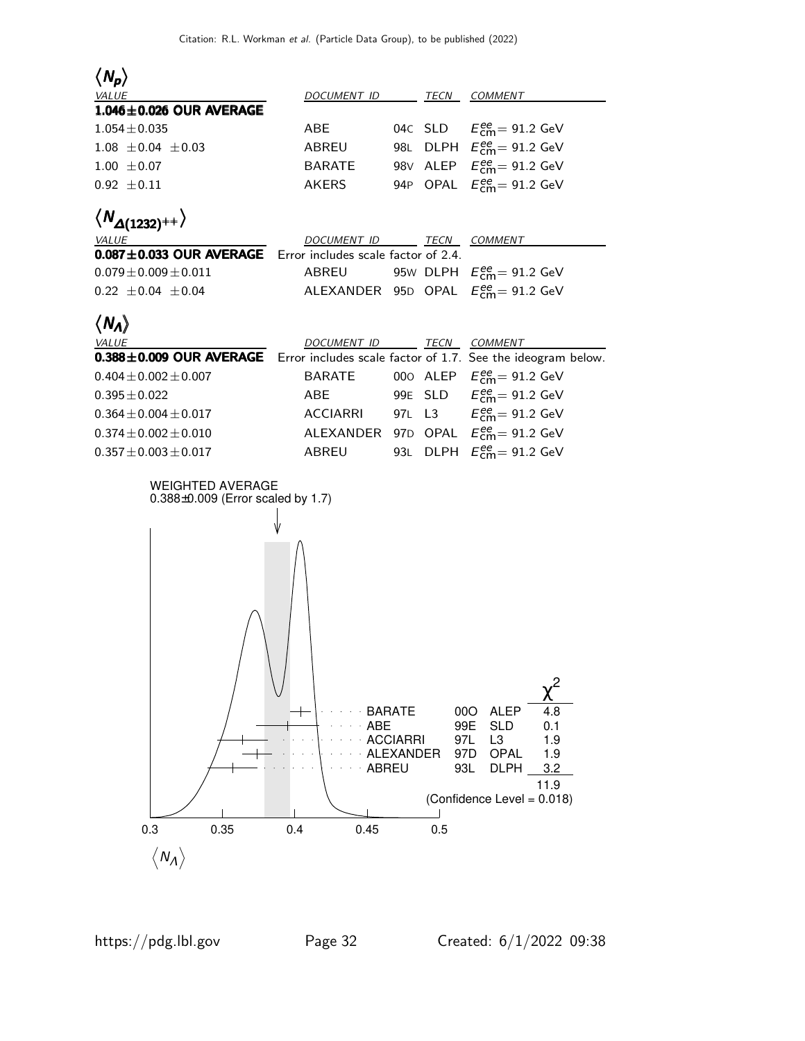## $\langle N_p \rangle$

| VALUE | DOCUMENT ID | | TECN | COMMENT |
|---|---|---|---|---|
| **1.046±0.026 OUR AVERAGE** | | | | |
| 1.054±0.035 | ABE | 04C | SLD | $E^{ee}_{cm}$= 91.2 GeV |
| 1.08 ±0.04 ±0.03 | ABREU | 98L | DLPH | $E^{ee}_{cm}$= 91.2 GeV |
| 1.00 ±0.07 | BARATE | 98V | ALEP | $E^{ee}_{cm}$= 91.2 GeV |
| 0.92 ±0.11 | AKERS | 94P | OPAL | $E^{ee}_{cm}$= 91.2 GeV |

## $\langle N_{\Delta(1232)^{++}} \rangle$

| VALUE | DOCUMENT ID | | TECN | COMMENT |
|---|---|---|---|---|
| **0.087±0.033 OUR AVERAGE** | Error includes scale factor of 2.4. | | | |
| 0.079±0.009±0.011 | ABREU | 95W | DLPH | $E^{ee}_{cm}$= 91.2 GeV |
| 0.22 ±0.04 ±0.04 | ALEXANDER | 95D | OPAL | $E^{ee}_{cm}$= 91.2 GeV |

## $\langle N_{\Lambda} \rangle$

| VALUE | DOCUMENT ID | | TECN | COMMENT |
|---|---|---|---|---|
| **0.388±0.009 OUR AVERAGE** | Error includes scale factor of 1.7. See the ideogram below. | | | |
| 0.404±0.002±0.007 | BARATE | 00O | ALEP | $E^{ee}_{cm}$= 91.2 GeV |
| 0.395±0.022 | ABE | 99E | SLD | $E^{ee}_{cm}$= 91.2 GeV |
| 0.364±0.004±0.017 | ACCIARRI | 97L | L3 | $E^{ee}_{cm}$= 91.2 GeV |
| 0.374±0.002±0.010 | ALEXANDER | 97D | OPAL | $E^{ee}_{cm}$= 91.2 GeV |
| 0.357±0.003±0.017 | ABREU | 93L | DLPH | $E^{ee}_{cm}$= 91.2 GeV |

WEIGHTED AVERAGE
0.388±0.009 (Error scaled by 1.7)

| | | | $\chi^2$ |
|---|---|---|---|
| BARATE | 00O | ALEP | 4.8 |
| ABE | 99E | SLD | 0.1 |
| ACCIARRI | 97L | L3 | 1.9 |
| ALEXANDER | 97D | OPAL | 1.9 |
| ABREU | 93L | DLPH | 3.2 |
| | | | 11.9 |

(Confidence Level = 0.018)

$\langle N_{\Lambda} \rangle$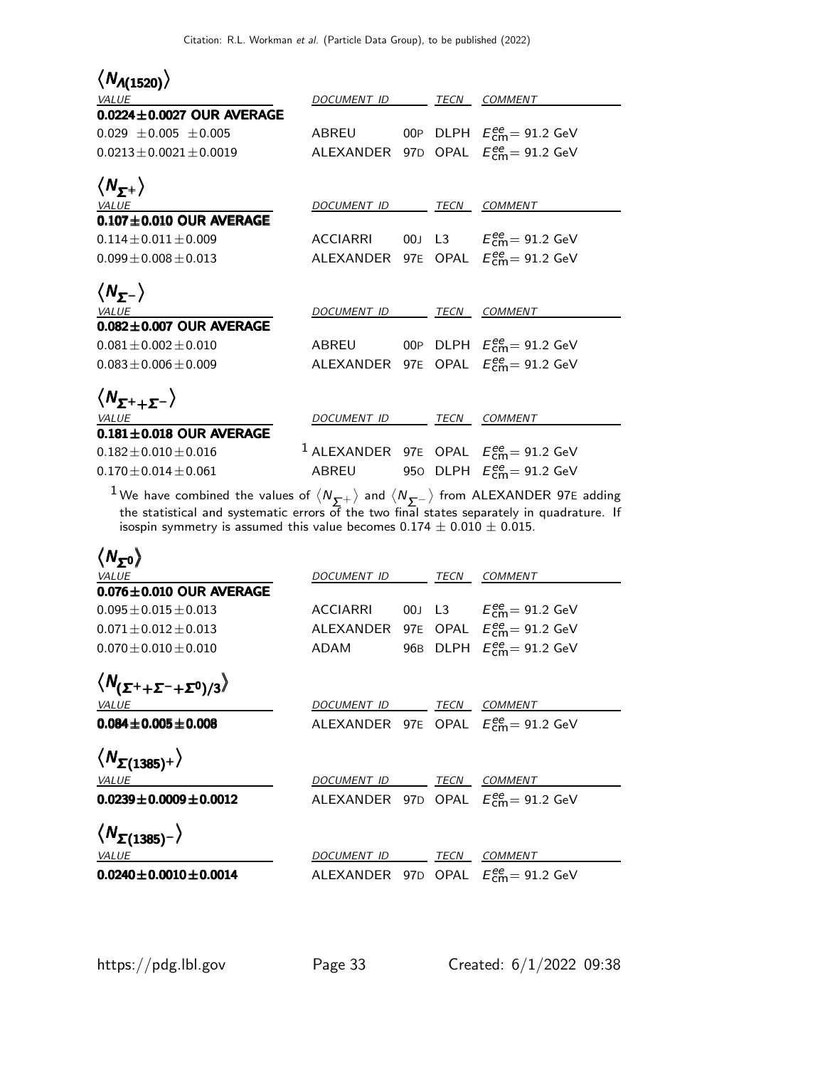### $\langle N_{\Lambda(1520)} \rangle$

| *VALUE* | *DOCUMENT ID* | | *TECN* | *COMMENT* |
|---|---|---|---|---|
| **0.0224±0.0027 OUR AVERAGE** | | | | |
| 0.029 ±0.005 ±0.005 | ABREU | 00P | DLPH | $E^{ee}_{\rm cm}$= 91.2 GeV |
| 0.0213±0.0021±0.0019 | ALEXANDER | 97D | OPAL | $E^{ee}_{\rm cm}$= 91.2 GeV |

### $\langle N_{\Sigma^+} \rangle$

| *VALUE* | *DOCUMENT ID* | | *TECN* | *COMMENT* |
|---|---|---|---|---|
| **0.107±0.010 OUR AVERAGE** | | | | |
| 0.114±0.011±0.009 | ACCIARRI | 00J | L3 | $E^{ee}_{\rm cm}$= 91.2 GeV |
| 0.099±0.008±0.013 | ALEXANDER | 97E | OPAL | $E^{ee}_{\rm cm}$= 91.2 GeV |

### $\langle N_{\Sigma^-} \rangle$

| *VALUE* | *DOCUMENT ID* | | *TECN* | *COMMENT* |
|---|---|---|---|---|
| **0.082±0.007 OUR AVERAGE** | | | | |
| 0.081±0.002±0.010 | ABREU | 00P | DLPH | $E^{ee}_{\rm cm}$= 91.2 GeV |
| 0.083±0.006±0.009 | ALEXANDER | 97E | OPAL | $E^{ee}_{\rm cm}$= 91.2 GeV |

### $\langle N_{\Sigma^+ + \Sigma^-} \rangle$

| *VALUE* | *DOCUMENT ID* | | *TECN* | *COMMENT* |
|---|---|---|---|---|
| **0.181±0.018 OUR AVERAGE** | | | | |
| 0.182±0.010±0.016 | [1] ALEXANDER | 97E | OPAL | $E^{ee}_{\rm cm}$= 91.2 GeV |
| 0.170±0.014±0.061 | ABREU | 95O | DLPH | $E^{ee}_{\rm cm}$= 91.2 GeV |

[1] We have combined the values of $\langle N_{\Sigma^+} \rangle$ and $\langle N_{\Sigma^-} \rangle$ from ALEXANDER 97E adding the statistical and systematic errors of the two final states separately in quadrature. If isospin symmetry is assumed this value becomes 0.174 ± 0.010 ± 0.015.

### $\langle N_{\Sigma^0} \rangle$

| *VALUE* | *DOCUMENT ID* | | *TECN* | *COMMENT* |
|---|---|---|---|---|
| **0.076±0.010 OUR AVERAGE** | | | | |
| 0.095±0.015±0.013 | ACCIARRI | 00J | L3 | $E^{ee}_{\rm cm}$= 91.2 GeV |
| 0.071±0.012±0.013 | ALEXANDER | 97E | OPAL | $E^{ee}_{\rm cm}$= 91.2 GeV |
| 0.070±0.010±0.010 | ADAM | 96B | DLPH | $E^{ee}_{\rm cm}$= 91.2 GeV |

### $\langle N_{(\Sigma^+ + \Sigma^- + \Sigma^0)/3} \rangle$

| *VALUE* | *DOCUMENT ID* | | *TECN* | *COMMENT* |
|---|---|---|---|---|
| **0.084±0.005±0.008** | ALEXANDER | 97E | OPAL | $E^{ee}_{\rm cm}$= 91.2 GeV |

### $\langle N_{\Sigma(1385)^+} \rangle$

| *VALUE* | *DOCUMENT ID* | | *TECN* | *COMMENT* |
|---|---|---|---|---|
| **0.0239±0.0009±0.0012** | ALEXANDER | 97D | OPAL | $E^{ee}_{\rm cm}$= 91.2 GeV |

### $\langle N_{\Sigma(1385)^-} \rangle$

| *VALUE* | *DOCUMENT ID* | | *TECN* | *COMMENT* |
|---|---|---|---|---|
| **0.0240±0.0010±0.0014** | ALEXANDER | 97D | OPAL | $E^{ee}_{\rm cm}$= 91.2 GeV |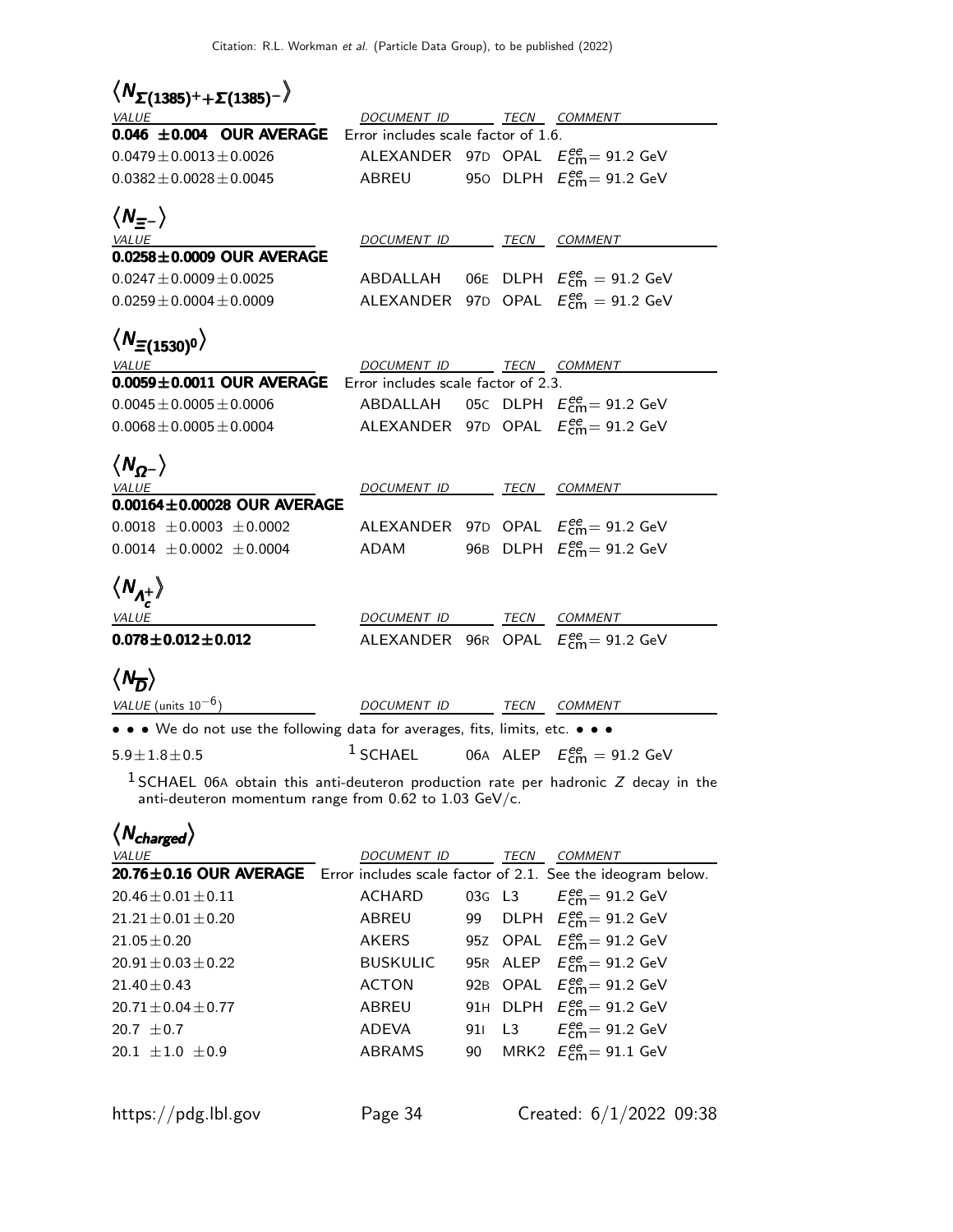## $\langle N_{\Sigma(1385)^+ + \Sigma(1385)^-} \rangle$

| VALUE | DOCUMENT ID | | TECN | COMMENT |
|---|---|---|---|---|
| **0.046 ±0.004 OUR AVERAGE** | Error includes scale factor of 1.6. | | | |
| $0.0479 \pm 0.0013 \pm 0.0026$ | ALEXANDER | 97D | OPAL | $E^{ee}_{\rm cm}$= 91.2 GeV |
| $0.0382 \pm 0.0028 \pm 0.0045$ | ABREU | 95O | DLPH | $E^{ee}_{\rm cm}$= 91.2 GeV |

## $\langle N_{\Xi^-} \rangle$

| VALUE | DOCUMENT ID | | TECN | COMMENT |
|---|---|---|---|---|
| **0.0258±0.0009 OUR AVERAGE** | | | | |
| $0.0247 \pm 0.0009 \pm 0.0025$ | ABDALLAH | 06E | DLPH | $E^{ee}_{\rm cm}$ = 91.2 GeV |
| $0.0259 \pm 0.0004 \pm 0.0009$ | ALEXANDER | 97D | OPAL | $E^{ee}_{\rm cm}$ = 91.2 GeV |

## $\langle N_{\Xi(1530)^0} \rangle$

| VALUE | DOCUMENT ID | | TECN | COMMENT |
|---|---|---|---|---|
| **0.0059±0.0011 OUR AVERAGE** | Error includes scale factor of 2.3. | | | |
| $0.0045 \pm 0.0005 \pm 0.0006$ | ABDALLAH | 05C | DLPH | $E^{ee}_{\rm cm}$= 91.2 GeV |
| $0.0068 \pm 0.0005 \pm 0.0004$ | ALEXANDER | 97D | OPAL | $E^{ee}_{\rm cm}$= 91.2 GeV |

## $\langle N_{\Omega^-} \rangle$

| VALUE | DOCUMENT ID | | TECN | COMMENT |
|---|---|---|---|---|
| **0.00164±0.00028 OUR AVERAGE** | | | | |
| $0.0018 \pm 0.0003 \pm 0.0002$ | ALEXANDER | 97D | OPAL | $E^{ee}_{\rm cm}$= 91.2 GeV |
| $0.0014 \pm 0.0002 \pm 0.0004$ | ADAM | 96B | DLPH | $E^{ee}_{\rm cm}$= 91.2 GeV |

## $\langle N_{\Lambda_c^+} \rangle$

| VALUE | DOCUMENT ID | | TECN | COMMENT |
|---|---|---|---|---|
| **0.078±0.012±0.012** | ALEXANDER | 96R | OPAL | $E^{ee}_{\rm cm}$= 91.2 GeV |

## $\langle N_{\overline{D}} \rangle$

| VALUE (units $10^{-6}$) | DOCUMENT ID | | TECN | COMMENT |
|---|---|---|---|---|
| • • • We do not use the following data for averages, fits, limits, etc. • • • | | | | |
| $5.9 \pm 1.8 \pm 0.5$ | [1] SCHAEL | 06A | ALEP | $E^{ee}_{\rm cm}$ = 91.2 GeV |

[1] SCHAEL 06A obtain this anti-deuteron production rate per hadronic $Z$ decay in the anti-deuteron momentum range from 0.62 to 1.03 GeV/c.

## $\langle N_{charged} \rangle$

| VALUE | DOCUMENT ID | | TECN | COMMENT |
|---|---|---|---|---|
| **20.76±0.16 OUR AVERAGE** | Error includes scale factor of 2.1. See the ideogram below. | | | |
| $20.46 \pm 0.01 \pm 0.11$ | ACHARD | 03G | L3 | $E^{ee}_{\rm cm}$= 91.2 GeV |
| $21.21 \pm 0.01 \pm 0.20$ | ABREU | 99 | DLPH | $E^{ee}_{\rm cm}$= 91.2 GeV |
| $21.05 \pm 0.20$ | AKERS | 95Z | OPAL | $E^{ee}_{\rm cm}$= 91.2 GeV |
| $20.91 \pm 0.03 \pm 0.22$ | BUSKULIC | 95R | ALEP | $E^{ee}_{\rm cm}$= 91.2 GeV |
| $21.40 \pm 0.43$ | ACTON | 92B | OPAL | $E^{ee}_{\rm cm}$= 91.2 GeV |
| $20.71 \pm 0.04 \pm 0.77$ | ABREU | 91H | DLPH | $E^{ee}_{\rm cm}$= 91.2 GeV |
| $20.7 \pm 0.7$ | ADEVA | 91I | L3 | $E^{ee}_{\rm cm}$= 91.2 GeV |
| $20.1 \pm 1.0 \pm 0.9$ | ABRAMS | 90 | MRK2 | $E^{ee}_{\rm cm}$= 91.1 GeV |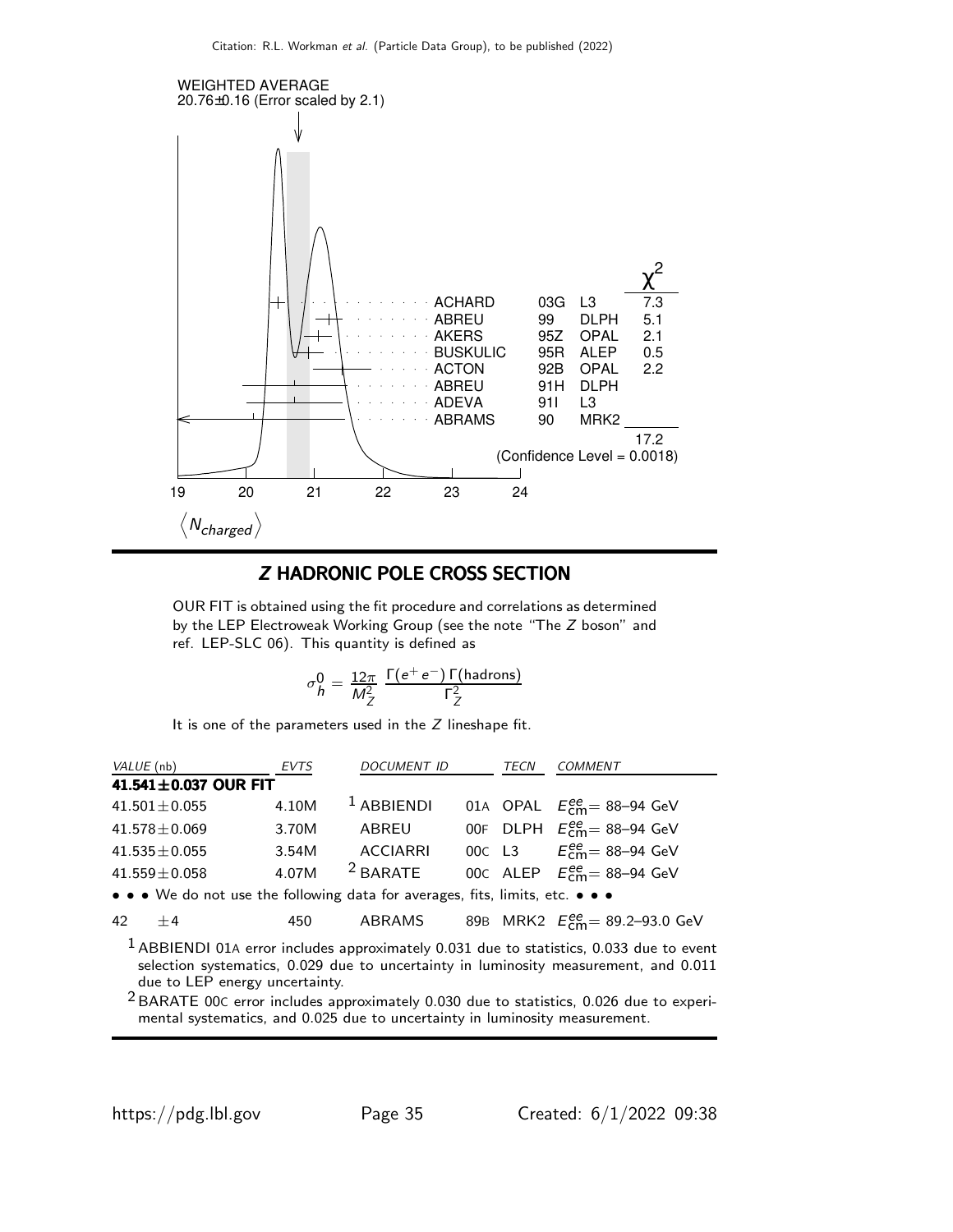WEIGHTED AVERAGE
20.76±0.16 (Error scaled by 2.1)

| | | | $\chi^2$ |
|---|---|---|---|
| ACHARD | 03G | L3 | 7.3 |
| ABREU | 99 | DLPH | 5.1 |
| AKERS | 95Z | OPAL | 2.1 |
| BUSKULIC | 95R | ALEP | 0.5 |
| ACTON | 92B | OPAL | 2.2 |
| ABREU | 91H | DLPH | |
| ADEVA | 91I | L3 | |
| ABRAMS | 90 | MRK2 | |
| | | | 17.2 |

(Confidence Level = 0.0018)

$\langle N_{charged} \rangle$

## Z HADRONIC POLE CROSS SECTION

OUR FIT is obtained using the fit procedure and correlations as determined by the LEP Electroweak Working Group (see the note "The Z boson" and ref. LEP-SLC 06). This quantity is defined as

$$\sigma_h^0 = \frac{12\pi}{M_Z^2} \frac{\Gamma(e^+e^-)\,\Gamma(\text{hadrons})}{\Gamma_Z^2}$$

It is one of the parameters used in the Z lineshape fit.

| VALUE (nb) | EVTS | DOCUMENT ID | | TECN | COMMENT |
|---|---|---|---|---|---|
| **41.541±0.037 OUR FIT** | | | | | |
| 41.501±0.055 | 4.10M | [1] ABBIENDI | 01A | OPAL | $E^{ee}_{cm}$= 88–94 GeV |
| 41.578±0.069 | 3.70M | ABREU | 00F | DLPH | $E^{ee}_{cm}$= 88–94 GeV |
| 41.535±0.055 | 3.54M | ACCIARRI | 00C | L3 | $E^{ee}_{cm}$= 88–94 GeV |
| 41.559±0.058 | 4.07M | [2] BARATE | 00C | ALEP | $E^{ee}_{cm}$= 88–94 GeV |
| • • • We do not use the following data for averages, fits, limits, etc. • • • | | | | | |
| 42 ±4 | 450 | ABRAMS | 89B | MRK2 | $E^{ee}_{cm}$= 89.2–93.0 GeV |

[1] ABBIENDI 01A error includes approximately 0.031 due to statistics, 0.033 due to event selection systematics, 0.029 due to uncertainty in luminosity measurement, and 0.011 due to LEP energy uncertainty.

[2] BARATE 00C error includes approximately 0.030 due to statistics, 0.026 due to experimental systematics, and 0.025 due to uncertainty in luminosity measurement.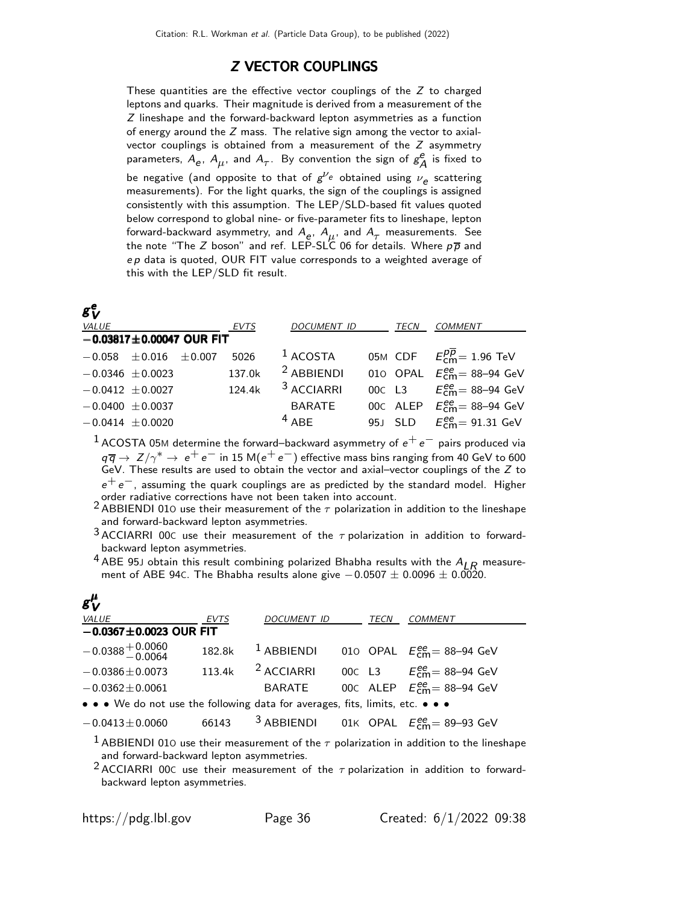## *Z* VECTOR COUPLINGS

These quantities are the effective vector couplings of the $Z$ to charged leptons and quarks. Their magnitude is derived from a measurement of the $Z$ lineshape and the forward-backward lepton asymmetries as a function of energy around the $Z$ mass. The relative sign among the vector to axial-vector couplings is obtained from a measurement of the $Z$ asymmetry parameters, $A_e$, $A_\mu$, and $A_\tau$. By convention the sign of $g^e_A$ is fixed to be negative (and opposite to that of $g^{\nu_e}$ obtained using $\nu_e$ scattering measurements). For the light quarks, the sign of the couplings is assigned consistently with this assumption. The LEP/SLD-based fit values quoted below correspond to global nine- or five-parameter fits to lineshape, lepton forward-backward asymmetry, and $A_e$, $A_\mu$, and $A_\tau$ measurements. See the note "The $Z$ boson" and ref. LEP-SLC 06 for details. Where $p\overline{p}$ and $ep$ data is quoted, OUR FIT value corresponds to a weighted average of this with the LEP/SLD fit result.

### $g^e_V$

| VALUE | EVTS | DOCUMENT ID | | TECN | COMMENT |
|---|---|---|---|---|---|
| **−0.03817±0.00047 OUR FIT** | | | | | |
| $-0.058 \pm 0.016 \pm 0.007$ | 5026 | [1] ACOSTA | 05M | CDF | $E^{p\overline{p}}_{\rm cm}$= 1.96 TeV |
| $-0.0346 \pm 0.0023$ | 137.0k | [2] ABBIENDI | 01O | OPAL | $E^{ee}_{\rm cm}$= 88–94 GeV |
| $-0.0412 \pm 0.0027$ | 124.4k | [3] ACCIARRI | 00C | L3 | $E^{ee}_{\rm cm}$= 88–94 GeV |
| $-0.0400 \pm 0.0037$ | | BARATE | 00C | ALEP | $E^{ee}_{\rm cm}$= 88–94 GeV |
| $-0.0414 \pm 0.0020$ | | [4] ABE | 95J | SLD | $E^{ee}_{\rm cm}$= 91.31 GeV |

[1] ACOSTA 05M determine the forward–backward asymmetry of $e^+e^-$ pairs produced via $q\overline{q} \rightarrow Z/\gamma^* \rightarrow e^+e^-$ in 15 M($e^+e^-$) effective mass bins ranging from 40 GeV to 600 GeV. These results are used to obtain the vector and axial–vector couplings of the $Z$ to $e^+e^-$, assuming the quark couplings are as predicted by the standard model. Higher order radiative corrections have not been taken into account.

[2] ABBIENDI 01O use their measurement of the $\tau$ polarization in addition to the lineshape and forward-backward lepton asymmetries.

[3] ACCIARRI 00C use their measurement of the $\tau$ polarization in addition to forward-backward lepton asymmetries.

[4] ABE 95J obtain this result combining polarized Bhabha results with the $A_{LR}$ measurement of ABE 94C. The Bhabha results alone give $-0.0507 \pm 0.0096 \pm 0.0020$.

### $g^\mu_V$

| VALUE | EVTS | DOCUMENT ID | | TECN | COMMENT |
|---|---|---|---|---|---|
| **−0.0367±0.0023 OUR FIT** | | | | | |
| $-0.0388^{+0.0060}_{-0.0064}$ | 182.8k | [1] ABBIENDI | 01O | OPAL | $E^{ee}_{\rm cm}$= 88–94 GeV |
| $-0.0386 \pm 0.0073$ | 113.4k | [2] ACCIARRI | 00C | L3 | $E^{ee}_{\rm cm}$= 88–94 GeV |
| $-0.0362 \pm 0.0061$ | | BARATE | 00C | ALEP | $E^{ee}_{\rm cm}$= 88–94 GeV |
| • • • We do not use the following data for averages, fits, limits, etc. • • • | | | | | |
| $-0.0413 \pm 0.0060$ | 66143 | [3] ABBIENDI | 01K | OPAL | $E^{ee}_{\rm cm}$= 89–93 GeV |

[1] ABBIENDI 01O use their measurement of the $\tau$ polarization in addition to the lineshape and forward-backward lepton asymmetries.

[2] ACCIARRI 00C use their measurement of the $\tau$ polarization in addition to forward-backward lepton asymmetries.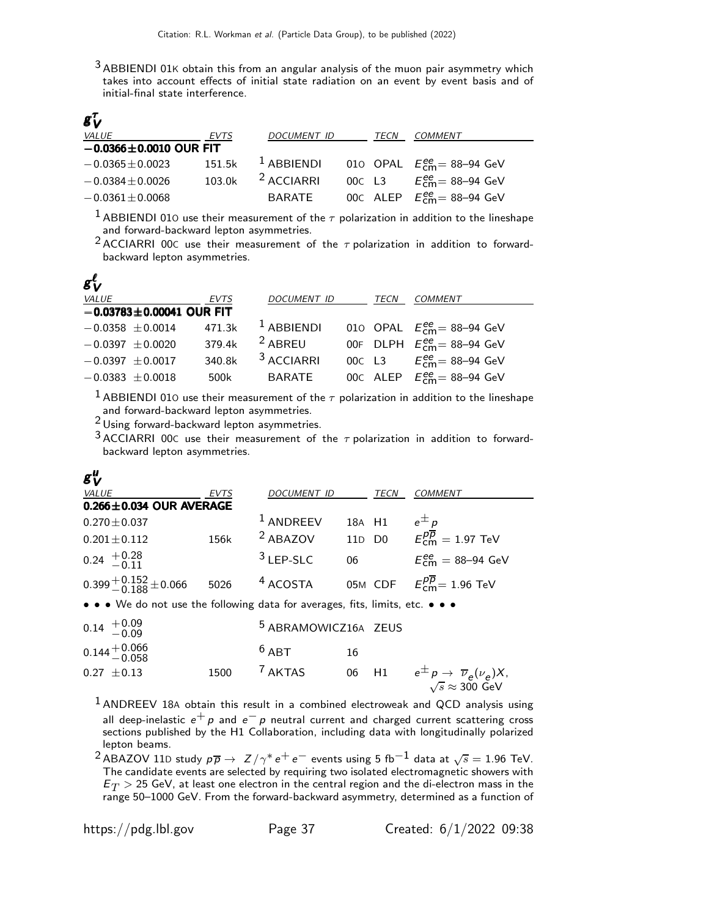[3] ABBIENDI 01K obtain this from an angular analysis of the muon pair asymmetry which takes into account effects of initial state radiation on an event by event basis and of initial-final state interference.

## $g_V^{\tau}$

| VALUE | EVTS | DOCUMENT ID | | TECN | COMMENT |
|---|---|---|---|---|---|
| **−0.0366±0.0010 OUR FIT** | | | | | |
| −0.0365±0.0023 | 151.5k | [1] ABBIENDI | 01O | OPAL | $E^{ee}_{\rm cm}$= 88–94 GeV |
| −0.0384±0.0026 | 103.0k | [2] ACCIARRI | 00C | L3 | $E^{ee}_{\rm cm}$= 88–94 GeV |
| −0.0361±0.0068 | | BARATE | 00C | ALEP | $E^{ee}_{\rm cm}$= 88–94 GeV |

[1] ABBIENDI 01O use their measurement of the $\tau$ polarization in addition to the lineshape and forward-backward lepton asymmetries.

[2] ACCIARRI 00C use their measurement of the $\tau$ polarization in addition to forward-backward lepton asymmetries.

## $g_V^{\ell}$

| VALUE | EVTS | DOCUMENT ID | | TECN | COMMENT |
|---|---|---|---|---|---|
| **−0.03783±0.00041 OUR FIT** | | | | | |
| −0.0358 ±0.0014 | 471.3k | [1] ABBIENDI | 01O | OPAL | $E^{ee}_{\rm cm}$= 88–94 GeV |
| −0.0397 ±0.0020 | 379.4k | [2] ABREU | 00F | DLPH | $E^{ee}_{\rm cm}$= 88–94 GeV |
| −0.0397 ±0.0017 | 340.8k | [3] ACCIARRI | 00C | L3 | $E^{ee}_{\rm cm}$= 88–94 GeV |
| −0.0383 ±0.0018 | 500k | BARATE | 00C | ALEP | $E^{ee}_{\rm cm}$= 88–94 GeV |

[1] ABBIENDI 01O use their measurement of the $\tau$ polarization in addition to the lineshape and forward-backward lepton asymmetries.

[2] Using forward-backward lepton asymmetries.

[3] ACCIARRI 00C use their measurement of the $\tau$ polarization in addition to forward-backward lepton asymmetries.

## $g_V^{u}$

| VALUE | EVTS | DOCUMENT ID | | TECN | COMMENT |
|---|---|---|---|---|---|
| **0.266±0.034 OUR AVERAGE** | | | | | |
| 0.270±0.037 | | [1] ANDREEV | 18A | H1 | $e^{\pm}p$ |
| 0.201±0.112 | 156k | [2] ABAZOV | 11D | D0 | $E^{p\overline{p}}_{\rm cm}$ = 1.97 TeV |
| $0.24\ ^{+0.28}_{-0.11}$ | | [3] LEP-SLC | 06 | | $E^{ee}_{\rm cm}$ = 88–94 GeV |
| $0.399^{+0.152}_{-0.188}\pm0.066$ | 5026 | [4] ACOSTA | 05M | CDF | $E^{p\overline{p}}_{\rm cm}$= 1.96 TeV |
| • • • We do not use the following data for averages, fits, limits, etc. • • • | | | | | |
| $0.14\ ^{+0.09}_{-0.09}$ | | [5] ABRAMOWICZ | 16A | ZEUS | |
| $0.144^{+0.066}_{-0.058}$ | | [6] ABT | 16 | | |
| 0.27 ±0.13 | 1500 | [7] AKTAS | 06 | H1 | $e^{\pm}p \rightarrow \overline{\nu}_e(\nu_e)X$, $\sqrt{s}\approx$ 300 GeV |

[1] ANDREEV 18A obtain this result in a combined electroweak and QCD analysis using all deep-inelastic $e^+p$ and $e^-p$ neutral current and charged current scattering cross sections published by the H1 Collaboration, including data with longitudinally polarized lepton beams.

[2] ABAZOV 11D study $p\overline{p} \rightarrow Z/\gamma^* e^+e^-$ events using 5 fb$^{-1}$ data at $\sqrt{s}$ = 1.96 TeV. The candidate events are selected by requiring two isolated electromagnetic showers with $E_T$ > 25 GeV, at least one electron in the central region and the di-electron mass in the range 50–1000 GeV. From the forward-backward asymmetry, determined as a function of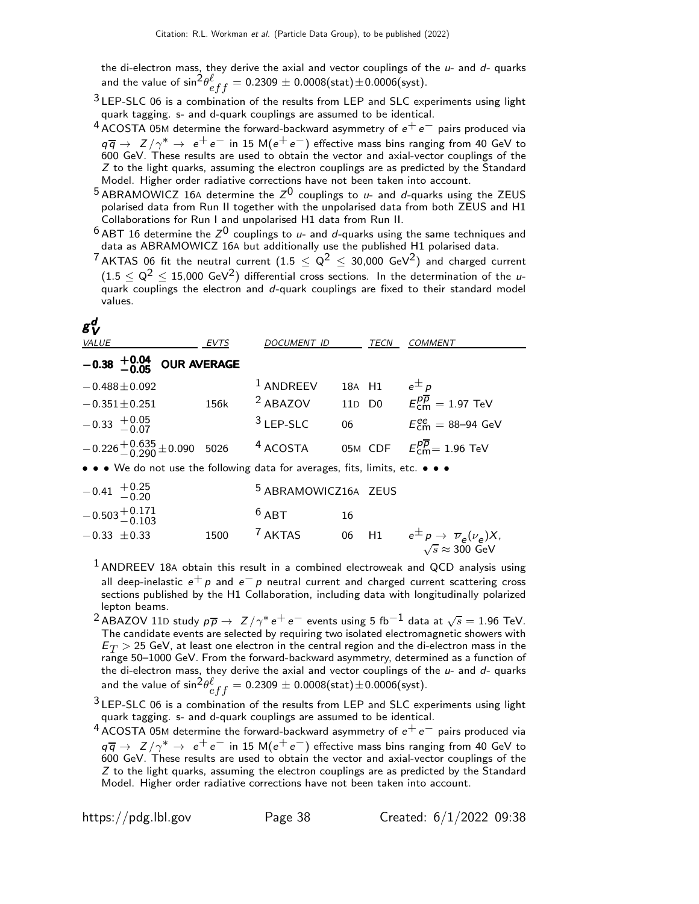the di-electron mass, they derive the axial and vector couplings of the $u$- and $d$- quarks and the value of $\sin^2\theta^{\ell}_{eff} = 0.2309 \pm 0.0008(\text{stat}) \pm 0.0006(\text{syst})$.

[3] LEP-SLC 06 is a combination of the results from LEP and SLC experiments using light quark tagging. s- and d-quark couplings are assumed to be identical.

[4] ACOSTA 05M determine the forward-backward asymmetry of $e^+e^-$ pairs produced via $q\overline{q} \rightarrow Z/\gamma^* \rightarrow e^+e^-$ in 15 M($e^+e^-$) effective mass bins ranging from 40 GeV to 600 GeV. These results are used to obtain the vector and axial-vector couplings of the $Z$ to the light quarks, assuming the electron couplings are as predicted by the Standard Model. Higher order radiative corrections have not been taken into account.

[5] ABRAMOWICZ 16A determine the $Z^0$ couplings to $u$- and $d$-quarks using the ZEUS polarised data from Run II together with the unpolarised data from both ZEUS and H1 Collaborations for Run I and unpolarised H1 data from Run II.

[6] ABT 16 determine the $Z^0$ couplings to $u$- and $d$-quarks using the same techniques and data as ABRAMOWICZ 16A but additionally use the published H1 polarised data.

[7] AKTAS 06 fit the neutral current ($1.5 \leq Q^2 \leq 30{,}000$ GeV$^2$) and charged current ($1.5 \leq Q^2 \leq 15{,}000$ GeV$^2$) differential cross sections. In the determination of the $u$-quark couplings the electron and $d$-quark couplings are fixed to their standard model values.

## $g_V^d$

| VALUE | EVTS | DOCUMENT ID | | TECN | COMMENT |
|---|---|---|---|---|---|
| **$-0.38\ ^{+0.04}_{-0.05}$ OUR AVERAGE** | | | | | |
| $-0.488 \pm 0.092$ | | [1] ANDREEV | 18A | H1 | $e^{\pm}p$ |
| $-0.351 \pm 0.251$ | 156k | [2] ABAZOV | 11D | D0 | $E^{p\overline{p}}_{\text{cm}} = 1.97$ TeV |
| $-0.33\ ^{+0.05}_{-0.07}$ | | [3] LEP-SLC | 06 | | $E^{ee}_{\text{cm}} = 88$–$94$ GeV |
| $-0.226^{+0.635}_{-0.290} \pm 0.090$ | 5026 | [4] ACOSTA | 05M | CDF | $E^{p\overline{p}}_{\text{cm}} = 1.96$ TeV |
| • • • We do not use the following data for averages, fits, limits, etc. • • • | | | | | |
| $-0.41\ ^{+0.25}_{-0.20}$ | | [5] ABRAMOWICZ | 16A | ZEUS | |
| $-0.503^{+0.171}_{-0.103}$ | | [6] ABT | 16 | | |
| $-0.33 \pm 0.33$ | 1500 | [7] AKTAS | 06 | H1 | $e^{\pm}p \rightarrow \overline{\nu}_e(\nu_e)X$, $\sqrt{s} \approx 300$ GeV |

[1] ANDREEV 18A obtain this result in a combined electroweak and QCD analysis using all deep-inelastic $e^+p$ and $e^-p$ neutral current and charged current scattering cross sections published by the H1 Collaboration, including data with longitudinally polarized lepton beams.

[2] ABAZOV 11D study $p\overline{p} \rightarrow Z/\gamma^* e^+e^-$ events using 5 fb$^{-1}$ data at $\sqrt{s} = 1.96$ TeV. The candidate events are selected by requiring two isolated electromagnetic showers with $E_T > 25$ GeV, at least one electron in the central region and the di-electron mass in the range 50–1000 GeV. From the forward-backward asymmetry, determined as a function of the di-electron mass, they derive the axial and vector couplings of the $u$- and $d$- quarks and the value of $\sin^2\theta^{\ell}_{eff} = 0.2309 \pm 0.0008(\text{stat}) \pm 0.0006(\text{syst})$.

[3] LEP-SLC 06 is a combination of the results from LEP and SLC experiments using light quark tagging. s- and d-quark couplings are assumed to be identical.

[4] ACOSTA 05M determine the forward-backward asymmetry of $e^+e^-$ pairs produced via $q\overline{q} \rightarrow Z/\gamma^* \rightarrow e^+e^-$ in 15 M($e^+e^-$) effective mass bins ranging from 40 GeV to 600 GeV. These results are used to obtain the vector and axial-vector couplings of the $Z$ to the light quarks, assuming the electron couplings are as predicted by the Standard Model. Higher order radiative corrections have not been taken into account.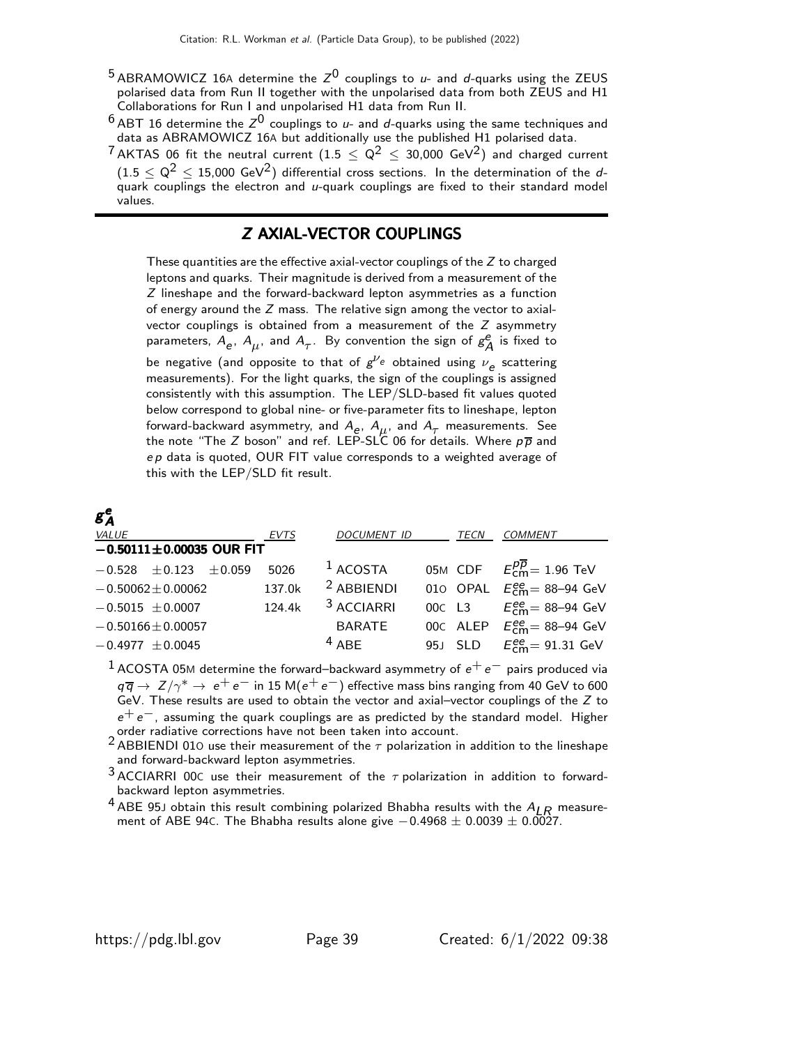[5] ABRAMOWICZ 16A determine the $Z^0$ couplings to $u$- and $d$-quarks using the ZEUS polarised data from Run II together with the unpolarised data from both ZEUS and H1 Collaborations for Run I and unpolarised H1 data from Run II.

[6] ABT 16 determine the $Z^0$ couplings to $u$- and $d$-quarks using the same techniques and data as ABRAMOWICZ 16A but additionally use the published H1 polarised data.

[7] AKTAS 06 fit the neutral current ($1.5 \leq Q^2 \leq 30{,}000$ GeV$^2$) and charged current ($1.5 \leq Q^2 \leq 15{,}000$ GeV$^2$) differential cross sections. In the determination of the $d$-quark couplings the electron and $u$-quark couplings are fixed to their standard model values.

## Z AXIAL-VECTOR COUPLINGS

These quantities are the effective axial-vector couplings of the $Z$ to charged leptons and quarks. Their magnitude is derived from a measurement of the $Z$ lineshape and the forward-backward lepton asymmetries as a function of energy around the $Z$ mass. The relative sign among the vector to axial-vector couplings is obtained from a measurement of the $Z$ asymmetry parameters, $A_e$, $A_\mu$, and $A_\tau$. By convention the sign of $g^e_A$ is fixed to be negative (and opposite to that of $g^{\nu_e}$ obtained using $\nu_e$ scattering measurements). For the light quarks, the sign of the couplings is assigned consistently with this assumption. The LEP/SLD-based fit values quoted below correspond to global nine- or five-parameter fits to lineshape, lepton forward-backward asymmetry, and $A_e$, $A_\mu$, and $A_\tau$ measurements. See the note "The $Z$ boson" and ref. LEP-SLC 06 for details. Where $p\overline{p}$ and $ep$ data is quoted, OUR FIT value corresponds to a weighted average of this with the LEP/SLD fit result.

### $g^e_A$

| VALUE | EVTS | DOCUMENT ID | | TECN | COMMENT |
|---|---|---|---|---|---|
| **$-0.50111\pm0.00035$ OUR FIT** | | | | | |
| $-0.528 \pm 0.123 \pm 0.059$ | 5026 | [1] ACOSTA | 05M | CDF | $E^{p\overline{p}}_{cm}$= 1.96 TeV |
| $-0.50062\pm0.00062$ | 137.0k | [2] ABBIENDI | 01O | OPAL | $E^{ee}_{cm}$= 88–94 GeV |
| $-0.5015 \pm0.0007$ | 124.4k | [3] ACCIARRI | 00C | L3 | $E^{ee}_{cm}$= 88–94 GeV |
| $-0.50166\pm0.00057$ | | BARATE | 00C | ALEP | $E^{ee}_{cm}$= 88–94 GeV |
| $-0.4977 \pm0.0045$ | | [4] ABE | 95J | SLD | $E^{ee}_{cm}$= 91.31 GeV |

[1] ACOSTA 05M determine the forward–backward asymmetry of $e^+e^-$ pairs produced via $q\overline{q} \rightarrow Z/\gamma^* \rightarrow e^+e^-$ in 15 $M(e^+e^-)$ effective mass bins ranging from 40 GeV to 600 GeV. These results are used to obtain the vector and axial–vector couplings of the $Z$ to $e^+e^-$, assuming the quark couplings are as predicted by the standard model. Higher order radiative corrections have not been taken into account.

[2] ABBIENDI 01O use their measurement of the $\tau$ polarization in addition to the lineshape and forward-backward lepton asymmetries.

[3] ACCIARRI 00C use their measurement of the $\tau$ polarization in addition to forward-backward lepton asymmetries.

[4] ABE 95J obtain this result combining polarized Bhabha results with the $A_{LR}$ measurement of ABE 94C. The Bhabha results alone give $-0.4968 \pm 0.0039 \pm 0.0027$.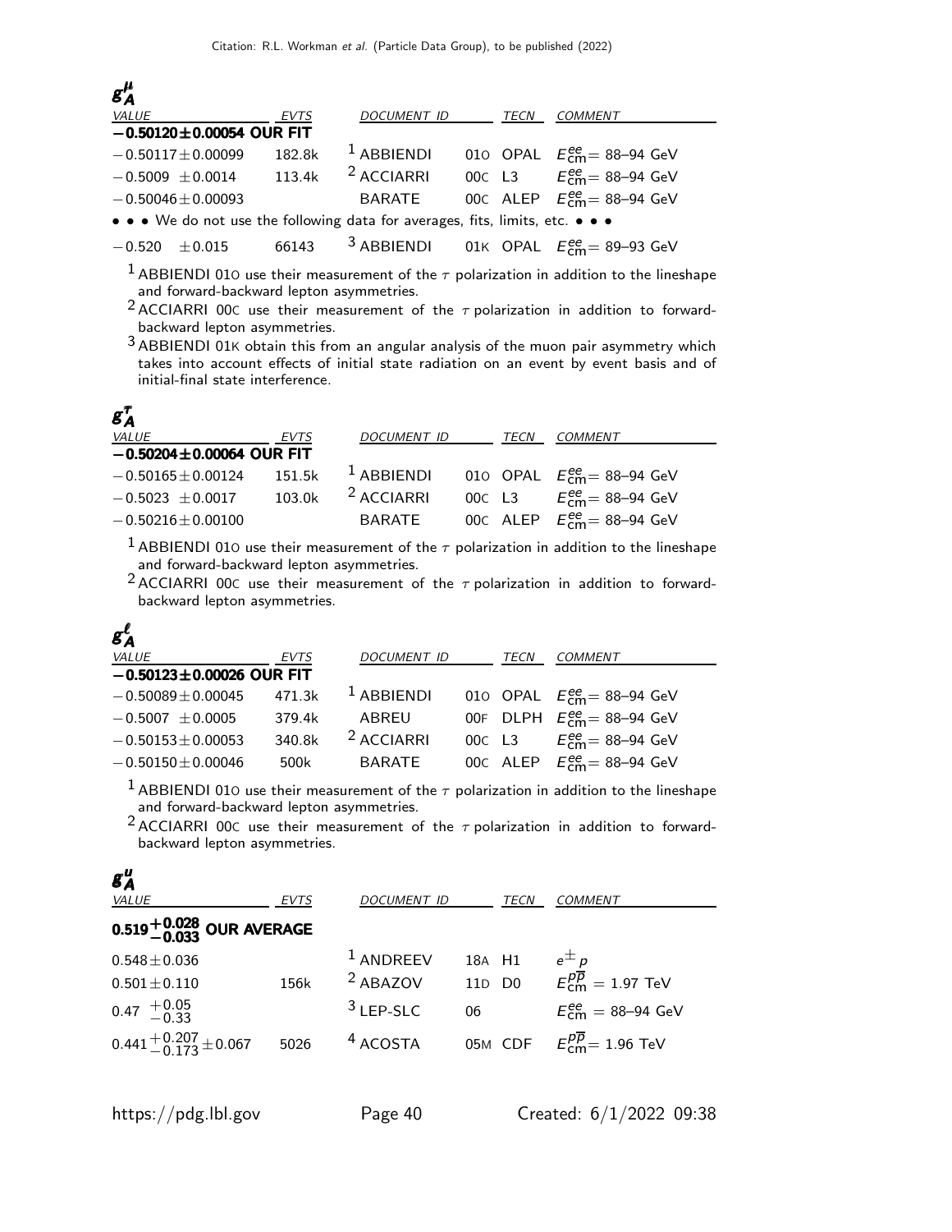### $g_A^{\mu}$

| VALUE | EVTS | DOCUMENT ID | | TECN | COMMENT |
|---|---|---|---|---|---|
| **−0.50120±0.00054 OUR FIT** | | | | | |
| −0.50117±0.00099 | 182.8k | [1] ABBIENDI | 01O | OPAL | $E_{\rm cm}^{ee}$= 88–94 GeV |
| −0.5009 ±0.0014 | 113.4k | [2] ACCIARRI | 00C | L3 | $E_{\rm cm}^{ee}$= 88–94 GeV |
| −0.50046±0.00093 | | BARATE | 00C | ALEP | $E_{\rm cm}^{ee}$= 88–94 GeV |
| • • • We do not use the following data for averages, fits, limits, etc. • • • | | | | | |
| −0.520 ±0.015 | 66143 | [3] ABBIENDI | 01K | OPAL | $E_{\rm cm}^{ee}$= 89–93 GeV |

[1] ABBIENDI 01O use their measurement of the $\tau$ polarization in addition to the lineshape and forward-backward lepton asymmetries.

[2] ACCIARRI 00C use their measurement of the $\tau$ polarization in addition to forward-backward lepton asymmetries.

[3] ABBIENDI 01K obtain this from an angular analysis of the muon pair asymmetry which takes into account effects of initial state radiation on an event by event basis and of initial-final state interference.

### $g_A^{\tau}$

| VALUE | EVTS | DOCUMENT ID | | TECN | COMMENT |
|---|---|---|---|---|---|
| **−0.50204±0.00064 OUR FIT** | | | | | |
| −0.50165±0.00124 | 151.5k | [1] ABBIENDI | 01O | OPAL | $E_{\rm cm}^{ee}$= 88–94 GeV |
| −0.5023 ±0.0017 | 103.0k | [2] ACCIARRI | 00C | L3 | $E_{\rm cm}^{ee}$= 88–94 GeV |
| −0.50216±0.00100 | | BARATE | 00C | ALEP | $E_{\rm cm}^{ee}$= 88–94 GeV |

[1] ABBIENDI 01O use their measurement of the $\tau$ polarization in addition to the lineshape and forward-backward lepton asymmetries.

[2] ACCIARRI 00C use their measurement of the $\tau$ polarization in addition to forward-backward lepton asymmetries.

### $g_A^{\ell}$

| VALUE | EVTS | DOCUMENT ID | | TECN | COMMENT |
|---|---|---|---|---|---|
| **−0.50123±0.00026 OUR FIT** | | | | | |
| −0.50089±0.00045 | 471.3k | [1] ABBIENDI | 01O | OPAL | $E_{\rm cm}^{ee}$= 88–94 GeV |
| −0.5007 ±0.0005 | 379.4k | ABREU | 00F | DLPH | $E_{\rm cm}^{ee}$= 88–94 GeV |
| −0.50153±0.00053 | 340.8k | [2] ACCIARRI | 00C | L3 | $E_{\rm cm}^{ee}$= 88–94 GeV |
| −0.50150±0.00046 | 500k | BARATE | 00C | ALEP | $E_{\rm cm}^{ee}$= 88–94 GeV |

[1] ABBIENDI 01O use their measurement of the $\tau$ polarization in addition to the lineshape and forward-backward lepton asymmetries.

[2] ACCIARRI 00C use their measurement of the $\tau$ polarization in addition to forward-backward lepton asymmetries.

### $g_A^{u}$

| VALUE | EVTS | DOCUMENT ID | | TECN | COMMENT |
|---|---|---|---|---|---|
| **$0.519^{+0.028}_{-0.033}$ OUR AVERAGE** | | | | | |
| 0.548±0.036 | | [1] ANDREEV | 18A | H1 | $e^{\pm}p$ |
| 0.501±0.110 | 156k | [2] ABAZOV | 11D | D0 | $E_{\rm cm}^{p\overline{p}}$ = 1.97 TeV |
| $0.47\ ^{+0.05}_{-0.33}$ | | [3] LEP-SLC | 06 | | $E_{\rm cm}^{ee}$ = 88–94 GeV |
| $0.441^{+0.207}_{-0.173}\pm0.067$ | 5026 | [4] ACOSTA | 05M | CDF | $E_{\rm cm}^{p\overline{p}}$= 1.96 TeV |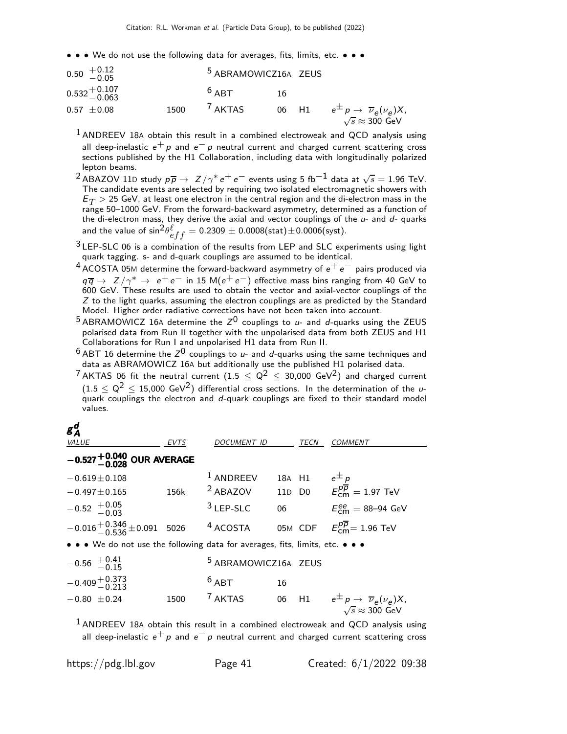• • • We do not use the following data for averages, fits, limits, etc. • • •

| VALUE | EVTS | DOCUMENT ID | | TECN | COMMENT |
|---|---|---|---|---|---|
| $0.50\ ^{+0.12}_{-0.05}$ | | [5] ABRAMOWICZ | 16A | ZEUS | |
| $0.532^{+0.107}_{-0.063}$ | | [6] ABT | 16 | | |
| $0.57\ \pm0.08$ | 1500 | [7] AKTAS | 06 | H1 | $e^{\pm}p \rightarrow \overline{\nu}_e(\nu_e)X$, $\sqrt{s}\approx 300$ GeV |

[1] ANDREEV 18A obtain this result in a combined electroweak and QCD analysis using all deep-inelastic $e^+p$ and $e^-p$ neutral current and charged current scattering cross sections published by the H1 Collaboration, including data with longitudinally polarized lepton beams.

[2] ABAZOV 11D study $p\overline{p} \rightarrow Z/\gamma^* e^+e^-$ events using 5 fb$^{-1}$ data at $\sqrt{s} = 1.96$ TeV. The candidate events are selected by requiring two isolated electromagnetic showers with $E_T > 25$ GeV, at least one electron in the central region and the di-electron mass in the range 50–1000 GeV. From the forward-backward asymmetry, determined as a function of the di-electron mass, they derive the axial and vector couplings of the $u$- and $d$- quarks and the value of $\sin^2\theta^{\ell}_{eff} = 0.2309 \pm 0.0008(\text{stat}) \pm 0.0006(\text{syst})$.

[3] LEP-SLC 06 is a combination of the results from LEP and SLC experiments using light quark tagging. s- and d-quark couplings are assumed to be identical.

[4] ACOSTA 05M determine the forward-backward asymmetry of $e^+e^-$ pairs produced via $q\overline{q} \rightarrow Z/\gamma^* \rightarrow e^+e^-$ in 15 M($e^+e^-$) effective mass bins ranging from 40 GeV to 600 GeV. These results are used to obtain the vector and axial-vector couplings of the $Z$ to the light quarks, assuming the electron couplings are as predicted by the Standard Model. Higher order radiative corrections have not been taken into account.

[5] ABRAMOWICZ 16A determine the $Z^0$ couplings to $u$- and $d$-quarks using the ZEUS polarised data from Run II together with the unpolarised data from both ZEUS and H1 Collaborations for Run I and unpolarised H1 data from Run II.

[6] ABT 16 determine the $Z^0$ couplings to $u$- and $d$-quarks using the same techniques and data as ABRAMOWICZ 16A but additionally use the published H1 polarised data.

[7] AKTAS 06 fit the neutral current ($1.5 \leq Q^2 \leq 30{,}000$ GeV$^2$) and charged current ($1.5 \leq Q^2 \leq 15{,}000$ GeV$^2$) differential cross sections. In the determination of the $u$-quark couplings the electron and $d$-quark couplings are fixed to their standard model values.

## $g^d_A$

| VALUE | EVTS | DOCUMENT ID | | TECN | COMMENT |
|---|---|---|---|---|---|
| $\mathbf{-0.527^{+0.040}_{-0.028}}$ **OUR AVERAGE** | | | | | |
| $-0.619\pm0.108$ | | [1] ANDREEV | 18A | H1 | $e^{\pm}p$ |
| $-0.497\pm0.165$ | 156k | [2] ABAZOV | 11D | D0 | $E^{p\overline{p}}_{\text{cm}} = 1.97$ TeV |
| $-0.52\ ^{+0.05}_{-0.03}$ | | [3] LEP-SLC | 06 | | $E^{ee}_{\text{cm}} = 88$–$94$ GeV |
| $-0.016^{+0.346}_{-0.536}\pm0.091$ | 5026 | [4] ACOSTA | 05M | CDF | $E^{p\overline{p}}_{\text{cm}} = 1.96$ TeV |

• • • We do not use the following data for averages, fits, limits, etc. • • •

| VALUE | EVTS | DOCUMENT ID | | TECN | COMMENT |
|---|---|---|---|---|---|
| $-0.56\ ^{+0.41}_{-0.15}$ | | [5] ABRAMOWICZ | 16A | ZEUS | |
| $-0.409^{+0.373}_{-0.213}$ | | [6] ABT | 16 | | |
| $-0.80\ \pm0.24$ | 1500 | [7] AKTAS | 06 | H1 | $e^{\pm}p \rightarrow \overline{\nu}_e(\nu_e)X$, $\sqrt{s}\approx 300$ GeV |

[1] ANDREEV 18A obtain this result in a combined electroweak and QCD analysis using all deep-inelastic $e^+p$ and $e^-p$ neutral current and charged current scattering cross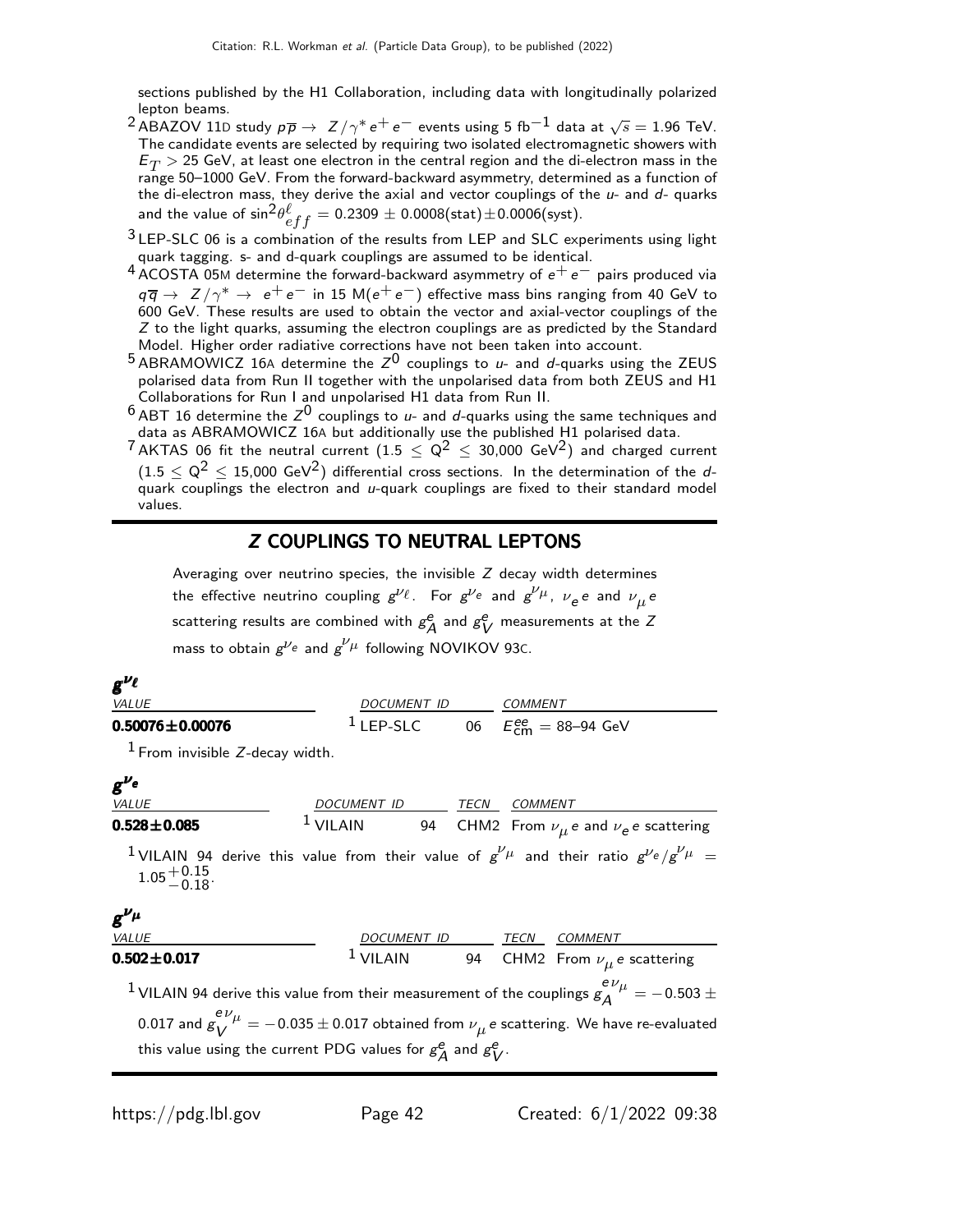sections published by the H1 Collaboration, including data with longitudinally polarized lepton beams.

[2] ABAZOV 11D study $p\overline{p} \to Z/\gamma^* e^+ e^-$ events using 5 fb$^{-1}$ data at $\sqrt{s} = 1.96$ TeV. The candidate events are selected by requiring two isolated electromagnetic showers with $E_T > 25$ GeV, at least one electron in the central region and the di-electron mass in the range 50–1000 GeV. From the forward-backward asymmetry, determined as a function of the di-electron mass, they derive the axial and vector couplings of the $u$- and $d$- quarks and the value of $\sin^2\theta^{\ell}_{eff} = 0.2309 \pm 0.0008(\text{stat}) \pm 0.0006(\text{syst})$.

[3] LEP-SLC 06 is a combination of the results from LEP and SLC experiments using light quark tagging. s- and d-quark couplings are assumed to be identical.

[4] ACOSTA 05M determine the forward-backward asymmetry of $e^+ e^-$ pairs produced via $q\overline{q} \to Z/\gamma^* \to e^+ e^-$ in 15 M($e^+ e^-$) effective mass bins ranging from 40 GeV to 600 GeV. These results are used to obtain the vector and axial-vector couplings of the $Z$ to the light quarks, assuming the electron couplings are as predicted by the Standard Model. Higher order radiative corrections have not been taken into account.

[5] ABRAMOWICZ 16A determine the $Z^0$ couplings to $u$- and $d$-quarks using the ZEUS polarised data from Run II together with the unpolarised data from both ZEUS and H1 Collaborations for Run I and unpolarised H1 data from Run II.

[6] ABT 16 determine the $Z^0$ couplings to $u$- and $d$-quarks using the same techniques and data as ABRAMOWICZ 16A but additionally use the published H1 polarised data.

[7] AKTAS 06 fit the neutral current ($1.5 \leq Q^2 \leq 30{,}000$ GeV$^2$) and charged current ($1.5 \leq Q^2 \leq 15{,}000$ GeV$^2$) differential cross sections. In the determination of the $d$-quark couplings the electron and $u$-quark couplings are fixed to their standard model values.

## *Z* COUPLINGS TO NEUTRAL LEPTONS

Averaging over neutrino species, the invisible $Z$ decay width determines the effective neutrino coupling $g^{\nu_\ell}$. For $g^{\nu_e}$ and $g^{\nu_\mu}$, $\nu_e e$ and $\nu_\mu e$ scattering results are combined with $g^e_A$ and $g^e_V$ measurements at the $Z$ mass to obtain $g^{\nu_e}$ and $g^{\nu_\mu}$ following NOVIKOV 93C.

### $g^{\nu_\ell}$

| VALUE | DOCUMENT ID | | COMMENT |
|---|---|---|---|
| **0.50076±0.00076** | [1] LEP-SLC | 06 | $E^{ee}_{\rm cm}$ = 88–94 GeV |

[1] From invisible $Z$-decay width.

### $g^{\nu_e}$

| VALUE | DOCUMENT ID | | TECN | COMMENT |
|---|---|---|---|---|
| **0.528±0.085** | [1] VILAIN | 94 | CHM2 | From $\nu_\mu e$ and $\nu_e e$ scattering |

[1] VILAIN 94 derive this value from their value of $g^{\nu_\mu}$ and their ratio $g^{\nu_e}/g^{\nu_\mu} = 1.05^{+0.15}_{-0.18}$.

### $g^{\nu_\mu}$

| VALUE | DOCUMENT ID | | TECN | COMMENT |
|---|---|---|---|---|
| **0.502±0.017** | [1] VILAIN | 94 | CHM2 | From $\nu_\mu e$ scattering |

[1] VILAIN 94 derive this value from their measurement of the couplings $g^{e\nu_\mu}_A = -0.503 \pm 0.017$ and $g^{e\nu_\mu}_V = -0.035 \pm 0.017$ obtained from $\nu_\mu e$ scattering. We have re-evaluated this value using the current PDG values for $g^e_A$ and $g^e_V$.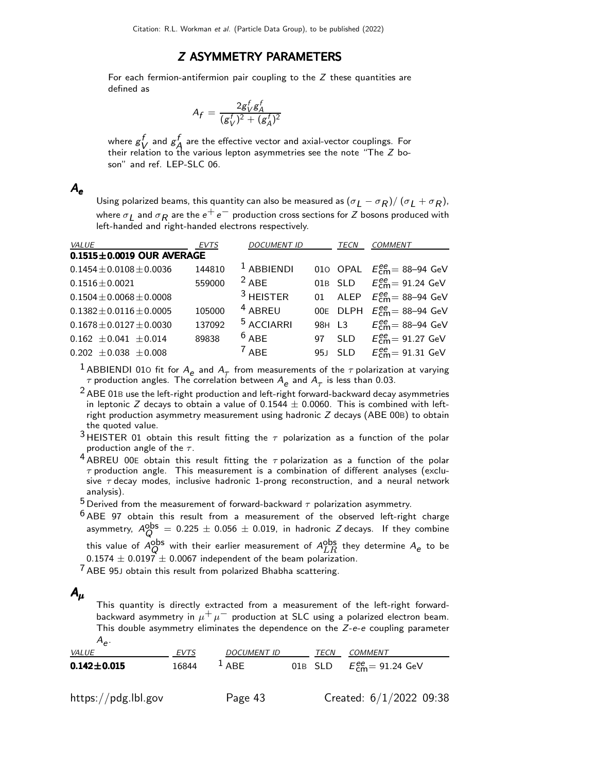## Z ASYMMETRY PARAMETERS

For each fermion-antifermion pair coupling to the $Z$ these quantities are defined as

$$A_f = \frac{2 g_V^f g_A^f}{(g_V^f)^2 + (g_A^f)^2}$$

where $g_V^f$ and $g_A^f$ are the effective vector and axial-vector couplings. For their relation to the various lepton asymmetries see the note "The $Z$ boson" and ref. LEP-SLC 06.

### $A_e$

Using polarized beams, this quantity can also be measured as $(\sigma_L - \sigma_R)/(\sigma_L + \sigma_R)$, where $\sigma_L$ and $\sigma_R$ are the $e^+e^-$ production cross sections for $Z$ bosons produced with left-handed and right-handed electrons respectively.

| VALUE | EVTS | DOCUMENT ID | | TECN | COMMENT |
|---|---|---|---|---|---|
| **0.1515±0.0019 OUR AVERAGE** | | | | | |
| $0.1454 \pm 0.0108 \pm 0.0036$ | 144810 | [1] ABBIENDI | 01O | OPAL | $E^{ee}_{cm}$= 88–94 GeV |
| $0.1516 \pm 0.0021$ | 559000 | [2] ABE | 01B | SLD | $E^{ee}_{cm}$= 91.24 GeV |
| $0.1504 \pm 0.0068 \pm 0.0008$ | | [3] HEISTER | 01 | ALEP | $E^{ee}_{cm}$= 88–94 GeV |
| $0.1382 \pm 0.0116 \pm 0.0005$ | 105000 | [4] ABREU | 00E | DLPH | $E^{ee}_{cm}$= 88–94 GeV |
| $0.1678 \pm 0.0127 \pm 0.0030$ | 137092 | [5] ACCIARRI | 98H | L3 | $E^{ee}_{cm}$= 88–94 GeV |
| $0.162 \pm 0.041 \pm 0.014$ | 89838 | [6] ABE | 97 | SLD | $E^{ee}_{cm}$= 91.27 GeV |
| $0.202 \pm 0.038 \pm 0.008$ | | [7] ABE | 95J | SLD | $E^{ee}_{cm}$= 91.31 GeV |

[1] ABBIENDI 01O fit for $A_e$ and $A_\tau$ from measurements of the $\tau$ polarization at varying $\tau$ production angles. The correlation between $A_e$ and $A_\tau$ is less than 0.03.

[2] ABE 01B use the left-right production and left-right forward-backward decay asymmetries in leptonic $Z$ decays to obtain a value of $0.1544 \pm 0.0060$. This is combined with left-right production asymmetry measurement using hadronic $Z$ decays (ABE 00B) to obtain the quoted value.

[3] HEISTER 01 obtain this result fitting the $\tau$ polarization as a function of the polar production angle of the $\tau$.

[4] ABREU 00E obtain this result fitting the $\tau$ polarization as a function of the polar $\tau$ production angle. This measurement is a combination of different analyses (exclusive $\tau$ decay modes, inclusive hadronic 1-prong reconstruction, and a neural network analysis).

[5] Derived from the measurement of forward-backward $\tau$ polarization asymmetry.

[6] ABE 97 obtain this result from a measurement of the observed left-right charge asymmetry, $A_Q^{obs} = 0.225 \pm 0.056 \pm 0.019$, in hadronic $Z$ decays. If they combine this value of $A_Q^{obs}$ with their earlier measurement of $A_{LR}^{obs}$ they determine $A_e$ to be $0.1574 \pm 0.0197 \pm 0.0067$ independent of the beam polarization.

[7] ABE 95J obtain this result from polarized Bhabha scattering.

### $A_\mu$

This quantity is directly extracted from a measurement of the left-right forward-backward asymmetry in $\mu^+\mu^-$ production at SLC using a polarized electron beam. This double asymmetry eliminates the dependence on the $Z$-$e$-$e$ coupling parameter $A_e$.

| VALUE | EVTS | DOCUMENT ID | | TECN | COMMENT |
|---|---|---|---|---|---|
| **0.142±0.015** | 16844 | [1] ABE | 01B | SLD | $E^{ee}_{cm}$= 91.24 GeV |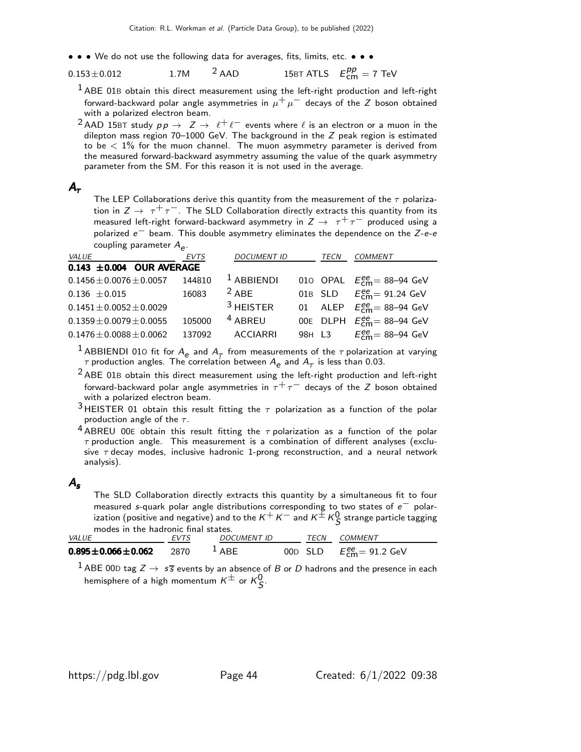• • • We do not use the following data for averages, fits, limits, etc. • • •

| | | | | |
|---|---|---|---|---|
| $0.153 \pm 0.012$ | 1.7M | [2] AAD | 15BT ATLS | $E^{pp}_{\rm cm}$ = 7 TeV |

[1] ABE 01B obtain this direct measurement using the left-right production and left-right forward-backward polar angle asymmetries in $\mu^+\mu^-$ decays of the $Z$ boson obtained with a polarized electron beam.

[2] AAD 15BT study $pp \to Z \to \ell^+\ell^-$ events where $\ell$ is an electron or a muon in the dilepton mass region 70–1000 GeV. The background in the $Z$ peak region is estimated to be $< 1\%$ for the muon channel. The muon asymmetry parameter is derived from the measured forward-backward asymmetry assuming the value of the quark asymmetry parameter from the SM. For this reason it is not used in the average.

## $A_\tau$

The LEP Collaborations derive this quantity from the measurement of the $\tau$ polarization in $Z \to \tau^+\tau^-$. The SLD Collaboration directly extracts this quantity from its measured left-right forward-backward asymmetry in $Z \to \tau^+\tau^-$ produced using a polarized $e^-$ beam. This double asymmetry eliminates the dependence on the $Z$-$e$-$e$ coupling parameter $A_e$.

| VALUE | EVTS | DOCUMENT ID | | TECN | COMMENT |
|---|---|---|---|---|---|
| **0.143 ±0.004 OUR AVERAGE** | | | | | |
| $0.1456 \pm 0.0076 \pm 0.0057$ | 144810 | [1] ABBIENDI | 01O | OPAL | $E^{ee}_{\rm cm}$= 88–94 GeV |
| $0.136 \pm 0.015$ | 16083 | [2] ABE | 01B | SLD | $E^{ee}_{\rm cm}$= 91.24 GeV |
| $0.1451 \pm 0.0052 \pm 0.0029$ | | [3] HEISTER | 01 | ALEP | $E^{ee}_{\rm cm}$= 88–94 GeV |
| $0.1359 \pm 0.0079 \pm 0.0055$ | 105000 | [4] ABREU | 00E | DLPH | $E^{ee}_{\rm cm}$= 88–94 GeV |
| $0.1476 \pm 0.0088 \pm 0.0062$ | 137092 | ACCIARRI | 98H | L3 | $E^{ee}_{\rm cm}$= 88–94 GeV |

[1] ABBIENDI 01O fit for $A_e$ and $A_\tau$ from measurements of the $\tau$ polarization at varying $\tau$ production angles. The correlation between $A_e$ and $A_\tau$ is less than 0.03.

[2] ABE 01B obtain this direct measurement using the left-right production and left-right forward-backward polar angle asymmetries in $\tau^+\tau^-$ decays of the $Z$ boson obtained with a polarized electron beam.

[3] HEISTER 01 obtain this result fitting the $\tau$ polarization as a function of the polar production angle of the $\tau$.

[4] ABREU 00E obtain this result fitting the $\tau$ polarization as a function of the polar $\tau$ production angle. This measurement is a combination of different analyses (exclusive $\tau$ decay modes, inclusive hadronic 1-prong reconstruction, and a neural network analysis).

## $A_s$

The SLD Collaboration directly extracts this quantity by a simultaneous fit to four measured $s$-quark polar angle distributions corresponding to two states of $e^-$ polarization (positive and negative) and to the $K^+K^-$ and $K^\pm K^0_S$ strange particle tagging modes in the hadronic final states.

| VALUE | EVTS | DOCUMENT ID | | TECN | COMMENT |
|---|---|---|---|---|---|
| **$0.895 \pm 0.066 \pm 0.062$** | 2870 | [1] ABE | 00D | SLD | $E^{ee}_{\rm cm}$= 91.2 GeV |

[1] ABE 00D tag $Z \to s\bar{s}$ events by an absence of $B$ or $D$ hadrons and the presence in each hemisphere of a high momentum $K^\pm$ or $K^0_S$.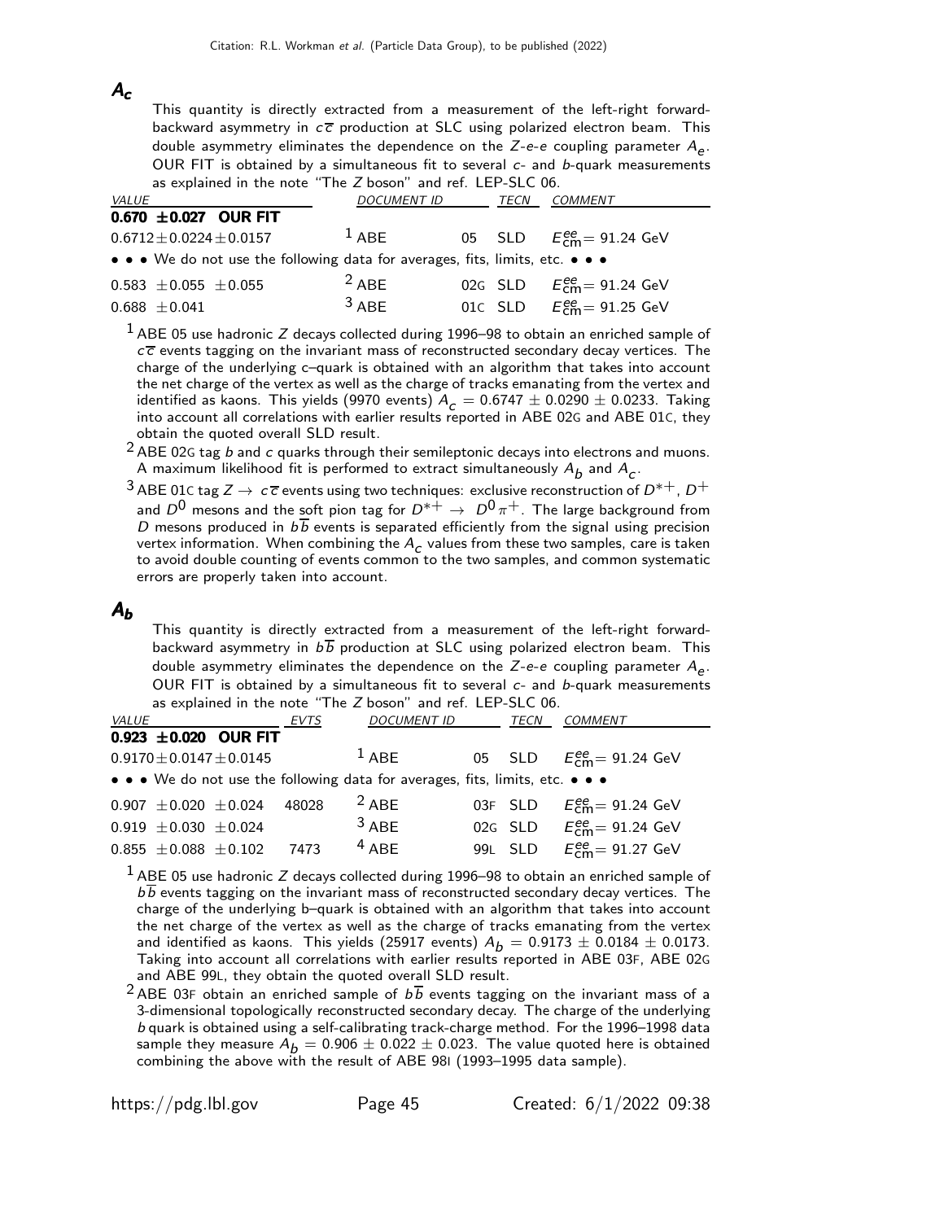## $A_c$

This quantity is directly extracted from a measurement of the left-right forward-backward asymmetry in $c\overline{c}$ production at SLC using polarized electron beam. This double asymmetry eliminates the dependence on the $Z$-$e$-$e$ coupling parameter $A_e$. OUR FIT is obtained by a simultaneous fit to several $c$- and $b$-quark measurements as explained in the note "The $Z$ boson" and ref. LEP-SLC 06.

| VALUE | DOCUMENT ID | | TECN | COMMENT |
|---|---|---|---|---|
| **0.670 ±0.027 OUR FIT** | | | | |
| $0.6712 \pm 0.0224 \pm 0.0157$ | [1] ABE | 05 | SLD | $E^{ee}_{cm} = 91.24$ GeV |
| • • • We do not use the following data for averages, fits, limits, etc. • • • | | | | |
| $0.583 \pm 0.055 \pm 0.055$ | [2] ABE | 02G | SLD | $E^{ee}_{cm} = 91.24$ GeV |
| $0.688 \pm 0.041$ | [3] ABE | 01C | SLD | $E^{ee}_{cm} = 91.25$ GeV |

[1] ABE 05 use hadronic $Z$ decays collected during 1996–98 to obtain an enriched sample of $c\overline{c}$ events tagging on the invariant mass of reconstructed secondary decay vertices. The charge of the underlying c–quark is obtained with an algorithm that takes into account the net charge of the vertex as well as the charge of tracks emanating from the vertex and identified as kaons. This yields (9970 events) $A_c = 0.6747 \pm 0.0290 \pm 0.0233$. Taking into account all correlations with earlier results reported in ABE 02G and ABE 01C, they obtain the quoted overall SLD result.

[2] ABE 02G tag $b$ and $c$ quarks through their semileptonic decays into electrons and muons. A maximum likelihood fit is performed to extract simultaneously $A_b$ and $A_c$.

[3] ABE 01C tag $Z \to c\overline{c}$ events using two techniques: exclusive reconstruction of $D^{*+}$, $D^+$ and $D^0$ mesons and the soft pion tag for $D^{*+} \to D^0 \pi^+$. The large background from $D$ mesons produced in $b\overline{b}$ events is separated efficiently from the signal using precision vertex information. When combining the $A_c$ values from these two samples, care is taken to avoid double counting of events common to the two samples, and common systematic errors are properly taken into account.

## $A_b$

This quantity is directly extracted from a measurement of the left-right forward-backward asymmetry in $b\overline{b}$ production at SLC using polarized electron beam. This double asymmetry eliminates the dependence on the $Z$-$e$-$e$ coupling parameter $A_e$. OUR FIT is obtained by a simultaneous fit to several $c$- and $b$-quark measurements as explained in the note "The $Z$ boson" and ref. LEP-SLC 06.

| VALUE | EVTS | DOCUMENT ID | | TECN | COMMENT |
|---|---|---|---|---|---|
| **0.923 ±0.020 OUR FIT** | | | | | |
| $0.9170 \pm 0.0147 \pm 0.0145$ | | [1] ABE | 05 | SLD | $E^{ee}_{cm} = 91.24$ GeV |
| • • • We do not use the following data for averages, fits, limits, etc. • • • | | | | | |
| $0.907 \pm 0.020 \pm 0.024$ | 48028 | [2] ABE | 03F | SLD | $E^{ee}_{cm} = 91.24$ GeV |
| $0.919 \pm 0.030 \pm 0.024$ | | [3] ABE | 02G | SLD | $E^{ee}_{cm} = 91.24$ GeV |
| $0.855 \pm 0.088 \pm 0.102$ | 7473 | [4] ABE | 99L | SLD | $E^{ee}_{cm} = 91.27$ GeV |

[1] ABE 05 use hadronic $Z$ decays collected during 1996–98 to obtain an enriched sample of $b\overline{b}$ events tagging on the invariant mass of reconstructed secondary decay vertices. The charge of the underlying b–quark is obtained with an algorithm that takes into account the net charge of the vertex as well as the charge of tracks emanating from the vertex and identified as kaons. This yields (25917 events) $A_b = 0.9173 \pm 0.0184 \pm 0.0173$. Taking into account all correlations with earlier results reported in ABE 03F, ABE 02G and ABE 99L, they obtain the quoted overall SLD result.

[2] ABE 03F obtain an enriched sample of $b\overline{b}$ events tagging on the invariant mass of a 3-dimensional topologically reconstructed secondary decay. The charge of the underlying $b$ quark is obtained using a self-calibrating track-charge method. For the 1996–1998 data sample they measure $A_b = 0.906 \pm 0.022 \pm 0.023$. The value quoted here is obtained combining the above with the result of ABE 98I (1993–1995 data sample).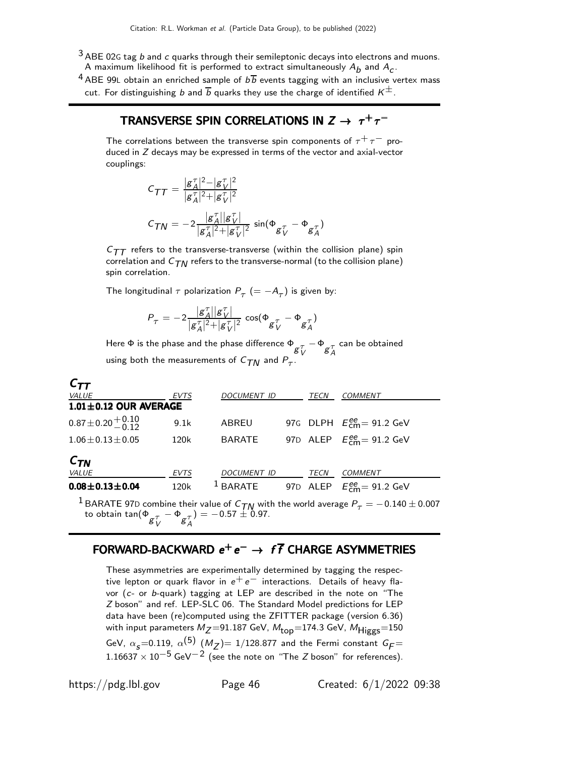[3] ABE 02G tag $b$ and $c$ quarks through their semileptonic decays into electrons and muons. A maximum likelihood fit is performed to extract simultaneously $A_b$ and $A_c$.

[4] ABE 99L obtain an enriched sample of $b\overline{b}$ events tagging with an inclusive vertex mass cut. For distinguishing $b$ and $\overline{b}$ quarks they use the charge of identified $K^{\pm}$.

## TRANSVERSE SPIN CORRELATIONS IN $Z \to \tau^+\tau^-$

The correlations between the transverse spin components of $\tau^+\tau^-$ produced in $Z$ decays may be expressed in terms of the vector and axial-vector couplings:

$$C_{TT} = \frac{|g_A^\tau|^2 - |g_V^\tau|^2}{|g_A^\tau|^2 + |g_V^\tau|^2}$$

$$C_{TN} = -2\frac{|g_A^\tau||g_V^\tau|}{|g_A^\tau|^2 + |g_V^\tau|^2}\ \sin(\Phi_{g_V^\tau} - \Phi_{g_A^\tau})$$

$C_{TT}$ refers to the transverse-transverse (within the collision plane) spin correlation and $C_{TN}$ refers to the transverse-normal (to the collision plane) spin correlation.

The longitudinal $\tau$ polarization $P_\tau$ $(= -A_\tau)$ is given by:

$$P_\tau = -2\frac{|g_A^\tau||g_V^\tau|}{|g_A^\tau|^2 + |g_V^\tau|^2}\ \cos(\Phi_{g_V^\tau} - \Phi_{g_A^\tau})$$

Here $\Phi$ is the phase and the phase difference $\Phi_{g_V^\tau} - \Phi_{g_A^\tau}$ can be obtained using both the measurements of $C_{TN}$ and $P_\tau$.

### $C_{TT}$

| VALUE | EVTS | DOCUMENT ID | | TECN | COMMENT |
|---|---|---|---|---|---|
| **1.01±0.12 OUR AVERAGE** | | | | | |
| $0.87\pm0.20^{+0.10}_{-0.12}$ | 9.1k | ABREU | 97G | DLPH | $E^{ee}_{\rm cm}$= 91.2 GeV |
| $1.06\pm0.13\pm0.05$ | 120k | BARATE | 97D | ALEP | $E^{ee}_{\rm cm}$= 91.2 GeV |

### $C_{TN}$

| VALUE | EVTS | DOCUMENT ID | | TECN | COMMENT |
|---|---|---|---|---|---|
| **0.08±0.13±0.04** | 120k | [1] BARATE | 97D | ALEP | $E^{ee}_{\rm cm}$= 91.2 GeV |

[1] BARATE 97D combine their value of $C_{TN}$ with the world average $P_\tau = -0.140 \pm 0.007$ to obtain $\tan(\Phi_{g_V^\tau} - \Phi_{g_A^\tau}) = -0.57 \pm 0.97$.

## FORWARD-BACKWARD $e^+e^- \to f\overline{f}$ CHARGE ASYMMETRIES

These asymmetries are experimentally determined by tagging the respective lepton or quark flavor in $e^+e^-$ interactions. Details of heavy flavor ($c$- or $b$-quark) tagging at LEP are described in the note on "The $Z$ boson" and ref. LEP-SLC 06. The Standard Model predictions for LEP data have been (re)computed using the ZFITTER package (version 6.36) with input parameters $M_Z$=91.187 GeV, $M_{\rm top}$=174.3 GeV, $M_{\rm Higgs}$=150 GeV, $\alpha_s$=0.119, $\alpha^{(5)}$ $(M_Z)$= 1/128.877 and the Fermi constant $G_F$= $1.16637 \times 10^{-5}$ GeV$^{-2}$ (see the note on "The $Z$ boson" for references).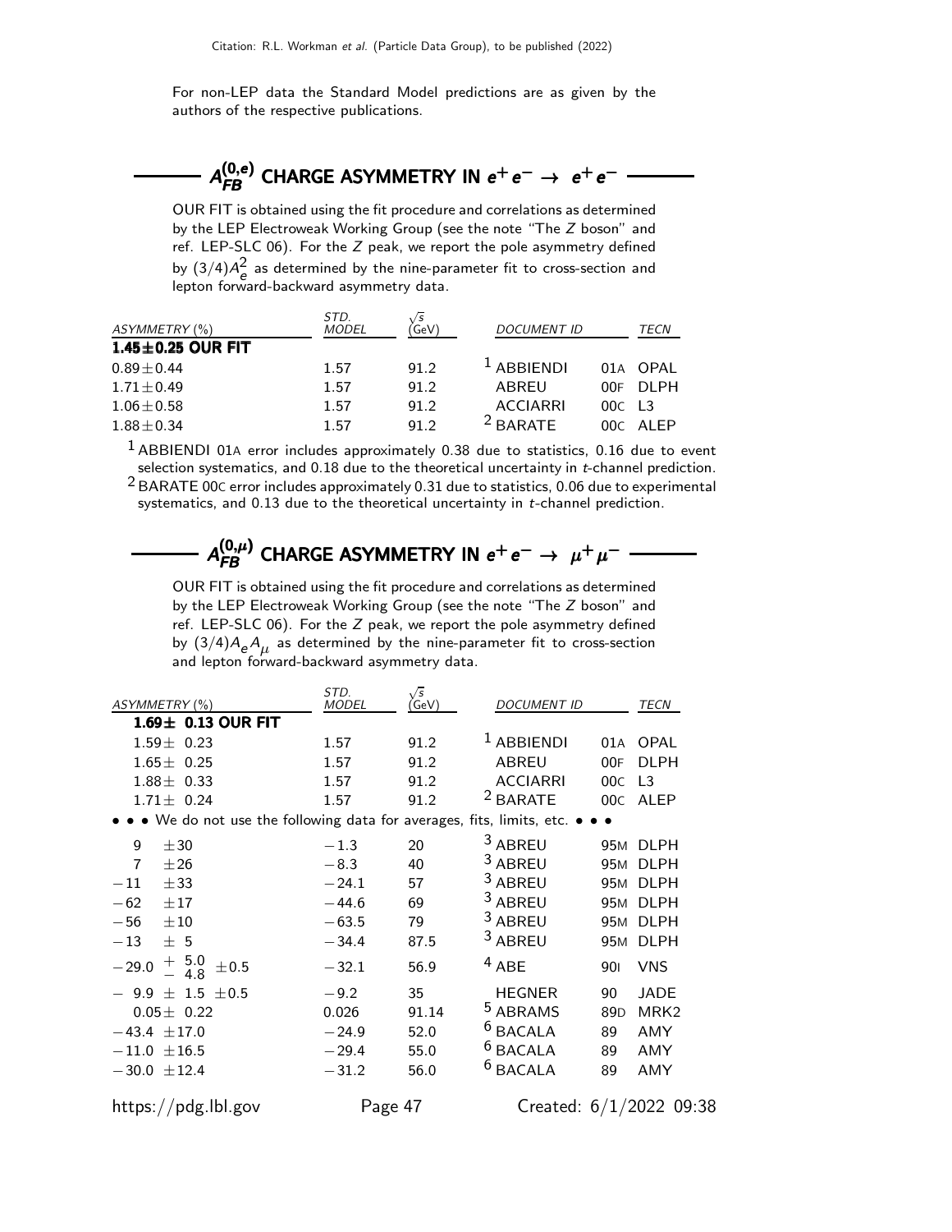For non-LEP data the Standard Model predictions are as given by the authors of the respective publications.

## $A_{FB}^{(0,e)}$ CHARGE ASYMMETRY IN $e^+e^- \rightarrow e^+e^-$

OUR FIT is obtained using the fit procedure and correlations as determined by the LEP Electroweak Working Group (see the note "The $Z$ boson" and ref. LEP-SLC 06). For the $Z$ peak, we report the pole asymmetry defined by $(3/4)A_e^2$ as determined by the nine-parameter fit to cross-section and lepton forward-backward asymmetry data.

| ASYMMETRY (%) | STD. MODEL | $\sqrt{s}$ (GeV) | DOCUMENT ID | | TECN |
|---|---|---|---|---|---|
| **1.45±0.25 OUR FIT** | | | | | |
| 0.89±0.44 | 1.57 | 91.2 | [1] ABBIENDI | 01A | OPAL |
| 1.71±0.49 | 1.57 | 91.2 | ABREU | 00F | DLPH |
| 1.06±0.58 | 1.57 | 91.2 | ACCIARRI | 00C | L3 |
| 1.88±0.34 | 1.57 | 91.2 | [2] BARATE | 00C | ALEP |

[1] ABBIENDI 01A error includes approximately 0.38 due to statistics, 0.16 due to event selection systematics, and 0.18 due to the theoretical uncertainty in $t$-channel prediction.

[2] BARATE 00C error includes approximately 0.31 due to statistics, 0.06 due to experimental systematics, and 0.13 due to the theoretical uncertainty in $t$-channel prediction.

## $A_{FB}^{(0,\mu)}$ CHARGE ASYMMETRY IN $e^+e^- \rightarrow \mu^+\mu^-$

OUR FIT is obtained using the fit procedure and correlations as determined by the LEP Electroweak Working Group (see the note "The $Z$ boson" and ref. LEP-SLC 06). For the $Z$ peak, we report the pole asymmetry defined by $(3/4)A_e A_\mu$ as determined by the nine-parameter fit to cross-section and lepton forward-backward asymmetry data.

| ASYMMETRY (%) | STD. MODEL | $\sqrt{s}$ (GeV) | DOCUMENT ID | | TECN |
|---|---|---|---|---|---|
| **1.69± 0.13 OUR FIT** | | | | | |
| 1.59± 0.23 | 1.57 | 91.2 | [1] ABBIENDI | 01A | OPAL |
| 1.65± 0.25 | 1.57 | 91.2 | ABREU | 00F | DLPH |
| 1.88± 0.33 | 1.57 | 91.2 | ACCIARRI | 00C | L3 |
| 1.71± 0.24 | 1.57 | 91.2 | [2] BARATE | 00C | ALEP |
| • • • We do not use the following data for averages, fits, limits, etc. • • • | | | | | |
| 9 ±30 | −1.3 | 20 | [3] ABREU | 95M | DLPH |
| 7 ±26 | −8.3 | 40 | [3] ABREU | 95M | DLPH |
| −11 ±33 | −24.1 | 57 | [3] ABREU | 95M | DLPH |
| −62 ±17 | −44.6 | 69 | [3] ABREU | 95M | DLPH |
| −56 ±10 | −63.5 | 79 | [3] ABREU | 95M | DLPH |
| −13 ± 5 | −34.4 | 87.5 | [3] ABREU | 95M | DLPH |
| $-29.0\ ^{+\ 5.0}_{-\ 4.8}\ \pm 0.5$ | −32.1 | 56.9 | [4] ABE | 90I | VNS |
| − 9.9 ± 1.5 ±0.5 | −9.2 | 35 | HEGNER | 90 | JADE |
| 0.05± 0.22 | 0.026 | 91.14 | [5] ABRAMS | 89D | MRK2 |
| −43.4 ±17.0 | −24.9 | 52.0 | [6] BACALA | 89 | AMY |
| −11.0 ±16.5 | −29.4 | 55.0 | [6] BACALA | 89 | AMY |
| −30.0 ±12.4 | −31.2 | 56.0 | [6] BACALA | 89 | AMY |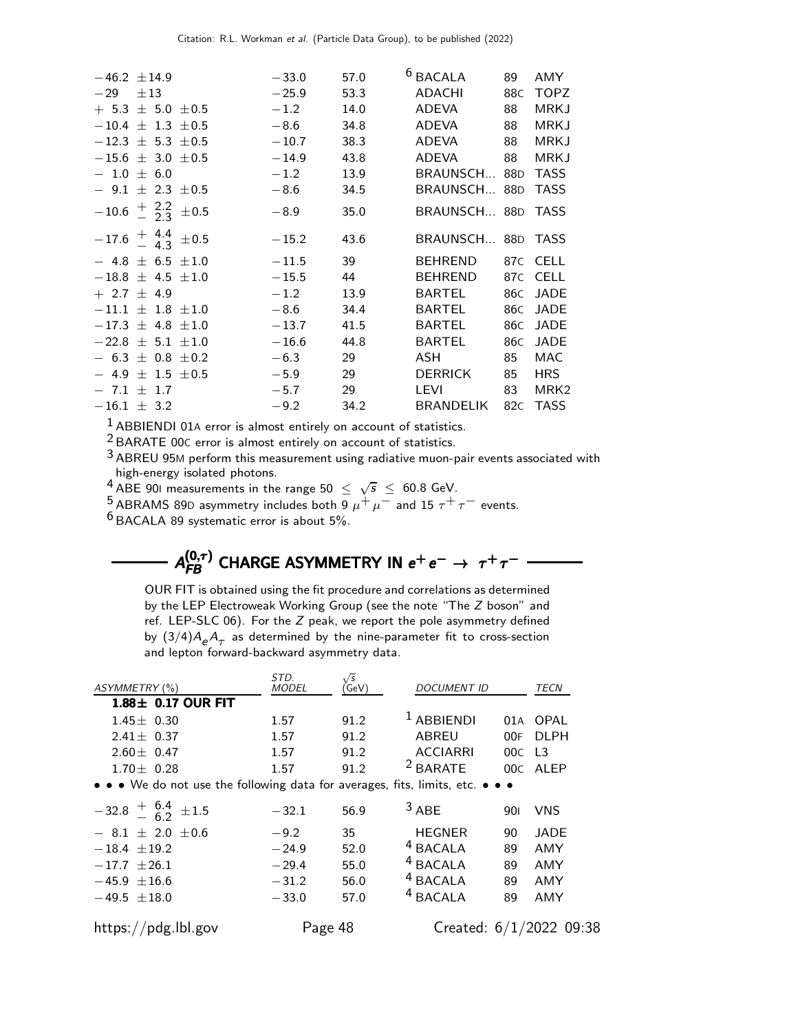| | | | | | |
|---|---|---|---|---|---|
| $-46.2 \pm 14.9$ | $-33.0$ | 57.0 | [6] BACALA | 89 | AMY |
| $-29 \pm 13$ | $-25.9$ | 53.3 | ADACHI | 88C | TOPZ |
| $+5.3 \pm 5.0 \pm 0.5$ | $-1.2$ | 14.0 | ADEVA | 88 | MRKJ |
| $-10.4 \pm 1.3 \pm 0.5$ | $-8.6$ | 34.8 | ADEVA | 88 | MRKJ |
| $-12.3 \pm 5.3 \pm 0.5$ | $-10.7$ | 38.3 | ADEVA | 88 | MRKJ |
| $-15.6 \pm 3.0 \pm 0.5$ | $-14.9$ | 43.8 | ADEVA | 88 | MRKJ |
| $-1.0 \pm 6.0$ | $-1.2$ | 13.9 | BRAUNSCH... | 88D | TASS |
| $-9.1 \pm 2.3 \pm 0.5$ | $-8.6$ | 34.5 | BRAUNSCH... | 88D | TASS |
| $-10.6 \ {}^{+2.2}_{-2.3} \pm 0.5$ | $-8.9$ | 35.0 | BRAUNSCH... | 88D | TASS |
| $-17.6 \ {}^{+4.4}_{-4.3} \pm 0.5$ | $-15.2$ | 43.6 | BRAUNSCH... | 88D | TASS |
| $-4.8 \pm 6.5 \pm 1.0$ | $-11.5$ | 39 | BEHREND | 87C | CELL |
| $-18.8 \pm 4.5 \pm 1.0$ | $-15.5$ | 44 | BEHREND | 87C | CELL |
| $+2.7 \pm 4.9$ | $-1.2$ | 13.9 | BARTEL | 86C | JADE |
| $-11.1 \pm 1.8 \pm 1.0$ | $-8.6$ | 34.4 | BARTEL | 86C | JADE |
| $-17.3 \pm 4.8 \pm 1.0$ | $-13.7$ | 41.5 | BARTEL | 86C | JADE |
| $-22.8 \pm 5.1 \pm 1.0$ | $-16.6$ | 44.8 | BARTEL | 86C | JADE |
| $-6.3 \pm 0.8 \pm 0.2$ | $-6.3$ | 29 | ASH | 85 | MAC |
| $-4.9 \pm 1.5 \pm 0.5$ | $-5.9$ | 29 | DERRICK | 85 | HRS |
| $-7.1 \pm 1.7$ | $-5.7$ | 29 | LEVI | 83 | MRK2 |
| $-16.1 \pm 3.2$ | $-9.2$ | 34.2 | BRANDELIK | 82C | TASS |

[1] ABBIENDI 01A error is almost entirely on account of statistics.

[2] BARATE 00C error is almost entirely on account of statistics.

[3] ABREU 95M perform this measurement using radiative muon-pair events associated with high-energy isolated photons.

[4] ABE 90I measurements in the range $50 \leq \sqrt{s} \leq 60.8$ GeV.

[5] ABRAMS 89D asymmetry includes both 9 $\mu^+\mu^-$ and 15 $\tau^+\tau^-$ events.

[6] BACALA 89 systematic error is about 5%.

## $A_{FB}^{(0,\tau)}$ CHARGE ASYMMETRY IN $e^+e^- \rightarrow \tau^+\tau^-$

OUR FIT is obtained using the fit procedure and correlations as determined by the LEP Electroweak Working Group (see the note "The $Z$ boson" and ref. LEP-SLC 06). For the $Z$ peak, we report the pole asymmetry defined by $(3/4)A_e A_\tau$ as determined by the nine-parameter fit to cross-section and lepton forward-backward asymmetry data.

| ASYMMETRY (%) | STD. MODEL | $\sqrt{s}$ (GeV) | DOCUMENT ID | | TECN |
|---|---|---|---|---|---|
| **1.88± 0.17 OUR FIT** | | | | | |
| $1.45 \pm 0.30$ | 1.57 | 91.2 | [1] ABBIENDI | 01A | OPAL |
| $2.41 \pm 0.37$ | 1.57 | 91.2 | ABREU | 00F | DLPH |
| $2.60 \pm 0.47$ | 1.57 | 91.2 | ACCIARRI | 00C | L3 |
| $1.70 \pm 0.28$ | 1.57 | 91.2 | [2] BARATE | 00C | ALEP |
| • • • We do not use the following data for averages, fits, limits, etc. • • • | | | | | |
| $-32.8 \ {}^{+6.4}_{-6.2} \pm 1.5$ | $-32.1$ | 56.9 | [3] ABE | 90I | VNS |
| $-8.1 \pm 2.0 \pm 0.6$ | $-9.2$ | 35 | HEGNER | 90 | JADE |
| $-18.4 \pm 19.2$ | $-24.9$ | 52.0 | [4] BACALA | 89 | AMY |
| $-17.7 \pm 26.1$ | $-29.4$ | 55.0 | [4] BACALA | 89 | AMY |
| $-45.9 \pm 16.6$ | $-31.2$ | 56.0 | [4] BACALA | 89 | AMY |
| $-49.5 \pm 18.0$ | $-33.0$ | 57.0 | [4] BACALA | 89 | AMY |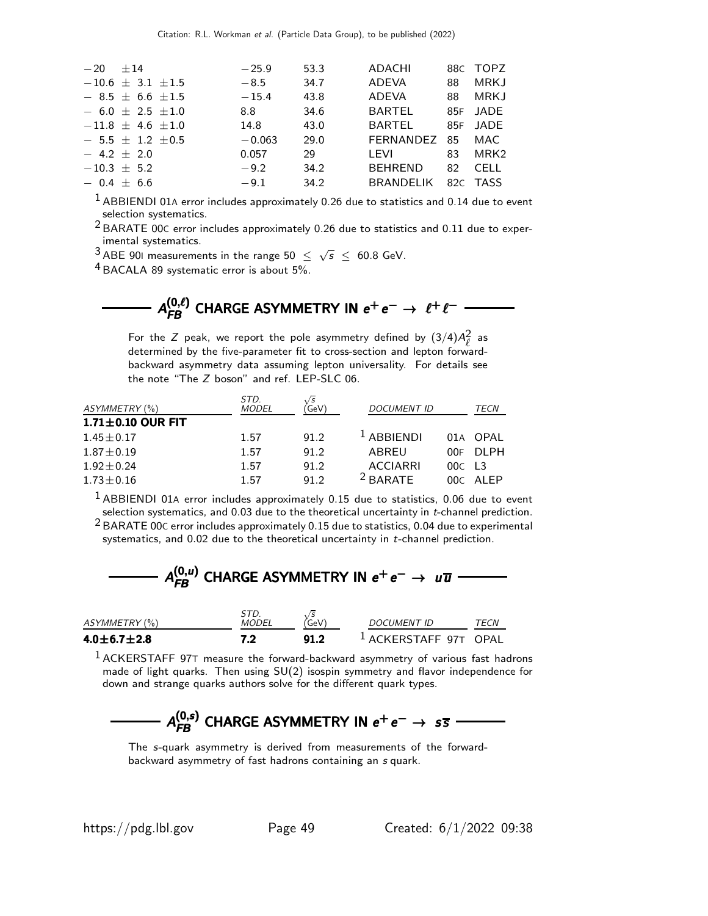| | | | | | |
|---|---|---|---|---|---|
| $-20 \pm 14$ | $-25.9$ | 53.3 | ADACHI | 88C | TOPZ |
| $-10.6 \pm 3.1 \pm 1.5$ | $-8.5$ | 34.7 | ADEVA | 88 | MRKJ |
| $-8.5 \pm 6.6 \pm 1.5$ | $-15.4$ | 43.8 | ADEVA | 88 | MRKJ |
| $-6.0 \pm 2.5 \pm 1.0$ | 8.8 | 34.6 | BARTEL | 85F | JADE |
| $-11.8 \pm 4.6 \pm 1.0$ | 14.8 | 43.0 | BARTEL | 85F | JADE |
| $-5.5 \pm 1.2 \pm 0.5$ | $-0.063$ | 29.0 | FERNANDEZ | 85 | MAC |
| $-4.2 \pm 2.0$ | 0.057 | 29 | LEVI | 83 | MRK2 |
| $-10.3 \pm 5.2$ | $-9.2$ | 34.2 | BEHREND | 82 | CELL |
| $-0.4 \pm 6.6$ | $-9.1$ | 34.2 | BRANDELIK | 82C | TASS |

[1] ABBIENDI 01A error includes approximately 0.26 due to statistics and 0.14 due to event selection systematics.

[2] BARATE 00C error includes approximately 0.26 due to statistics and 0.11 due to experimental systematics.

[3] ABE 90I measurements in the range $50 \leq \sqrt{s} \leq 60.8$ GeV.

[4] BACALA 89 systematic error is about 5%.

## $A_{FB}^{(0,\ell)}$ CHARGE ASYMMETRY IN $e^+e^- \rightarrow \ell^+\ell^-$

For the $Z$ peak, we report the pole asymmetry defined by $(3/4)A_\ell^2$ as determined by the five-parameter fit to cross-section and lepton forward-backward asymmetry data assuming lepton universality. For details see the note "The $Z$ boson" and ref. LEP-SLC 06.

| ASYMMETRY (%) | STD. MODEL | $\sqrt{s}$ (GeV) | DOCUMENT ID | | TECN |
|---|---|---|---|---|---|
| **1.71±0.10 OUR FIT** | | | | | |
| $1.45 \pm 0.17$ | 1.57 | 91.2 | [1] ABBIENDI | 01A | OPAL |
| $1.87 \pm 0.19$ | 1.57 | 91.2 | ABREU | 00F | DLPH |
| $1.92 \pm 0.24$ | 1.57 | 91.2 | ACCIARRI | 00C | L3 |
| $1.73 \pm 0.16$ | 1.57 | 91.2 | [2] BARATE | 00C | ALEP |

[1] ABBIENDI 01A error includes approximately 0.15 due to statistics, 0.06 due to event selection systematics, and 0.03 due to the theoretical uncertainty in $t$-channel prediction.

[2] BARATE 00C error includes approximately 0.15 due to statistics, 0.04 due to experimental systematics, and 0.02 due to the theoretical uncertainty in $t$-channel prediction.

## $A_{FB}^{(0,u)}$ CHARGE ASYMMETRY IN $e^+e^- \rightarrow u\overline{u}$

| ASYMMETRY (%) | STD. MODEL | $\sqrt{s}$ (GeV) | DOCUMENT ID | | TECN |
|---|---|---|---|---|---|
| **4.0±6.7±2.8** | **7.2** | **91.2** | [1] ACKERSTAFF | 97T | OPAL |

[1] ACKERSTAFF 97T measure the forward-backward asymmetry of various fast hadrons made of light quarks. Then using SU(2) isospin symmetry and flavor independence for down and strange quarks authors solve for the different quark types.

## $A_{FB}^{(0,s)}$ CHARGE ASYMMETRY IN $e^+e^- \rightarrow s\overline{s}$

The $s$-quark asymmetry is derived from measurements of the forward-backward asymmetry of fast hadrons containing an $s$ quark.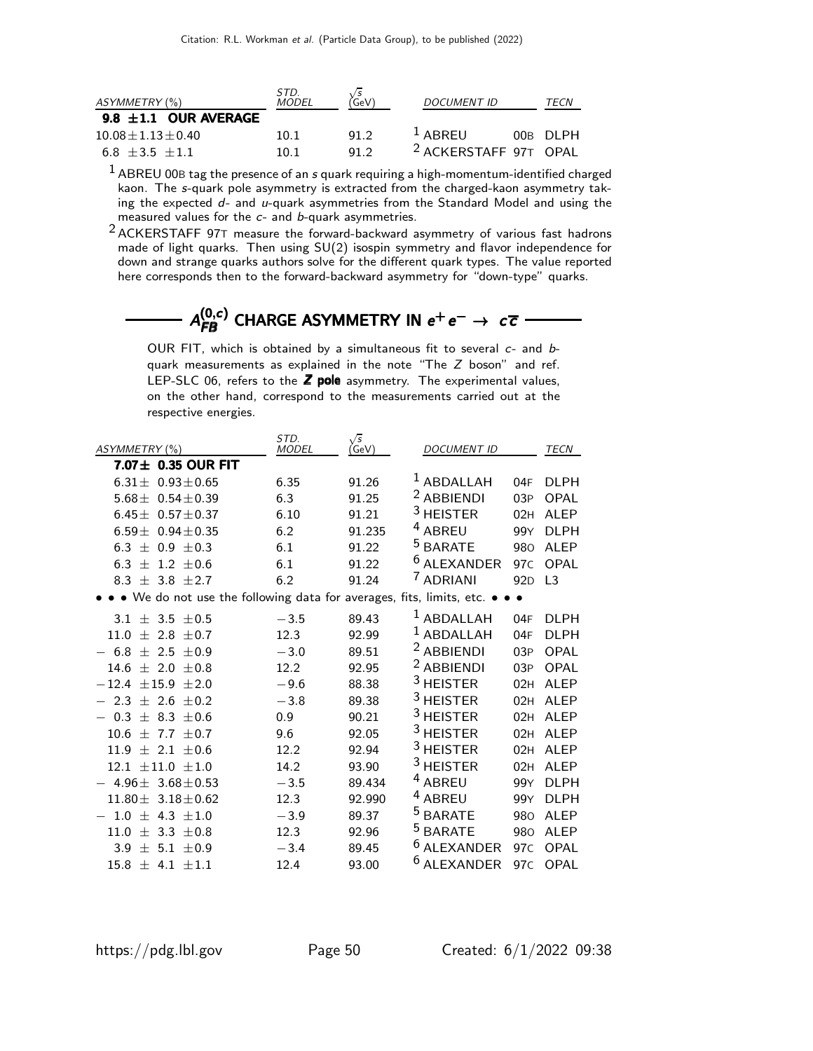| ASYMMETRY (%) | STD. MODEL | $\sqrt{s}$ (GeV) | DOCUMENT ID | | TECN |
|---|---|---|---|---|---|
| **9.8 ±1.1 OUR AVERAGE** | | | | | |
| $10.08 \pm 1.13 \pm 0.40$ | 10.1 | 91.2 | [1] ABREU | 00B | DLPH |
| $6.8 \pm 3.5 \pm 1.1$ | 10.1 | 91.2 | [2] ACKERSTAFF | 97T | OPAL |

[1] ABREU 00B tag the presence of an $s$ quark requiring a high-momentum-identified charged kaon. The $s$-quark pole asymmetry is extracted from the charged-kaon asymmetry taking the expected $d$- and $u$-quark asymmetries from the Standard Model and using the measured values for the $c$- and $b$-quark asymmetries.

[2] ACKERSTAFF 97T measure the forward-backward asymmetry of various fast hadrons made of light quarks. Then using SU(2) isospin symmetry and flavor independence for down and strange quarks authors solve for the different quark types. The value reported here corresponds then to the forward-backward asymmetry for "down-type" quarks.

## $A_{FB}^{(0,c)}$ CHARGE ASYMMETRY IN $e^+e^- \rightarrow c\overline{c}$

OUR FIT, which is obtained by a simultaneous fit to several $c$- and $b$-quark measurements as explained in the note "The $Z$ boson" and ref. LEP-SLC 06, refers to the **$Z$ pole** asymmetry. The experimental values, on the other hand, correspond to the measurements carried out at the respective energies.

| ASYMMETRY (%) | STD. MODEL | $\sqrt{s}$ (GeV) | DOCUMENT ID | | TECN |
|---|---|---|---|---|---|
| **7.07± 0.35 OUR FIT** | | | | | |
| $6.31 \pm 0.93 \pm 0.65$ | 6.35 | 91.26 | [1] ABDALLAH | 04F | DLPH |
| $5.68 \pm 0.54 \pm 0.39$ | 6.3 | 91.25 | [2] ABBIENDI | 03P | OPAL |
| $6.45 \pm 0.57 \pm 0.37$ | 6.10 | 91.21 | [3] HEISTER | 02H | ALEP |
| $6.59 \pm 0.94 \pm 0.35$ | 6.2 | 91.235 | [4] ABREU | 99Y | DLPH |
| $6.3 \pm 0.9 \pm 0.3$ | 6.1 | 91.22 | [5] BARATE | 98O | ALEP |
| $6.3 \pm 1.2 \pm 0.6$ | 6.1 | 91.22 | [6] ALEXANDER | 97C | OPAL |
| $8.3 \pm 3.8 \pm 2.7$ | 6.2 | 91.24 | [7] ADRIANI | 92D | L3 |
| • • • We do not use the following data for averages, fits, limits, etc. • • • | | | | | |
| $3.1 \pm 3.5 \pm 0.5$ | $-3.5$ | 89.43 | [1] ABDALLAH | 04F | DLPH |
| $11.0 \pm 2.8 \pm 0.7$ | 12.3 | 92.99 | [1] ABDALLAH | 04F | DLPH |
| $-6.8 \pm 2.5 \pm 0.9$ | $-3.0$ | 89.51 | [2] ABBIENDI | 03P | OPAL |
| $14.6 \pm 2.0 \pm 0.8$ | 12.2 | 92.95 | [2] ABBIENDI | 03P | OPAL |
| $-12.4 \pm 15.9 \pm 2.0$ | $-9.6$ | 88.38 | [3] HEISTER | 02H | ALEP |
| $-2.3 \pm 2.6 \pm 0.2$ | $-3.8$ | 89.38 | [3] HEISTER | 02H | ALEP |
| $-0.3 \pm 8.3 \pm 0.6$ | 0.9 | 90.21 | [3] HEISTER | 02H | ALEP |
| $10.6 \pm 7.7 \pm 0.7$ | 9.6 | 92.05 | [3] HEISTER | 02H | ALEP |
| $11.9 \pm 2.1 \pm 0.6$ | 12.2 | 92.94 | [3] HEISTER | 02H | ALEP |
| $12.1 \pm 11.0 \pm 1.0$ | 14.2 | 93.90 | [3] HEISTER | 02H | ALEP |
| $-4.96 \pm 3.68 \pm 0.53$ | $-3.5$ | 89.434 | [4] ABREU | 99Y | DLPH |
| $11.80 \pm 3.18 \pm 0.62$ | 12.3 | 92.990 | [4] ABREU | 99Y | DLPH |
| $-1.0 \pm 4.3 \pm 1.0$ | $-3.9$ | 89.37 | [5] BARATE | 98O | ALEP |
| $11.0 \pm 3.3 \pm 0.8$ | 12.3 | 92.96 | [5] BARATE | 98O | ALEP |
| $3.9 \pm 5.1 \pm 0.9$ | $-3.4$ | 89.45 | [6] ALEXANDER | 97C | OPAL |
| $15.8 \pm 4.1 \pm 1.1$ | 12.4 | 93.00 | [6] ALEXANDER | 97C | OPAL |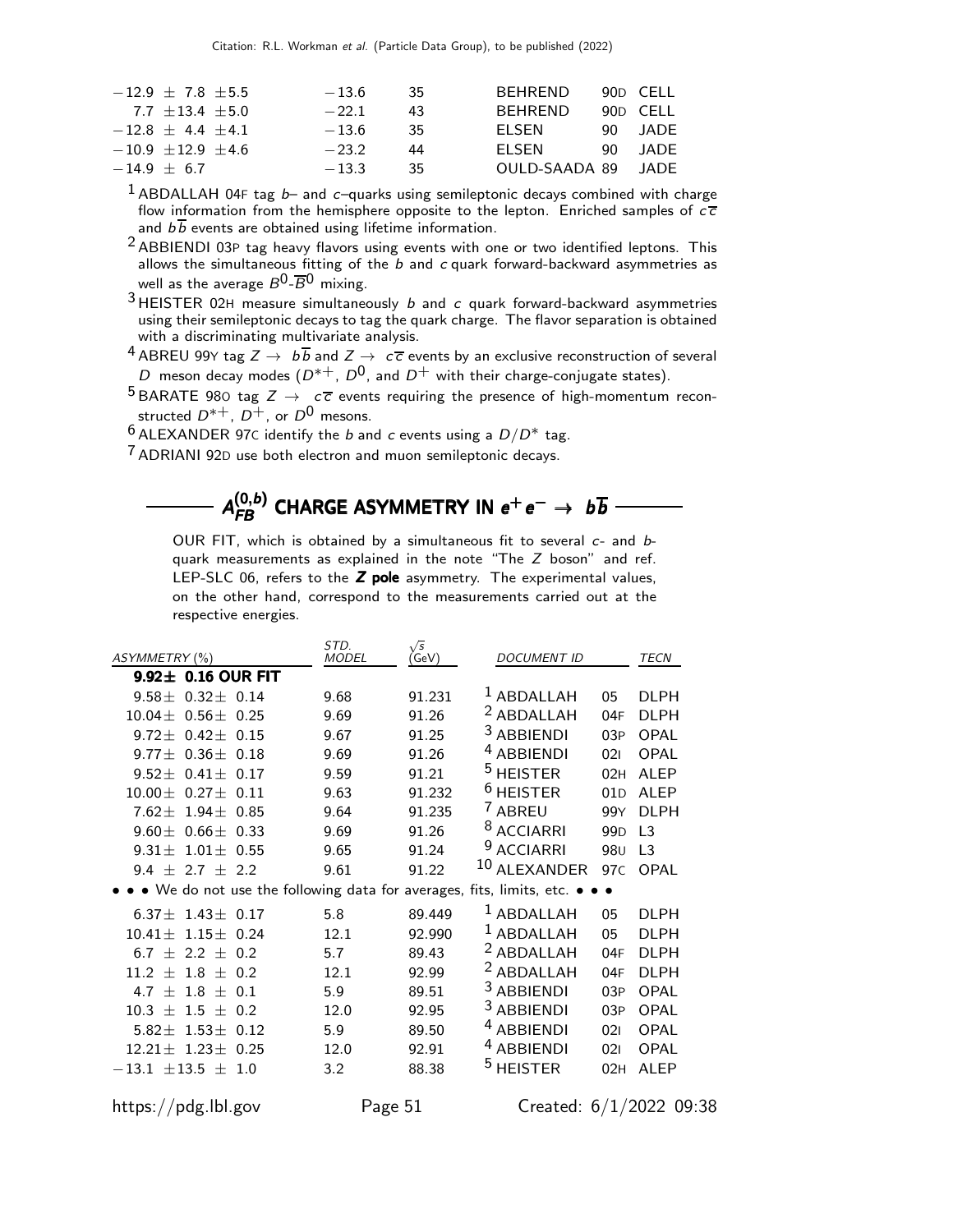| | | | | | |
|---|---|---|---|---|---|
| $-12.9 \pm 7.8 \pm 5.5$ | $-13.6$ | 35 | BEHREND | 90D | CELL |
| $7.7 \pm 13.4 \pm 5.0$ | $-22.1$ | 43 | BEHREND | 90D | CELL |
| $-12.8 \pm 4.4 \pm 4.1$ | $-13.6$ | 35 | ELSEN | 90 | JADE |
| $-10.9 \pm 12.9 \pm 4.6$ | $-23.2$ | 44 | ELSEN | 90 | JADE |
| $-14.9 \pm 6.7$ | $-13.3$ | 35 | OULD-SAADA | 89 | JADE |

[1] ABDALLAH 04F tag $b$– and $c$–quarks using semileptonic decays combined with charge flow information from the hemisphere opposite to the lepton. Enriched samples of $c\overline{c}$ and $b\overline{b}$ events are obtained using lifetime information.

[2] ABBIENDI 03P tag heavy flavors using events with one or two identified leptons. This allows the simultaneous fitting of the $b$ and $c$ quark forward-backward asymmetries as well as the average $B^0$-$\overline{B}^0$ mixing.

[3] HEISTER 02H measure simultaneously $b$ and $c$ quark forward-backward asymmetries using their semileptonic decays to tag the quark charge. The flavor separation is obtained with a discriminating multivariate analysis.

[4] ABREU 99Y tag $Z \to b\overline{b}$ and $Z \to c\overline{c}$ events by an exclusive reconstruction of several $D$ meson decay modes ($D^{*+}$, $D^0$, and $D^+$ with their charge-conjugate states).

[5] BARATE 98O tag $Z \to c\overline{c}$ events requiring the presence of high-momentum reconstructed $D^{*+}$, $D^+$, or $D^0$ mesons.

[6] ALEXANDER 97C identify the $b$ and $c$ events using a $D/D^*$ tag.

[7] ADRIANI 92D use both electron and muon semileptonic decays.

## $A_{FB}^{(0,b)}$ CHARGE ASYMMETRY IN $e^+e^- \to b\overline{b}$

OUR FIT, which is obtained by a simultaneous fit to several $c$- and $b$-quark measurements as explained in the note "The $Z$ boson" and ref. LEP-SLC 06, refers to the **$Z$ pole** asymmetry. The experimental values, on the other hand, correspond to the measurements carried out at the respective energies.

| ASYMMETRY (%) | STD. MODEL | $\sqrt{s}$ (GeV) | DOCUMENT ID | | TECN |
|---|---|---|---|---|---|
| **9.92± 0.16 OUR FIT** | | | | | |
| $9.58 \pm 0.32 \pm 0.14$ | 9.68 | 91.231 | [1] ABDALLAH | 05 | DLPH |
| $10.04 \pm 0.56 \pm 0.25$ | 9.69 | 91.26 | [2] ABDALLAH | 04F | DLPH |
| $9.72 \pm 0.42 \pm 0.15$ | 9.67 | 91.25 | [3] ABBIENDI | 03P | OPAL |
| $9.77 \pm 0.36 \pm 0.18$ | 9.69 | 91.26 | [4] ABBIENDI | 02I | OPAL |
| $9.52 \pm 0.41 \pm 0.17$ | 9.59 | 91.21 | [5] HEISTER | 02H | ALEP |
| $10.00 \pm 0.27 \pm 0.11$ | 9.63 | 91.232 | [6] HEISTER | 01D | ALEP |
| $7.62 \pm 1.94 \pm 0.85$ | 9.64 | 91.235 | [7] ABREU | 99Y | DLPH |
| $9.60 \pm 0.66 \pm 0.33$ | 9.69 | 91.26 | [8] ACCIARRI | 99D | L3 |
| $9.31 \pm 1.01 \pm 0.55$ | 9.65 | 91.24 | [9] ACCIARRI | 98U | L3 |
| $9.4 \pm 2.7 \pm 2.2$ | 9.61 | 91.22 | [10] ALEXANDER | 97C | OPAL |
| • • • We do not use the following data for averages, fits, limits, etc. • • • | | | | | |
| $6.37 \pm 1.43 \pm 0.17$ | 5.8 | 89.449 | [1] ABDALLAH | 05 | DLPH |
| $10.41 \pm 1.15 \pm 0.24$ | 12.1 | 92.990 | [1] ABDALLAH | 05 | DLPH |
| $6.7 \pm 2.2 \pm 0.2$ | 5.7 | 89.43 | [2] ABDALLAH | 04F | DLPH |
| $11.2 \pm 1.8 \pm 0.2$ | 12.1 | 92.99 | [2] ABDALLAH | 04F | DLPH |
| $4.7 \pm 1.8 \pm 0.1$ | 5.9 | 89.51 | [3] ABBIENDI | 03P | OPAL |
| $10.3 \pm 1.5 \pm 0.2$ | 12.0 | 92.95 | [3] ABBIENDI | 03P | OPAL |
| $5.82 \pm 1.53 \pm 0.12$ | 5.9 | 89.50 | [4] ABBIENDI | 02I | OPAL |
| $12.21 \pm 1.23 \pm 0.25$ | 12.0 | 92.91 | [4] ABBIENDI | 02I | OPAL |
| $-13.1 \pm 13.5 \pm 1.0$ | 3.2 | 88.38 | [5] HEISTER | 02H | ALEP |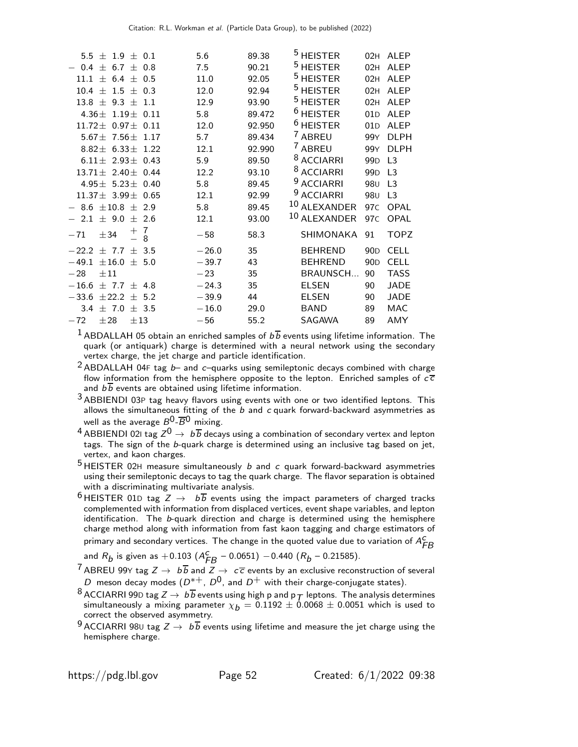| | | | | | |
|---|---|---|---|---|---|
| $5.5 \pm 1.9 \pm 0.1$ | 5.6 | 89.38 | [5] HEISTER | 02H | ALEP |
| $-0.4 \pm 6.7 \pm 0.8$ | 7.5 | 90.21 | [5] HEISTER | 02H | ALEP |
| $11.1 \pm 6.4 \pm 0.5$ | 11.0 | 92.05 | [5] HEISTER | 02H | ALEP |
| $10.4 \pm 1.5 \pm 0.3$ | 12.0 | 92.94 | [5] HEISTER | 02H | ALEP |
| $13.8 \pm 9.3 \pm 1.1$ | 12.9 | 93.90 | [5] HEISTER | 02H | ALEP |
| $4.36 \pm 1.19 \pm 0.11$ | 5.8 | 89.472 | [6] HEISTER | 01D | ALEP |
| $11.72 \pm 0.97 \pm 0.11$ | 12.0 | 92.950 | [6] HEISTER | 01D | ALEP |
| $5.67 \pm 7.56 \pm 1.17$ | 5.7 | 89.434 | [7] ABREU | 99Y | DLPH |
| $8.82 \pm 6.33 \pm 1.22$ | 12.1 | 92.990 | [7] ABREU | 99Y | DLPH |
| $6.11 \pm 2.93 \pm 0.43$ | 5.9 | 89.50 | [8] ACCIARRI | 99D | L3 |
| $13.71 \pm 2.40 \pm 0.44$ | 12.2 | 93.10 | [8] ACCIARRI | 99D | L3 |
| $4.95 \pm 5.23 \pm 0.40$ | 5.8 | 89.45 | [9] ACCIARRI | 98U | L3 |
| $11.37 \pm 3.99 \pm 0.65$ | 12.1 | 92.99 | [9] ACCIARRI | 98U | L3 |
| $-8.6 \pm 10.8 \pm 2.9$ | 5.8 | 89.45 | [10] ALEXANDER | 97C | OPAL |
| $-2.1 \pm 9.0 \pm 2.6$ | 12.1 | 93.00 | [10] ALEXANDER | 97C | OPAL |
| $-71 \pm 34 \ {}^{+7}_{-8}$ | $-58$ | 58.3 | SHIMONAKA | 91 | TOPZ |
| $-22.2 \pm 7.7 \pm 3.5$ | $-26.0$ | 35 | BEHREND | 90D | CELL |
| $-49.1 \pm 16.0 \pm 5.0$ | $-39.7$ | 43 | BEHREND | 90D | CELL |
| $-28 \pm 11$ | $-23$ | 35 | BRAUNSCH... | 90 | TASS |
| $-16.6 \pm 7.7 \pm 4.8$ | $-24.3$ | 35 | ELSEN | 90 | JADE |
| $-33.6 \pm 22.2 \pm 5.2$ | $-39.9$ | 44 | ELSEN | 90 | JADE |
| $3.4 \pm 7.0 \pm 3.5$ | $-16.0$ | 29.0 | BAND | 89 | MAC |
| $-72 \pm 28 \pm 13$ | $-56$ | 55.2 | SAGAWA | 89 | AMY |

[1] ABDALLAH 05 obtain an enriched samples of $b\overline{b}$ events using lifetime information. The quark (or antiquark) charge is determined with a neural network using the secondary vertex charge, the jet charge and particle identification.

[2] ABDALLAH 04F tag $b$– and $c$–quarks using semileptonic decays combined with charge flow information from the hemisphere opposite to the lepton. Enriched samples of $c\overline{c}$ and $b\overline{b}$ events are obtained using lifetime information.

[3] ABBIENDI 03P tag heavy flavors using events with one or two identified leptons. This allows the simultaneous fitting of the $b$ and $c$ quark forward-backward asymmetries as well as the average $B^0$-$\overline{B}^0$ mixing.

[4] ABBIENDI 02I tag $Z^0 \rightarrow b\overline{b}$ decays using a combination of secondary vertex and lepton tags. The sign of the $b$-quark charge is determined using an inclusive tag based on jet, vertex, and kaon charges.

[5] HEISTER 02H measure simultaneously $b$ and $c$ quark forward-backward asymmetries using their semileptonic decays to tag the quark charge. The flavor separation is obtained with a discriminating multivariate analysis.

[6] HEISTER 01D tag $Z \rightarrow b\overline{b}$ events using the impact parameters of charged tracks complemented with information from displaced vertices, event shape variables, and lepton identification. The $b$-quark direction and charge is determined using the hemisphere charge method along with information from fast kaon tagging and charge estimators of primary and secondary vertices. The change in the quoted value due to variation of $A^c_{FB}$ and $R_b$ is given as $+0.103\ (A^c_{FB} - 0.0651)\ -0.440\ (R_b - 0.21585)$.

[7] ABREU 99Y tag $Z \rightarrow b\overline{b}$ and $Z \rightarrow c\overline{c}$ events by an exclusive reconstruction of several $D$ meson decay modes ($D^{*+}$, $D^0$, and $D^+$ with their charge-conjugate states).

[8] ACCIARRI 99D tag $Z \rightarrow b\overline{b}$ events using high p and $p_T$ leptons. The analysis determines simultaneously a mixing parameter $\chi_b = 0.1192 \pm 0.0068 \pm 0.0051$ which is used to correct the observed asymmetry.

[9] ACCIARRI 98U tag $Z \rightarrow b\overline{b}$ events using lifetime and measure the jet charge using the hemisphere charge.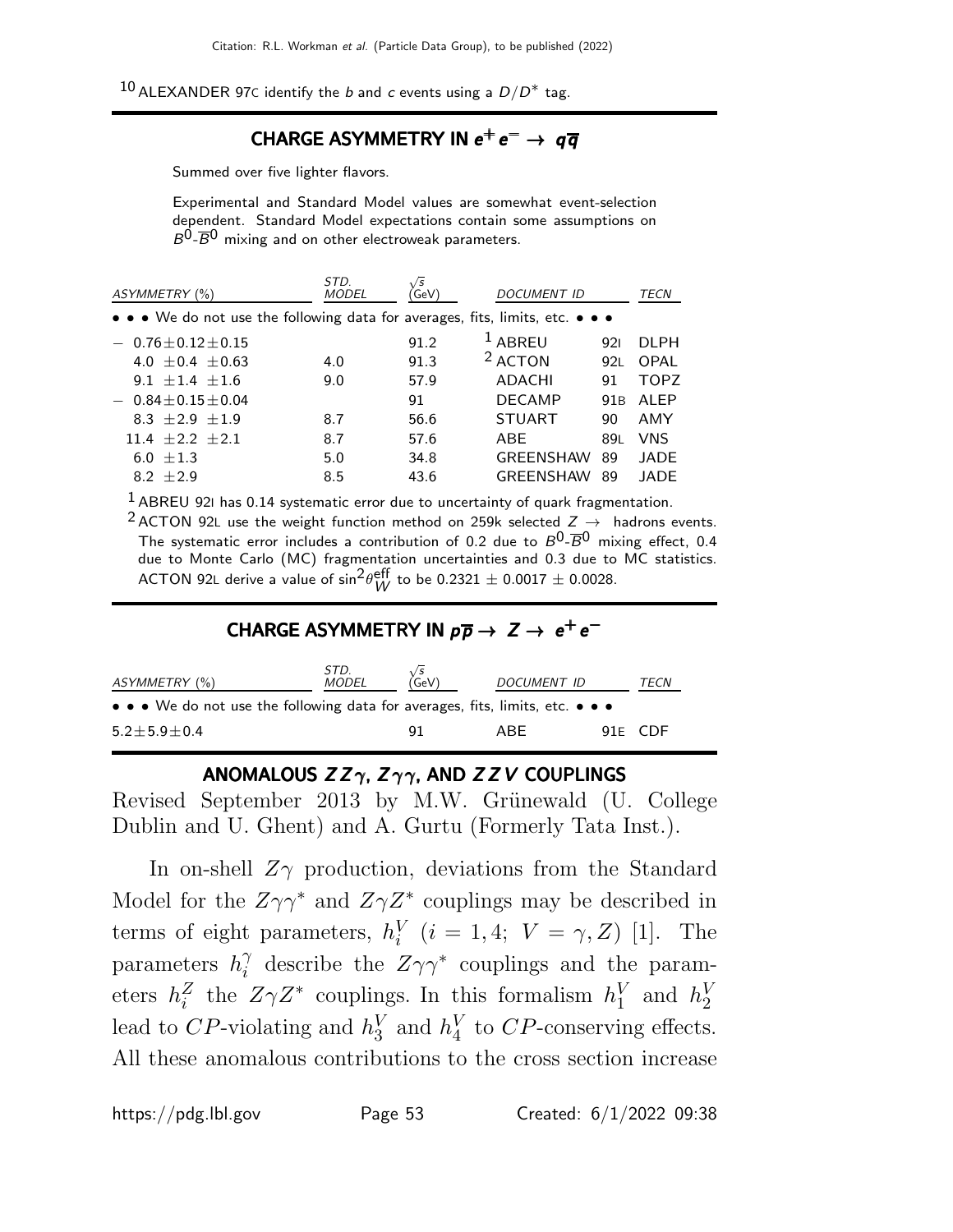[10] ALEXANDER 97C identify the $b$ and $c$ events using a $D/D^*$ tag.

## CHARGE ASYMMETRY IN $e^+e^- \rightarrow q\overline{q}$

Summed over five lighter flavors.

Experimental and Standard Model values are somewhat event-selection dependent. Standard Model expectations contain some assumptions on $B^0$-$\overline{B}^0$ mixing and on other electroweak parameters.

| ASYMMETRY (%) | STD. MODEL | $\sqrt{s}$ (GeV) | DOCUMENT ID | | TECN |
|---|---|---|---|---|---|
| • • • We do not use the following data for averages, fits, limits, etc. • • • | | | | | |
| $-\ 0.76\pm0.12\pm0.15$ | | 91.2 | [1] ABREU | 92I | DLPH |
| $4.0\ \pm0.4\ \pm0.63$ | 4.0 | 91.3 | [2] ACTON | 92L | OPAL |
| $9.1\ \pm1.4\ \pm1.6$ | 9.0 | 57.9 | ADACHI | 91 | TOPZ |
| $-\ 0.84\pm0.15\pm0.04$ | | 91 | DECAMP | 91B | ALEP |
| $8.3\ \pm2.9\ \pm1.9$ | 8.7 | 56.6 | STUART | 90 | AMY |
| $11.4\ \pm2.2\ \pm2.1$ | 8.7 | 57.6 | ABE | 89L | VNS |
| $6.0\ \pm1.3$ | 5.0 | 34.8 | GREENSHAW | 89 | JADE |
| $8.2\ \pm2.9$ | 8.5 | 43.6 | GREENSHAW | 89 | JADE |

[1] ABREU 92I has 0.14 systematic error due to uncertainty of quark fragmentation.

[2] ACTON 92L use the weight function method on 259k selected $Z \rightarrow$ hadrons events. The systematic error includes a contribution of 0.2 due to $B^0$-$\overline{B}^0$ mixing effect, 0.4 due to Monte Carlo (MC) fragmentation uncertainties and 0.3 due to MC statistics. ACTON 92L derive a value of $\sin^2\theta_W^{\text{eff}}$ to be $0.2321 \pm 0.0017 \pm 0.0028$.

## CHARGE ASYMMETRY IN $p\overline{p} \rightarrow Z \rightarrow e^+e^-$

| ASYMMETRY (%) | STD. MODEL | $\sqrt{s}$ (GeV) | DOCUMENT ID | | TECN |
|---|---|---|---|---|---|
| • • • We do not use the following data for averages, fits, limits, etc. • • • | | | | | |
| $5.2\pm5.9\pm0.4$ | | 91 | ABE | 91E | CDF |

## ANOMALOUS $ZZ\gamma$, $Z\gamma\gamma$, AND $ZZV$ COUPLINGS

Revised September 2013 by M.W. Grünewald (U. College Dublin and U. Ghent) and A. Gurtu (Formerly Tata Inst.).

In on-shell $Z\gamma$ production, deviations from the Standard Model for the $Z\gamma\gamma^*$ and $Z\gamma Z^*$ couplings may be described in terms of eight parameters, $h_i^V$ ($i = 1,4;\ V = \gamma, Z$) [1]. The parameters $h_i^\gamma$ describe the $Z\gamma\gamma^*$ couplings and the parameters $h_i^Z$ the $Z\gamma Z^*$ couplings. In this formalism $h_1^V$ and $h_2^V$ lead to $CP$-violating and $h_3^V$ and $h_4^V$ to $CP$-conserving effects. All these anomalous contributions to the cross section increase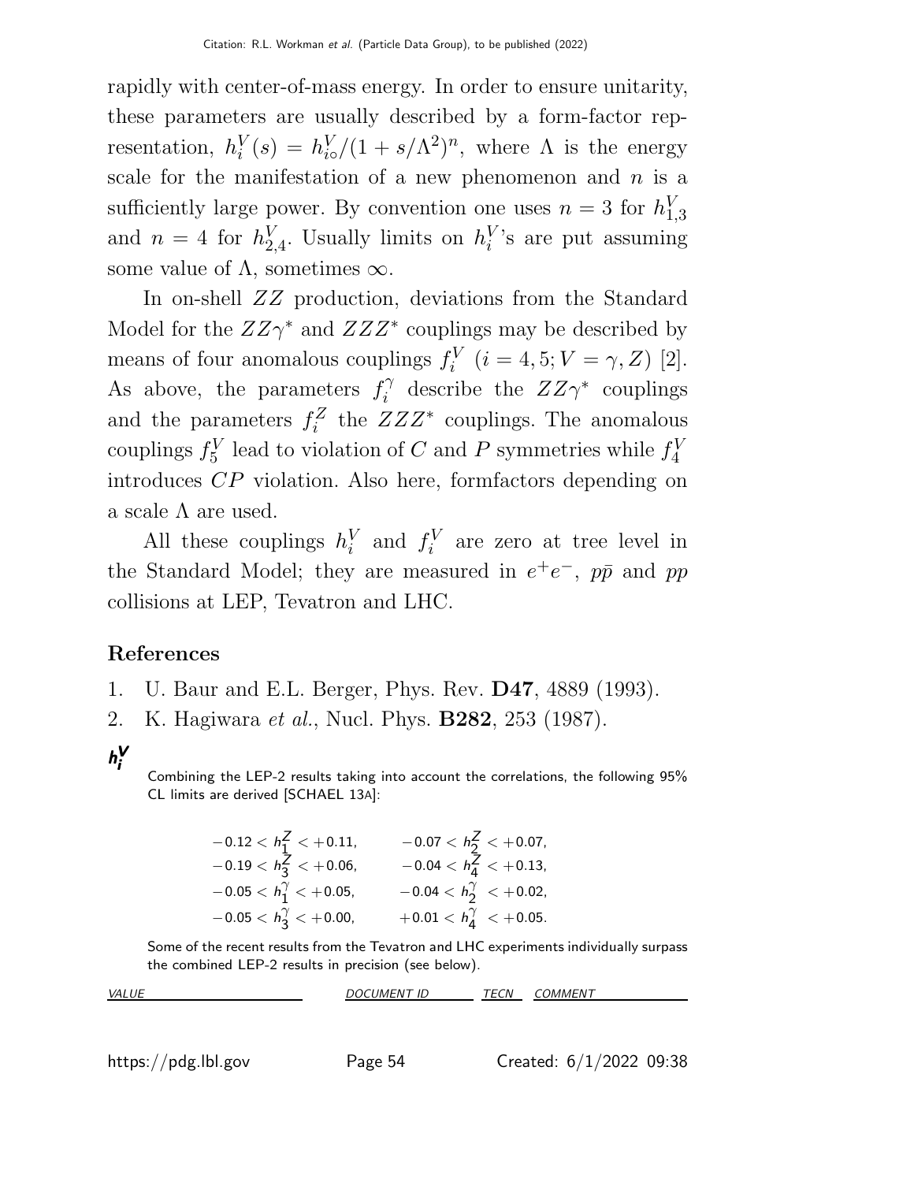rapidly with center-of-mass energy. In order to ensure unitarity, these parameters are usually described by a form-factor representation, $h_i^V(s) = h_{i\circ}^V/(1+s/\Lambda^2)^n$, where $\Lambda$ is the energy scale for the manifestation of a new phenomenon and $n$ is a sufficiently large power. By convention one uses $n = 3$ for $h_{1,3}^V$ and $n = 4$ for $h_{2,4}^V$. Usually limits on $h_i^V$'s are put assuming some value of $\Lambda$, sometimes $\infty$.

In on-shell $ZZ$ production, deviations from the Standard Model for the $ZZ\gamma^*$ and $ZZZ^*$ couplings may be described by means of four anomalous couplings $f_i^V$ $(i = 4, 5; V = \gamma, Z)$ [2]. As above, the parameters $f_i^\gamma$ describe the $ZZ\gamma^*$ couplings and the parameters $f_i^Z$ the $ZZZ^*$ couplings. The anomalous couplings $f_5^V$ lead to violation of $C$ and $P$ symmetries while $f_4^V$ introduces $CP$ violation. Also here, formfactors depending on a scale $\Lambda$ are used.

All these couplings $h_i^V$ and $f_i^V$ are zero at tree level in the Standard Model; they are measured in $e^+e^-$, $p\bar{p}$ and $pp$ collisions at LEP, Tevatron and LHC.

## References

1. U. Baur and E.L. Berger, Phys. Rev. **D47**, 4889 (1993).
2. K. Hagiwara *et al.*, Nucl. Phys. **B282**, 253 (1987).

### $h_i^V$

Combining the LEP-2 results taking into account the correlations, the following 95% CL limits are derived [SCHAEL 13A]:

$$-0.12 < h_1^Z < +0.11, \qquad -0.07 < h_2^Z < +0.07,$$
$$-0.19 < h_3^Z < +0.06, \qquad -0.04 < h_4^Z < +0.13,$$
$$-0.05 < h_1^\gamma < +0.05, \qquad -0.04 < h_2^\gamma < +0.02,$$
$$-0.05 < h_3^\gamma < +0.00, \qquad +0.01 < h_4^\gamma < +0.05.$$

Some of the recent results from the Tevatron and LHC experiments individually surpass the combined LEP-2 results in precision (see below).

| *VALUE* | *DOCUMENT ID* | *TECN* | *COMMENT* |
|---|---|---|---|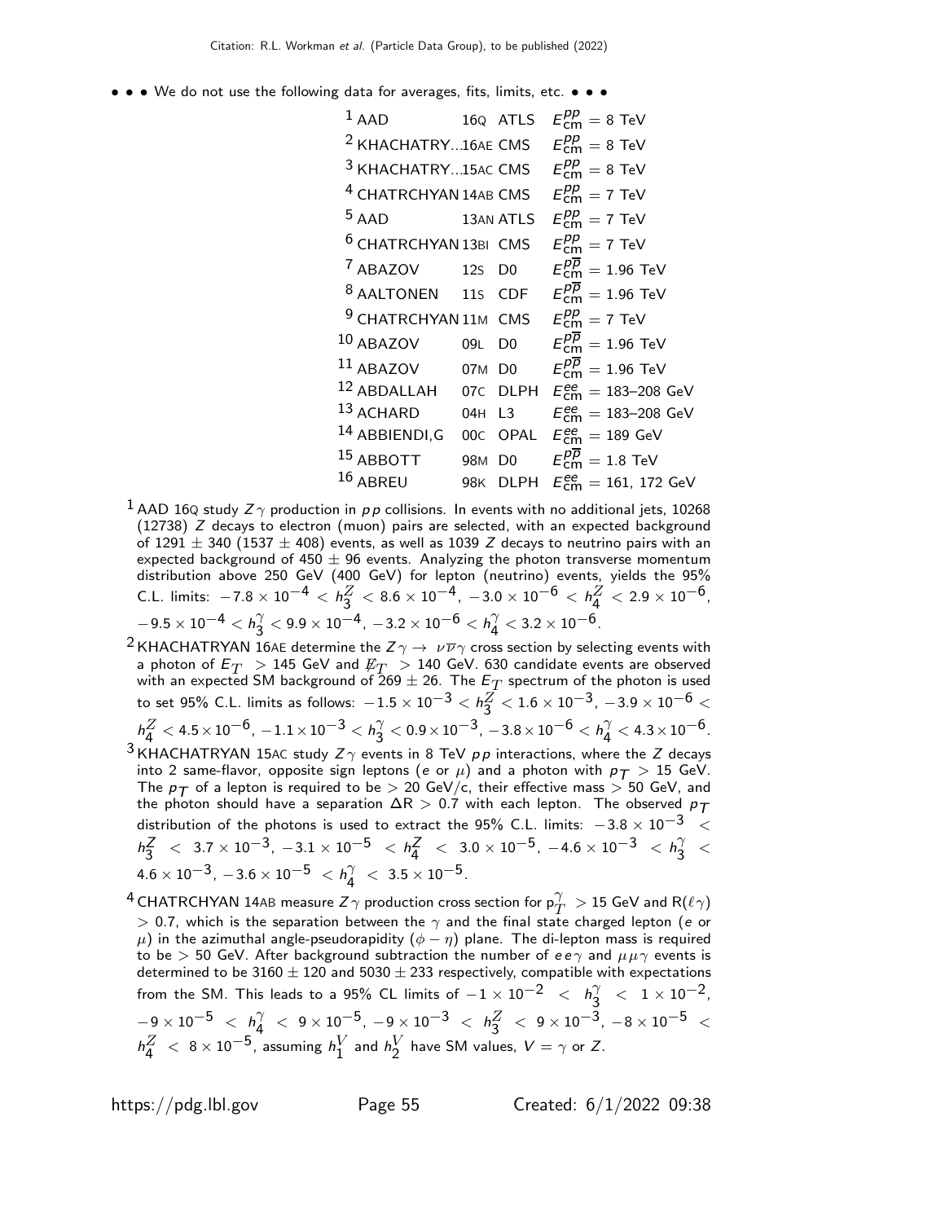Citation: R.L. Workman et al. (Particle Data Group), to be published (2022)

• • • We do not use the following data for averages, fits, limits, etc. • • •

| | | | |
|---|---|---|---|
| [1] AAD | 16Q | ATLS | $E^{pp}_{\rm cm}$ = 8 TeV |
| [2] KHACHATRY...16AE | | CMS | $E^{pp}_{\rm cm}$ = 8 TeV |
| [3] KHACHATRY...15AC | | CMS | $E^{pp}_{\rm cm}$ = 8 TeV |
| [4] CHATRCHYAN | 14AB | CMS | $E^{pp}_{\rm cm}$ = 7 TeV |
| [5] AAD | 13AN | ATLS | $E^{pp}_{\rm cm}$ = 7 TeV |
| [6] CHATRCHYAN | 13BI | CMS | $E^{pp}_{\rm cm}$ = 7 TeV |
| [7] ABAZOV | 12S | D0 | $E^{p\overline{p}}_{\rm cm}$ = 1.96 TeV |
| [8] AALTONEN | 11S | CDF | $E^{p\overline{p}}_{\rm cm}$ = 1.96 TeV |
| [9] CHATRCHYAN | 11M | CMS | $E^{pp}_{\rm cm}$ = 7 TeV |
| [10] ABAZOV | 09L | D0 | $E^{p\overline{p}}_{\rm cm}$ = 1.96 TeV |
| [11] ABAZOV | 07M | D0 | $E^{p\overline{p}}_{\rm cm}$ = 1.96 TeV |
| [12] ABDALLAH | 07C | DLPH | $E^{ee}_{\rm cm}$ = 183–208 GeV |
| [13] ACHARD | 04H | L3 | $E^{ee}_{\rm cm}$ = 183–208 GeV |
| [14] ABBIENDI,G | 00C | OPAL | $E^{ee}_{\rm cm}$ = 189 GeV |
| [15] ABBOTT | 98M | D0 | $E^{p\overline{p}}_{\rm cm}$ = 1.8 TeV |
| [16] ABREU | 98K | DLPH | $E^{ee}_{\rm cm}$ = 161, 172 GeV |

[1] AAD 16Q study $Z\gamma$ production in $pp$ collisions. In events with no additional jets, 10268 (12738) $Z$ decays to electron (muon) pairs are selected, with an expected background of 1291 $\pm$ 340 (1537 $\pm$ 408) events, as well as 1039 $Z$ decays to neutrino pairs with an expected background of 450 $\pm$ 96 events. Analyzing the photon transverse momentum distribution above 250 GeV (400 GeV) for lepton (neutrino) events, yields the 95% C.L. limits: $-7.8\times10^{-4} < h^Z_3 < 8.6\times10^{-4}$, $-3.0\times10^{-6} < h^Z_4 < 2.9\times10^{-6}$, $-9.5\times10^{-4} < h^\gamma_3 < 9.9\times10^{-4}$, $-3.2\times10^{-6} < h^\gamma_4 < 3.2\times10^{-6}$.

[2] KHACHATRYAN 16AE determine the $Z\gamma \rightarrow \nu\overline{\nu}\gamma$ cross section by selecting events with a photon of $E_T$ > 145 GeV and $\not{E}_T$ > 140 GeV. 630 candidate events are observed with an expected SM background of 269 $\pm$ 26. The $E_T$ spectrum of the photon is used to set 95% C.L. limits as follows: $-1.5\times10^{-3} < h^Z_3 < 1.6\times10^{-3}$, $-3.9\times10^{-6} < h^Z_4 < 4.5\times10^{-6}$, $-1.1\times10^{-3} < h^\gamma_3 < 0.9\times10^{-3}$, $-3.8\times10^{-6} < h^\gamma_4 < 4.3\times10^{-6}$.

[3] KHACHATRYAN 15AC study $Z\gamma$ events in 8 TeV $pp$ interactions, where the $Z$ decays into 2 same-flavor, opposite sign leptons ($e$ or $\mu$) and a photon with $p_T$ > 15 GeV. The $p_T$ of a lepton is required to be > 20 GeV/c, their effective mass > 50 GeV, and the photon should have a separation $\Delta$R > 0.7 with each lepton. The observed $p_T$ distribution of the photons is used to extract the 95% C.L. limits: $-3.8\times10^{-3} < h^Z_3 < 3.7\times10^{-3}$, $-3.1\times10^{-5} < h^Z_4 < 3.0\times10^{-5}$, $-4.6\times10^{-3} < h^\gamma_3 < 4.6\times10^{-3}$, $-3.6\times10^{-5} < h^\gamma_4 < 3.5\times10^{-5}$.

[4] CHATRCHYAN 14AB measure $Z\gamma$ production cross section for $p^\gamma_T$ > 15 GeV and R($\ell\gamma$) > 0.7, which is the separation between the $\gamma$ and the final state charged lepton ($e$ or $\mu$) in the azimuthal angle-pseudorapidity ($\phi - \eta$) plane. The di-lepton mass is required to be > 50 GeV. After background subtraction the number of $ee\gamma$ and $\mu\mu\gamma$ events is determined to be 3160 $\pm$ 120 and 5030 $\pm$ 233 respectively, compatible with expectations from the SM. This leads to a 95% CL limits of $-1\times10^{-2} < h^\gamma_3 < 1\times10^{-2}$, $-9\times10^{-5} < h^\gamma_4 < 9\times10^{-5}$, $-9\times10^{-3} < h^Z_3 < 9\times10^{-3}$, $-8\times10^{-5} < h^Z_4 < 8\times10^{-5}$, assuming $h^V_1$ and $h^V_2$ have SM values, $V = \gamma$ or $Z$.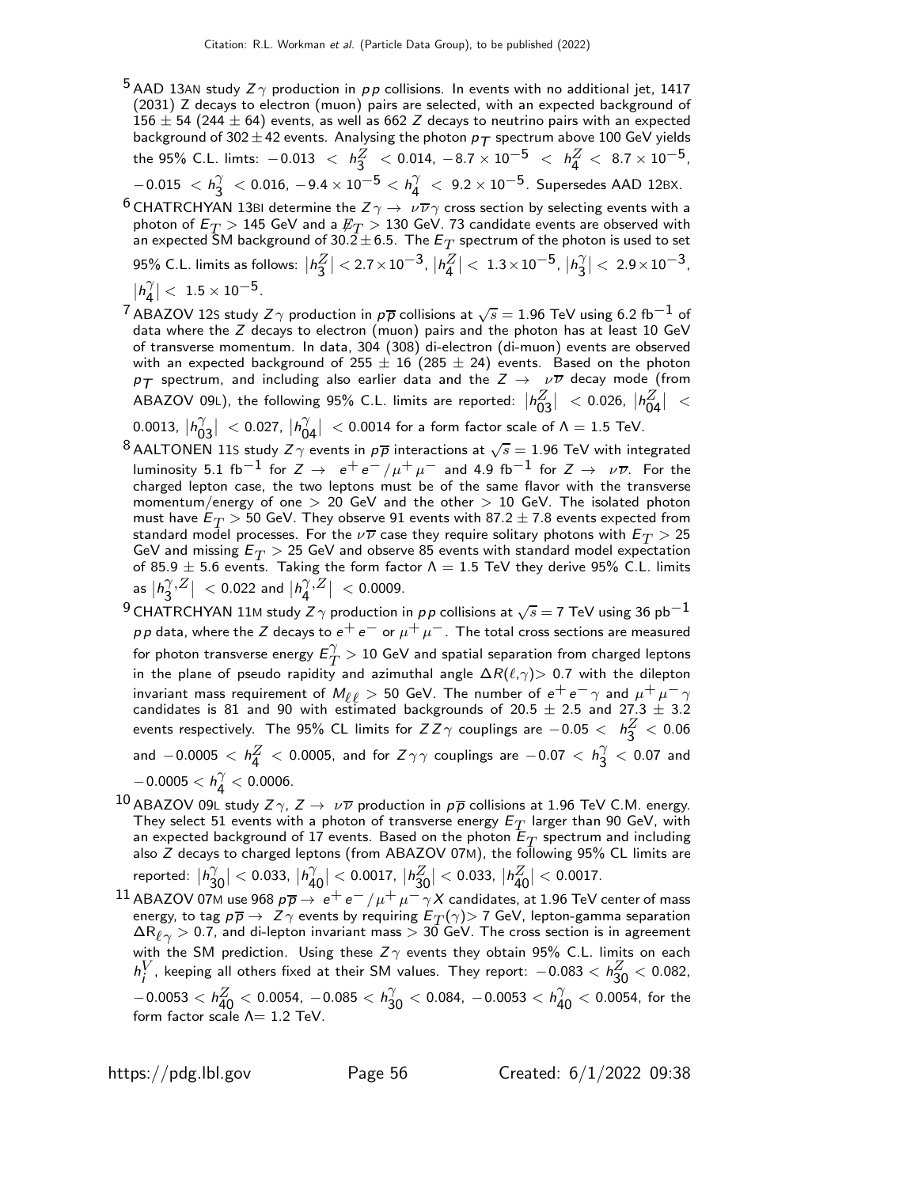[5] AAD 13AN study $Z\gamma$ production in $pp$ collisions. In events with no additional jet, 1417 (2031) Z decays to electron (muon) pairs are selected, with an expected background of $156 \pm 54$ ($244 \pm 64$) events, as well as 662 $Z$ decays to neutrino pairs with an expected background of $302 \pm 42$ events. Analysing the photon $p_T$ spectrum above 100 GeV yields the 95% C.L. limts: $-0.013 < h_3^Z < 0.014$, $-8.7 \times 10^{-5} < h_4^Z < 8.7 \times 10^{-5}$, $-0.015 < h_3^\gamma < 0.016$, $-9.4 \times 10^{-5} < h_4^\gamma < 9.2 \times 10^{-5}$. Supersedes AAD 12BX.

[6] CHATRCHYAN 13BI determine the $Z\gamma \to \nu\overline{\nu}\gamma$ cross section by selecting events with a photon of $E_T > 145$ GeV and a $\not{E}_T > 130$ GeV. 73 candidate events are observed with an expected SM background of $30.2 \pm 6.5$. The $E_T$ spectrum of the photon is used to set 95% C.L. limits as follows: $|h_3^Z| < 2.7 \times 10^{-3}$, $|h_4^Z| < 1.3 \times 10^{-5}$, $|h_3^\gamma| < 2.9 \times 10^{-3}$, $|h_4^\gamma| < 1.5 \times 10^{-5}$.

[7] ABAZOV 12S study $Z\gamma$ production in $p\overline{p}$ collisions at $\sqrt{s} = 1.96$ TeV using 6.2 fb$^{-1}$ of data where the $Z$ decays to electron (muon) pairs and the photon has at least 10 GeV of transverse momentum. In data, 304 (308) di-electron (di-muon) events are observed with an expected background of $255 \pm 16$ ($285 \pm 24$) events. Based on the photon $p_T$ spectrum, and including also earlier data and the $Z \to \nu\overline{\nu}$ decay mode (from ABAZOV 09L), the following 95% C.L. limits are reported: $|h_{03}^Z| < 0.026$, $|h_{04}^Z| < 0.0013$, $|h_{03}^\gamma| < 0.027$, $|h_{04}^\gamma| < 0.0014$ for a form factor scale of $\Lambda = 1.5$ TeV.

[8] AALTONEN 11S study $Z\gamma$ events in $p\overline{p}$ interactions at $\sqrt{s} = 1.96$ TeV with integrated luminosity 5.1 fb$^{-1}$ for $Z \to e^+e^-/\mu^+\mu^-$ and 4.9 fb$^{-1}$ for $Z \to \nu\overline{\nu}$. For the charged lepton case, the two leptons must be of the same flavor with the transverse momentum/energy of one $> 20$ GeV and the other $> 10$ GeV. The isolated photon must have $E_T > 50$ GeV. They observe 91 events with $87.2 \pm 7.8$ events expected from standard model processes. For the $\nu\overline{\nu}$ case they require solitary photons with $E_T > 25$ GeV and missing $E_T > 25$ GeV and observe 85 events with standard model expectation of $85.9 \pm 5.6$ events. Taking the form factor $\Lambda = 1.5$ TeV they derive 95% C.L. limits as $|h_3^{\gamma,Z}| < 0.022$ and $|h_4^{\gamma,Z}| < 0.0009$.

[9] CHATRCHYAN 11M study $Z\gamma$ production in $pp$ collisions at $\sqrt{s} = 7$ TeV using 36 pb$^{-1}$ $pp$ data, where the $Z$ decays to $e^+e^-$ or $\mu^+\mu^-$. The total cross sections are measured for photon transverse energy $E_T^\gamma > 10$ GeV and spatial separation from charged leptons in the plane of pseudo rapidity and azimuthal angle $\Delta R(\ell,\gamma) > 0.7$ with the dilepton invariant mass requirement of $M_{\ell\ell} > 50$ GeV. The number of $e^+e^-\gamma$ and $\mu^+\mu^-\gamma$ candidates is 81 and 90 with estimated backgrounds of $20.5 \pm 2.5$ and $27.3 \pm 3.2$ events respectively. The 95% CL limits for $ZZ\gamma$ couplings are $-0.05 < h_3^Z < 0.06$ and $-0.0005 < h_4^Z < 0.0005$, and for $Z\gamma\gamma$ couplings are $-0.07 < h_3^\gamma < 0.07$ and $-0.0005 < h_4^\gamma < 0.0006$.

[10] ABAZOV 09L study $Z\gamma$, $Z \to \nu\overline{\nu}$ production in $p\overline{p}$ collisions at 1.96 TeV C.M. energy. They select 51 events with a photon of transverse energy $E_T$ larger than 90 GeV, with an expected background of 17 events. Based on the photon $E_T$ spectrum and including also $Z$ decays to charged leptons (from ABAZOV 07M), the following 95% CL limits are reported: $|h_{30}^\gamma| < 0.033$, $|h_{40}^\gamma| < 0.0017$, $|h_{30}^Z| < 0.033$, $|h_{40}^Z| < 0.0017$.

[11] ABAZOV 07M use 968 $p\overline{p} \to e^+e^-/\mu^+\mu^-\gamma X$ candidates, at 1.96 TeV center of mass energy, to tag $p\overline{p} \to Z\gamma$ events by requiring $E_T(\gamma) > 7$ GeV, lepton-gamma separation $\Delta R_{\ell\gamma} > 0.7$, and di-lepton invariant mass $> 30$ GeV. The cross section is in agreement with the SM prediction. Using these $Z\gamma$ events they obtain 95% C.L. limits on each $h_i^V$, keeping all others fixed at their SM values. They report: $-0.083 < h_{30}^Z < 0.082$, $-0.0053 < h_{40}^Z < 0.0054$, $-0.085 < h_{30}^\gamma < 0.084$, $-0.0053 < h_{40}^\gamma < 0.0054$, for the form factor scale $\Lambda = 1.2$ TeV.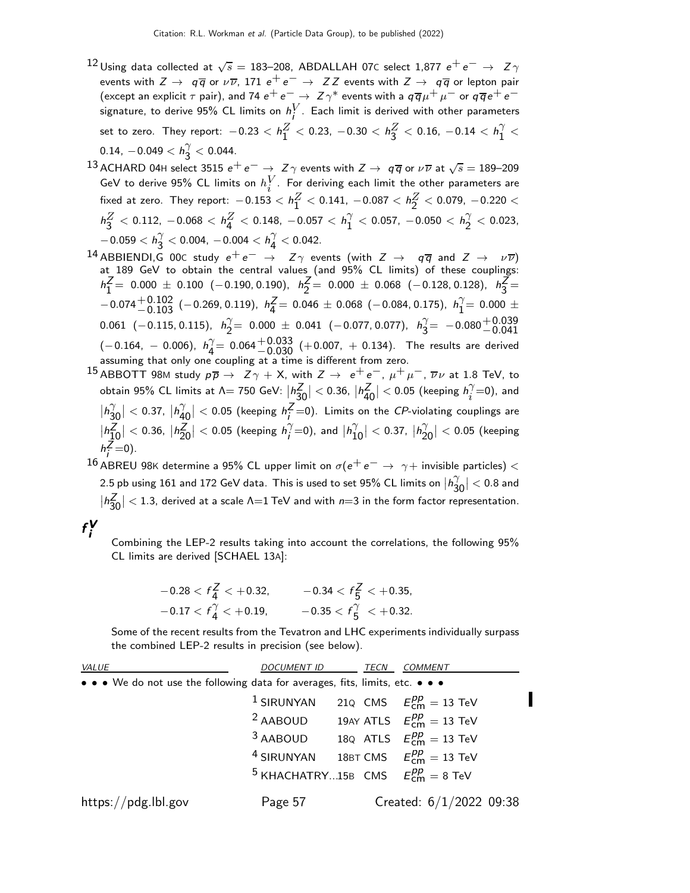[12] Using data collected at $\sqrt{s}$ = 183–208, ABDALLAH 07C select 1,877 $e^+ e^- \rightarrow Z\gamma$ events with $Z \rightarrow q\overline{q}$ or $\nu\overline{\nu}$, 171 $e^+ e^- \rightarrow ZZ$ events with $Z \rightarrow q\overline{q}$ or lepton pair (except an explicit $\tau$ pair), and 74 $e^+ e^- \rightarrow Z\gamma^*$ events with a $q\overline{q}\mu^+\mu^-$ or $q\overline{q}e^+e^-$ signature, to derive 95% CL limits on $h_i^V$. Each limit is derived with other parameters set to zero. They report: $-0.23 < h_1^Z < 0.23$, $-0.30 < h_3^Z < 0.16$, $-0.14 < h_1^\gamma < 0.14$, $-0.049 < h_3^\gamma < 0.044$.

[13] ACHARD 04H select 3515 $e^+ e^- \rightarrow Z\gamma$ events with $Z \rightarrow q\overline{q}$ or $\nu\overline{\nu}$ at $\sqrt{s}$ = 189–209 GeV to derive 95% CL limits on $h_i^V$. For deriving each limit the other parameters are fixed at zero. They report: $-0.153 < h_1^Z < 0.141$, $-0.087 < h_2^Z < 0.079$, $-0.220 < h_3^Z < 0.112$, $-0.068 < h_4^Z < 0.148$, $-0.057 < h_1^\gamma < 0.057$, $-0.050 < h_2^\gamma < 0.023$, $-0.059 < h_3^\gamma < 0.004$, $-0.004 < h_4^\gamma < 0.042$.

[14] ABBIENDI,G 00C study $e^+ e^- \rightarrow Z\gamma$ events (with $Z \rightarrow q\overline{q}$ and $Z \rightarrow \nu\overline{\nu}$) at 189 GeV to obtain the central values (and 95% CL limits) of these couplings: $h_1^Z = 0.000 \pm 0.100$ $(-0.190, 0.190)$, $h_2^Z = 0.000 \pm 0.068$ $(-0.128, 0.128)$, $h_3^Z = -0.074^{+0.102}_{-0.103}$ $(-0.269, 0.119)$, $h_4^Z = 0.046 \pm 0.068$ $(-0.084, 0.175)$, $h_1^\gamma = 0.000 \pm 0.061$ $(-0.115, 0.115)$, $h_2^\gamma = 0.000 \pm 0.041$ $(-0.077, 0.077)$, $h_3^\gamma = -0.080^{+0.039}_{-0.041}$ $(-0.164, -0.006)$, $h_4^\gamma = 0.064^{+0.033}_{-0.030}$ $(+0.007, +0.134)$. The results are derived assuming that only one coupling at a time is different from zero.

[15] ABBOTT 98M study $p\overline{p} \rightarrow Z\gamma + X$, with $Z \rightarrow e^+e^-$, $\mu^+\mu^-$, $\overline{\nu}\nu$ at 1.8 TeV, to obtain 95% CL limits at $\Lambda$= 750 GeV: $|h_{30}^Z| < 0.36$, $|h_{40}^Z| < 0.05$ (keeping $h_i^\gamma$=0), and $|h_{30}^\gamma| < 0.37$, $|h_{40}^\gamma| < 0.05$ (keeping $h_i^Z$=0). Limits on the *CP*-violating couplings are $|h_{10}^Z| < 0.36$, $|h_{20}^Z| < 0.05$ (keeping $h_i^\gamma$=0), and $|h_{10}^\gamma| < 0.37$, $|h_{20}^\gamma| < 0.05$ (keeping $h_i^Z$=0).

[16] ABREU 98K determine a 95% CL upper limit on $\sigma(e^+ e^- \rightarrow \gamma +$ invisible particles$) <$ 2.5 pb using 161 and 172 GeV data. This is used to set 95% CL limits on $|h_{30}^\gamma| < 0.8$ and $|h_{30}^Z| < 1.3$, derived at a scale $\Lambda$=1 TeV and with $n$=3 in the form factor representation.

## $f_i^V$

Combining the LEP-2 results taking into account the correlations, the following 95% CL limits are derived [SCHAEL 13A]:

$$-0.28 < f_4^Z < +0.32, \qquad -0.34 < f_5^Z < +0.35,$$
$$-0.17 < f_4^\gamma < +0.19, \qquad -0.35 < f_5^\gamma < +0.32.$$

Some of the recent results from the Tevatron and LHC experiments individually surpass the combined LEP-2 results in precision (see below).

| VALUE | DOCUMENT ID | | TECN | COMMENT |
|---|---|---|---|---|
| • • • We do not use the following data for averages, fits, limits, etc. • • • | | | | |
| | [1] SIRUNYAN | 21Q | CMS | $E_{cm}^{pp}$ = 13 TeV |
| | [2] AABOUD | 19AY | ATLS | $E_{cm}^{pp}$ = 13 TeV |
| | [3] AABOUD | 18Q | ATLS | $E_{cm}^{pp}$ = 13 TeV |
| | [4] SIRUNYAN | 18BT | CMS | $E_{cm}^{pp}$ = 13 TeV |
| | [5] KHACHATRY... | 15B | CMS | $E_{cm}^{pp}$ = 8 TeV |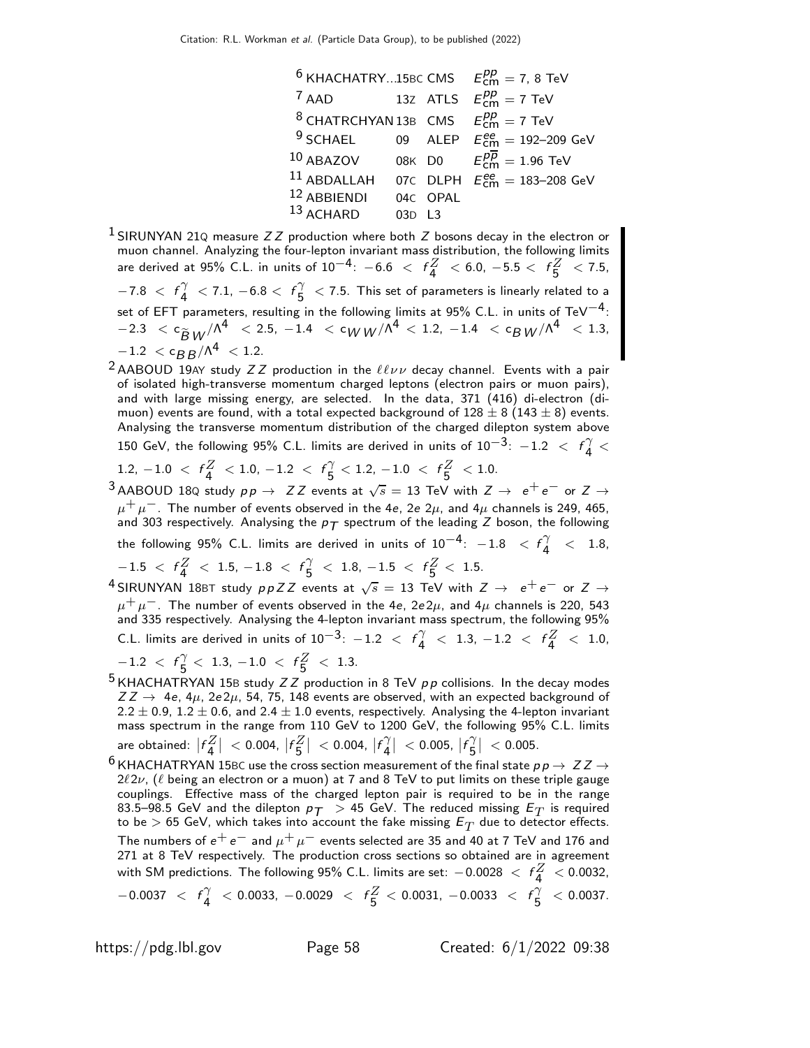| | | | |
|---|---|---|---|
| [6] KHACHATRY...15BC | CMS | $E^{pp}_{cm}$ = 7, 8 TeV |
| [7] AAD | 13Z | ATLS | $E^{pp}_{cm}$ = 7 TeV |
| [8] CHATRCHYAN 13B | | CMS | $E^{pp}_{cm}$ = 7 TeV |
| [9] SCHAEL | 09 | ALEP | $E^{ee}_{cm}$ = 192–209 GeV |
| [10] ABAZOV | 08K | D0 | $E^{p\overline{p}}_{cm}$ = 1.96 TeV |
| [11] ABDALLAH | 07C | DLPH | $E^{ee}_{cm}$ = 183–208 GeV |
| [12] ABBIENDI | 04C | OPAL | |
| [13] ACHARD | 03D | L3 | |

[1] SIRUNYAN 21Q measure $ZZ$ production where both $Z$ bosons decay in the electron or muon channel. Analyzing the four-lepton invariant mass distribution, the following limits are derived at 95% C.L. in units of $10^{-4}$: $-6.6 < f^Z_4 < 6.0$, $-5.5 < f^Z_5 < 7.5$, $-7.8 < f^\gamma_4 < 7.1$, $-6.8 < f^\gamma_5 < 7.5$. This set of parameters is linearly related to a set of EFT parameters, resulting in the following limits at 95% C.L. in units of TeV$^{-4}$: $-2.3 < c_{\widetilde{B}W}/\Lambda^4 < 2.5$, $-1.4 < c_{WW}/\Lambda^4 < 1.2$, $-1.4 < c_{BW}/\Lambda^4 < 1.3$, $-1.2 < c_{BB}/\Lambda^4 < 1.2$.

[2] AABOUD 19AY study $ZZ$ production in the $\ell\ell\nu\nu$ decay channel. Events with a pair of isolated high-transverse momentum charged leptons (electron pairs or muon pairs), and with large missing energy, are selected. In the data, 371 (416) di-electron (di-muon) events are found, with a total expected background of $128 \pm 8$ ($143 \pm 8$) events. Analysing the transverse momentum distribution of the charged dilepton system above 150 GeV, the following 95% C.L. limits are derived in units of $10^{-3}$: $-1.2 < f^\gamma_4 < 1.2$, $-1.0 < f^Z_4 < 1.0$, $-1.2 < f^\gamma_5 < 1.2$, $-1.0 < f^Z_5 < 1.0$.

[3] AABOUD 18Q study $pp \to ZZ$ events at $\sqrt{s}$ = 13 TeV with $Z \to e^+e^-$ or $Z \to \mu^+\mu^-$. The number of events observed in the 4$e$, 2$e$ 2$\mu$, and 4$\mu$ channels is 249, 465, and 303 respectively. Analysing the $p_T$ spectrum of the leading $Z$ boson, the following the following 95% C.L. limits are derived in units of $10^{-4}$: $-1.8 < f^\gamma_4 < 1.8$, $-1.5 < f^Z_4 < 1.5$, $-1.8 < f^\gamma_5 < 1.8$, $-1.5 < f^Z_5 < 1.5$.

[4] SIRUNYAN 18BT study $ppZZ$ events at $\sqrt{s}$ = 13 TeV with $Z \to e^+e^-$ or $Z \to \mu^+\mu^-$. The number of events observed in the 4$e$, 2$e$2$\mu$, and 4$\mu$ channels is 220, 543 and 335 respectively. Analysing the 4-lepton invariant mass spectrum, the following 95% C.L. limits are derived in units of $10^{-3}$: $-1.2 < f^\gamma_4 < 1.3$, $-1.2 < f^Z_4 < 1.0$, $-1.2 < f^\gamma_5 < 1.3$, $-1.0 < f^Z_5 < 1.3$.

[5] KHACHATRYAN 15B study $ZZ$ production in 8 TeV $pp$ collisions. In the decay modes $ZZ \to$ 4$e$, 4$\mu$, 2$e$2$\mu$, 54, 75, 148 events are observed, with an expected background of $2.2 \pm 0.9$, $1.2 \pm 0.6$, and $2.4 \pm 1.0$ events, respectively. Analysing the 4-lepton invariant mass spectrum in the range from 110 GeV to 1200 GeV, the following 95% C.L. limits are obtained: $|f^Z_4| < 0.004$, $|f^Z_5| < 0.004$, $|f^\gamma_4| < 0.005$, $|f^\gamma_5| < 0.005$.

[6] KHACHATRYAN 15BC use the cross section measurement of the final state $pp \to ZZ \to 2\ell 2\nu$, ($\ell$ being an electron or a muon) at 7 and 8 TeV to put limits on these triple gauge couplings. Effective mass of the charged lepton pair is required to be in the range 83.5–98.5 GeV and the dilepton $p_T$ > 45 GeV. The reduced missing $E_T$ is required to be > 65 GeV, which takes into account the fake missing $E_T$ due to detector effects. The numbers of $e^+e^-$ and $\mu^+\mu^-$ events selected are 35 and 40 at 7 TeV and 176 and 271 at 8 TeV respectively. The production cross sections so obtained are in agreement with SM predictions. The following 95% C.L. limits are set: $-0.0028 < f^Z_4 < 0.0032$, $-0.0037 < f^\gamma_4 < 0.0033$, $-0.0029 < f^Z_5 < 0.0031$, $-0.0033 < f^\gamma_5 < 0.0037$.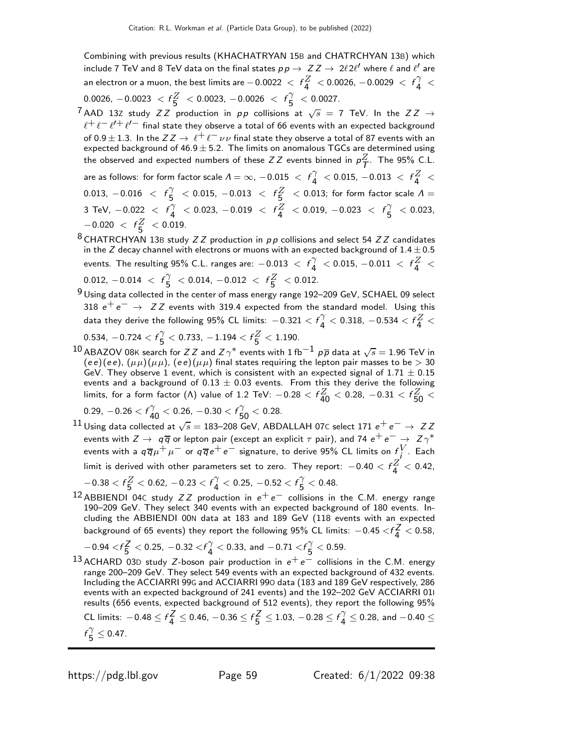Combining with previous results (KHACHATRYAN 15B and CHATRCHYAN 13B) which include 7 TeV and 8 TeV data on the final states $pp \to ZZ \to 2\ell 2\ell'$ where $\ell$ and $\ell'$ are an electron or a muon, the best limits are $-0.0022 < f_4^Z < 0.0026$, $-0.0029 < f_4^\gamma < 0.0026$, $-0.0023 < f_5^Z < 0.0023$, $-0.0026 < f_5^\gamma < 0.0027$.

[7] AAD 13Z study $ZZ$ production in $pp$ collisions at $\sqrt{s} = 7$ TeV. In the $ZZ \to \ell^+\ell^-\ell'^+\ell'^-$ final state they observe a total of 66 events with an expected background of $0.9 \pm 1.3$. In the $ZZ \to \ell^+\ell^-\nu\nu$ final state they observe a total of 87 events with an expected background of $46.9 \pm 5.2$. The limits on anomalous TGCs are determined using the observed and expected numbers of these $ZZ$ events binned in $p_T^Z$. The 95% C.L. are as follows: for form factor scale $\Lambda = \infty$, $-0.015 < f_4^\gamma < 0.015$, $-0.013 < f_4^Z < 0.013$, $-0.016 < f_5^\gamma < 0.015$, $-0.013 < f_5^Z < 0.013$; for form factor scale $\Lambda =$ 3 TeV, $-0.022 < f_4^\gamma < 0.023$, $-0.019 < f_4^Z < 0.019$, $-0.023 < f_5^\gamma < 0.023$, $-0.020 < f_5^Z < 0.019$.

[8] CHATRCHYAN 13B study $ZZ$ production in $pp$ collisions and select 54 $ZZ$ candidates in the $Z$ decay channel with electrons or muons with an expected background of $1.4 \pm 0.5$ events. The resulting 95% C.L. ranges are: $-0.013 < f_4^\gamma < 0.015$, $-0.011 < f_4^Z < 0.012$, $-0.014 < f_5^\gamma < 0.014$, $-0.012 < f_5^Z < 0.012$.

[9] Using data collected in the center of mass energy range 192–209 GeV, SCHAEL 09 select 318 $e^+e^- \to ZZ$ events with 319.4 expected from the standard model. Using this data they derive the following 95% CL limits: $-0.321 < f_4^\gamma < 0.318$, $-0.534 < f_4^Z < 0.534$, $-0.724 < f_5^\gamma < 0.733$, $-1.194 < f_5^Z < 1.190$.

[10] ABAZOV 08K search for $ZZ$ and $Z\gamma^*$ events with 1 fb$^{-1}$ $p\overline{p}$ data at $\sqrt{s} = 1.96$ TeV in $(ee)(ee)$, $(\mu\mu)(\mu\mu)$, $(ee)(\mu\mu)$ final states requiring the lepton pair masses to be $> 30$ GeV. They observe 1 event, which is consistent with an expected signal of $1.71 \pm 0.15$ events and a background of $0.13 \pm 0.03$ events. From this they derive the following limits, for a form factor ($\Lambda$) value of 1.2 TeV: $-0.28 < f_{40}^Z < 0.28$, $-0.31 < f_{50}^Z < 0.29$, $-0.26 < f_{40}^\gamma < 0.26$, $-0.30 < f_{50}^\gamma < 0.28$.

[11] Using data collected at $\sqrt{s} = 183$–208 GeV, ABDALLAH 07C select 171 $e^+e^- \to ZZ$ events with $Z \to q\overline{q}$ or lepton pair (except an explicit $\tau$ pair), and 74 $e^+e^- \to Z\gamma^*$ events with a $q\overline{q}\mu^+\mu^-$ or $q\overline{q}e^+e^-$ signature, to derive 95% CL limits on $f_i^V$. Each limit is derived with other parameters set to zero. They report: $-0.40 < f_4^Z < 0.42$, $-0.38 < f_5^Z < 0.62$, $-0.23 < f_4^\gamma < 0.25$, $-0.52 < f_5^\gamma < 0.48$.

[12] ABBIENDI 04C study $ZZ$ production in $e^+e^-$ collisions in the C.M. energy range 190–209 GeV. They select 340 events with an expected background of 180 events. Including the ABBIENDI 00N data at 183 and 189 GeV (118 events with an expected background of 65 events) they report the following 95% CL limits: $-0.45 < f_4^Z < 0.58$, $-0.94 < f_5^Z < 0.25$, $-0.32 < f_4^\gamma < 0.33$, and $-0.71 < f_5^\gamma < 0.59$.

[13] ACHARD 03D study $Z$-boson pair production in $e^+e^-$ collisions in the C.M. energy range 200–209 GeV. They select 549 events with an expected background of 432 events. Including the ACCIARRI 99G and ACCIARRI 99O data (183 and 189 GeV respectively, 286 events with an expected background of 241 events) and the 192–202 GeV ACCIARRI 01I results (656 events, expected background of 512 events), they report the following 95% CL limits: $-0.48 \le f_4^Z \le 0.46$, $-0.36 \le f_5^Z \le 1.03$, $-0.28 \le f_4^\gamma \le 0.28$, and $-0.40 \le f_5^\gamma \le 0.47$.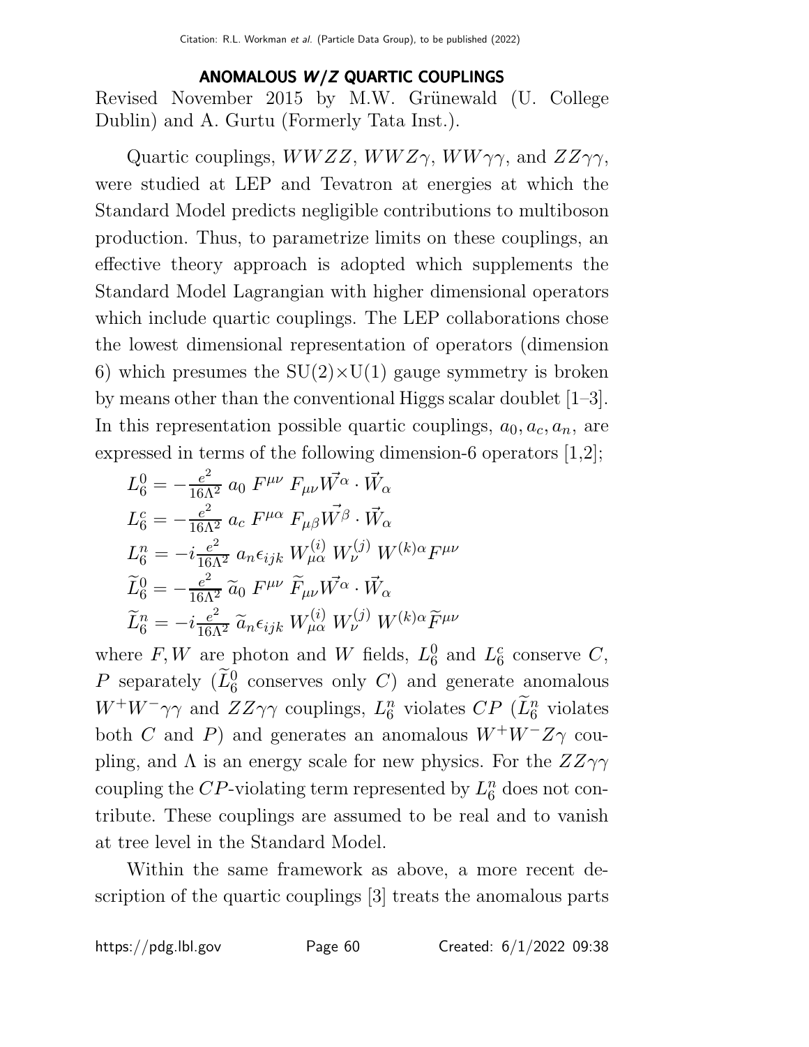# ANOMALOUS *W/Z* QUARTIC COUPLINGS

Revised November 2015 by M.W. Grünewald (U. College Dublin) and A. Gurtu (Formerly Tata Inst.).

Quartic couplings, $WWZZ$, $WWZ\gamma$, $WW\gamma\gamma$, and $ZZ\gamma\gamma$, were studied at LEP and Tevatron at energies at which the Standard Model predicts negligible contributions to multiboson production. Thus, to parametrize limits on these couplings, an effective theory approach is adopted which supplements the Standard Model Lagrangian with higher dimensional operators which include quartic couplings. The LEP collaborations chose the lowest dimensional representation of operators (dimension 6) which presumes the SU(2)×U(1) gauge symmetry is broken by means other than the conventional Higgs scalar doublet [1–3]. In this representation possible quartic couplings, $a_0, a_c, a_n$, are expressed in terms of the following dimension-6 operators [1,2];

$$L_6^0 = -\frac{e^2}{16\Lambda^2}\, a_0\, F^{\mu\nu}\, F_{\mu\nu} \vec{W^\alpha} \cdot \vec{W}_\alpha$$

$$L_6^c = -\frac{e^2}{16\Lambda^2}\, a_c\, F^{\mu\alpha}\, F_{\mu\beta} \vec{W^\beta} \cdot \vec{W}_\alpha$$

$$L_6^n = -i\frac{e^2}{16\Lambda^2}\, a_n \epsilon_{ijk}\, W_{\mu\alpha}^{(i)}\, W_\nu^{(j)}\, W^{(k)\alpha} F^{\mu\nu}$$

$$\widetilde{L}_6^0 = -\frac{e^2}{16\Lambda^2}\, \widetilde{a}_0\, F^{\mu\nu}\, \widetilde{F}_{\mu\nu} \vec{W^\alpha} \cdot \vec{W}_\alpha$$

$$\widetilde{L}_6^n = -i\frac{e^2}{16\Lambda^2}\, \widetilde{a}_n \epsilon_{ijk}\, W_{\mu\alpha}^{(i)}\, W_\nu^{(j)}\, W^{(k)\alpha} \widetilde{F}^{\mu\nu}$$

where $F, W$ are photon and $W$ fields, $L_6^0$ and $L_6^c$ conserve $C$, $P$ separately ($\widetilde{L}_6^0$ conserves only $C$) and generate anomalous $W^+W^-\gamma\gamma$ and $ZZ\gamma\gamma$ couplings, $L_6^n$ violates $CP$ ($\widetilde{L}_6^n$ violates both $C$ and $P$) and generates an anomalous $W^+W^-Z\gamma$ coupling, and $\Lambda$ is an energy scale for new physics. For the $ZZ\gamma\gamma$ coupling the $CP$-violating term represented by $L_6^n$ does not contribute. These couplings are assumed to be real and to vanish at tree level in the Standard Model.

Within the same framework as above, a more recent description of the quartic couplings [3] treats the anomalous parts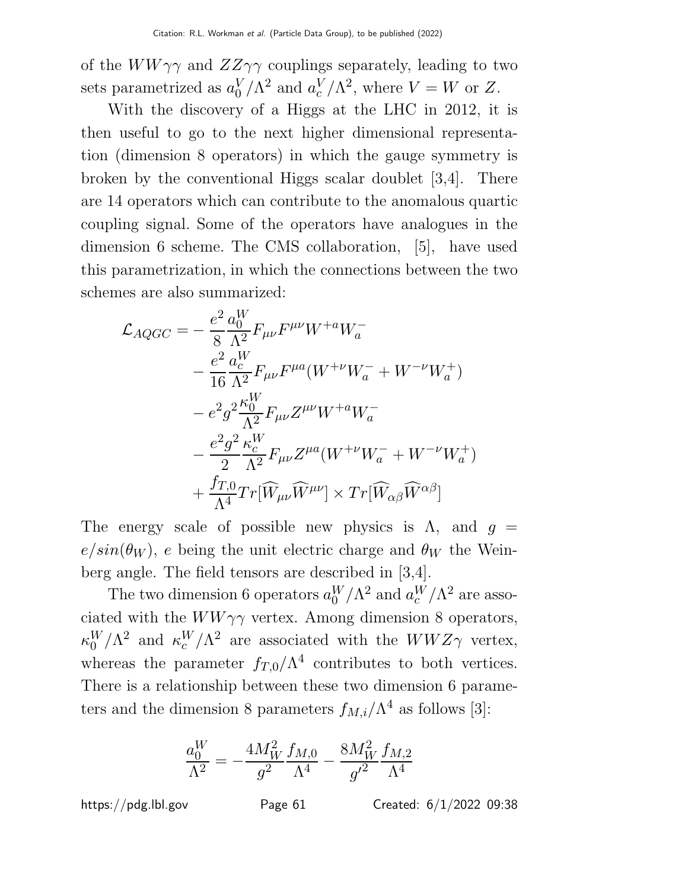of the $WW\gamma\gamma$ and $ZZ\gamma\gamma$ couplings separately, leading to two sets parametrized as $a_0^V/\Lambda^2$ and $a_c^V/\Lambda^2$, where $V = W$ or $Z$.

With the discovery of a Higgs at the LHC in 2012, it is then useful to go to the next higher dimensional representation (dimension 8 operators) in which the gauge symmetry is broken by the conventional Higgs scalar doublet [3,4]. There are 14 operators which can contribute to the anomalous quartic coupling signal. Some of the operators have analogues in the dimension 6 scheme. The CMS collaboration, [5], have used this parametrization, in which the connections between the two schemes are also summarized:

$$
\begin{aligned}
\mathcal{L}_{AQGC} = & -\frac{e^2}{8}\frac{a_0^W}{\Lambda^2}F_{\mu\nu}F^{\mu\nu}W^{+a}W_a^- \\
& -\frac{e^2}{16}\frac{a_c^W}{\Lambda^2}F_{\mu\nu}F^{\mu a}(W^{+\nu}W_a^- + W^{-\nu}W_a^+) \\
& -e^2g^2\frac{\kappa_0^W}{\Lambda^2}F_{\mu\nu}Z^{\mu\nu}W^{+a}W_a^- \\
& -\frac{e^2g^2}{2}\frac{\kappa_c^W}{\Lambda^2}F_{\mu\nu}Z^{\mu a}(W^{+\nu}W_a^- + W^{-\nu}W_a^+) \\
& +\frac{f_{T,0}}{\Lambda^4}Tr[\widehat{W}_{\mu\nu}\widehat{W}^{\mu\nu}] \times Tr[\widehat{W}_{\alpha\beta}\widehat{W}^{\alpha\beta}]
\end{aligned}
$$

The energy scale of possible new physics is $\Lambda$, and $g = e/sin(\theta_W)$, $e$ being the unit electric charge and $\theta_W$ the Weinberg angle. The field tensors are described in [3,4].

The two dimension 6 operators $a_0^W/\Lambda^2$ and $a_c^W/\Lambda^2$ are associated with the $WW\gamma\gamma$ vertex. Among dimension 8 operators, $\kappa_0^W/\Lambda^2$ and $\kappa_c^W/\Lambda^2$ are associated with the $WWZ\gamma$ vertex, whereas the parameter $f_{T,0}/\Lambda^4$ contributes to both vertices. There is a relationship between these two dimension 6 parameters and the dimension 8 parameters $f_{M,i}/\Lambda^4$ as follows [3]:

$$
\frac{a_0^W}{\Lambda^2} = -\frac{4M_W^2}{g^2}\frac{f_{M,0}}{\Lambda^4} - \frac{8M_W^2}{g'^2}\frac{f_{M,2}}{\Lambda^4}
$$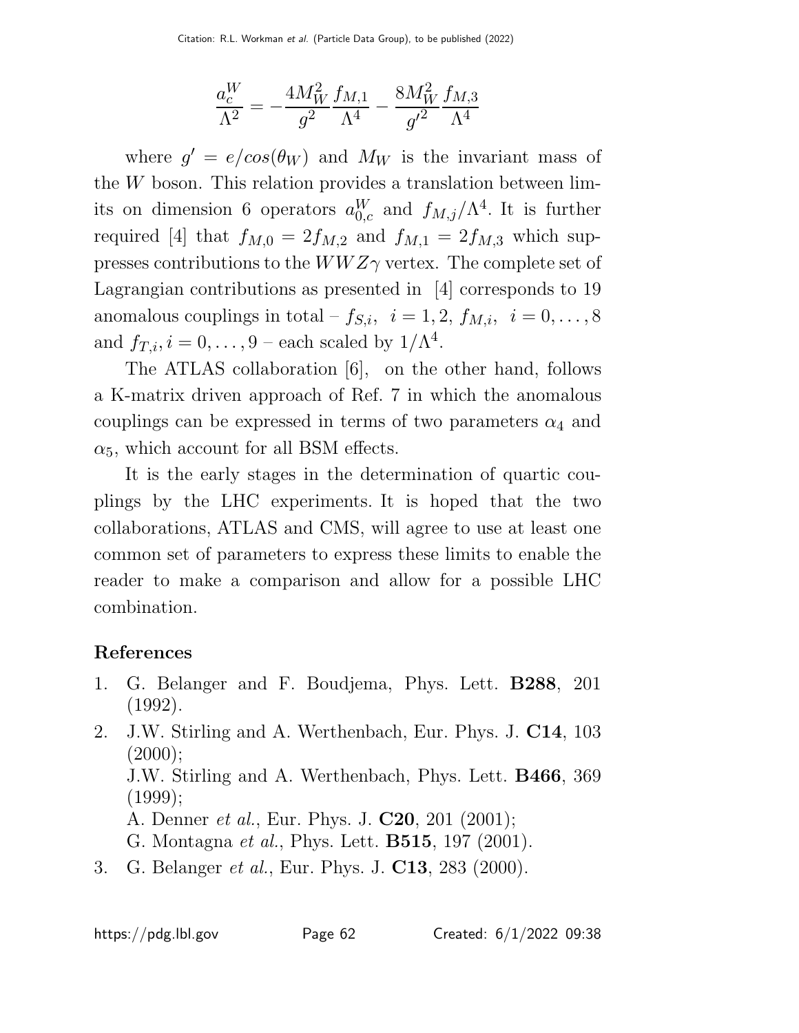$$\frac{a_c^W}{\Lambda^2} = -\frac{4M_W^2}{g^2}\frac{f_{M,1}}{\Lambda^4} - \frac{8M_W^2}{g'^2}\frac{f_{M,3}}{\Lambda^4}$$

where $g' = e/cos(\theta_W)$ and $M_W$ is the invariant mass of the $W$ boson. This relation provides a translation between limits on dimension 6 operators $a_{0,c}^W$ and $f_{M,j}/\Lambda^4$. It is further required [4] that $f_{M,0} = 2f_{M,2}$ and $f_{M,1} = 2f_{M,3}$ which suppresses contributions to the $WWZ\gamma$ vertex. The complete set of Lagrangian contributions as presented in [4] corresponds to 19 anomalous couplings in total – $f_{S,i},\ i = 1, 2,\ f_{M,i},\ i = 0, \ldots, 8$ and $f_{T,i}, i = 0, \ldots, 9$ – each scaled by $1/\Lambda^4$.

The ATLAS collaboration [6], on the other hand, follows a K-matrix driven approach of Ref. 7 in which the anomalous couplings can be expressed in terms of two parameters $\alpha_4$ and $\alpha_5$, which account for all BSM effects.

It is the early stages in the determination of quartic couplings by the LHC experiments. It is hoped that the two collaborations, ATLAS and CMS, will agree to use at least one common set of parameters to express these limits to enable the reader to make a comparison and allow for a possible LHC combination.

## References

1. G. Belanger and F. Boudjema, Phys. Lett. **B288**, 201 (1992).
2. J.W. Stirling and A. Werthenbach, Eur. Phys. J. **C14**, 103 (2000);
   J.W. Stirling and A. Werthenbach, Phys. Lett. **B466**, 369 (1999);
   A. Denner *et al.*, Eur. Phys. J. **C20**, 201 (2001);
   G. Montagna *et al.*, Phys. Lett. **B515**, 197 (2001).
3. G. Belanger *et al.*, Eur. Phys. J. **C13**, 283 (2000).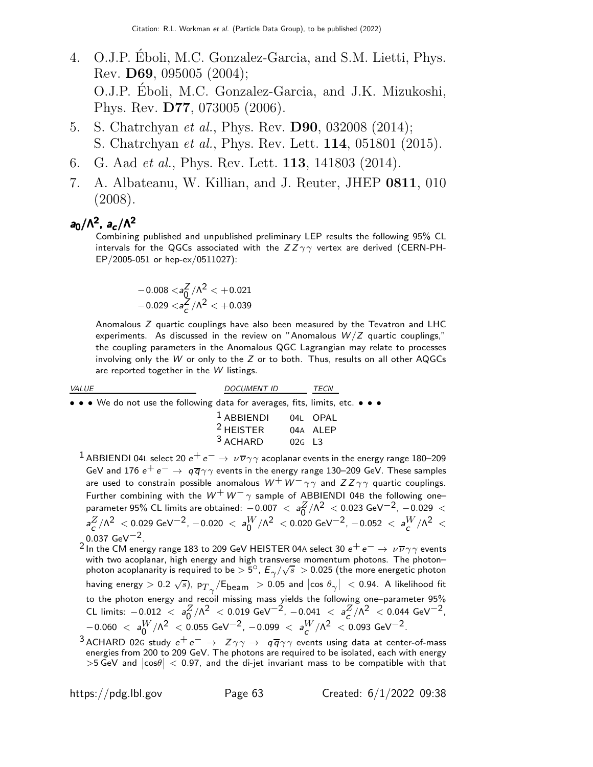4. O.J.P. Éboli, M.C. Gonzalez-Garcia, and S.M. Lietti, Phys. Rev. **D69**, 095005 (2004);
   O.J.P. Éboli, M.C. Gonzalez-Garcia, and J.K. Mizukoshi, Phys. Rev. **D77**, 073005 (2006).
5. S. Chatrchyan *et al.*, Phys. Rev. **D90**, 032008 (2014);
   S. Chatrchyan *et al.*, Phys. Rev. Lett. **114**, 051801 (2015).
6. G. Aad *et al.*, Phys. Rev. Lett. **113**, 141803 (2014).
7. A. Albateanu, W. Killian, and J. Reuter, JHEP **0811**, 010 (2008).

## $a_0/\Lambda^2$, $a_c/\Lambda^2$

Combining published and unpublished preliminary LEP results the following 95% CL intervals for the QGCs associated with the $ZZ\gamma\gamma$ vertex are derived (CERN-PH-EP/2005-051 or hep-ex/0511027):

$$-0.008 < a_0^Z/\Lambda^2 < +0.021$$
$$-0.029 < a_c^Z/\Lambda^2 < +0.039$$

Anomalous $Z$ quartic couplings have also been measured by the Tevatron and LHC experiments. As discussed in the review on "Anomalous $W/Z$ quartic couplings," the coupling parameters in the Anomalous QGC Lagrangian may relate to processes involving only the $W$ or only to the $Z$ or to both. Thus, results on all other AQGCs are reported together in the $W$ listings.

| VALUE | DOCUMENT ID | | TECN |
|---|---|---|---|
| • • • We do not use the following data for averages, fits, limits, etc. • • • | | | |
| | [1] ABBIENDI | 04L | OPAL |
| | [2] HEISTER | 04A | ALEP |
| | [3] ACHARD | 02G | L3 |

[1] ABBIENDI 04L select 20 $e^+e^- \to \nu\overline{\nu}\gamma\gamma$ acoplanar events in the energy range 180–209 GeV and 176 $e^+e^- \to q\overline{q}\gamma\gamma$ events in the energy range 130–209 GeV. These samples are used to constrain possible anomalous $W^+W^-\gamma\gamma$ and $ZZ\gamma\gamma$ quartic couplings. Further combining with the $W^+W^-\gamma$ sample of ABBIENDI 04B the following one–parameter 95% CL limits are obtained: $-0.007 < a_0^Z/\Lambda^2 < 0.023$ GeV$^{-2}$, $-0.029 < a_c^Z/\Lambda^2 < 0.029$ GeV$^{-2}$, $-0.020 < a_0^W/\Lambda^2 < 0.020$ GeV$^{-2}$, $-0.052 < a_c^W/\Lambda^2 < 0.037$ GeV$^{-2}$.

[2] In the CM energy range 183 to 209 GeV HEISTER 04A select 30 $e^+e^- \to \nu\overline{\nu}\gamma\gamma$ events with two acoplanar, high energy and high transverse momentum photons. The photon–photon acoplanarity is required to be $> 5^\circ$, $E_\gamma/\sqrt{s} > 0.025$ (the more energetic photon having energy $> 0.2\sqrt{s}$), $p_{T_\gamma}/E_{\text{beam}} > 0.05$ and $|\cos\theta_\gamma| < 0.94$. A likelihood fit to the photon energy and recoil missing mass yields the following one–parameter 95% CL limits: $-0.012 < a_0^Z/\Lambda^2 < 0.019$ GeV$^{-2}$, $-0.041 < a_c^Z/\Lambda^2 < 0.044$ GeV$^{-2}$, $-0.060 < a_0^W/\Lambda^2 < 0.055$ GeV$^{-2}$, $-0.099 < a_c^W/\Lambda^2 < 0.093$ GeV$^{-2}$.

[3] ACHARD 02G study $e^+e^- \to Z\gamma\gamma \to q\overline{q}\gamma\gamma$ events using data at center-of-mass energies from 200 to 209 GeV. The photons are required to be isolated, each with energy $>5$ GeV and $|\cos\theta| < 0.97$, and the di-jet invariant mass to be compatible with that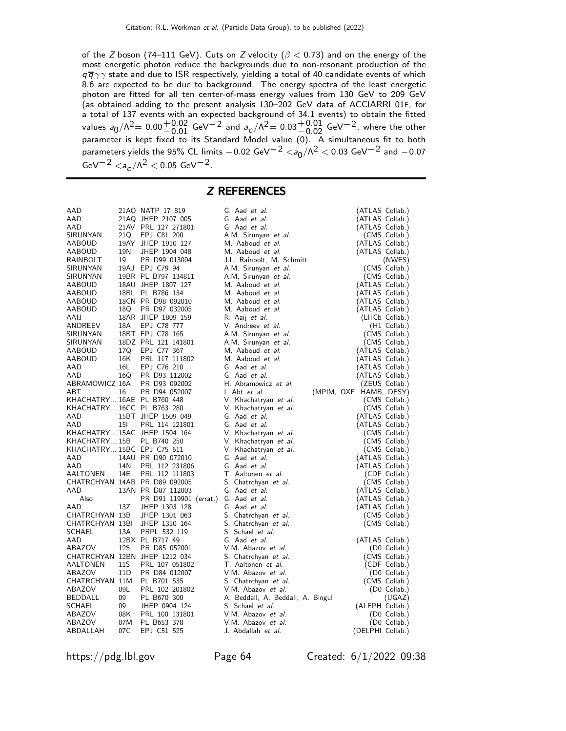of the $Z$ boson (74–111 GeV). Cuts on $Z$ velocity ($\beta < 0.73$) and on the energy of the most energetic photon reduce the backgrounds due to non-resonant production of the $q\overline{q}\gamma\gamma$ state and due to ISR respectively, yielding a total of 40 candidate events of which 8.6 are expected to be due to background. The energy spectra of the least energetic photon are fitted for all ten center-of-mass energy values from 130 GeV to 209 GeV (as obtained adding to the present analysis 130–202 GeV data of ACCIARRI 01E, for a total of 137 events with an expected background of 34.1 events) to obtain the fitted values $a_0/\Lambda^2 = 0.00^{+0.02}_{-0.01}$ GeV$^{-2}$ and $a_c/\Lambda^2 = 0.03^{+0.01}_{-0.02}$ GeV$^{-2}$, where the other parameter is kept fixed to its Standard Model value (0). A simultaneous fit to both parameters yields the 95% CL limits $-0.02$ GeV$^{-2}$ $< a_0/\Lambda^2 < 0.03$ GeV$^{-2}$ and $-0.07$ GeV$^{-2}$ $< a_c/\Lambda^2 < 0.05$ GeV$^{-2}$.

## *Z* REFERENCES

| | | | | |
|---|---|---|---|---|
| AAD | 21AO | NATP 17 819 | G. Aad *et al.* | (ATLAS Collab.) |
| AAD | 21AQ | JHEP 2107 005 | G. Aad *et al.* | (ATLAS Collab.) |
| AAD | 21AV | PRL 127 271801 | G. Aad *et al.* | (ATLAS Collab.) |
| SIRUNYAN | 21Q | EPJ C81 200 | A.M. Sirunyan *et al.* | (CMS Collab.) |
| AABOUD | 19AY | JHEP 1910 127 | M. Aaboud *et al.* | (ATLAS Collab.) |
| AABOUD | 19N | JHEP 1904 048 | M. Aaboud *et al.* | (ATLAS Collab.) |
| RAINBOLT | 19 | PR D99 013004 | J.L. Rainbolt, M. Schmitt | (NWES) |
| SIRUNYAN | 19AJ | EPJ C79 94 | A.M. Sirunyan *et al.* | (CMS Collab.) |
| SIRUNYAN | 19BR | PL B797 134811 | A.M. Sirunyan *et al.* | (CMS Collab.) |
| AABOUD | 18AU | JHEP 1807 127 | M. Aaboud *et al.* | (ATLAS Collab.) |
| AABOUD | 18BL | PL B786 134 | M. Aaboud *et al.* | (ATLAS Collab.) |
| AABOUD | 18CN | PR D98 092010 | M. Aaboud *et al.* | (ATLAS Collab.) |
| AABOUD | 18Q | PR D97 032005 | M. Aaboud *et al.* | (ATLAS Collab.) |
| AAIJ | 18AR | JHEP 1809 159 | R. Aaij *et al.* | (LHCb Collab.) |
| ANDREEV | 18A | EPJ C78 777 | V. Andreev *et al.* | (H1 Collab.) |
| SIRUNYAN | 18BT | EPJ C78 165 | A.M. Sirunyan *et al.* | (CMS Collab.) |
| SIRUNYAN | 18DZ | PRL 121 141801 | A.M. Sirunyan *et al.* | (CMS Collab.) |
| AABOUD | 17Q | EPJ C77 367 | M. Aaboud *et al.* | (ATLAS Collab.) |
| AABOUD | 16K | PRL 117 111802 | M. Aaboud *et al.* | (ATLAS Collab.) |
| AAD | 16L | EPJ C76 210 | G. Aad *et al.* | (ATLAS Collab.) |
| AAD | 16Q | PR D93 112002 | G. Aad *et al.* | (ATLAS Collab.) |
| ABRAMOWICZ | 16A | PR D93 092002 | H. Abramowicz *et al.* | (ZEUS Collab.) |
| ABT | 16 | PR D94 052007 | I. Abt *et al.* | (MPIM, OXF, HAMB, DESY) |
| KHACHATRY... | 16AE | PL B760 448 | V. Khachatryan *et al.* | (CMS Collab.) |
| KHACHATRY... | 16CC | PL B763 280 | V. Khachatryan *et al.* | (CMS Collab.) |
| AAD | 15BT | JHEP 1509 049 | G. Aad *et al.* | (ATLAS Collab.) |
| AAD | 15I | PRL 114 121801 | G. Aad *et al.* | (ATLAS Collab.) |
| KHACHATRY... | 15AC | JHEP 1504 164 | V. Khachatryan *et al.* | (CMS Collab.) |
| KHACHATRY... | 15B | PL B740 250 | V. Khachatryan *et al.* | (CMS Collab.) |
| KHACHATRY... | 15BC | EPJ C75 511 | V. Khachatryan *et al.* | (CMS Collab.) |
| AAD | 14AU | PR D90 072010 | G. Aad *et al.* | (ATLAS Collab.) |
| AAD | 14N | PRL 112 231806 | G. Aad *et al.* | (ATLAS Collab.) |
| AALTONEN | 14E | PRL 112 111803 | T. Aaltonen *et al.* | (CDF Collab.) |
| CHATRCHYAN | 14AB | PR D89 092005 | S. Chatrchyan *et al.* | (CMS Collab.) |
| AAD | 13AN | PR D87 112003 | G. Aad *et al.* | (ATLAS Collab.) |
| Also | | PR D91 119901 (errat.) | G. Aad *et al.* | (ATLAS Collab.) |
| AAD | 13Z | JHEP 1303 128 | G. Aad *et al.* | (ATLAS Collab.) |
| CHATRCHYAN | 13B | JHEP 1301 063 | S. Chatrchyan *et al.* | (CMS Collab.) |
| CHATRCHYAN | 13BI | JHEP 1310 164 | S. Chatrchyan *et al.* | (CMS Collab.) |
| SCHAEL | 13A | PRPL 532 119 | S. Schael *et al.* | |
| AAD | 12BX | PL B717 49 | G. Aad *et al.* | (ATLAS Collab.) |
| ABAZOV | 12S | PR D85 052001 | V.M. Abazov *et al.* | (D0 Collab.) |
| CHATRCHYAN | 12BN | JHEP 1212 034 | S. Chatrchyan *et al.* | (CMS Collab.) |
| AALTONEN | 11S | PRL 107 051802 | T. Aaltonen *et al.* | (CDF Collab.) |
| ABAZOV | 11D | PR D84 012007 | V.M. Abazov *et al.* | (D0 Collab.) |
| CHATRCHYAN | 11M | PL B701 535 | S. Chatrchyan *et al.* | (CMS Collab.) |
| ABAZOV | 09L | PRL 102 201802 | V.M. Abazov *et al.* | (D0 Collab.) |
| BEDDALL | 09 | PL B670 300 | A. Beddall, A. Beddall, A. Bingul | (UGAZ) |
| SCHAEL | 09 | JHEP 0904 124 | S. Schael *et al.* | (ALEPH Collab.) |
| ABAZOV | 08K | PRL 100 131801 | V.M. Abazov *et al.* | (D0 Collab.) |
| ABAZOV | 07M | PL B653 378 | V.M. Abazov *et al.* | (D0 Collab.) |
| ABDALLAH | 07C | EPJ C51 525 | J. Abdallah *et al.* | (DELPHI Collab.) |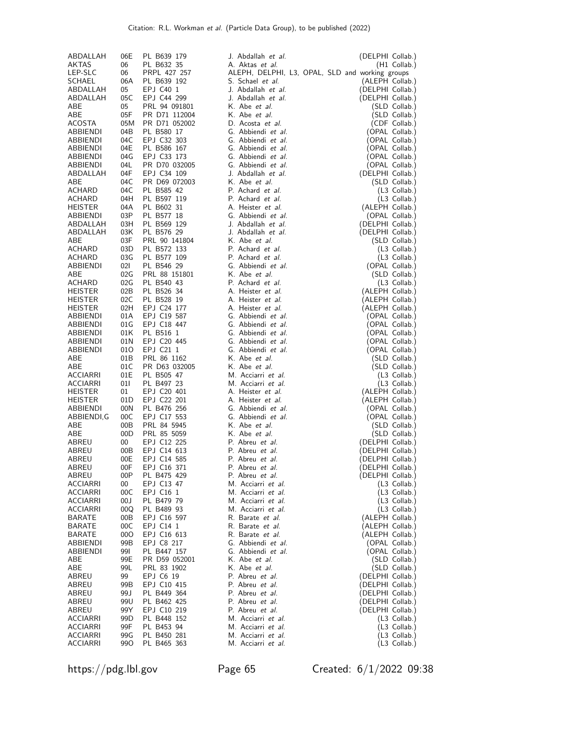| | | | | |
|---|---|---|---|---|
| ABDALLAH | 06E | PL B639 179 | J. Abdallah *et al.* | (DELPHI Collab.) |
| AKTAS | 06 | PL B632 35 | A. Aktas *et al.* | (H1 Collab.) |
| LEP-SLC | 06 | PRPL 427 257 | ALEPH, DELPHI, L3, OPAL, SLD and working groups | |
| SCHAEL | 06A | PL B639 192 | S. Schael *et al.* | (ALEPH Collab.) |
| ABDALLAH | 05 | EPJ C40 1 | J. Abdallah *et al.* | (DELPHI Collab.) |
| ABDALLAH | 05C | EPJ C44 299 | J. Abdallah *et al.* | (DELPHI Collab.) |
| ABE | 05 | PRL 94 091801 | K. Abe *et al.* | (SLD Collab.) |
| ABE | 05F | PR D71 112004 | K. Abe *et al.* | (SLD Collab.) |
| ACOSTA | 05M | PR D71 052002 | D. Acosta *et al.* | (CDF Collab.) |
| ABBIENDI | 04B | PL B580 17 | G. Abbiendi *et al.* | (OPAL Collab.) |
| ABBIENDI | 04C | EPJ C32 303 | G. Abbiendi *et al.* | (OPAL Collab.) |
| ABBIENDI | 04E | PL B586 167 | G. Abbiendi *et al.* | (OPAL Collab.) |
| ABBIENDI | 04G | EPJ C33 173 | G. Abbiendi *et al.* | (OPAL Collab.) |
| ABBIENDI | 04L | PR D70 032005 | G. Abbiendi *et al.* | (OPAL Collab.) |
| ABDALLAH | 04F | EPJ C34 109 | J. Abdallah *et al.* | (DELPHI Collab.) |
| ABE | 04C | PR D69 072003 | K. Abe *et al.* | (SLD Collab.) |
| ACHARD | 04C | PL B585 42 | P. Achard *et al.* | (L3 Collab.) |
| ACHARD | 04H | PL B597 119 | P. Achard *et al.* | (L3 Collab.) |
| HEISTER | 04A | PL B602 31 | A. Heister *et al.* | (ALEPH Collab.) |
| ABBIENDI | 03P | PL B577 18 | G. Abbiendi *et al.* | (OPAL Collab.) |
| ABDALLAH | 03H | PL B569 129 | J. Abdallah *et al.* | (DELPHI Collab.) |
| ABDALLAH | 03K | PL B576 29 | J. Abdallah *et al.* | (DELPHI Collab.) |
| ABE | 03F | PRL 90 141804 | K. Abe *et al.* | (SLD Collab.) |
| ACHARD | 03D | PL B572 133 | P. Achard *et al.* | (L3 Collab.) |
| ACHARD | 03G | PL B577 109 | P. Achard *et al.* | (L3 Collab.) |
| ABBIENDI | 02I | PL B546 29 | G. Abbiendi *et al.* | (OPAL Collab.) |
| ABE | 02G | PRL 88 151801 | K. Abe *et al.* | (SLD Collab.) |
| ACHARD | 02G | PL B540 43 | P. Achard *et al.* | (L3 Collab.) |
| HEISTER | 02B | PL B526 34 | A. Heister *et al.* | (ALEPH Collab.) |
| HEISTER | 02C | PL B528 19 | A. Heister *et al.* | (ALEPH Collab.) |
| HEISTER | 02H | EPJ C24 177 | A. Heister *et al.* | (ALEPH Collab.) |
| ABBIENDI | 01A | EPJ C19 587 | G. Abbiendi *et al.* | (OPAL Collab.) |
| ABBIENDI | 01G | EPJ C18 447 | G. Abbiendi *et al.* | (OPAL Collab.) |
| ABBIENDI | 01K | PL B516 1 | G. Abbiendi *et al.* | (OPAL Collab.) |
| ABBIENDI | 01N | EPJ C20 445 | G. Abbiendi *et al.* | (OPAL Collab.) |
| ABBIENDI | 01O | EPJ C21 1 | G. Abbiendi *et al.* | (OPAL Collab.) |
| ABE | 01B | PRL 86 1162 | K. Abe *et al.* | (SLD Collab.) |
| ABE | 01C | PR D63 032005 | K. Abe *et al.* | (SLD Collab.) |
| ACCIARRI | 01E | PL B505 47 | M. Acciarri *et al.* | (L3 Collab.) |
| ACCIARRI | 01I | PL B497 23 | M. Acciarri *et al.* | (L3 Collab.) |
| HEISTER | 01 | EPJ C20 401 | A. Heister *et al.* | (ALEPH Collab.) |
| HEISTER | 01D | EPJ C22 201 | A. Heister *et al.* | (ALEPH Collab.) |
| ABBIENDI | 00N | PL B476 256 | G. Abbiendi *et al.* | (OPAL Collab.) |
| ABBIENDI,G | 00C | EPJ C17 553 | G. Abbiendi *et al.* | (OPAL Collab.) |
| ABE | 00B | PRL 84 5945 | K. Abe *et al.* | (SLD Collab.) |
| ABE | 00D | PRL 85 5059 | K. Abe *et al.* | (SLD Collab.) |
| ABREU | 00 | EPJ C12 225 | P. Abreu *et al.* | (DELPHI Collab.) |
| ABREU | 00B | EPJ C14 613 | P. Abreu *et al.* | (DELPHI Collab.) |
| ABREU | 00E | EPJ C14 585 | P. Abreu *et al.* | (DELPHI Collab.) |
| ABREU | 00F | EPJ C16 371 | P. Abreu *et al.* | (DELPHI Collab.) |
| ABREU | 00P | PL B475 429 | P. Abreu *et al.* | (DELPHI Collab.) |
| ACCIARRI | 00 | EPJ C13 47 | M. Acciarri *et al.* | (L3 Collab.) |
| ACCIARRI | 00C | EPJ C16 1 | M. Acciarri *et al.* | (L3 Collab.) |
| ACCIARRI | 00J | PL B479 79 | M. Acciarri *et al.* | (L3 Collab.) |
| ACCIARRI | 00Q | PL B489 93 | M. Acciarri *et al.* | (L3 Collab.) |
| BARATE | 00B | EPJ C16 597 | R. Barate *et al.* | (ALEPH Collab.) |
| BARATE | 00C | EPJ C14 1 | R. Barate *et al.* | (ALEPH Collab.) |
| BARATE | 00O | EPJ C16 613 | R. Barate *et al.* | (ALEPH Collab.) |
| ABBIENDI | 99B | EPJ C8 217 | G. Abbiendi *et al.* | (OPAL Collab.) |
| ABBIENDI | 99I | PL B447 157 | G. Abbiendi *et al.* | (OPAL Collab.) |
| ABE | 99E | PR D59 052001 | K. Abe *et al.* | (SLD Collab.) |
| ABE | 99L | PRL 83 1902 | K. Abe *et al.* | (SLD Collab.) |
| ABREU | 99 | EPJ C6 19 | P. Abreu *et al.* | (DELPHI Collab.) |
| ABREU | 99B | EPJ C10 415 | P. Abreu *et al.* | (DELPHI Collab.) |
| ABREU | 99J | PL B449 364 | P. Abreu *et al.* | (DELPHI Collab.) |
| ABREU | 99U | PL B462 425 | P. Abreu *et al.* | (DELPHI Collab.) |
| ABREU | 99Y | EPJ C10 219 | P. Abreu *et al.* | (DELPHI Collab.) |
| ACCIARRI | 99D | PL B448 152 | M. Acciarri *et al.* | (L3 Collab.) |
| ACCIARRI | 99F | PL B453 94 | M. Acciarri *et al.* | (L3 Collab.) |
| ACCIARRI | 99G | PL B450 281 | M. Acciarri *et al.* | (L3 Collab.) |
| ACCIARRI | 99O | PL B465 363 | M. Acciarri *et al.* | (L3 Collab.) |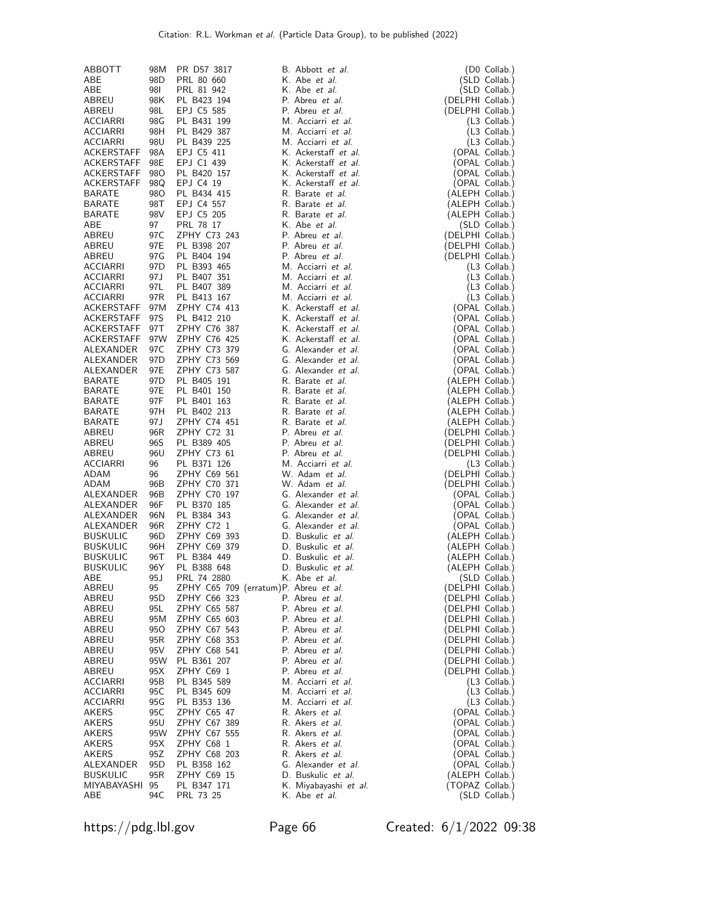| | | | | |
|---|---|---|---|---|
| ABBOTT | 98M | PR D57 3817 | B. Abbott *et al.* | (D0 Collab.) |
| ABE | 98D | PRL 80 660 | K. Abe *et al.* | (SLD Collab.) |
| ABE | 98I | PRL 81 942 | K. Abe *et al.* | (SLD Collab.) |
| ABREU | 98K | PL B423 194 | P. Abreu *et al.* | (DELPHI Collab.) |
| ABREU | 98L | EPJ C5 585 | P. Abreu *et al.* | (DELPHI Collab.) |
| ACCIARRI | 98G | PL B431 199 | M. Acciarri *et al.* | (L3 Collab.) |
| ACCIARRI | 98H | PL B429 387 | M. Acciarri *et al.* | (L3 Collab.) |
| ACCIARRI | 98U | PL B439 225 | M. Acciarri *et al.* | (L3 Collab.) |
| ACKERSTAFF | 98A | EPJ C5 411 | K. Ackerstaff *et al.* | (OPAL Collab.) |
| ACKERSTAFF | 98E | EPJ C1 439 | K. Ackerstaff *et al.* | (OPAL Collab.) |
| ACKERSTAFF | 98O | PL B420 157 | K. Ackerstaff *et al.* | (OPAL Collab.) |
| ACKERSTAFF | 98Q | EPJ C4 19 | K. Ackerstaff *et al.* | (OPAL Collab.) |
| BARATE | 98O | PL B434 415 | R. Barate *et al.* | (ALEPH Collab.) |
| BARATE | 98T | EPJ C4 557 | R. Barate *et al.* | (ALEPH Collab.) |
| BARATE | 98V | EPJ C5 205 | R. Barate *et al.* | (ALEPH Collab.) |
| ABE | 97 | PRL 78 17 | K. Abe *et al.* | (SLD Collab.) |
| ABREU | 97C | ZPHY C73 243 | P. Abreu *et al.* | (DELPHI Collab.) |
| ABREU | 97E | PL B398 207 | P. Abreu *et al.* | (DELPHI Collab.) |
| ABREU | 97G | PL B404 194 | P. Abreu *et al.* | (DELPHI Collab.) |
| ACCIARRI | 97D | PL B393 465 | M. Acciarri *et al.* | (L3 Collab.) |
| ACCIARRI | 97J | PL B407 351 | M. Acciarri *et al.* | (L3 Collab.) |
| ACCIARRI | 97L | PL B407 389 | M. Acciarri *et al.* | (L3 Collab.) |
| ACCIARRI | 97R | PL B413 167 | M. Acciarri *et al.* | (L3 Collab.) |
| ACKERSTAFF | 97M | ZPHY C74 413 | K. Ackerstaff *et al.* | (OPAL Collab.) |
| ACKERSTAFF | 97S | PL B412 210 | K. Ackerstaff *et al.* | (OPAL Collab.) |
| ACKERSTAFF | 97T | ZPHY C76 387 | K. Ackerstaff *et al.* | (OPAL Collab.) |
| ACKERSTAFF | 97W | ZPHY C76 425 | K. Ackerstaff *et al.* | (OPAL Collab.) |
| ALEXANDER | 97C | ZPHY C73 379 | G. Alexander *et al.* | (OPAL Collab.) |
| ALEXANDER | 97D | ZPHY C73 569 | G. Alexander *et al.* | (OPAL Collab.) |
| ALEXANDER | 97E | ZPHY C73 587 | G. Alexander *et al.* | (OPAL Collab.) |
| BARATE | 97D | PL B405 191 | R. Barate *et al.* | (ALEPH Collab.) |
| BARATE | 97E | PL B401 150 | R. Barate *et al.* | (ALEPH Collab.) |
| BARATE | 97F | PL B401 163 | R. Barate *et al.* | (ALEPH Collab.) |
| BARATE | 97H | PL B402 213 | R. Barate *et al.* | (ALEPH Collab.) |
| BARATE | 97J | ZPHY C74 451 | R. Barate *et al.* | (ALEPH Collab.) |
| ABREU | 96R | ZPHY C72 31 | P. Abreu *et al.* | (DELPHI Collab.) |
| ABREU | 96S | PL B389 405 | P. Abreu *et al.* | (DELPHI Collab.) |
| ABREU | 96U | ZPHY C73 61 | P. Abreu *et al.* | (DELPHI Collab.) |
| ACCIARRI | 96 | PL B371 126 | M. Acciarri *et al.* | (L3 Collab.) |
| ADAM | 96 | ZPHY C69 561 | W. Adam *et al.* | (DELPHI Collab.) |
| ADAM | 96B | ZPHY C70 371 | W. Adam *et al.* | (DELPHI Collab.) |
| ALEXANDER | 96B | ZPHY C70 197 | G. Alexander *et al.* | (OPAL Collab.) |
| ALEXANDER | 96F | PL B370 185 | G. Alexander *et al.* | (OPAL Collab.) |
| ALEXANDER | 96N | PL B384 343 | G. Alexander *et al.* | (OPAL Collab.) |
| ALEXANDER | 96R | ZPHY C72 1 | G. Alexander *et al.* | (OPAL Collab.) |
| BUSKULIC | 96D | ZPHY C69 393 | D. Buskulic *et al.* | (ALEPH Collab.) |
| BUSKULIC | 96H | ZPHY C69 379 | D. Buskulic *et al.* | (ALEPH Collab.) |
| BUSKULIC | 96T | PL B384 449 | D. Buskulic *et al.* | (ALEPH Collab.) |
| BUSKULIC | 96Y | PL B388 648 | D. Buskulic *et al.* | (ALEPH Collab.) |
| ABE | 95J | PRL 74 2880 | K. Abe *et al.* | (SLD Collab.) |
| ABREU | 95 | ZPHY C65 709 (erratum) | P. Abreu *et al.* | (DELPHI Collab.) |
| ABREU | 95D | ZPHY C66 323 | P. Abreu *et al.* | (DELPHI Collab.) |
| ABREU | 95L | ZPHY C65 587 | P. Abreu *et al.* | (DELPHI Collab.) |
| ABREU | 95M | ZPHY C65 603 | P. Abreu *et al.* | (DELPHI Collab.) |
| ABREU | 95O | ZPHY C67 543 | P. Abreu *et al.* | (DELPHI Collab.) |
| ABREU | 95R | ZPHY C68 353 | P. Abreu *et al.* | (DELPHI Collab.) |
| ABREU | 95V | ZPHY C68 541 | P. Abreu *et al.* | (DELPHI Collab.) |
| ABREU | 95W | PL B361 207 | P. Abreu *et al.* | (DELPHI Collab.) |
| ABREU | 95X | ZPHY C69 1 | P. Abreu *et al.* | (DELPHI Collab.) |
| ACCIARRI | 95B | PL B345 589 | M. Acciarri *et al.* | (L3 Collab.) |
| ACCIARRI | 95C | PL B345 609 | M. Acciarri *et al.* | (L3 Collab.) |
| ACCIARRI | 95G | PL B353 136 | M. Acciarri *et al.* | (L3 Collab.) |
| AKERS | 95C | ZPHY C65 47 | R. Akers *et al.* | (OPAL Collab.) |
| AKERS | 95U | ZPHY C67 389 | R. Akers *et al.* | (OPAL Collab.) |
| AKERS | 95W | ZPHY C67 555 | R. Akers *et al.* | (OPAL Collab.) |
| AKERS | 95X | ZPHY C68 1 | R. Akers *et al.* | (OPAL Collab.) |
| AKERS | 95Z | ZPHY C68 203 | R. Akers *et al.* | (OPAL Collab.) |
| ALEXANDER | 95D | PL B358 162 | G. Alexander *et al.* | (OPAL Collab.) |
| BUSKULIC | 95R | ZPHY C69 15 | D. Buskulic *et al.* | (ALEPH Collab.) |
| MIYABAYASHI | 95 | PL B347 171 | K. Miyabayashi *et al.* | (TOPAZ Collab.) |
| ABE | 94C | PRL 73 25 | K. Abe *et al.* | (SLD Collab.) |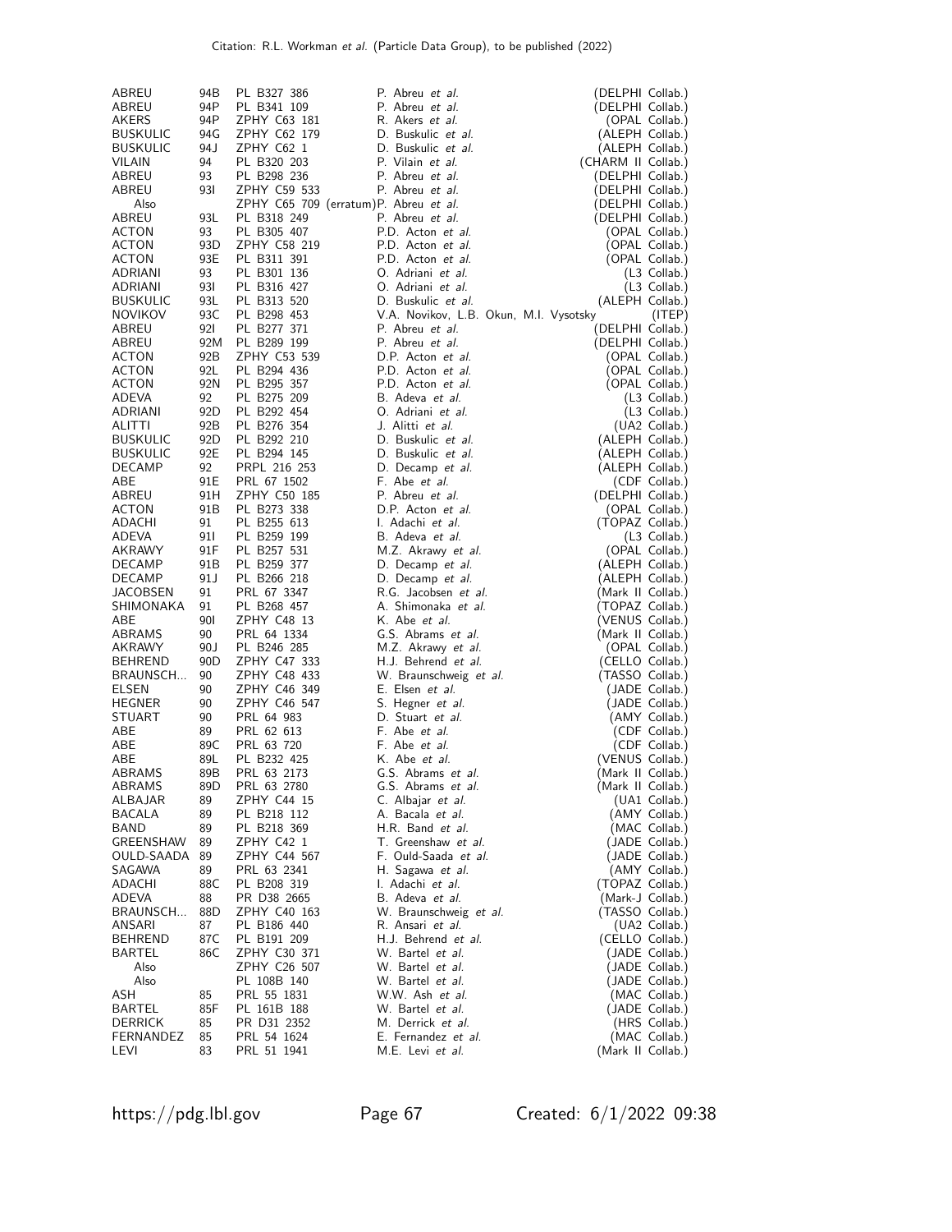| | | | | |
|---|---|---|---|---|
| ABREU | 94B | PL B327 386 | P. Abreu *et al.* | (DELPHI Collab.) |
| ABREU | 94P | PL B341 109 | P. Abreu *et al.* | (DELPHI Collab.) |
| AKERS | 94P | ZPHY C63 181 | R. Akers *et al.* | (OPAL Collab.) |
| BUSKULIC | 94G | ZPHY C62 179 | D. Buskulic *et al.* | (ALEPH Collab.) |
| BUSKULIC | 94J | ZPHY C62 1 | D. Buskulic *et al.* | (ALEPH Collab.) |
| VILAIN | 94 | PL B320 203 | P. Vilain *et al.* | (CHARM II Collab.) |
| ABREU | 93 | PL B298 236 | P. Abreu *et al.* | (DELPHI Collab.) |
| ABREU | 93I | ZPHY C59 533 | P. Abreu *et al.* | (DELPHI Collab.) |
| Also | | ZPHY C65 709 (erratum) | P. Abreu *et al.* | (DELPHI Collab.) |
| ABREU | 93L | PL B318 249 | P. Abreu *et al.* | (DELPHI Collab.) |
| ACTON | 93 | PL B305 407 | P.D. Acton *et al.* | (OPAL Collab.) |
| ACTON | 93D | ZPHY C58 219 | P.D. Acton *et al.* | (OPAL Collab.) |
| ACTON | 93E | PL B311 391 | P.D. Acton *et al.* | (OPAL Collab.) |
| ADRIANI | 93 | PL B301 136 | O. Adriani *et al.* | (L3 Collab.) |
| ADRIANI | 93I | PL B316 427 | O. Adriani *et al.* | (L3 Collab.) |
| BUSKULIC | 93L | PL B313 520 | D. Buskulic *et al.* | (ALEPH Collab.) |
| NOVIKOV | 93C | PL B298 453 | V.A. Novikov, L.B. Okun, M.I. Vysotsky | (ITEP) |
| ABREU | 92I | PL B277 371 | P. Abreu *et al.* | (DELPHI Collab.) |
| ABREU | 92M | PL B289 199 | P. Abreu *et al.* | (DELPHI Collab.) |
| ACTON | 92B | ZPHY C53 539 | D.P. Acton *et al.* | (OPAL Collab.) |
| ACTON | 92L | PL B294 436 | P.D. Acton *et al.* | (OPAL Collab.) |
| ACTON | 92N | PL B295 357 | P.D. Acton *et al.* | (OPAL Collab.) |
| ADEVA | 92 | PL B275 209 | B. Adeva *et al.* | (L3 Collab.) |
| ADRIANI | 92D | PL B292 454 | O. Adriani *et al.* | (L3 Collab.) |
| ALITTI | 92B | PL B276 354 | J. Alitti *et al.* | (UA2 Collab.) |
| BUSKULIC | 92D | PL B292 210 | D. Buskulic *et al.* | (ALEPH Collab.) |
| BUSKULIC | 92E | PL B294 145 | D. Buskulic *et al.* | (ALEPH Collab.) |
| DECAMP | 92 | PRPL 216 253 | D. Decamp *et al.* | (ALEPH Collab.) |
| ABE | 91E | PRL 67 1502 | F. Abe *et al.* | (CDF Collab.) |
| ABREU | 91H | ZPHY C50 185 | P. Abreu *et al.* | (DELPHI Collab.) |
| ACTON | 91B | PL B273 338 | D.P. Acton *et al.* | (OPAL Collab.) |
| ADACHI | 91 | PL B255 613 | I. Adachi *et al.* | (TOPAZ Collab.) |
| ADEVA | 91I | PL B259 199 | B. Adeva *et al.* | (L3 Collab.) |
| AKRAWY | 91F | PL B257 531 | M.Z. Akrawy *et al.* | (OPAL Collab.) |
| DECAMP | 91B | PL B259 377 | D. Decamp *et al.* | (ALEPH Collab.) |
| DECAMP | 91J | PL B266 218 | D. Decamp *et al.* | (ALEPH Collab.) |
| JACOBSEN | 91 | PRL 67 3347 | R.G. Jacobsen *et al.* | (Mark II Collab.) |
| SHIMONAKA | 91 | PL B268 457 | A. Shimonaka *et al.* | (TOPAZ Collab.) |
| ABE | 90I | ZPHY C48 13 | K. Abe *et al.* | (VENUS Collab.) |
| ABRAMS | 90 | PRL 64 1334 | G.S. Abrams *et al.* | (Mark II Collab.) |
| AKRAWY | 90J | PL B246 285 | M.Z. Akrawy *et al.* | (OPAL Collab.) |
| BEHREND | 90D | ZPHY C47 333 | H.J. Behrend *et al.* | (CELLO Collab.) |
| BRAUNSCH... | 90 | ZPHY C48 433 | W. Braunschweig *et al.* | (TASSO Collab.) |
| ELSEN | 90 | ZPHY C46 349 | E. Elsen *et al.* | (JADE Collab.) |
| HEGNER | 90 | ZPHY C46 547 | S. Hegner *et al.* | (JADE Collab.) |
| STUART | 90 | PRL 64 983 | D. Stuart *et al.* | (AMY Collab.) |
| ABE | 89 | PRL 62 613 | F. Abe *et al.* | (CDF Collab.) |
| ABE | 89C | PRL 63 720 | F. Abe *et al.* | (CDF Collab.) |
| ABE | 89L | PL B232 425 | K. Abe *et al.* | (VENUS Collab.) |
| ABRAMS | 89B | PRL 63 2173 | G.S. Abrams *et al.* | (Mark II Collab.) |
| ABRAMS | 89D | PRL 63 2780 | G.S. Abrams *et al.* | (Mark II Collab.) |
| ALBAJAR | 89 | ZPHY C44 15 | C. Albajar *et al.* | (UA1 Collab.) |
| BACALA | 89 | PL B218 112 | A. Bacala *et al.* | (AMY Collab.) |
| BAND | 89 | PL B218 369 | H.R. Band *et al.* | (MAC Collab.) |
| GREENSHAW | 89 | ZPHY C42 1 | T. Greenshaw *et al.* | (JADE Collab.) |
| OULD-SAADA | 89 | ZPHY C44 567 | F. Ould-Saada *et al.* | (JADE Collab.) |
| SAGAWA | 89 | PRL 63 2341 | H. Sagawa *et al.* | (AMY Collab.) |
| ADACHI | 88C | PL B208 319 | I. Adachi *et al.* | (TOPAZ Collab.) |
| ADEVA | 88 | PR D38 2665 | B. Adeva *et al.* | (Mark-J Collab.) |
| BRAUNSCH... | 88D | ZPHY C40 163 | W. Braunschweig *et al.* | (TASSO Collab.) |
| ANSARI | 87 | PL B186 440 | R. Ansari *et al.* | (UA2 Collab.) |
| BEHREND | 87C | PL B191 209 | H.J. Behrend *et al.* | (CELLO Collab.) |
| BARTEL | 86C | ZPHY C30 371 | W. Bartel *et al.* | (JADE Collab.) |
| Also | | ZPHY C26 507 | W. Bartel *et al.* | (JADE Collab.) |
| Also | | PL 108B 140 | W. Bartel *et al.* | (JADE Collab.) |
| ASH | 85 | PRL 55 1831 | W.W. Ash *et al.* | (MAC Collab.) |
| BARTEL | 85F | PL 161B 188 | W. Bartel *et al.* | (JADE Collab.) |
| DERRICK | 85 | PR D31 2352 | M. Derrick *et al.* | (HRS Collab.) |
| FERNANDEZ | 85 | PRL 54 1624 | E. Fernandez *et al.* | (MAC Collab.) |
| LEVI | 83 | PRL 51 1941 | M.E. Levi *et al.* | (Mark II Collab.) |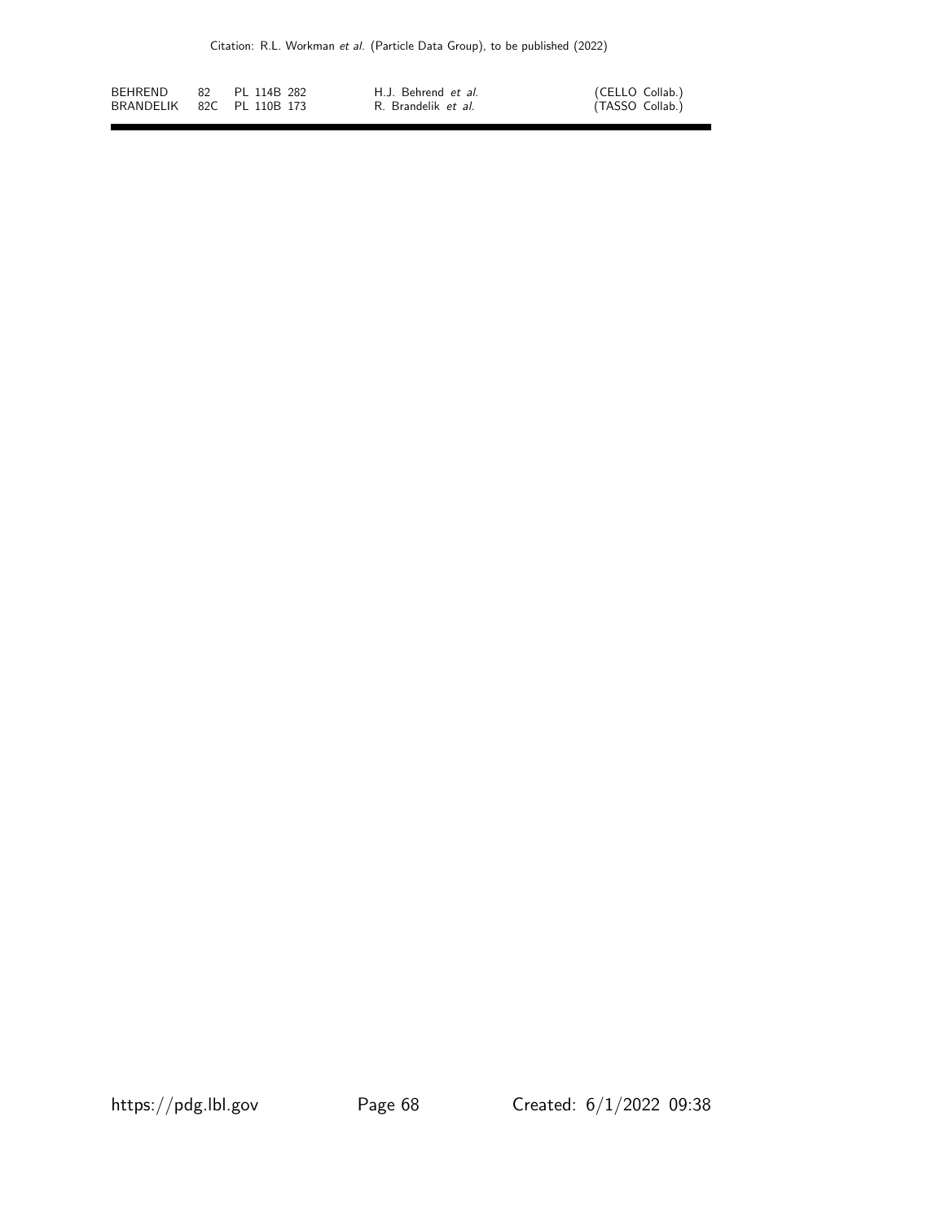| | | | |
|---|---|---|---|
| BEHREND 82 | PL 114B 282 | H.J. Behrend *et al.* | (CELLO Collab.) |
| BRANDELIK 82C | PL 110B 173 | R. Brandelik *et al.* | (TASSO Collab.) |